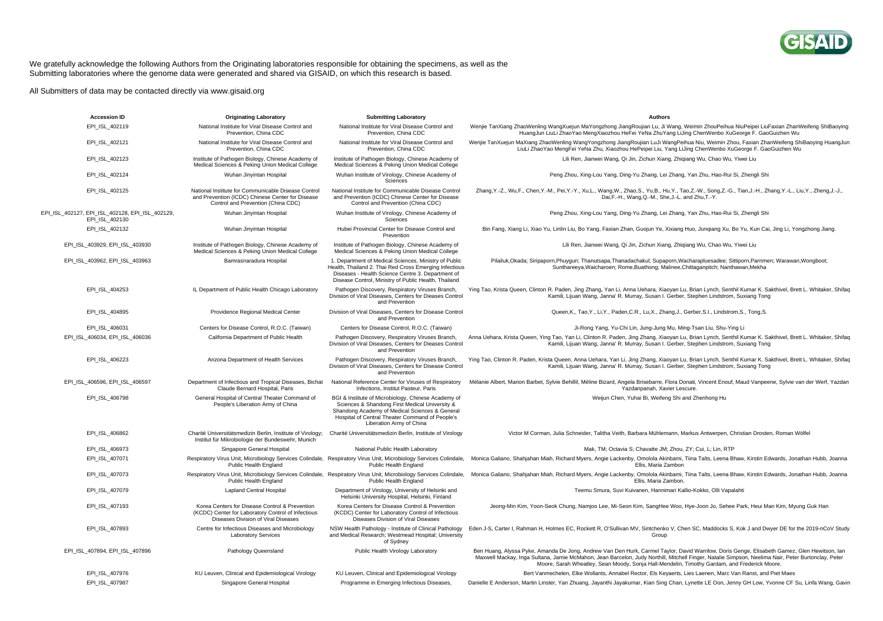We gratefully acknowledge the following Authors from the Originating laboratories responsible for obtaining the specimens, as well as the Submitting laboratories where the genome data were generated and shared via GISAID, on which this research is based.

All Submitters of data may be contacted directly via www.gisaid.org

| Accession ID | Originating Laboratory | Submitting Laboratory | Authors |
| --- | --- | --- | --- |
| EPI_ISL_402119 | National Institute for Viral Disease Control and Prevention, China CDC | National Institute for Viral Disease Control and Prevention, China CDC | Wenjie TanXiang ZhaoWenling WangXuejun MaYongzhong JiangRoujian Lu, Ji Wang, Weimin ZhouPeihua NiuPeipei LiuFaxian ZhanWeifeng ShiBaoying HuangJun LiuLi ZhaoYao MengXiaozhou HeFei YeNa ZhuYang LiJing ChenWenbo XuGeorge F. GaoGuizhen Wu |
| EPI_ISL_402121 | National Institute for Viral Disease Control and Prevention, China CDC | National Institute for Viral Disease Control and Prevention, China CDC | Wenjie TanXuejun MaXiang ZhaoWenling WangYongzhong JiangRoujian LuJi WangPeihua Niu, Weimin Zhou, Faxian ZhanWeifeng ShiBaoying HuangJun LiuLi ZhaoYao MengFei YeNa Zhu, Xiaozhou HePeipei Liu, Yang LiJing ChenWenbo XuGeorge F. GaoGuizhen Wu |
| EPI_ISL_402123 | Institute of Pathogen Biology, Chinese Academy of Medical Sciences & Peking Union Medical College | Institute of Pathogen Biology, Chinese Academy of Medical Sciences & Peking Union Medical College | Lili Ren, Jianwei Wang, Qi Jin, Zichun Xiang, Zhiqiang Wu, Chao Wu, Yiwei Liu |
| EPI_ISL_402124 | Wuhan Jinyintan Hospital | Wuhan Institute of Virology, Chinese Academy of Sciences | Peng Zhou, Xing-Lou Yang, Ding-Yu Zhang, Lei Zhang, Yan Zhu, Hao-Rui Si, Zhengli Shi |
| EPI_ISL_402125 | National Institute for Communicable Disease Control and Prevention (ICDC) Chinese Center for Disease Control and Prevention (China CDC) | National Institute for Communicable Disease Control and Prevention (ICDC) Chinese Center for Disease Control and Prevention (China CDC) | Zhang,Y.-Z., Wu,F., Chen,Y.-M., Pei,Y.-Y., Xu,L., Wang,W., Zhao,S., Yu,B., Hu,Y., Tao,Z.-W., Song,Z.-G., Tian,J.-H., Zhang,Y.-L., Liu,Y., Zheng,J.-J., Dai,F.-H., Wang,Q.-M., She,J.-L. and Zhu,T.-Y. |
| EPI_ISL_402127, EPI_ISL_402128, EPI_ISL_402129, EPI_ISL_402130 | Wuhan Jinyintan Hospital | Wuhan Institute of Virology, Chinese Academy of Sciences | Peng Zhou, Xing-Lou Yang, Ding-Yu Zhang, Lei Zhang, Yan Zhu, Hao-Rui Si, Zhengli Shi |
| EPI_ISL_402132 | Wuhan Jinyintan Hospital | Hubei Provincial Center for Disease Control and Prevention | Bin Fang, Xiang Li, Xiao Yu, Linlin Liu, Bo Yang, Faxian Zhan, Guojun Ye, Xixiang Huo, Junqiang Xu, Bo Yu, Kun Cai, Jing Li, Yongzhong Jiang. |
| EPI_ISL_403929, EPI_ISL_403930 | Institute of Pathogen Biology, Chinese Academy of Medical Sciences & Peking Union Medical College | Institute of Pathogen Biology, Chinese Academy of Medical Sciences & Peking Union Medical College | Lili Ren, Jianwei Wang, Qi Jin, Zichun Xiang, Zhiqiang Wu, Chao Wu, Yiwei Liu |
| EPI_ISL_403962, EPI_ISL_403963 | Bamrasnaradura Hospital | 1. Department of Medical Sciences, Ministry of Public Health, Thailand 2. Thai Red Cross Emerging Infectious Diseases - Health Science Centre 3. Department of Disease Control, Ministry of Public Health, Thailand | Pilailuk,Okada; Siripaporn,Phuygun; Thanutsapa,Thanadachakul; Supaporn,Wacharapluesadee; Sittiporn,Parnmen; Warawan,Wongboot; Sunthareeya,Waicharoen; Rome,Buathong; Malinee,Chittaganpitch; Nanthawan,Mekha |
| EPI_ISL_404253 | IL Department of Public Health Chicago Laboratory | Pathogen Discovery, Respiratory Viruses Branch, Division of Viral Diseases, Centers for Dieases Control and Prevention | Ying Tao, Krista Queen, Clinton R. Paden, Jing Zhang, Yan Li, Anna Uehara, Xiaoyan Lu, Brian Lynch, Senthil Kumar K. Sakthivel, Brett L. Whitaker, Shifaq Kamili, Lijuan Wang, Janna' R. Murray, Susan I. Gerber, Stephen Lindstrom, Suxiang Tong |
| EPI_ISL_404895 | Providence Regional Medical Center | Division of Viral Diseases, Centers for Disease Control and Prevention | Queen,K., Tao,Y., Li,Y., Paden,C.R., Lu,X., Zhang,J., Gerber,S.I., Lindstrom,S., Tong,S. |
| EPI_ISL_406031 | Centers for Disease Control, R.O.C. (Taiwan) | Centers for Disease Control, R.O.C. (Taiwan) | Ji-Rong Yang, Yu-Chi Lin, Jung-Jung Mu, Ming-Tsan Liu, Shu-Ying Li |
| EPI_ISL_406034, EPI_ISL_406036 | California Department of Public Health | Pathogen Discovery, Respiratory Viruses Branch, Division of Viral Diseases, Centers for Dieases Control and Prevention | Anna Uehara, Krista Queen, Ying Tao, Yan Li, Clinton R. Paden, Jing Zhang, Xiaoyan Lu, Brian Lynch, Senthil Kumar K. Sakthivel, Brett L. Whitaker, Shifaq Kamili, Lijuan Wang, Janna' R. Murray, Susan I. Gerber, Stephen Lindstrom, Suxiang Tong |
| EPI_ISL_406223 | Arizona Department of Health Services | Pathogen Discovery, Respiratory Viruses Branch, Division of Viral Diseases, Centers for Disease Control and Prevention | Ying Tao, Clinton R. Paden, Krista Queen, Anna Uehara, Yan Li, Jing Zhang, Xiaoyan Lu, Brian Lynch, Senthil Kumar K. Sakthivel, Brett L. Whitaker, Shifaq Kamili, Lijuan Wang, Janna' R. Murray, Susan I. Gerber, Stephen Lindstrom, Suxiang Tong |
| EPI_ISL_406596, EPI_ISL_406597 | Department of Infectious and Tropical Diseases, Bichat Claude Bernard Hospital, Paris | National Reference Center for Viruses of Respiratory Infections, Institut Pasteur, Paris | Mélanie Albert, Marion Barbet, Sylvie Behillil, Méline Bizard, Angela Brisebarre, Flora Donati, Vincent Enouf, Maud Vanpeene, Sylvie van der Werf, Yazdan Yazdanpanah, Xavier Lescure. |
| EPI_ISL_406798 | General Hospital of Central Theater Command of People's Liberation Army of China | BGI & Institute of Microbiology, Chinese Academy of Sciences & Shandong First Medical University & Shandong Academy of Medical Sciences & General Hospital of Central Theater Command of People's Liberation Army of China | Weijun Chen, Yuhai Bi, Weifeng Shi and Zhenhong Hu |
| EPI_ISL_406862 | Charité Universitätsmedizin Berlin, Institute of Virology; Institut für Mikrobiologie der Bundeswehr, Munich | Charité Universitätsmedizin Berlin, Institute of Virology | Victor M Corman, Julia Schneider, Talitha Veith, Barbara Mühlemann, Markus Antwerpen, Christian Drosten, Roman Wölfel |
| EPI_ISL_406973 | Singapore General Hospital | National Public Health Laboratory | Mak, TM; Octavia S; Chavatte JM; Zhou, ZY; Cui, L; Lin, RTP |
| EPI_ISL_407071 | Respiratory Virus Unit, Microbiology Services Colindale, Public Health England | Respiratory Virus Unit, Microbiology Services Colindale, Public Health England | Monica Galiano, Shahjahan Miah, Richard Myers, Angie Lackenby, Omolola Akinbami, Tiina Talts, Leena Bhaw, Kirstin Edwards, Jonathan Hubb, Joanna Ellis, Maria Zambon |
| EPI_ISL_407073 | Respiratory Virus Unit, Microbiology Services Colindale, Public Health England | Respiratory Virus Unit, Microbiology Services Colindale, Public Health England | Monica Galiano, Shahjahan Miah, Richard Myers, Angie Lackenby, Omolola Akinbami, Tiina Talts, Leena Bhaw, Kirstin Edwards, Jonathan Hubb, Joanna Ellis, Maria Zambon. |
| EPI_ISL_407079 | Lapland Central Hospital | Department of Virology, University of Helsinki and Helsinki University Hospital, Helsinki, Finland | Teemu Smura, Suvi Kuivanen, Hannimari Kallio-Kokko, Olli Vapalahti |
| EPI_ISL_407193 | Korea Centers for Disease Control & Prevention (KCDC) Center for Laboratory Control of Infectious Diseases Division of Viral Diseases | Korea Centers for Disease Control & Prevention (KCDC) Center for Laboratory Control of Infectious Diseases Division of Viral Diseases | Jeong-Min Kim, Yoon-Seok Chung, Namjoo Lee, Mi-Seon Kim, SangHee Woo, Hye-Joon Jo, Sehee Park, Heui Man Kim, Myung Guk Han |
| EPI_ISL_407893 | Centre for Infectious Diseases and Microbiology Laboratory Services | NSW Health Pathology - Institute of Clinical Pathology and Medical Research; Westmead Hospital; University of Sydney | Eden J-S, Carter I, Rahman H, Holmes EC, Rockett R, O'Sullivan MV, Sintchenko V, Chen SC, Maddocks S, Kok J and Dwyer DE for the 2019-nCoV Study Group |
| EPI_ISL_407894, EPI_ISL_407896 | Pathology Queensland | Public Health Virology Laboratory | Ben Huang, Alyssa Pyke, Amanda De Jong, Andrew Van Den Hurk, Carmel Taylor, David Warrilow, Doris Genge, Elisabeth Gamez, Glen Hewitson, Ian Maxwell Mackay, Inga Sultana, Jamie McMahon, Jean Barcelon, Judy Northill, Mitchell Finger, Natalie Simpson, Neelima Nair, Peter Burtonclay, Peter Moore, Sarah Wheatley, Sean Moody, Sonja Hall-Mendelin, Timothy Gardam, and Frederick Moore. |
| EPI_ISL_407976 | KU Leuven, Clinical and Epidemiological Virology | KU Leuven, Clinical and Epidemiological Virology | Bert Vanmechelen, Elke Wollants, Annabel Rector, Els Keyaerts, Lies Laenen, Marc Van Ranst, and Piet Maes |
| EPI_ISL_407987 | Singapore General Hospital | Programme in Emerging Infectious Diseases, | Danielle E Anderson, Martin Linster, Yan Zhuang, Jayanthi Jayakumar, Kian Sing Chan, Lynette LE Oon, Jenny GH Low, Yvonne CF Su, Linfa Wang, Gavin |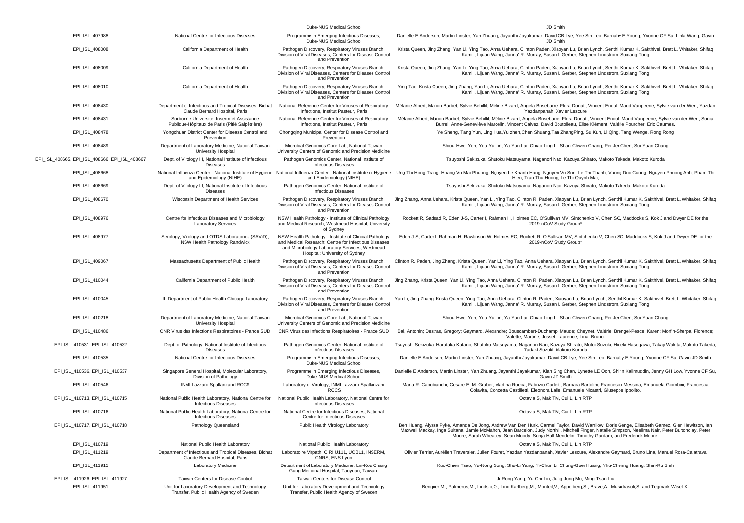| | | Duke-NUS Medical School | JD Smith |
|---|---|---|---|
| EPI_ISL_407988 | National Centre for Infectious Diseases | Programme in Emerging Infectious Diseases, Duke-NUS Medical School | Danielle E Anderson, Martin Linster, Yan Zhuang, Jayanthi Jayakumar, David CB Lye, Yee Sin Leo, Barnaby E Young, Yvonne CF Su, Linfa Wang, Gavin JD Smith |
| EPI_ISL_408008 | California Department of Health | Pathogen Discovery, Respiratory Viruses Branch, Division of Viral Diseases, Centers for Disease Control and Prevention | Krista Queen, Jing Zhang, Yan Li, Ying Tao, Anna Uehara, Clinton Paden, Xiaoyan Lu, Brian Lynch, Senthil Kumar K. Sakthivel, Brett L. Whitaker, Shifaq Kamili, Lijuan Wang, Janna' R. Murray, Susan I. Gerber, Stephen Lindstrom, Suxiang Tong |
| EPI_ISL_408009 | California Department of Health | Pathogen Discovery, Respiratory Viruses Branch, Division of Viral Diseases, Centers for Dieases Control and Prevention | Krista Queen, Jing Zhang, Yan Li, Ying Tao, Anna Uehara, Clinton Paden, Xiaoyan Lu, Brian Lynch, Senthil Kumar K. Sakthivel, Brett L. Whitaker, Shifaq Kamili, Lijuan Wang, Janna' R. Murray, Susan I. Gerber, Stephen Lindstrom, Suxiang Tong |
| EPI_ISL_408010 | California Department of Health | Pathogen Discovery, Respiratory Viruses Branch, Division of Viral Diseases, Centers for Dieases Control and Prevention | Ying Tao, Krista Queen, Jing Zhang, Yan Li, Anna Uehara, Clinton Paden, Xiaoyan Lu, Brian Lynch, Senthil Kumar K. Sakthivel, Brett L. Whitaker, Shifaq Kamili, Lijuan Wang, Janna' R. Murray, Susan I. Gerber, Stephen Lindstrom, Suxiang Tong |
| EPI_ISL_408430 | Department of Infectious and Tropical Diseases, Bichat Claude Bernard Hospital, Paris | National Reference Center for Viruses of Respiratory Infections, Institut Pasteur, Paris | Mélanie Albert, Marion Barbet, Sylvie Behillil, Méline Bizard, Angela Brisebarre, Flora Donati, Vincent Enouf, Maud Vanpeene, Sylvie van der Werf, Yazdan Yazdanpanah, Xavier Lescure |
| EPI_ISL_408431 | Sorbonne Université, Inserm et Assistance Publique-Hôpitaux de Paris (Pitié Salpétrière) | National Reference Center for Viruses of Respiratory Infections, Institut Pasteur, Paris | Mélanie Albert, Marion Barbet, Sylvie Behillil, Méline Bizard, Angela Brisebarre, Flora Donati, Vincent Enouf, Maud Vanpeene, Sylvie van der Werf, Sonia Burrel, Anne-Geneviève Marcelin, Vincent Calvez, David Boutolleau, Elise Klément, Valérie Pourcher, Eric Caumes. |
| EPI_ISL_408478 | Yongchuan District Center for Disease Control and Prevention | Chongqing Municipal Center for Disease Control and Prevention | Ye Sheng, Tang Yun, Ling Hua,Yu zhen,Chen Shuang,Tan ZhangPing, Su Kun, Li Qing, Tang Wenge, Rong Rong |
| EPI_ISL_408489 | Department of Laboratory Medicine, National Taiwan University Hospital | Microbial Genomics Core Lab, National Taiwan University Centers of Genomic and Precision Medicine | Shiou-Hwei Yeh, You-Yu Lin, Ya-Yun Lai, Chiao-Ling Li, Shan-Chwen Chang, Pei-Jer Chen, Sui-Yuan Chang |
| EPI_ISL_408665, EPI_ISL_408666, EPI_ISL_408667 | Dept. of Virology III, National Institute of Infectious Diseases | Pathogen Genomics Center, National Institute of Infectious Diseases | Tsuyoshi Sekizuka, Shutoku Matsuyama, Naganori Nao, Kazuya Shirato, Makoto Takeda, Makoto Kuroda |
| EPI_ISL_408668 | National Influenza Center - National Institute of Hygiene and Epidemiology (NIHE) | National Influenza Center - National Institute of Hygiene and Epidemiology (NIHE) | Ung Thi Hong Trang, Hoang Vu Mai Phuong, Nguyen Le Khanh Hang, Nguyen Vu Son, Le Thi Thanh, Vuong Duc Cuong, Nguyen Phuong Anh, Pham Thi Hien, Tran Thu Huong, Le Thi Quynh Mai, |
| EPI_ISL_408669 | Dept. of Virology III, National Institute of Infectious Diseases | Pathogen Genomics Center, National Institute of Infectious Diseases | Tsuyoshi Sekizuka, Shutoku Matsuyama, Naganori Nao, Kazuya Shirato, Makoto Takeda, Makoto Kuroda |
| EPI_ISL_408670 | Wisconsin Department of Health Services | Pathogen Discovery, Respiratory Viruses Branch, Division of Viral Diseases, Centers for Dieases Control and Prevention | Jing Zhang, Anna Uehara, Krista Queen, Yan Li, Ying Tao, Clinton R. Paden, Xiaoyan Lu, Brian Lynch, Senthil Kumar K. Sakthivel, Brett L. Whitaker, Shifaq Kamili, Lijuan Wang, Janna' R. Murray, Susan I. Gerber, Stephen Lindstrom, Suxiang Tong |
| EPI_ISL_408976 | Centre for Infectious Diseases and Microbiology Laboratory Services | NSW Health Pathology - Institute of Clinical Pathology and Medical Research; Westmead Hospital; University of Sydney | Rockett R, Sadsad R, Eden J-S, Carter I, Rahman H, Holmes EC, O'Sullivan MV, Sintchenko V, Chen SC, Maddocks S, Kok J and Dwyer DE for the 2019-nCoV Study Group* |
| EPI_ISL_408977 | Serology, Virology and OTDS Laboratories (SAViD), NSW Health Pathology Randwick | NSW Health Pathology - Institute of Clinical Pathology and Medical Research; Centre for Infectious Diseases and Microbiology Laboratory Services; Westmead Hospital; University of Sydney | Eden J-S, Carter I, Rahman H, Rawlinson W, Holmes EC, Rockett R, O'Sullivan MV, Sintchenko V, Chen SC, Maddocks S, Kok J and Dwyer DE for the 2019-nCoV Study Group* |
| EPI_ISL_409067 | Massachusetts Department of Public Health | Pathogen Discovery, Respiratory Viruses Branch, Division of Viral Diseases, Centers for Dieases Control and Prevention | Clinton R. Paden, Jing Zhang, Krista Queen, Yan Li, Ying Tao, Anna Uehara, Xiaoyan Lu, Brian Lynch, Senthil Kumar K. Sakthivel, Brett L. Whitaker, Shifaq Kamili, Lijuan Wang, Janna' R. Murray, Susan I. Gerber, Stephen Lindstrom, Suxiang Tong |
| EPI_ISL_410044 | California Department of Public Health | Pathogen Discovery, Respiratory Viruses Branch, Division of Viral Diseases, Centers for Dieases Control and Prevention | Jing Zhang, Krista Queen, Yan Li, Ying Tao, Anna Uehara, Clinton R. Paden, Xiaoyan Lu, Brian Lynch, Senthil Kumar K. Sakthivel, Brett L. Whitaker, Shifaq Kamili, Lijuan Wang, Janna' R. Murray, Susan I. Gerber, Stephen Lindstrom, Suxiang Tong |
| EPI_ISL_410045 | IL Department of Public Health Chicago Laboratory | Pathogen Discovery, Respiratory Viruses Branch, Division of Viral Diseases, Centers for Dieases Control and Prevention | Yan Li, Jing Zhang, Krista Queen, Ying Tao, Anna Uehara, Clinton R. Paden, Xiaoyan Lu, Brian Lynch, Senthil Kumar K. Sakthivel, Brett L. Whitaker, Shifaq Kamili, Lijuan Wang, Janna' R. Murray, Susan I. Gerber, Stephen Lindstrom, Suxiang Tong |
| EPI_ISL_410218 | Department of Laboratory Medicine, National Taiwan University Hospital | Microbial Genomics Core Lab, National Taiwan University Centers of Genomic and Precision Medicine | Shiou-Hwei Yeh, You-Yu Lin, Ya-Yun Lai, Chiao-Ling Li, Shan-Chwen Chang, Pei-Jer Chen, Sui-Yuan Chang |
| EPI_ISL_410486 | CNR Virus des Infections Respiratoires - France SUD | CNR Virus des Infections Respiratoires - France SUD | Bal, Antonin; Destras, Gregory; Gaymard, Alexandre; Bouscambert-Duchamp, Maude; Cheynet, Valérie; Brengel-Pesce, Karen; Morfin-Sherpa, Florence; Valette, Martine; Josset, Laurence; Lina, Bruno. |
| EPI_ISL_410531, EPI_ISL_410532 | Dept. of Pathology, National Institute of Infectious Diseases | Pathogen Genomics Center, National Institute of Infectious Diseases | Tsuyoshi Sekizuka, Harutaka Katano, Shutoku Matsuyama, Naganori Nao, Kazuya Shirato, Motoi Suzuki, Hideki Hasegawa, Takaji Wakita, Makoto Takeda, Tadaki Suzuki, Makoto Kuroda |
| EPI_ISL_410535 | National Centre for Infectious Diseases | Programme in Emerging Infectious Diseases, Duke-NUS Medical School | Danielle E Anderson, Martin Linster, Yan Zhuang, Jayanthi Jayakumar, David CB Lye, Yee Sin Leo, Barnaby E Young, Yvonne CF Su, Gavin JD Smith |
| EPI_ISL_410536, EPI_ISL_410537 | Singapore General Hospital, Molecular Laboratory, Division of Pathology | Programme in Emerging Infectious Diseases, Duke-NUS Medical School | Danielle E Anderson, Martin Linster, Yan Zhuang, Jayanthi Jayakumar, Kian Sing Chan, Lynette LE Oon, Shirin Kalimuddin, Jenny GH Low, Yvonne CF Su, Gavin JD Smith |
| EPI_ISL_410546 | INMI Lazzaro Spallanzani IRCCS | Laboratory of Virology, INMI Lazzaro Spallanzani IRCCS | Maria R. Capobianchi, Cesare E. M. Gruber, Martina Rueca, Fabrizio Carletti, Barbara Bartolini, Francesco Messina, Emanuela Giombini, Francesca Colavita, Concetta Castilletti, Eleonora Lalle, Emanuele Nicastri, Giuseppe Ippolito. |
| EPI_ISL_410713, EPI_ISL_410715 | National Public Health Laboratory, National Centre for Infectious Diseases | National Public Health Laboratory, National Centre for Infectious Diseases | Octavia S, Mak TM, Cui L, Lin RTP |
| EPI_ISL_410716 | National Public Health Laboratory, National Centre for Infectious Diseases | National Centre for Infectious Diseases, National Centre for Infectious Diseases | Octavia S, Mak TM, Cui L, Lin RTP |
| EPI_ISL_410717, EPI_ISL_410718 | Pathology Queensland | Public Health Virology Laboratory | Ben Huang, Alyssa Pyke, Amanda De Jong, Andrew Van Den Hurk, Carmel Taylor, David Warrilow, Doris Genge, Elisabeth Gamez, Glen Hewitson, Ian Maxwell Mackay, Inga Sultana, Jamie McMahon, Jean Barcelon, Judy Northill, Mitchell Finger, Natalie Simpson, Neelima Nair, Peter Burtonclay, Peter Moore, Sarah Wheatley, Sean Moody, Sonja Hall-Mendelin, Timothy Gardam, and Frederick Moore. |
| EPI_ISL_410719 | National Public Health Laboratory | National Public Health Laboratory | Octavia S, Mak TM, Cui L, Lin RTP |
| EPI_ISL_411219 | Department of Infectious and Tropical Diseases, Bichat Claude Bernard Hospital, Paris | Laboratoire Virpath, CIRI U111, UCBL1, INSERM, CNRS, ENS Lyon | Olivier Terrier, Aurélien Traversier, Julien Fouret, Yazdan Yazdanpanah, Xavier Lescure, Alexandre Gaymard, Bruno Lina, Manuel Rosa-Calatrava |
| EPI_ISL_411915 | Laboratory Medicine | Department of Laboratory Medicine, Lin-Kou Chang Gung Memorial Hospital, Taoyuan, Taiwan. | Kuo-Chien Tsao, Yu-Nong Gong, Shu-Li Yang, Yi-Chun Li, Chung-Guei Huang, Yhu-Chering Huang, Shin-Ru Shih |
| EPI_ISL_411926, EPI_ISL_411927 | Taiwan Centers for Disease Control | Taiwan Centers for Disease Control | Ji-Rong Yang, Yu-Chi-Lin, Jung-Jung Mu, Ming-Tsan-Liu |
| EPI_ISL_411951 | Unit for Laboratory Development and Technology Transfer, Public Health Agency of Sweden | Unit for Laboratory Development and Technology Transfer, Public Health Agency of Sweden | Bengner,M., Palmerus,M., Lindsjo,O., Lind Karlberg,M., Monteil,V., Appelberg,S., Brave,A., Muradrasoli,S. and Tegmark-Wisell,K. |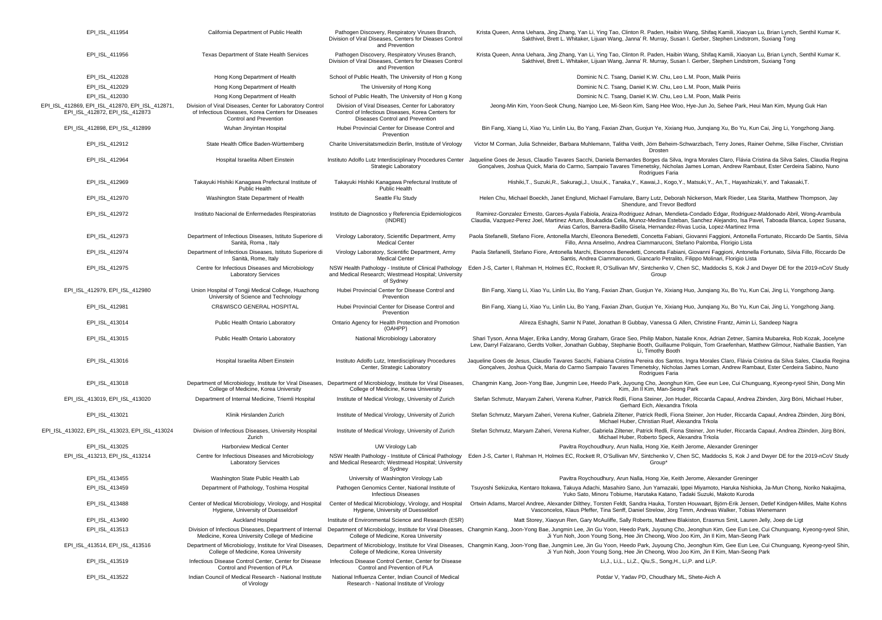| EPI_ISL_411954 | California Department of Public Health | Pathogen Discovery, Respiratory Viruses Branch, Division of Viral Diseases, Centers for Dieases Control and Prevention | Krista Queen, Anna Uehara, Jing Zhang, Yan Li, Ying Tao, Clinton R. Paden, Haibin Wang, Shifaq Kamili, Xiaoyan Lu, Brian Lynch, Senthil Kumar K. Sakthivel, Brett L. Whitaker, Lijuan Wang, Janna' R. Murray, Susan I. Gerber, Stephen Lindstrom, Suxiang Tong |
|---|---|---|---|
| EPI_ISL_411956 | Texas Department of State Health Services | Pathogen Discovery, Respiratory Viruses Branch, Division of Viral Diseases, Centers for Dieases Control and Prevention | Krista Queen, Anna Uehara, Jing Zhang, Yan Li, Ying Tao, Clinton R. Paden, Haibin Wang, Shifaq Kamili, Xiaoyan Lu, Brian Lynch, Senthil Kumar K. Sakthivel, Brett L. Whitaker, Lijuan Wang, Janna' R. Murray, Susan I. Gerber, Stephen Lindstrom, Suxiang Tong |
| EPI_ISL_412028 | Hong Kong Department of Health | School of Public Health, The University of Hon g Kong | Dominic N.C. Tsang, Daniel K.W. Chu, Leo L.M. Poon, Malik Peiris |
| EPI_ISL_412029 | Hong Kong Department of Health | The University of Hong Kong | Dominic N.C. Tsang, Daniel K.W. Chu, Leo L.M. Poon, Malik Peiris |
| EPI_ISL_412030 | Hong Kong Department of Health | School of Public Health, The University of Hon g Kong | Dominic N.C. Tsang, Daniel K.W. Chu, Leo L.M. Poon, Malik Peiris |
| EPI_ISL_412869, EPI_ISL_412870, EPI_ISL_412871, EPI_ISL_412872, EPI_ISL_412873 | Division of Viral Diseases, Center for Laboratory Control of Infectious Diseases, Korea Centers for Diseases Control and Prevention | Division of Viral Diseases, Center for Laboratory Control of Infectious Diseases, Korea Centers for Diseases Control and Prevention | Jeong-Min Kim, Yoon-Seok Chung, Namjoo Lee, Mi-Seon Kim, Sang Hee Woo, Hye-Jun Jo, Sehee Park, Heui Man Kim, Myung Guk Han |
| EPI_ISL_412898, EPI_ISL_412899 | Wuhan Jinyintan Hospital | Hubei Provincial Center for Disease Control and Prevention | Bin Fang, Xiang Li, Xiao Yu, Linlin Liu, Bo Yang, Faxian Zhan, Guojun Ye, Xixiang Huo, Junqiang Xu, Bo Yu, Kun Cai, Jing Li, Yongzhong Jiang. |
| EPI_ISL_412912 | State Health Office Baden-Württemberg | Charite Universitatsmedizin Berlin, Institute of Virology | Victor M Corman, Julia Schneider, Barbara Muhlemann, Talitha Veith, Jörn Beheim-Schwarzbach, Terry Jones, Rainer Oehme, Silke Fischer, Christian Drosten |
| EPI_ISL_412964 | Hospital Israelita Albert Einstein | Instituto Adolfo Lutz Interdisciplinary Procedures Center Strategic Laboratory | Jaqueline Goes de Jesus, Claudio Tavares Sacchi, Daniela Bernardes Borges da Silva, Ingra Morales Claro, Flávia Cristina da Silva Sales, Claudia Regina Gonçalves, Joshua Quick, Maria do Carmo, Sampaio Tavares Timenetsky, Nicholas James Loman, Andrew Rambaut, Ester Cerdeira Sabino, Nuno Rodrigues Faria |
| EPI_ISL_412969 | Takayuki Hishiki Kanagawa Prefectural Institute of Public Health | Takayuki Hishiki Kanagawa Prefectural Institute of Public Health | Hishiki,T., Suzuki,R., Sakuragi,J., Usui,K., Tanaka,Y., Kawai,J., Kogo,Y., Matsuki,Y., An,T., Hayashizaki,Y. and Takasaki,T. |
| EPI_ISL_412970 | Washington State Department of Health | Seattle Flu Study | Helen Chu, Michael Boeckh, Janet Englund, Michael Famulare, Barry Lutz, Deborah Nickerson, Mark Rieder, Lea Starita, Matthew Thompson, Jay Shendure, and Trevor Bedford |
| EPI_ISL_412972 | Instituto Nacional de Enfermedades Respiratorias | Instituto de Diagnostico y Referencia Epidemiologicos (INDRE) | Ramirez-Gonzalez Ernesto, Garces-Ayala Fabiola, Araiza-Rodriguez Adnan, Mendieta-Condado Edgar, Rodriguez-Maldonado Abril, Wong-Arambula Claudia, Vazquez-Perez Joel, Martinez Arturo, Boukadida Celia, Munoz-Medina Esteban, Sanchez Alejandro, Isa Pavel, Taboada Blanca, Lopez Susana, Arias Carlos, Barrera-Badillo Gisela, Hernandez-Rivas Lucia, Lopez-Martinez Irma |
| EPI_ISL_412973 | Department of Infectious Diseases, Istituto Superiore di Sanità, Roma , Italy | Virology Laboratory, Scientific Department, Army Medical Center | Paola Stefanelli, Stefano Fiore, Antonella Marchi, Eleonora Benedetti, Concetta Fabiani, Giovanni Faggioni, Antonella Fortunato, Riccardo De Santis, Silvia Fillo, Anna Anselmo, Andrea Ciammaruconi, Stefano Palomba, Florigio Lista |
| EPI_ISL_412974 | Department of Infectious Diseases, Istituto Superiore di Sanità, Rome, Italy | Virology Laboratory, Scientific Department, Army Medical Center | Paola Stefanelli, Stefano Fiore, Antonella Marchi, Eleonora Benedetti, Concetta Fabiani, Giovanni Faggioni, Antonella Fortunato, Silvia Fillo, Riccardo De Santis, Andrea Ciammaruconi, Giancarlo Petralito, Filippo Molinari, Florigio Lista |
| EPI_ISL_412975 | Centre for Infectious Diseases and Microbiology Laboratory Services | NSW Health Pathology - Institute of Clinical Pathology and Medical Research; Westmead Hospital; University of Sydney | Eden J-S, Carter I, Rahman H, Holmes EC, Rockett R, O'Sullivan MV, Sintchenko V, Chen SC, Maddocks S, Kok J and Dwyer DE for the 2019-nCoV Study Group |
| EPI_ISL_412979, EPI_ISL_412980 | Union Hospital of Tongji Medical College, Huazhong University of Science and Technology | Hubei Provincial Center for Disease Control and Prevention | Bin Fang, Xiang Li, Xiao Yu, Linlin Liu, Bo Yang, Faxian Zhan, Guojun Ye, Xixiang Huo, Junqiang Xu, Bo Yu, Kun Cai, Jing Li, Yongzhong Jiang. |
| EPI_ISL_412981 | CR&WISCO GENERAL HOSPITAL | Hubei Provincial Center for Disease Control and Prevention | Bin Fang, Xiang Li, Xiao Yu, Linlin Liu, Bo Yang, Faxian Zhan, Guojun Ye, Xixiang Huo, Junqiang Xu, Bo Yu, Kun Cai, Jing Li, Yongzhong Jiang. |
| EPI_ISL_413014 | Public Health Ontario Laboratory | Ontario Agency for Health Protection and Promotion (OAHPP) | Alireza Eshaghi, Samir N Patel, Jonathan B Gubbay, Vanessa G Allen, Christine Frantz, Aimin Li, Sandeep Nagra |
| EPI_ISL_413015 | Public Health Ontario Laboratory | National Microbiology Laboratory | Shari Tyson, Anna Majer, Erika Landry, Morag Graham, Grace Seo, Philip Mabon, Natalie Knox, Adrian Zetner, Samira Mubareka, Rob Kozak, Jocelyne Lew, Darryl Falzarano, Gerdts Volker, Jonathan Gubbay, Stephanie Booth, Guillaume Poliquin, Tom Graefenhan, Matthew Gilmour, Nathalie Bastien, Yan Li, Timothy Booth |
| EPI_ISL_413016 | Hospital Israelita Albert Einstein | Instituto Adolfo Lutz, Interdisciplinary Procedures Center, Strategic Laboratory | Jaqueline Goes de Jesus, Claudio Tavares Sacchi, Fabiana Cristina Pereira dos Santos, Ingra Morales Claro, Flávia Cristina da Silva Sales, Claudia Regina Gonçalves, Joshua Quick, Maria do Carmo Sampaio Tavares Timenetsky, Nicholas James Loman, Andrew Rambaut, Ester Cerdeira Sabino, Nuno Rodrigues Faria |
| EPI_ISL_413018 | Department of Microbiology, Institute for Viral Diseases, College of Medicine, Korea University | Department of Microbiology, Institute for Viral Diseases, College of Medicine, Korea University | Changmin Kang, Joon-Yong Bae, Jungmin Lee, Heedo Park, Juyoung Cho, Jeonghun Kim, Gee eun Lee, Cui Chunguang, Kyeong-ryeol Shin, Dong Min Kim, Jin Il Kim, Man-Seong Park |
| EPI_ISL_413019, EPI_ISL_413020 | Department of Internal Medicine, Triemli Hospital | Institute of Medical Virology, University of Zurich | Stefan Schmutz, Maryam Zaheri, Verena Kufner, Patrick Redli, Fiona Steiner, Jon Huder, Riccarda Capaul, Andrea Zbinden, Jürg Böni, Michael Huber, Gerhard Eich, Alexandra Trkola |
| EPI_ISL_413021 | Klinik Hirslanden Zurich | Institute of Medical Virology, University of Zurich | Stefan Schmutz, Maryam Zaheri, Verena Kufner, Gabriela Ziltener, Patrick Redli, Fiona Steiner, Jon Huder, Riccarda Capaul, Andrea Zbinden, Jürg Böni, Michael Huber, Christian Ruef, Alexandra Trkola |
| EPI_ISL_413022, EPI_ISL_413023, EPI_ISL_413024 | Division of Infectious Diseases, University Hospital Zurich | Institute of Medical Virology, University of Zurich | Stefan Schmutz, Maryam Zaheri, Verena Kufner, Gabriela Ziltener, Patrick Redli, Fiona Steiner, Jon Huder, Riccarda Capaul, Andrea Zbinden, Jürg Böni, Michael Huber, Roberto Speck, Alexandra Trkola |
| EPI_ISL_413025 | Harborview Medical Center | UW Virology Lab | Pavitra Roychoudhury, Arun Nalla, Hong Xie, Keith Jerome, Alexander Greninger |
| EPI_ISL_413213, EPI_ISL_413214 | Centre for Infectious Diseases and Microbiology Laboratory Services | NSW Health Pathology - Institute of Clinical Pathology and Medical Research; Westmead Hospital; University of Sydney | Eden J-S, Carter I, Rahman H, Holmes EC, Rockett R, O'Sullivan MV, Sintchenko V, Chen SC, Maddocks S, Kok J and Dwyer DE for the 2019-nCoV Study Group* |
| EPI_ISL_413455 | Washington State Public Health Lab | University of Washington Virology Lab | Pavitra Roychoudhury, Arun Nalla, Hong Xie, Keith Jerome, Alexander Greninger |
| EPI_ISL_413459 | Department of Pathology, Toshima Hospital | Pathogen Genomics Center, National Institute of Infectious Diseases | Tsuyoshi Sekizuka, Kentaro Itokawa, Takuya Adachi, Masahiro Sano, Jun Yamazaki, Ippei Miyamoto, Haruka Nishioka, Ja-Mun Chong, Noriko Nakajima, Yuko Sato, Minoru Tobiume, Harutaka Katano, Tadaki Suzuki, Makoto Kuroda |
| EPI_ISL_413488 | Center of Medical Microbiology, Virology, and Hospital Hygiene, University of Duesseldorf | Center of Medical Microbiology, Virology, and Hospital Hygiene, University of Duesseldorf | Ortwin Adams, Marcel Andree, Alexander Dilthey, Torsten Feldt, Sandra Hauka, Torsten Houwaart, Björn-Erik Jensen, Detlef Kindgen-Milles, Malte Kohns Vasconcelos, Klaus Pfeffer, Tina Senff, Daniel Strelow, Jörg Timm, Andreas Walker, Tobias Wienemann |
| EPI_ISL_413490 | Auckland Hospital | Institute of Environmental Science and Research (ESR) | Matt Storey, Xiaoyun Ren, Gary McAuliffe, Sally Roberts, Matthew Blakiston, Erasmus Smit, Lauren Jelly, Joep de Ligt |
| EPI_ISL_413513 | Division of Infectious Diseases, Department of Internal Medicine, Korea University College of Medicine | Department of Microbiology, Institute for Viral Diseases, College of Medicine, Korea University | Changmin Kang, Joon-Yong Bae, Jungmin Lee, Jin Gu Yoon, Heedo Park, Juyoung Cho, Jeonghun Kim, Gee Eun Lee, Cui Chunguang, Kyeong-ryeol Shin, Ji Yun Noh, Joon Young Song, Hee Jin Cheong, Woo Joo Kim, Jin Il Kim, Man-Seong Park |
| EPI_ISL_413514, EPI_ISL_413516 | Department of Microbiology, Institute for Viral Diseases, College of Medicine, Korea University | Department of Microbiology, Institute for Viral Diseases, College of Medicine, Korea University | Changmin Kang, Joon-Yong Bae, Jungmin Lee, Jin Gu Yoon, Heedo Park, Juyoung Cho, Jeonghun Kim, Gee Eun Lee, Cui Chunguang, Kyeong-ryeol Shin, Ji Yun Noh, Joon Young Song, Hee Jin Cheong, Woo Joo Kim, Jin Il Kim, Man-Seong Park |
| EPI_ISL_413519 | Infectious Disease Control Center, Center for Disease Control and Prevention of PLA | Infectious Disease Control Center, Center for Disease Control and Prevention of PLA | Li,J., Li,L., Li,Z., Qiu,S., Song,H., Li,P. and Li,P. |
| EPI_ISL_413522 | Indian Council of Medical Research - National Institute of Virology | National Influenza Center, Indian Council of Medical Research - National Institute of Virology | Potdar V, Yadav PD, Choudhary ML, Shete-Aich A |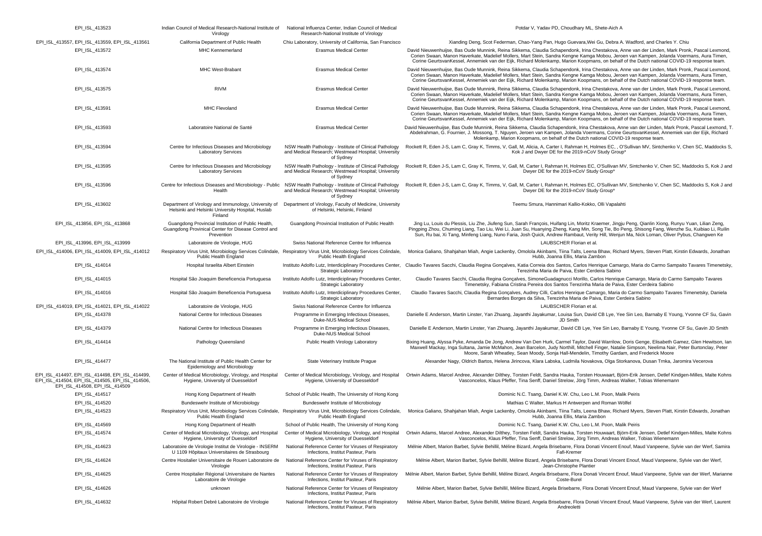| | | | |
|---|---|---|---|
| EPI_ISL_413523 | Indian Council of Medical Research-National Institute of Virology | National Influenza Center, Indian Council of Medical Research-National Institute of Virology | Potdar V, Yadav PD, Choudhary ML, Shete-Aich A |
| EPI_ISL_413557, EPI_ISL_413559, EPI_ISL_413561 | California Department of Public Health | Chiu Laboratory, University of California, San Francisco | Xianding Deng, Scot Federman, Chao-Yang Pan, Hugo Guevara,Wei Gu, Debra A. Wadford, and Charles Y. Chiu |
| EPI_ISL_413572 | MHC Kennemerland | Erasmus Medical Center | David Nieuwenhuijse, Bas Oude Munnink, Reina Sikkema, Claudia Schapendonk, Irina Chestakova, Anne van der Linden, Mark Pronk, Pascal Lexmond, Corien Swaan, Manon Haverkate, Madelief Mollers, Mart Stein, Sandra Kengne Kamga Mobou, Jeroen van Kampen, Jolanda Voermans, Aura Timen, Corine GeurtsvanKessel, Annemiek van der Eijk, Richard Molenkamp, Marion Koopmans, on behalf of the Dutch national COVID-19 response team. |
| EPI_ISL_413574 | MHC West-Brabant | Erasmus Medical Center | David Nieuwenhuijse, Bas Oude Munnink, Reina Sikkema, Claudia Schapendonk, Irina Chestakova, Anne van der Linden, Mark Pronk, Pascal Lexmond, Corien Swaan, Manon Haverkate, Madelief Mollers, Mart Stein, Sandra Kengne Kamga Mobou, Jeroen van Kampen, Jolanda Voermans, Aura Timen, Corine GeurtsvanKessel, Annemiek van der Eijk, Richard Molenkamp, Marion Koopmans, on behalf of the Dutch national COVID-19 response team. |
| EPI_ISL_413575 | RIVM | Erasmus Medical Center | David Nieuwenhuijse, Bas Oude Munnink, Reina Sikkema, Claudia Schapendonk, Irina Chestakova, Anne van der Linden, Mark Pronk, Pascal Lexmond, Corien Swaan, Manon Haverkate, Madelief Mollers, Mart Stein, Sandra Kengne Kamga Mobou, Jeroen van Kampen, Jolanda Voermans, Aura Timen, Corine GeurtsvanKessel, Annemiek van der Eijk, Richard Molenkamp, Marion Koopmans, on behalf of the Dutch national COVID-19 response team. |
| EPI_ISL_413591 | MHC Flevoland | Erasmus Medical Center | David Nieuwenhuijse, Bas Oude Munnink, Reina Sikkema, Claudia Schapendonk, Irina Chestakova, Anne van der Linden, Mark Pronk, Pascal Lexmond, Corien Swaan, Manon Haverkate, Madelief Mollers, Mart Stein, Sandra Kengne Kamga Mobou, Jeroen van Kampen, Jolanda Voermans, Aura Timen, Corine GeurtsvanKessel, Annemiek van der Eijk, Richard Molenkamp, Marion Koopmans, on behalf of the Dutch national COVID-19 response team. |
| EPI_ISL_413593 | Laboratoire National de Santé | Erasmus Medical Center | David Nieuwenhuijse, Bas Oude Munnink, Reina Sikkema, Claudia Schapendonk, Irina Chestakova, Anne van der Linden, Mark Pronk, Pascal Lexmond, T. Abdelrahman, G. Fournier, J. Mossong, T. Nguyen, Jeroen van Kampen, Jolanda Voermans, Corine GeurtsvanKessel, Annemiek van der Eijk, Richard Molenkamp, Marion Koopmans, on behalf of the Dutch national COVID-19 response team. |
| EPI_ISL_413594 | Centre for Infectious Diseases and Microbiology Laboratory Services | NSW Health Pathology - Institute of Clinical Pathology and Medical Research; Westmead Hospital; University of Sydney | Rockett R, Eden J-S, Lam C, Gray K, Timms, V, Gall, M, Alicia, A, Carter I, Rahman H, Holmes EC, , O'Sullivan MV, Sintchenko V, Chen SC, Maddocks S, Kok J and Dwyer DE for the 2019-nCoV Study Group* |
| EPI_ISL_413595 | Centre for Infectious Diseases and Microbiology Laboratory Services | NSW Health Pathology - Institute of Clinical Pathology and Medical Research; Westmead Hospital; University of Sydney | Rockett R, Eden J-S, Lam C, Gray K, Timms, V, Gall, M, Carter I, Rahman H, Holmes EC, O'Sullivan MV, Sintchenko V, Chen SC, Maddocks S, Kok J and Dwyer DE for the 2019-nCoV Study Group* |
| EPI_ISL_413596 | Centre for Infectious Diseases and Microbiology - Public Health | NSW Health Pathology - Institute of Clinical Pathology and Medical Research; Westmead Hospital; University of Sydney | Rockett R, Eden J-S, Lam C, Gray K, Timms, V, Gall, M, Carter I, Rahman H, Holmes EC, O'Sullivan MV, Sintchenko V, Chen SC, Maddocks S, Kok J and Dwyer DE for the 2019-nCoV Study Group* |
| EPI_ISL_413602 | Department of Virology and Immunology, University of Helsinki and Helsinki University Hospital, Huslab Finland | Department of Virology, Faculty of Medicine, University of Helsinki, Helsinki, Finland | Teemu Smura, Hannimari Kallio-Kokko, Olli Vapalahti |
| EPI_ISL_413856, EPI_ISL_413868 | Guangdong Provincial Institution of Public Health, Guangdong Provinical Center for Disease Control and Prevention | Guangdong Provincial Institution of Public Health | Jing Lu, Louis du Plessis, Liu Zhe, Jiufeng Sun, Sarah François, Huifang Lin, Moritz Kraemer, Jingju Peng, Qianlin Xiong, Runyu Yuan, Lilian Zeng, Pingping Zhou, Chuming Liang, Tao Liu, Wei Li, Juan Su, Huanying Zheng, Kang Min, Song Tie, Bo Peng, Shisong Fang, Wenzhe Su, Kuibiao Li, Ruilin Sun, Ru bai, Xi Tang, Minfeng Liang, Nuno Faria, Josh Quick, Andrew Rambaut, Verity Hill, Wenjun Ma, Nick Loman, Oliver Pybus, Changwen Ke |
| EPI_ISL_413996, EPI_ISL_413999 | Laboratoire de Virologie, HUG | Swiss National Reference Centre for Influenza | LAUBSCHER Florian et al. |
| EPI_ISL_414006, EPI_ISL_414009, EPI_ISL_414012 | Respiratory Virus Unit, Microbiology Services Colindale, Public Health England | Respiratory Virus Unit, Microbiology Services Colindale, Public Health England | Monica Galiano, Shahjahan Miah, Angie Lackenby, Omolola Akinbami, Tiina Talts, Leena Bhaw, Richard Myers, Steven Platt, Kirstin Edwards, Jonathan Hubb, Joanna Ellis, Maria Zambon |
| EPI_ISL_414014 | Hospital Israelita Albert Einstein | Instituto Adolfo Lutz, Interdiciplinary Procedures Center, Strategic Laboratory | Claudio Tavares Sacchi, Claudia Regina Gonçalves, Katia Correia dos Santos, Carlos Henrique Camargo, Maria do Carmo Sampaito Tavares Timenetsky, Terezinha Maria de Paiva, Ester Cerdeira Sabino |
| EPI_ISL_414015 | Hospital São Joaquim Beneficencia Portuguesa | Instituto Adolfo Lutz, Interdiciplinary Procedures Center, Strategic Laboratory | Claudio Tavares Sacchi, Claudia Regina Gonçalves, SimoneGuadagnucci Morillo, Carlos Henrique Camargo, Maria do Carmo Sampaito Tavares Timenetsky, Fabiana Cristina Pereira dos Santos Terezinha Maria de Paiva, Ester Cerdeira Sabino |
| EPI_ISL_414016 | Hospital São Joaquim Beneficencia Portuguesa | Instituto Adolfo Lutz, Interdiciplinary Procedures Center, Strategic Laboratory | Claudio Tavares Sacchi, Claudia Regina Gonçalves, Audrey Cilli, Carlos Henrique Camargo, Maria do Carmo Sampaito Tavares Timenetsky, Daniela Bernardes Borges da Silva, Terezinha Maria de Paiva, Ester Cerdeira Sabino |
| EPI_ISL_414019, EPI_ISL_414021, EPI_ISL_414022 | Laboratoire de Virologie, HUG | Swiss National Reference Centre for Influenza | LAUBSCHER Florian et al. |
| EPI_ISL_414378 | National Centre for Infectious Diseases | Programme in Emerging Infectious Diseases, Duke-NUS Medical School | Danielle E Anderson, Martin Linster, Yan Zhuang, Jayanthi Jayakumar, Louisa Sun, David CB Lye, Yee Sin Leo, Barnaby E Young, Yvonne CF Su, Gavin JD Smith |
| EPI_ISL_414379 | National Centre for Infectious Diseases | Programme in Emerging Infectious Diseases, Duke-NUS Medical School | Danielle E Anderson, Martin Linster, Yan Zhuang, Jayanthi Jayakumar, David CB Lye, Yee Sin Leo, Barnaby E Young, Yvonne CF Su, Gavin JD Smith |
| EPI_ISL_414414 | Pathology Queensland | Public Health Virology Laboratory | Bixing Huang, Alyssa Pyke, Amanda De Jong, Andrew Van Den Hurk, Carmel Taylor, David Warrilow, Doris Genge, Elisabeth Gamez, Glen Hewitson, Ian Maxwell Mackay, Inga Sultana, Jamie McMahon, Jean Barcelon, Judy Northill, Mitchell Finger, Natalie Simpson, Neelima Nair, Peter Burtonclay, Peter Moore, Sarah Wheatley, Sean Moody, Sonja Hall-Mendelin, Timothy Gardam, and Frederick Moore |
| EPI_ISL_414477 | The National Institute of Public Health Center for Epidemiology and Microbiology | State Veterinary Institute Prague | Alexander Nagy, Oldrich Bartos, Helena Jirincova, Klara Labska, Ludmila Novakova, Olga Storkanova, Dusan Trnka, Jaromira Vecerova |
| EPI_ISL_414497, EPI_ISL_414498, EPI_ISL_414499, EPI_ISL_414504, EPI_ISL_414505, EPI_ISL_414506, EPI_ISL_414508, EPI_ISL_414509 | Center of Medical Microbiology, Virology, and Hospital Hygiene, University of Duesseldorf | Center of Medical Microbiology, Virology, and Hospital Hygiene, University of Duesseldorf | Ortwin Adams, Marcel Andree, Alexander Dilthey, Torsten Feldt, Sandra Hauka, Torsten Houwaart, Björn-Erik Jensen, Detlef Kindgen-Milles, Malte Kohns Vasconcelos, Klaus Pfeffer, Tina Senff, Daniel Strelow, Jörg Timm, Andreas Walker, Tobias Wienemann |
| EPI_ISL_414517 | Hong Kong Department of Health | School of Public Health, The University of Hong Kong | Dominic N.C. Tsang, Daniel K.W. Chu, Leo L.M. Poon, Malik Peiris |
| EPI_ISL_414520 | Bundeswehr Institute of Microbiology | Bundeswehr Institute of Microbiology | Mathias C Walter, Markus H Antwerpen and Roman Wölfel |
| EPI_ISL_414523 | Respiratory Virus Unit, Microbiology Services Colindale, Public Health England | Respiratory Virus Unit, Microbiology Services Colindale, Public Health England | Monica Galiano, Shahjahan Miah, Angie Lackenby, Omolola Akinbami, Tiina Talts, Leena Bhaw, Richard Myers, Steven Platt, Kirstin Edwards, Jonathan Hubb, Joanna Ellis, Maria Zambon |
| EPI_ISL_414569 | Hong Kong Department of Health | School of Public Health, The University of Hong Kong | Dominic N.C. Tsang, Daniel K.W. Chu, Leo L.M. Poon, Malik Peiris |
| EPI_ISL_414574 | Center of Medical Microbiology, Virology, and Hospital Hygiene, University of Duesseldorf | Center of Medical Microbiology, Virology, and Hospital Hygiene, University of Duesseldorf | Ortwin Adams, Marcel Andree, Alexander Dilthey, Torsten Feldt, Sandra Hauka, Torsten Houwaart, Björn-Erik Jensen, Detlef Kindgen-Milles, Malte Kohns Vasconcelos, Klaus Pfeffer, Tina Senff, Daniel Strelow, Jörg Timm, Andreas Walker, Tobias Wienemann |
| EPI_ISL_414623 | Laboratoire de Virologie Institut de Virologie - INSERM U 1109 Hôpitaux Universitaires de Strasbourg | National Reference Center for Viruses of Respiratory Infections, Institut Pasteur, Paris | Mélnie Albert, Marion Barbet, Sylvie Behillil, Méline Bizard, Angela Brisebarre, Flora Donati Vincent Enouf, Maud Vanpeene, Sylvie van der Werf, Samira Fafi-Kremer |
| EPI_ISL_414624 | Centre Hositalier Universitaire de Rouen Laboratoire de Virologie | National Reference Center for Viruses of Respiratory Infections, Institut Pasteur, Paris | Mélnie Albert, Marion Barbet, Sylvie Behillil, Méline Bizard, Angela Brisebarre, Flora Donati Vincent Enouf, Maud Vanpeene, Sylvie van der Werf, Jean-Christophe Plantier |
| EPI_ISL_414625 | Centre Hospitalier Régional Universitaire de Nantes Laboratoire de Virologie | National Reference Center for Viruses of Respiratory Infections, Institut Pasteur, Paris | Mélnie Albert, Marion Barbet, Sylvie Behillil, Méline Bizard, Angela Brisebarre, Flora Donati Vincent Enouf, Maud Vanpeene, Sylvie van der Werf, Marianne Coste-Burel |
| EPI_ISL_414626 | unknown | National Reference Center for Viruses of Respiratory Infections, Institut Pasteur, Paris | Mélnie Albert, Marion Barbet, Sylvie Behillil, Méline Bizard, Angela Brisebarre, Flora Donati Vincent Enouf, Maud Vanpeene, Sylvie van der Werf |
| EPI_ISL_414632 | Hôpital Robert Debré Laboratoire de Virologie | National Reference Center for Viruses of Respiratory Infections, Institut Pasteur, Paris | Mélnie Albert, Marion Barbet, Sylvie Behillil, Méline Bizard, Angela Brisebarre, Flora Donati Vincent Enouf, Maud Vanpeene, Sylvie van der Werf, Laurent Andreoletti |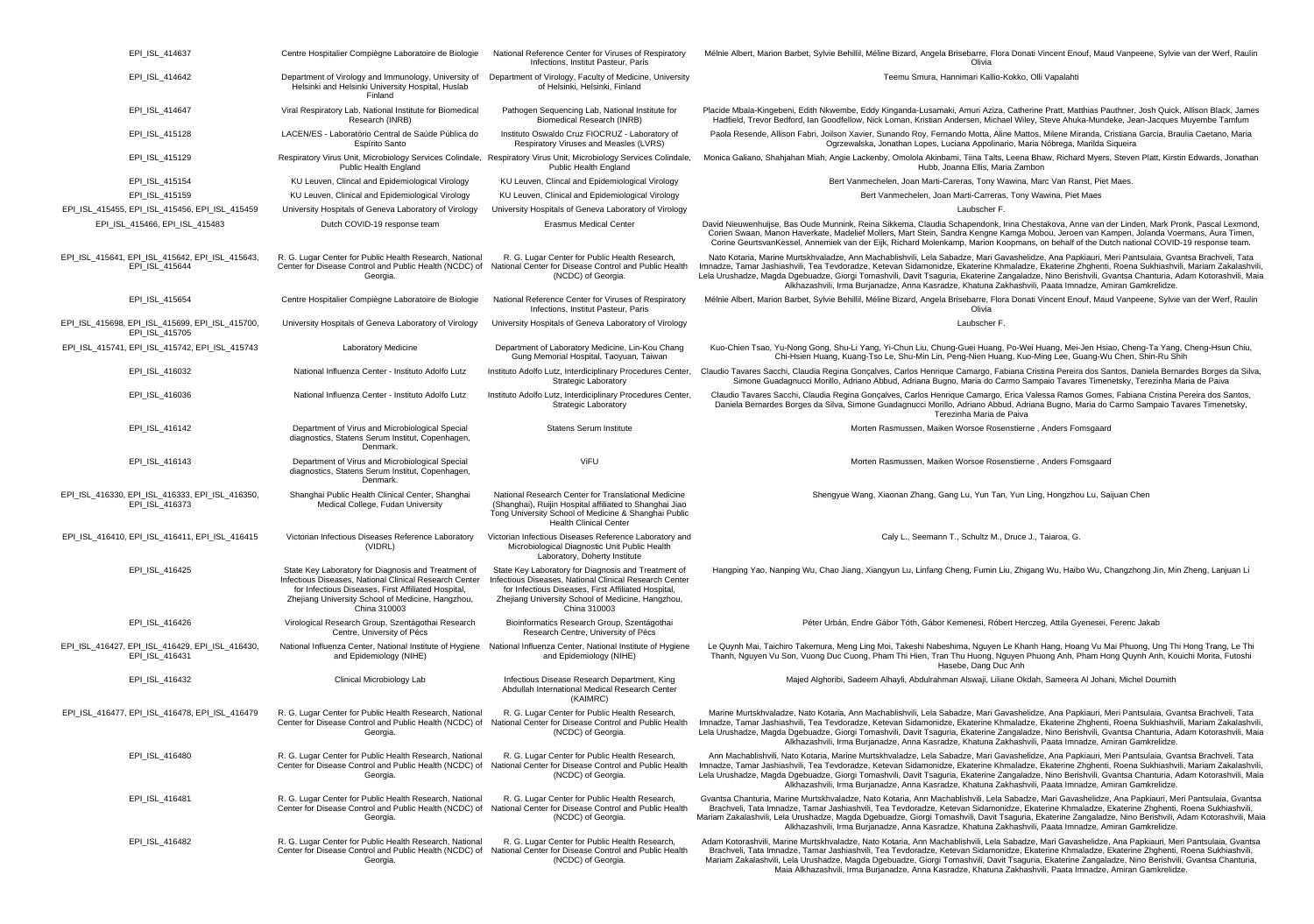| | | | |
|---|---|---|---|
| EPI_ISL_414637 | Centre Hospitalier Compiègne Laboratoire de Biologie | National Reference Center for Viruses of Respiratory Infections, Institut Pasteur, Paris | Mélnie Albert, Marion Barbet, Sylvie Behillil, Méline Bizard, Angela Brisebarre, Flora Donati Vincent Enouf, Maud Vanpeene, Sylvie van der Werf, Raulin Olivia |
| EPI_ISL_414642 | Department of Virology and Immunology, University of Helsinki and Helsinki University Hospital, Huslab Finland | Department of Virology, Faculty of Medicine, University of Helsinki, Helsinki, Finland | Teemu Smura, Hannimari Kallio-Kokko, Olli Vapalahti |
| EPI_ISL_414647 | Viral Respiratory Lab, National Institute for Biomedical Research (INRB) | Pathogen Sequencing Lab, National Institute for Biomedical Research (INRB) | Placide Mbala-Kingebeni, Edith Nkwembe, Eddy Kinganda-Lusamaki, Amuri Aziza, Catherine Pratt, Matthias Pauthner, Josh Quick, Allison Black, James Hadfield, Trevor Bedford, Ian Goodfellow, Nick Loman, Kristian Andersen, Michael Wiley, Steve Ahuka-Mundeke, Jean-Jacques Muyembe Tamfum |
| EPI_ISL_415128 | LACEN/ES - Laboratório Central de Saúde Pública do Espírito Santo | Instituto Oswaldo Cruz FIOCRUZ - Laboratory of Respiratory Viruses and Measles (LVRS) | Paola Resende, Allison Fabri, Joilson Xavier, Sunando Roy, Fernando Motta, Aline Mattos, Milene Miranda, Cristiana Garcia, Braulia Caetano, Maria Ogrzewalska, Jonathan Lopes, Luciana Appolinario, Maria Nóbrega, Marilda Siqueira |
| EPI_ISL_415129 | Respiratory Virus Unit, Microbiology Services Colindale, Public Health England | Respiratory Virus Unit, Microbiology Services Colindale, Public Health England | Monica Galiano, Shahjahan Miah, Angie Lackenby, Omolola Akinbami, Tiina Talts, Leena Bhaw, Richard Myers, Steven Platt, Kirstin Edwards, Jonathan Hubb, Joanna Ellis, Maria Zambon |
| EPI_ISL_415154 | KU Leuven, Clincal and Epidemiological Virology | KU Leuven, Clincal and Epidemiological Virology | Bert Vanmechelen, Joan Marti-Careras, Tony Wawina, Marc Van Ranst, Piet Maes. |
| EPI_ISL_415159 | KU Leuven, Clinical and Epidemiological Virology | KU Leuven, Clinical and Epidemiological Virology | Bert Vanmechelen, Joan Marti-Carreras, Tony Wawina, Piet Maes |
| EPI_ISL_415455, EPI_ISL_415456, EPI_ISL_415459 | University Hospitals of Geneva Laboratory of Virology | University Hospitals of Geneva Laboratory of Virology | Laubscher F. |
| EPI_ISL_415466, EPI_ISL_415483 | Dutch COVID-19 response team | Erasmus Medical Center | David Nieuwenhuijse, Bas Oude Munnink, Reina Sikkema, Claudia Schapendonk, Irina Chestakova, Anne van der Linden, Mark Pronk, Pascal Lexmond, Corien Swaan, Manon Haverkate, Madelief Mollers, Mart Stein, Sandra Kengne Kamga Mobou, Jeroen van Kampen, Jolanda Voermans, Aura Timen, Corine GeurtsvanKessel, Annemiek van der Eijk, Richard Molenkamp, Marion Koopmans, on behalf of the Dutch national COVID-19 response team. |
| EPI_ISL_415641, EPI_ISL_415642, EPI_ISL_415643, EPI_ISL_415644 | R. G. Lugar Center for Public Health Research, National Center for Disease Control and Public Health (NCDC) of Georgia. | R. G. Lugar Center for Public Health Research, National Center for Disease Control and Public Health (NCDC) of Georgia. | Nato Kotaria, Marine Murtskhvaladze, Ann Machablishvili, Lela Sabadze, Mari Gavashelidze, Ana Papkiauri, Meri Pantsulaia, Gvantsa Brachveli, Tata Imnadze, Tamar Jashiashvili, Tea Tevdoradze, Ketevan Sidamonidze, Ekaterine Khmaladze, Ekaterine Zhghenti, Roena Sukhiashvili, Mariam Zakalashvili, Lela Urushadze, Magda Dgebuadze, Giorgi Tomashvili, Davit Tsaguria, Ekaterine Zangaladze, Nino Berishvili, Gvantsa Chanturia, Adam Kotorashvili, Maia Alkhazashvili, Irma Burjanadze, Anna Kasradze, Khatuna Zakhashvili, Paata Imnadze, Amiran Gamkrelidze. |
| EPI_ISL_415654 | Centre Hospitalier Compiègne Laboratoire de Biologie | National Reference Center for Viruses of Respiratory Infections, Institut Pasteur, Paris | Mélnie Albert, Marion Barbet, Sylvie Behillil, Méline Bizard, Angela Brisebarre, Flora Donati Vincent Enouf, Maud Vanpeene, Sylvie van der Werf, Raulin Olivia |
| EPI_ISL_415698, EPI_ISL_415699, EPI_ISL_415700, EPI_ISL_415705 | University Hospitals of Geneva Laboratory of Virology | University Hospitals of Geneva Laboratory of Virology | Laubscher F. |
| EPI_ISL_415741, EPI_ISL_415742, EPI_ISL_415743 | Laboratory Medicine | Department of Laboratory Medicine, Lin-Kou Chang Gung Memorial Hospital, Taoyuan, Taiwan | Kuo-Chien Tsao, Yu-Nong Gong, Shu-Li Yang, Yi-Chun Liu, Chung-Guei Huang, Po-Wei Huang, Mei-Jen Hsiao, Cheng-Ta Yang, Cheng-Hsun Chiu, Chi-Hsien Huang, Kuang-Tso Le, Shu-Min Lin, Peng-Nien Huang, Kuo-Ming Lee, Guang-Wu Chen, Shin-Ru Shih |
| EPI_ISL_416032 | National Influenza Center - Instituto Adolfo Lutz | Instituto Adolfo Lutz, Interdiciplinary Procedures Center, Strategic Laboratory | Claudio Tavares Sacchi, Claudia Regina Gonçalves, Carlos Henrique Camargo, Fabiana Cristina Pereira dos Santos, Daniela Bernardes Borges da Silva, Simone Guadagnucci Morillo, Adriano Abbud, Adriana Bugno, Maria do Carmo Sampaio Tavares Timenetsky, Terezinha Maria de Paiva |
| EPI_ISL_416036 | National Influenza Center - Instituto Adolfo Lutz | Instituto Adolfo Lutz, Interdiciplinary Procedures Center, Strategic Laboratory | Claudio Tavares Sacchi, Claudia Regina Gonçalves, Carlos Henrique Camargo, Erica Valessa Ramos Gomes, Fabiana Cristina Pereira dos Santos, Daniela Bernardes Borges da Silva, Simone Guadagnucci Morillo, Adriano Abbud, Adriana Bugno, Maria do Carmo Sampaio Tavares Timenetsky, Terezinha Maria de Paiva |
| EPI_ISL_416142 | Department of Virus and Microbiological Special diagnostics, Statens Serum Institut, Copenhagen, Denmark. | Statens Serum Institute | Morten Rasmussen, Maiken Worsoe Rosenstierne , Anders Fomsgaard |
| EPI_ISL_416143 | Department of Virus and Microbiological Special diagnostics, Statens Serum Institut, Copenhagen, Denmark. | ViFU | Morten Rasmussen, Maiken Worsoe Rosenstierne , Anders Fomsgaard |
| EPI_ISL_416330, EPI_ISL_416333, EPI_ISL_416350, EPI_ISL_416373 | Shanghai Public Health Clinical Center, Shanghai Medical College, Fudan University | National Research Center for Translational Medicine (Shanghai), Ruijin Hospital affiliated to Shanghai Jiao Tong University School of Medicine & Shanghai Public Health Clinical Center | Shengyue Wang, Xiaonan Zhang, Gang Lu, Yun Tan, Yun Ling, Hongzhou Lu, Saijuan Chen |
| EPI_ISL_416410, EPI_ISL_416411, EPI_ISL_416415 | Victorian Infectious Diseases Reference Laboratory (VIDRL) | Victorian Infectious Diseases Reference Laboratory and Microbiological Diagnostic Unit Public Health Laboratory, Doherty Institute | Caly L., Seemann T., Schultz M., Druce J., Taiaroa, G. |
| EPI_ISL_416425 | State Key Laboratory for Diagnosis and Treatment of Infectious Diseases, National Clinical Research Center for Infectious Diseases, First Affiliated Hospital, Zhejiang University School of Medicine, Hangzhou, China 310003 | State Key Laboratory for Diagnosis and Treatment of Infectious Diseases, National Clinical Research Center for Infectious Diseases, First Affiliated Hospital, Zhejiang University School of Medicine, Hangzhou, China 310003 | Hangping Yao, Nanping Wu, Chao Jiang, Xiangyun Lu, Linfang Cheng, Fumin Liu, Zhigang Wu, Haibo Wu, Changzhong Jin, Min Zheng, Lanjuan Li |
| EPI_ISL_416426 | Virological Research Group, Szentágothai Research Centre, University of Pécs | Bioinformatics Research Group, Szentágothai Research Centre, University of Pécs | Péter Urbán, Endre Gábor Tóth, Gábor Kemenesi, Róbert Herczeg, Attila Gyenesei, Ferenc Jakab |
| EPI_ISL_416427, EPI_ISL_416429, EPI_ISL_416430, EPI_ISL_416431 | National Influenza Center, National Institute of Hygiene and Epidemiology (NIHE) | National Influenza Center, National Institute of Hygiene and Epidemiology (NIHE) | Le Quynh Mai, Taichiro Takemura, Meng Ling Moi, Takeshi Nabeshima, Nguyen Le Khanh Hang, Hoang Vu Mai Phuong, Ung Thi Hong Trang, Le Thi Thanh, Nguyen Vu Son, Vuong Duc Cuong, Pham Thi Hien, Tran Thu Huong, Nguyen Phuong Anh, Pham Hong Quynh Anh, Kouichi Morita, Futoshi Hasebe, Dang Duc Anh |
| EPI_ISL_416432 | Clinical Microbiology Lab | Infectious Disease Research Department, King Abdullah International Medical Research Center (KAIMRC) | Majed Alghoribi, Sadeem Alhayli, Abdulrahman Alswaji, Liliane Okdah, Sameera Al Johani, Michel Doumith |
| EPI_ISL_416477, EPI_ISL_416478, EPI_ISL_416479 | R. G. Lugar Center for Public Health Research, National Center for Disease Control and Public Health (NCDC) of Georgia. | R. G. Lugar Center for Public Health Research, National Center for Disease Control and Public Health (NCDC) of Georgia. | Marine Murtskhvaladze, Nato Kotaria, Ann Machablishvili, Lela Sabadze, Mari Gavashelidze, Ana Papkiauri, Meri Pantsulaia, Gvantsa Brachveli, Tata Imnadze, Tamar Jashiashvili, Tea Tevdoradze, Ketevan Sidamonidze, Ekaterine Khmaladze, Ekaterine Zhghenti, Roena Sukhiashvili, Mariam Zakalashvili, Lela Urushadze, Magda Dgebuadze, Giorgi Tomashvili, Davit Tsaguria, Ekaterine Zangaladze, Nino Berishvili, Gvantsa Chanturia, Adam Kotorashvili, Maia Alkhazashvili, Irma Burjanadze, Anna Kasradze, Khatuna Zakhashvili, Paata Imnadze, Amiran Gamkrelidze. |
| EPI_ISL_416480 | R. G. Lugar Center for Public Health Research, National Center for Disease Control and Public Health (NCDC) of Georgia. | R. G. Lugar Center for Public Health Research, National Center for Disease Control and Public Health (NCDC) of Georgia. | Ann Machablishvili, Nato Kotaria, Marine Murtskhvaladze, Lela Sabadze, Mari Gavashelidze, Ana Papkiauri, Meri Pantsulaia, Gvantsa Brachveli, Tata Imnadze, Tamar Jashiashvili, Tea Tevdoradze, Ketevan Sidamonidze, Ekaterine Khmaladze, Ekaterine Zhghenti, Roena Sukhiashvili, Mariam Zakalashvili, Lela Urushadze, Magda Dgebuadze, Giorgi Tomashvili, Davit Tsaguria, Ekaterine Zangaladze, Nino Berishvili, Gvantsa Chanturia, Adam Kotorashvili, Maia Alkhazashvili, Irma Burjanadze, Anna Kasradze, Khatuna Zakhashvili, Paata Imnadze, Amiran Gamkrelidze. |
| EPI_ISL_416481 | R. G. Lugar Center for Public Health Research, National Center for Disease Control and Public Health (NCDC) of Georgia. | R. G. Lugar Center for Public Health Research, National Center for Disease Control and Public Health (NCDC) of Georgia. | Gvantsa Chanturia, Marine Murtskhvaladze, Nato Kotaria, Ann Machablishvili, Lela Sabadze, Mari Gavashelidze, Ana Papkiauri, Meri Pantsulaia, Gvantsa Brachveli, Tata Imnadze, Tamar Jashiashvili, Tea Tevdoradze, Ketevan Sidamonidze, Ekaterine Khmaladze, Ekaterine Zhghenti, Roena Sukhiashvili, Mariam Zakalashvili, Lela Urushadze, Magda Dgebuadze, Giorgi Tomashvili, Davit Tsaguria, Ekaterine Zangaladze, Nino Berishvili, Adam Kotorashvili, Maia Alkhazashvili, Irma Burjanadze, Anna Kasradze, Khatuna Zakhashvili, Paata Imnadze, Amiran Gamkrelidze. |
| EPI_ISL_416482 | R. G. Lugar Center for Public Health Research, National Center for Disease Control and Public Health (NCDC) of Georgia. | R. G. Lugar Center for Public Health Research, National Center for Disease Control and Public Health (NCDC) of Georgia. | Adam Kotorashvili, Marine Murtskhvaladze, Nato Kotaria, Ann Machablishvili, Lela Sabadze, Mari Gavashelidze, Ana Papkiauri, Meri Pantsulaia, Gvantsa Brachveli, Tata Imnadze, Tamar Jashiashvili, Tea Tevdoradze, Ketevan Sidamonidze, Ekaterine Khmaladze, Ekaterine Zhghenti, Roena Sukhiashvili, Mariam Zakalashvili, Lela Urushadze, Magda Dgebuadze, Giorgi Tomashvili, Davit Tsaguria, Ekaterine Zangaladze, Nino Berishvili, Gvantsa Chanturia, Maia Alkhazashvili, Irma Burjanadze, Anna Kasradze, Khatuna Zakhashvili, Paata Imnadze, Amiran Gamkrelidze. |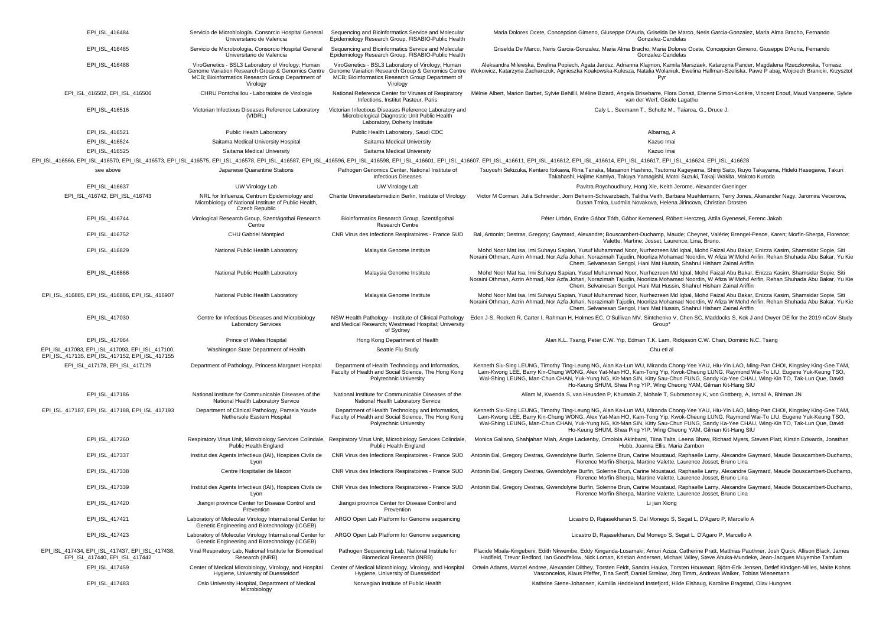| | | | |
|---|---|---|---|
| EPI_ISL_416484 | Servicio de Microbiología. Consorcio Hospital General Universitario de Valencia | Sequencing and Bioinformatics Service and Molecular Epidemiology Research Group. FISABIO-Public Health | Maria Dolores Ocete, Concepcion Gimeno, Giuseppe D'Auria, Griselda De Marco, Neris Garcia-Gonzalez, Maria Alma Bracho, Fernando Gonzalez-Candelas |
| EPI_ISL_416485 | Servicio de Microbiología. Consorcio Hospital General Universitario de Valencia | Sequencing and Bioinformatics Service and Molecular Epidemiology Research Group. FISABIO-Public Health | Griselda De Marco, Neris Garcia-Gonzalez, Maria Alma Bracho, Maria Dolores Ocete, Concepcion Gimeno, Giuseppe D'Auria, Fernando Gonzalez-Candelas |
| EPI_ISL_416488 | ViroGenetics - BSL3 Laboratory of Virology; Human Genome Variation Research Group & Genomics Centre MCB; Bioinformatics Research Group Department of Virology | ViroGenetics - BSL3 Laboratory of Virology; Human Genome Variation Research Group & Genomics Centre MCB; Bioinformatics Research Group Department of Virology | Aleksandra Milewska, Ewelina Popiech, Agata Jarosz, Adrianna Klajmon, Kamila Marszaek, Katarzyna Pancer, Magdalena Rzeczkowska, Tomasz Wokowicz, Katarzyna Zacharczuk, Agnieszka Koakowska-Kulesza, Natalia Wolaniuk, Ewelina Hallman-Szeliska, Pawe P abaj, Wojciech Branicki, Krzysztof Pyr |
| EPI_ISL_416502, EPI_ISL_416506 | CHRU Pontchaillou - Laboratoire de Virologie | National Reference Center for Viruses of Respiratory Infections, Institut Pasteur, Paris | Mélnie Albert, Marion Barbet, Sylvie Behillil, Méline Bizard, Angela Brisebarre, Flora Donati, Etienne Simon-Lorière, Vincent Enouf, Maud Vanpeene, Sylvie van der Werf, Gisèle Lagathu |
| EPI_ISL_416516 | Victorian Infectious Diseases Reference Laboratory (VIDRL) | Victorian Infectious Diseases Reference Laboratory and Microbiological Diagnostic Unit Public Health Laboratory, Doherty Institute | Caly L., Seemann T., Schultz M., Taiaroa, G., Druce J. |
| EPI_ISL_416521 | Public Health Laboratory | Public Health Laboratory, Saudi CDC | Albarrag, A |
| EPI_ISL_416524 | Saitama Medical University Hospital | Saitama Medical University | Kazuo Imai |
| EPI_ISL_416525 | Saitama Medical University | Saitama Medical University | Kazuo Imai |
| EPI_ISL_416566, EPI_ISL_416570, EPI_ISL_416573, EPI_ISL_416575, EPI_ISL_416578, EPI_ISL_416587, EPI_ISL_416596, EPI_ISL_416598, EPI_ISL_416601, EPI_ISL_416607, EPI_ISL_416611, EPI_ISL_416612, EPI_ISL_416614, EPI_ISL_416617, EPI_ISL_416624, EPI_ISL_416628 | | | |
| see above | Japanese Quarantine Stations | Pathogen Genomics Center, National Institute of Infectious Diseases | Tsuyoshi Sekizuka, Kentaro Itokawa, Rina Tanaka, Masanori Hashino, Tsutomu Kageyama, Shinji Saito, Ikuyo Takayama, Hideki Hasegawa, Takuri Takahashi, Hajime Kamiya, Takuya Yamagishi, Motoi Suzuki, Takaji Wakita, Makoto Kuroda |
| EPI_ISL_416637 | UW Virology Lab | UW Virology Lab | Pavitra Roychoudhury, Hong Xie, Keith Jerome, Alexander Greninger |
| EPI_ISL_416742, EPI_ISL_416743 | NRL for Influenza, Centrum Epidemiology and Microbiology of National Institute of Public Health, Czech Republic | Charite Universitaetsmedizin Berlin, Institute of Virology | Victor M Corman, Julia Schneider, Jorn Beheim-Schwarzbach, Talitha Veith, Barbara Muehlemann, Terry Jones, Akexander Nagy, Jaromira Vecerova, Dusan Trnka, Ludmila Novakova, Helena Jirincova, Christian Drosten |
| EPI_ISL_416744 | Virological Research Group, Szentágothai Research Centre | Bioinformatics Research Group, Szentágothai Research Centre | Péter Urbán, Endre Gábor Tóth, Gábor Kemenesi, Róbert Herczeg, Attila Gyenesei, Ferenc Jakab |
| EPI_ISL_416752 | CHU Gabriel Montpied | CNR Virus des Infections Respiratoires - France SUD | Bal, Antonin; Destras, Gregory; Gaymard, Alexandre; Bouscambert-Duchamp, Maude; Cheynet, Valérie; Brengel-Pesce, Karen; Morfin-Sherpa, Florence; Valette, Martine; Josset, Laurence; Lina, Bruno. |
| EPI_ISL_416829 | National Public Health Laboratory | Malaysia Genome Institute | Mohd Noor Mat Isa, Irni Suhayu Sapian, Yusuf Muhammad Noor, Nurhezreen Md Iqbal, Mohd Faizal Abu Bakar, Enizza Kasim, Shamsidar Sopie, Siti Noraini Othman, Azrin Ahmad, Nor Azfa Johari, Norazimah Tajudin, Noorliza Mohamad Noordin, W Afiza W Mohd Arifin, Rehan Shuhada Abu Bakar, Yu Kie Chem, Selvanesan Sengol, Hani Mat Hussin, Shahrul Hisham Zainal Ariffin |
| EPI_ISL_416866 | National Public Health Laboratory | Malaysia Genome Institute | Mohd Noor Mat Isa, Irni Suhayu Sapian, Yusuf Muhammad Noor, Nurhezreen Md Iqbal, Mohd Faizal Abu Bakar, Enizza Kasim, Shamsidar Sopie, Siti Noraini Othman, Azrin Ahmad, Nor Azfa Johari, Norazimah Tajudin, Noorliza Mohamad Noordin, W Afiza W Mohd Arifin, Rehan Shuhada Abu Bakar, Yu Kie Chem, Selvanesan Sengol, Hani Mat Hussin, Shahrul Hisham Zainal Ariffin |
| EPI_ISL_416885, EPI_ISL_416886, EPI_ISL_416907 | National Public Health Laboratory | Malaysia Genome Institute | Mohd Noor Mat Isa, Irni Suhayu Sapian, Yusuf Muhammad Noor, Nurhezreen Md Iqbal, Mohd Faizal Abu Bakar, Enizza Kasim, Shamsidar Sopie, Siti Noraini Othman, Azrin Ahmad, Nor Azfa Johari, Norazimah Tajudin, Noorliza Mohamad Noordin, W Afiza W Mohd Arifin, Rehan Shuhada Abu Bakar, Yu Kie Chem, Selvanesan Sengol, Hani Mat Hussin, Shahrul Hisham Zainal Ariffin |
| EPI_ISL_417030 | Centre for Infectious Diseases and Microbiology Laboratory Services | NSW Health Pathology - Institute of Clinical Pathology and Medical Research; Westmead Hospital; University of Sydney | Eden J-S, Rockett R, Carter I, Rahman H, Holmes EC, O'Sullivan MV, Sintchenko V, Chen SC, Maddocks S, Kok J and Dwyer DE for the 2019-nCoV Study Group* |
| EPI_ISL_417064 | Prince of Wales Hospital | Hong Kong Department of Health | Alan K.L. Tsang, Peter C.W. Yip, Edman T.K. Lam, Rickjason C.W. Chan, Dominic N.C. Tsang |
| EPI_ISL_417083, EPI_ISL_417093, EPI_ISL_417100, EPI_ISL_417135, EPI_ISL_417152, EPI_ISL_417155 | Washington State Department of Health | Seattle Flu Study | Chu etl al |
| EPI_ISL_417178, EPI_ISL_417179 | Department of Pathology, Princess Margaret Hospital | Department of Health Technology and Informatics, Faculty of Health and Social Science, The Hong Kong Polytechnic University | Kenneth Siu-Sing LEUNG, Timothy Ting-Leung NG, Alan Ka-Lun WU, Miranda Chong-Yee YAU, Hiu-Yin LAO, Ming-Pan CHOI, Kingsley King-Gee TAM, Lam-Kwong LEE, Barry Kin-Chung WONG, Alex Yat-Man HO, Kam-Tong Yip, Kwok-Cheung LUNG, Raymond Wai-To LIU, Eugene Yuk-Keung TSO, Wai-Shing LEUNG, Man-Chun CHAN, Yuk-Yung NG, Kit-Man SIN, Kitty Sau-Chun FUNG, Sandy Ka-Yee CHAU, Wing-Kin TO, Tak-Lun Que, David Ho-Keung SHUM, Shea Ping YIP, Wing Cheong YAM, Gilman Kit-Hang SIU |
| EPI_ISL_417186 | National Institute for Communicable Diseases of the National Health Laboratory Service | National Institute for Communicable Diseases of the National Health Laboratory Service | Allam M, Kwenda S, van Heusden P, Khumalo Z, Mohale T, Subramoney K, von Gottberg, A, Ismail A, Bhiman JN |
| EPI_ISL_417187, EPI_ISL_417188, EPI_ISL_417193 | Department of Clinical Pathology, Pamela Youde Nethersole Eastern Hospital | Department of Health Technology and Informatics, Faculty of Health and Social Science, The Hong Kong Polytechnic University | Kenneth Siu-Sing LEUNG, Timothy Ting-Leung NG, Alan Ka-Lun WU, Miranda Chong-Yee YAU, Hiu-Yin LAO, Ming-Pan CHOI, Kingsley King-Gee TAM, Lam-Kwong LEE, Barry Kin-Chung WONG, Alex Yat-Man HO, Kam-Tong Yip, Kwok-Cheung LUNG, Raymond Wai-To LIU, Eugene Yuk-Keung TSO, Wai-Shing LEUNG, Man-Chun CHAN, Yuk-Yung NG, Kit-Man SIN, Kitty Sau-Chun FUNG, Sandy Ka-Yee CHAU, Wing-Kin TO, Tak-Lun Que, David Ho-Keung SHUM, Shea Ping YIP, Wing Cheong YAM, Gilman Kit-Hang SIU |
| EPI_ISL_417260 | Respiratory Virus Unit, Microbiology Services Colindale, Public Health England | Respiratory Virus Unit, Microbiology Services Colindale, Public Health England | Monica Galiano, Shahjahan Miah, Angie Lackenby, Omolola Akinbami, Tiina Talts, Leena Bhaw, Richard Myers, Steven Platt, Kirstin Edwards, Jonathan Hubb, Joanna Ellis, Maria Zambon |
| EPI_ISL_417337 | Institut des Agents Infectieux (IAI), Hospices Civils de Lyon | CNR Virus des Infections Respiratoires - France SUD | Antonin Bal, Gregory Destras, Gwendolyne Burfin, Solenne Brun, Carine Moustaud, Raphaelle Lamy, Alexandre Gaymard, Maude Bouscambert-Duchamp, Florence Morfin-Sherpa, Martine Valette, Laurence Josset, Bruno Lina |
| EPI_ISL_417338 | Centre Hospitalier de Macon | CNR Virus des Infections Respiratoires - France SUD | Antonin Bal, Gregory Destras, Gwendolyne Burfin, Solenne Brun, Carine Moustaud, Raphaelle Lamy, Alexandre Gaymard, Maude Bouscambert-Duchamp, Florence Morfin-Sherpa, Martine Valette, Laurence Josset, Bruno Lina |
| EPI_ISL_417339 | Institut des Agents Infectieux (IAI), Hospices Civils de Lyon | CNR Virus des Infections Respiratoires - France SUD | Antonin Bal, Gregory Destras, Gwendolyne Burfin, Solenne Brun, Carine Moustaud, Raphaelle Lamy, Alexandre Gaymard, Maude Bouscambert-Duchamp, Florence Morfin-Sherpa, Martine Valette, Laurence Josset, Bruno Lina |
| EPI_ISL_417420 | Jiangxi province Center for Disease Control and Prevention | Jiangxi province Center for Disease Control and Prevention | Li jian Xiong |
| EPI_ISL_417421 | Laboratory of Molecular Virology International Center for Genetic Engineering and Biotechnology (ICGEB) | ARGO Open Lab Platform for Genome sequencing | Licastro D, Rajasekharan S, Dal Monego S, Segat L, D'Agaro P, Marcello A |
| EPI_ISL_417423 | Laboratory of Molecular Virology International Center for Genetic Engineering and Biotechnology (ICGEB) | ARGO Open Lab Platform for Genome sequencing | Licastro D, Rajasekharan, Dal Monego S, Segat L, D'Agaro P, Marcello A |
| EPI_ISL_417434, EPI_ISL_417437, EPI_ISL_417438, EPI_ISL_417440, EPI_ISL_417442 | Viral Respiratory Lab, National Institute for Biomedical Research (INRB) | Pathogen Sequencing Lab, National Institute for Biomedical Research (INRB) | Placide Mbala-Kingebeni, Edith Nkwembe, Eddy Kinganda-Lusamaki, Amuri Aziza, Catherine Pratt, Matthias Pauthner, Josh Quick, Allison Black, James Hadfield, Trevor Bedford, Ian Goodfellow, Nick Loman, Kristian Andersen, Michael Wiley, Steve Ahuka-Mundeke, Jean-Jacques Muyembe Tamfum |
| EPI_ISL_417459 | Center of Medical Microbiology, Virology, and Hospital Hygiene, University of Duesseldorf | Center of Medical Microbiology, Virology, and Hospital Hygiene, University of Duesseldorf | Ortwin Adams, Marcel Andree, Alexander Dilthey, Torsten Feldt, Sandra Hauka, Torsten Houwaart, Björn-Erik Jensen, Detlef Kindgen-Milles, Malte Kohns Vasconcelos, Klaus Pfeffer, Tina Senff, Daniel Strelow, Jörg Timm, Andreas Walker, Tobias Wienemann |
| EPI_ISL_417483 | Oslo University Hospital, Department of Medical Microbiology | Norwegian Institute of Public Health | Kathrine Stene-Johansen, Kamilla Heddeland Instefjord, Hilde Elshaug, Karoline Bragstad, Olav Hungnes |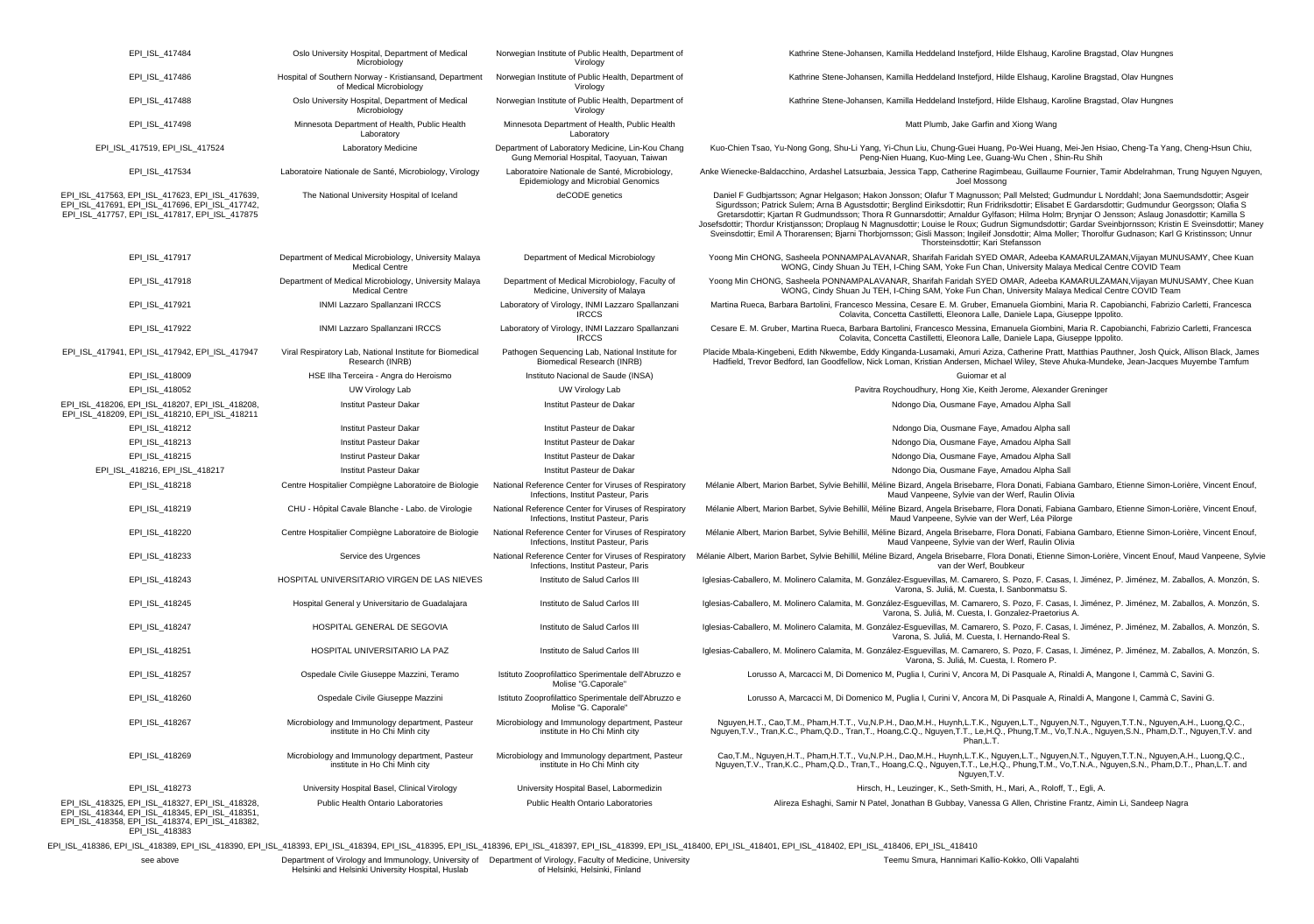| | | | |
|---|---|---|---|
| EPI_ISL_417484 | Oslo University Hospital, Department of Medical Microbiology | Norwegian Institute of Public Health, Department of Virology | Kathrine Stene-Johansen, Kamilla Heddeland Instefjord, Hilde Elshaug, Karoline Bragstad, Olav Hungnes |
| EPI_ISL_417486 | Hospital of Southern Norway - Kristiansand, Department of Medical Microbiology | Norwegian Institute of Public Health, Department of Virology | Kathrine Stene-Johansen, Kamilla Heddeland Instefjord, Hilde Elshaug, Karoline Bragstad, Olav Hungnes |
| EPI_ISL_417488 | Oslo University Hospital, Department of Medical Microbiology | Norwegian Institute of Public Health, Department of Virology | Kathrine Stene-Johansen, Kamilla Heddeland Instefjord, Hilde Elshaug, Karoline Bragstad, Olav Hungnes |
| EPI_ISL_417498 | Minnesota Department of Health, Public Health Laboratory | Minnesota Department of Health, Public Health Laboratory | Matt Plumb, Jake Garfin and Xiong Wang |
| EPI_ISL_417519, EPI_ISL_417524 | Laboratory Medicine | Department of Laboratory Medicine, Lin-Kou Chang Gung Memorial Hospital, Taoyuan, Taiwan | Kuo-Chien Tsao, Yu-Nong Gong, Shu-Li Yang, Yi-Chun Liu, Chung-Guei Huang, Po-Wei Huang, Mei-Jen Hsiao, Cheng-Ta Yang, Cheng-Hsun Chiu, Peng-Nien Huang, Kuo-Ming Lee, Guang-Wu Chen , Shin-Ru Shih |
| EPI_ISL_417534 | Laboratoire Nationale de Santé, Microbiology, Virology | Laboratoire Nationale de Santé, Microbiology, Epidemiology and Microbial Genomics | Anke Wienecke-Baldacchino, Ardashel Latsuzbaia, Jessica Tapp, Catherine Ragimbeau, Guillaume Fournier, Tamir Abdelrahman, Trung Nguyen Nguyen, Joel Mossong |
| EPI_ISL_417563, EPI_ISL_417623, EPI_ISL_417639, EPI_ISL_417691, EPI_ISL_417696, EPI_ISL_417742, EPI_ISL_417757, EPI_ISL_417817, EPI_ISL_417875 | The National University Hospital of Iceland | deCODE genetics | Daniel F Gudbjartsson; Agnar Helgason; Hakon Jonsson; Olafur T Magnusson; Pall Melsted; Gudmundur L Norddahl; Jona Saemundsdottir; Asgeir Sigurdsson; Patrick Sulem; Arna B Agustsdottir; Berglind Eiriksdottir; Run Fridriksdottir; Elisabet E Gardarsdottir; Gudmundur Georgsson; Olafia S Gretarsdottir; Kjartan R Gudmundsson; Thora R Gunnarsdottir; Arnaldur Gylfason; Hilma Holm; Brynjar O Jensson; Aslaug Jonasdottir; Kamilla S Josefsdottir; Thordur Kristjansson; Droplaug N Magnusdottir; Louise le Roux; Gudrun Sigmundsdottir; Gardar Sveinbjornsson; Kristin E Sveinsdottir; Maney Sveinsdottir; Emil A Thorarensen; Bjarni Thorbjornsson; Gisli Masson; Ingileif Jonsdottir; Alma Moller; Thorolfur Gudnason; Karl G Kristinsson; Unnur Thorsteinsdottir; Kari Stefansson |
| EPI_ISL_417917 | Department of Medical Microbiology, University Malaya Medical Centre | Department of Medical Microbiology | Yoong Min CHONG, Sasheela PONNAMPALAVANAR, Sharifah Faridah SYED OMAR, Adeeba KAMARULZAMAN,Vijayan MUNUSAMY, Chee Kuan WONG, Cindy Shuan Ju TEH, I-Ching SAM, Yoke Fun Chan, University Malaya Medical Centre COVID Team |
| EPI_ISL_417918 | Department of Medical Microbiology, University Malaya Medical Centre | Department of Medical Microbiology, Faculty of Medicine, University of Malaya | Yoong Min CHONG, Sasheela PONNAMPALAVANAR, Sharifah Faridah SYED OMAR, Adeeba KAMARULZAMAN,Vijayan MUNUSAMY, Chee Kuan WONG, Cindy Shuan Ju TEH, I-Ching SAM, Yoke Fun Chan, University Malaya Medical Centre COVID Team |
| EPI_ISL_417921 | INMI Lazzaro Spallanzani IRCCS | Laboratory of Virology, INMI Lazzaro Spallanzani IRCCS | Martina Rueca, Barbara Bartolini, Francesco Messina, Cesare E. M. Gruber, Emanuela Giombini, Maria R. Capobianchi, Fabrizio Carletti, Francesca Colavita, Concetta Castilletti, Eleonora Lalle, Daniele Lapa, Giuseppe Ippolito. |
| EPI_ISL_417922 | INMI Lazzaro Spallanzani IRCCS | Laboratory of Virology, INMI Lazzaro Spallanzani IRCCS | Cesare E. M. Gruber, Martina Rueca, Barbara Bartolini, Francesco Messina, Emanuela Giombini, Maria R. Capobianchi, Fabrizio Carletti, Francesca Colavita, Concetta Castilletti, Eleonora Lalle, Daniele Lapa, Giuseppe Ippolito. |
| EPI_ISL_417941, EPI_ISL_417942, EPI_ISL_417947 | Viral Respiratory Lab, National Institute for Biomedical Research (INRB) | Pathogen Sequencing Lab, National Institute for Biomedical Research (INRB) | Placide Mbala-Kingebeni, Edith Nkwembe, Eddy Kinganda-Lusamaki, Amuri Aziza, Catherine Pratt, Matthias Pauthner, Josh Quick, Allison Black, James Hadfield, Trevor Bedford, Ian Goodfellow, Nick Loman, Kristian Andersen, Michael Wiley, Steve Ahuka-Mundeke, Jean-Jacques Muyembe Tamfum |
| EPI_ISL_418009 | HSE Ilha Terceira - Angra do Heroismo | Instituto Nacional de Saude (INSA) | Guiomar et al |
| EPI_ISL_418052 | UW Virology Lab | UW Virology Lab | Pavitra Roychoudhury, Hong Xie, Keith Jerome, Alexander Greninger |
| EPI_ISL_418206, EPI_ISL_418208, EPI_ISL_418207, EPI_ISL_418209, EPI_ISL_418210, EPI_ISL_418211 | Institut Pasteur Dakar | Institut Pasteur de Dakar | Ndongo Dia, Ousmane Faye, Amadou Alpha Sall |
| EPI_ISL_418212 | Institut Pasteur Dakar | Institut Pasteur de Dakar | Ndongo Dia, Ousmane Faye, Amadou Alpha sall |
| EPI_ISL_418213 | Institut Pasteur Dakar | Institut Pasteur de Dakar | Ndongo Dia, Ousmane Faye, Amadou Alpha Sall |
| EPI_ISL_418215 | Instirut Pasteur Dakar | Institut Pasteur de Dakar | Ndongo Dia, Ousmane Faye, Amadou Alpha Sall |
| EPI_ISL_418216, EPI_ISL_418217 | Institut Pasteur Dakar | Institut Pasteur de Dakar | Ndongo Dia, Ousmane Faye, Amadou Alpha Sall |
| EPI_ISL_418218 | Centre Hospitalier Compiègne Laboratoire de Biologie | National Reference Center for Viruses of Respiratory Infections, Institut Pasteur, Paris | Mélanie Albert, Marion Barbet, Sylvie Behillil, Méline Bizard, Angela Brisebarre, Flora Donati, Fabiana Gambaro, Etienne Simon-Lorière, Vincent Enouf, Maud Vanpeene, Sylvie van der Werf, Raulin Olivia |
| EPI_ISL_418219 | CHU - Hôpital Cavale Blanche - Labo. de Virologie | National Reference Center for Viruses of Respiratory Infections, Institut Pasteur, Paris | Mélanie Albert, Marion Barbet, Sylvie Behillil, Méline Bizard, Angela Brisebarre, Flora Donati, Fabiana Gambaro, Etienne Simon-Lorière, Vincent Enouf, Maud Vanpeene, Sylvie van der Werf, Léa Pilorge |
| EPI_ISL_418220 | Centre Hospitalier Compiègne Laboratoire de Biologie | National Reference Center for Viruses of Respiratory Infections, Institut Pasteur, Paris | Mélanie Albert, Marion Barbet, Sylvie Behillil, Méline Bizard, Angela Brisebarre, Flora Donati, Fabiana Gambaro, Etienne Simon-Lorière, Vincent Enouf, Maud Vanpeene, Sylvie van der Werf, Raulin Olivia |
| EPI_ISL_418233 | Service des Urgences | National Reference Center for Viruses of Respiratory Infections, Institut Pasteur, Paris | Mélanie Albert, Marion Barbet, Sylvie Behillil, Méline Bizard, Angela Brisebarre, Flora Donati, Etienne Simon-Lorière, Vincent Enouf, Maud Vanpeene, Sylvie van der Werf, Boubkeur |
| EPI_ISL_418243 | HOSPITAL UNIVERSITARIO VIRGEN DE LAS NIEVES | Instituto de Salud Carlos III | Iglesias-Caballero, M. Molinero Calamita, M. González-Esguevillas, M. Camarero, S. Pozo, F. Casas, I. Jiménez, P. Jiménez, M. Zaballos, A. Monzón, S. Varona, S. Juliá, M. Cuesta, I. Sanbonmatsu S. |
| EPI_ISL_418245 | Hospital General y Universitario de Guadalajara | Instituto de Salud Carlos III | Iglesias-Caballero, M. Molinero Calamita, M. González-Esguevillas, M. Camarero, S. Pozo, F. Casas, I. Jiménez, P. Jiménez, M. Zaballos, A. Monzón, S. Varona, S. Juliá, M. Cuesta, I. Gonzalez-Praetorius A. |
| EPI_ISL_418247 | HOSPITAL GENERAL DE SEGOVIA | Instituto de Salud Carlos III | Iglesias-Caballero, M. Molinero Calamita, M. González-Esguevillas, M. Camarero, S. Pozo, F. Casas, I. Jiménez, P. Jiménez, M. Zaballos, A. Monzón, S. Varona, S. Juliá, M. Cuesta, I. Hernando-Real S. |
| EPI_ISL_418251 | HOSPITAL UNIVERSITARIO LA PAZ | Instituto de Salud Carlos III | Iglesias-Caballero, M. Molinero Calamita, M. González-Esguevillas, M. Camarero, S. Pozo, F. Casas, I. Jiménez, P. Jiménez, M. Zaballos, A. Monzón, S. Varona, S. Juliá, M. Cuesta, I. Romero P. |
| EPI_ISL_418257 | Ospedale Civile Giuseppe Mazzini, Teramo | Istituto Zooprofilattico Sperimentale dell'Abruzzo e Molise "G.Caporale" | Lorusso A, Marcacci M, Di Domenico M, Puglia I, Curini V, Ancora M, Di Pasquale A, Rinaldi A, Mangone I, Cammà C, Savini G. |
| EPI_ISL_418260 | Ospedale Civile Giuseppe Mazzini | Istituto Zooprofilattico Sperimentale dell'Abruzzo e Molise "G. Caporale" | Lorusso A, Marcacci M, Di Domenico M, Puglia I, Curini V, Ancora M, Di Pasquale A, Rinaldi A, Mangone I, Cammà C, Savini G. |
| EPI_ISL_418267 | Microbiology and Immunology department, Pasteur institute in Ho Chi Minh city | Microbiology and Immunology department, Pasteur institute in Ho Chi Minh city | Nguyen,H.T., Cao,T.M., Pham,H.T.T., Vu,N.P.H., Dao,M.H., Huynh,L.T.K., Nguyen,L.T., Nguyen,N.T., Nguyen,T.T.N., Nguyen,A.H., Luong,Q.C., Nguyen,T.V., Tran,K.C., Pham,Q.D., Tran,T., Hoang,C.Q., Nguyen,T.T., Le,H.Q., Phung,T.M., Vo,T.N.A., Nguyen,S.N., Pham,D.T., Nguyen,T.V. and Phan,L.T. |
| EPI_ISL_418269 | Microbiology and Immunology department, Pasteur institute in Ho Chi Minh city | Microbiology and Immunology department, Pasteur institute in Ho Chi Minh city | Cao,T.M., Nguyen,H.T., Pham,H.T.T., Vu,N.P.H., Dao,M.H., Huynh,L.T.K., Nguyen,L.T., Nguyen,N.T., Nguyen,T.T.N., Nguyen,A.H., Luong,Q.C., Nguyen,T.V., Tran,K.C., Pham,Q.D., Tran,T., Hoang,C.Q., Nguyen,T.T., Le,H.Q., Phung,T.M., Vo,T.N.A., Nguyen,S.N., Pham,D.T., Phan,L.T. and Nguyen,T.V. |
| EPI_ISL_418273 | University Hospital Basel, Clinical Virology | University Hospital Basel, Labormedizin | Hirsch, H., Leuzinger, K., Seth-Smith, H., Mari, A., Roloff, T., Egli, A. |
| EPI_ISL_418325, EPI_ISL_418327, EPI_ISL_418328, EPI_ISL_418344, EPI_ISL_418345, EPI_ISL_418351, EPI_ISL_418358, EPI_ISL_418374, EPI_ISL_418382, EPI_ISL_418383 | Public Health Ontario Laboratories | Public Health Ontario Laboratories | Alireza Eshaghi, Samir N Patel, Jonathan B Gubbay, Vanessa G Allen, Christine Frantz, Aimin Li, Sandeep Nagra |
| EPI_ISL_418386, EPI_ISL_418389, EPI_ISL_418390, EPI_ISL_418393, EPI_ISL_418394, EPI_ISL_418395, EPI_ISL_418396, EPI_ISL_418397, EPI_ISL_418399, EPI_ISL_418400, EPI_ISL_418401, EPI_ISL_418402, EPI_ISL_418406, EPI_ISL_418410 | | | |
| see above | Department of Virology and Immunology, University of Helsinki and Helsinki University Hospital, Huslab | Department of Virology, Faculty of Medicine, University of Helsinki, Helsinki, Finland | Teemu Smura, Hannimari Kallio-Kokko, Olli Vapalahti |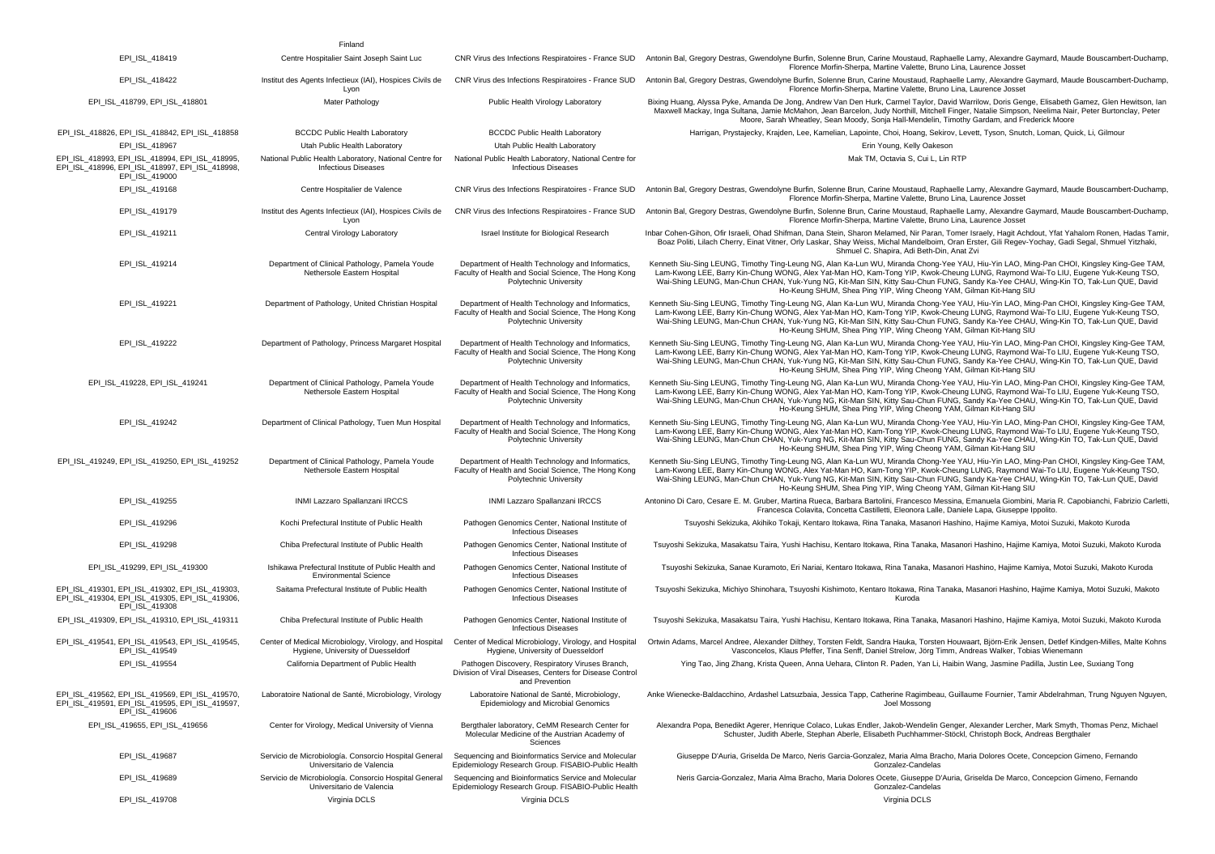| | Finland | | |
|---|---|---|---|
| EPI_ISL_418419 | Centre Hospitalier Saint Joseph Saint Luc | CNR Virus des Infections Respiratoires - France SUD | Antonin Bal, Gregory Destras, Gwendolyne Burfin, Solenne Brun, Carine Moustaud, Raphaelle Lamy, Alexandre Gaymard, Maude Bouscambert-Duchamp, Florence Morfin-Sherpa, Martine Valette, Bruno Lina, Laurence Josset |
| EPI_ISL_418422 | Institut des Agents Infectieux (IAI), Hospices Civils de Lyon | CNR Virus des Infections Respiratoires - France SUD | Antonin Bal, Gregory Destras, Gwendolyne Burfin, Solenne Brun, Carine Moustaud, Raphaelle Lamy, Alexandre Gaymard, Maude Bouscambert-Duchamp, Florence Morfin-Sherpa, Martine Valette, Bruno Lina, Laurence Josset |
| EPI_ISL_418799, EPI_ISL_418801 | Mater Pathology | Public Health Virology Laboratory | Bixing Huang, Alyssa Pyke, Amanda De Jong, Andrew Van Den Hurk, Carmel Taylor, David Warrilow, Doris Genge, Elisabeth Gamez, Glen Hewitson, Ian Maxwell Mackay, Inga Sultana, Jamie McMahon, Jean Barcelon, Judy Northill, Mitchell Finger, Natalie Simpson, Neelima Nair, Peter Burtonclay, Peter Moore, Sarah Wheatley, Sean Moody, Sonja Hall-Mendelin, Timothy Gardam, and Frederick Moore |
| EPI_ISL_418826, EPI_ISL_418842, EPI_ISL_418858 | BCCDC Public Health Laboratory | BCCDC Public Health Laboratory | Harrigan, Prystajecky, Krajden, Lee, Kamelian, Lapointe, Choi, Hoang, Sekirov, Levett, Tyson, Snutch, Loman, Quick, Li, Gilmour |
| EPI_ISL_418967 | Utah Public Health Laboratory | Utah Public Health Laboratory | Erin Young, Kelly Oakeson |
| EPI_ISL_418993, EPI_ISL_418994, EPI_ISL_418995, EPI_ISL_418996, EPI_ISL_418997, EPI_ISL_418998, EPI_ISL_419000 | National Public Health Laboratory, National Centre for Infectious Diseases | National Public Health Laboratory, National Centre for Infectious Diseases | Mak TM, Octavia S, Cui L, Lin RTP |
| EPI_ISL_419168 | Centre Hospitalier de Valence | CNR Virus des Infections Respiratoires - France SUD | Antonin Bal, Gregory Destras, Gwendolyne Burfin, Solenne Brun, Carine Moustaud, Raphaelle Lamy, Alexandre Gaymard, Maude Bouscambert-Duchamp, Florence Morfin-Sherpa, Martine Valette, Bruno Lina, Laurence Josset |
| EPI_ISL_419179 | Institut des Agents Infectieux (IAI), Hospices Civils de Lyon | CNR Virus des Infections Respiratoires - France SUD | Antonin Bal, Gregory Destras, Gwendolyne Burfin, Solenne Brun, Carine Moustaud, Raphaelle Lamy, Alexandre Gaymard, Maude Bouscambert-Duchamp, Florence Morfin-Sherpa, Martine Valette, Bruno Lina, Laurence Josset |
| EPI_ISL_419211 | Central Virology Laboratory | Israel Institute for Biological Research | Inbar Cohen-Gihon, Ofir Israeli, Ohad Shifman, Dana Stein, Sharon Melamed, Nir Paran, Tomer Israely, Hagit Achdout, Yfat Yahalom Ronen, Hadas Tamir, Boaz Politi, Lilach Cherry, Einat Vitner, Orly Laskar, Shay Weiss, Michal Mandelboim, Oran Erster, Gili Regev-Yochay, Gadi Segal, Shmuel Yitzhaki, Shmuel C. Shapira, Adi Beth-Din, Anat Zvi |
| EPI_ISL_419214 | Department of Clinical Pathology, Pamela Youde Nethersole Eastern Hospital | Department of Health Technology and Informatics, Faculty of Health and Social Science, The Hong Kong Polytechnic University | Kenneth Siu-Sing LEUNG, Timothy Ting-Leung NG, Alan Ka-Lun WU, Miranda Chong-Yee YAU, Hiu-Yin LAO, Ming-Pan CHOI, Kingsley King-Gee TAM, Lam-Kwong LEE, Barry Kin-Chung WONG, Alex Yat-Man HO, Kam-Tong YIP, Kwok-Cheung LUNG, Raymond Wai-To LIU, Eugene Yuk-Keung TSO, Wai-Shing LEUNG, Man-Chun CHAN, Yuk-Yung NG, Kit-Man SIN, Kitty Sau-Chun FUNG, Sandy Ka-Yee CHAU, Wing-Kin TO, Tak-Lun QUE, David Ho-Keung SHUM, Shea Ping YIP, Wing Cheong YAM, Gilman Kit-Hang SIU |
| EPI_ISL_419221 | Department of Pathology, United Christian Hospital | Department of Health Technology and Informatics, Faculty of Health and Social Science, The Hong Kong Polytechnic University | Kenneth Siu-Sing LEUNG, Timothy Ting-Leung NG, Alan Ka-Lun WU, Miranda Chong-Yee YAU, Hiu-Yin LAO, Ming-Pan CHOI, Kingsley King-Gee TAM, Lam-Kwong LEE, Barry Kin-Chung WONG, Alex Yat-Man HO, Kam-Tong YIP, Kwok-Cheung LUNG, Raymond Wai-To LIU, Eugene Yuk-Keung TSO, Wai-Shing LEUNG, Man-Chun CHAN, Yuk-Yung NG, Kit-Man SIN, Kitty Sau-Chun FUNG, Sandy Ka-Yee CHAU, Wing-Kin TO, Tak-Lun QUE, David Ho-Keung SHUM, Shea Ping YIP, Wing Cheong YAM, Gilman Kit-Hang SIU |
| EPI_ISL_419222 | Department of Pathology, Princess Margaret Hospital | Department of Health Technology and Informatics, Faculty of Health and Social Science, The Hong Kong Polytechnic University | Kenneth Siu-Sing LEUNG, Timothy Ting-Leung NG, Alan Ka-Lun WU, Miranda Chong-Yee YAU, Hiu-Yin LAO, Ming-Pan CHOI, Kingsley King-Gee TAM, Lam-Kwong LEE, Barry Kin-Chung WONG, Alex Yat-Man HO, Kam-Tong YIP, Kwok-Cheung LUNG, Raymond Wai-To LIU, Eugene Yuk-Keung TSO, Wai-Shing LEUNG, Man-Chun CHAN, Yuk-Yung NG, Kit-Man SIN, Kitty Sau-Chun FUNG, Sandy Ka-Yee CHAU, Wing-Kin TO, Tak-Lun QUE, David Ho-Keung SHUM, Shea Ping YIP, Wing Cheong YAM, Gilman Kit-Hang SIU |
| EPI_ISL_419228, EPI_ISL_419241 | Department of Clinical Pathology, Pamela Youde Nethersole Eastern Hospital | Department of Health Technology and Informatics, Faculty of Health and Social Science, The Hong Kong Polytechnic University | Kenneth Siu-Sing LEUNG, Timothy Ting-Leung NG, Alan Ka-Lun WU, Miranda Chong-Yee YAU, Hiu-Yin LAO, Ming-Pan CHOI, Kingsley King-Gee TAM, Lam-Kwong LEE, Barry Kin-Chung WONG, Alex Yat-Man HO, Kam-Tong YIP, Kwok-Cheung LUNG, Raymond Wai-To LIU, Eugene Yuk-Keung TSO, Wai-Shing LEUNG, Man-Chun CHAN, Yuk-Yung NG, Kit-Man SIN, Kitty Sau-Chun FUNG, Sandy Ka-Yee CHAU, Wing-Kin TO, Tak-Lun QUE, David Ho-Keung SHUM, Shea Ping YIP, Wing Cheong YAM, Gilman Kit-Hang SIU |
| EPI_ISL_419242 | Department of Clinical Pathology, Tuen Mun Hospital | Department of Health Technology and Informatics, Faculty of Health and Social Science, The Hong Kong Polytechnic University | Kenneth Siu-Sing LEUNG, Timothy Ting-Leung NG, Alan Ka-Lun WU, Miranda Chong-Yee YAU, Hiu-Yin LAO, Ming-Pan CHOI, Kingsley King-Gee TAM, Lam-Kwong LEE, Barry Kin-Chung WONG, Alex Yat-Man HO, Kam-Tong YIP, Kwok-Cheung LUNG, Raymond Wai-To LIU, Eugene Yuk-Keung TSO, Wai-Shing LEUNG, Man-Chun CHAN, Yuk-Yung NG, Kit-Man SIN, Kitty Sau-Chun FUNG, Sandy Ka-Yee CHAU, Wing-Kin TO, Tak-Lun QUE, David Ho-Keung SHUM, Shea Ping YIP, Wing Cheong YAM, Gilman Kit-Hang SIU |
| EPI_ISL_419249, EPI_ISL_419250, EPI_ISL_419252 | Department of Clinical Pathology, Pamela Youde Nethersole Eastern Hospital | Department of Health Technology and Informatics, Faculty of Health and Social Science, The Hong Kong Polytechnic University | Kenneth Siu-Sing LEUNG, Timothy Ting-Leung NG, Alan Ka-Lun WU, Miranda Chong-Yee YAU, Hiu-Yin LAO, Ming-Pan CHOI, Kingsley King-Gee TAM, Lam-Kwong LEE, Barry Kin-Chung WONG, Alex Yat-Man HO, Kam-Tong YIP, Kwok-Cheung LUNG, Raymond Wai-To LIU, Eugene Yuk-Keung TSO, Wai-Shing LEUNG, Man-Chun CHAN, Yuk-Yung NG, Kit-Man SIN, Kitty Sau-Chun FUNG, Sandy Ka-Yee CHAU, Wing-Kin TO, Tak-Lun QUE, David Ho-Keung SHUM, Shea Ping YIP, Wing Cheong YAM, Gilman Kit-Hang SIU |
| EPI_ISL_419255 | INMI Lazzaro Spallanzani IRCCS | INMI Lazzaro Spallanzani IRCCS | Antonino Di Caro, Cesare E. M. Gruber, Martina Rueca, Barbara Bartolini, Francesco Messina, Emanuela Giombini, Maria R. Capobianchi, Fabrizio Carletti, Francesca Colavita, Concetta Castilletti, Eleonora Lalle, Daniele Lapa, Giuseppe Ippolito. |
| EPI_ISL_419296 | Kochi Prefectural Institute of Public Health | Pathogen Genomics Center, National Institute of Infectious Diseases | Tsuyoshi Sekizuka, Akihiko Tokaji, Kentaro Itokawa, Rina Tanaka, Masanori Hashino, Hajime Kamiya, Motoi Suzuki, Makoto Kuroda |
| EPI_ISL_419298 | Chiba Prefectural Institute of Public Health | Pathogen Genomics Center, National Institute of Infectious Diseases | Tsuyoshi Sekizuka, Masakatsu Taira, Yushi Hachisu, Kentaro Itokawa, Rina Tanaka, Masanori Hashino, Hajime Kamiya, Motoi Suzuki, Makoto Kuroda |
| EPI_ISL_419299, EPI_ISL_419300 | Ishikawa Prefectural Institute of Public Health and Environmental Science | Pathogen Genomics Center, National Institute of Infectious Diseases | Tsuyoshi Sekizuka, Sanae Kuramoto, Eri Nariai, Kentaro Itokawa, Rina Tanaka, Masanori Hashino, Hajime Kamiya, Motoi Suzuki, Makoto Kuroda |
| EPI_ISL_419301, EPI_ISL_419302, EPI_ISL_419303, EPI_ISL_419304, EPI_ISL_419305, EPI_ISL_419306, EPI_ISL_419308 | Saitama Prefectural Institute of Public Health | Pathogen Genomics Center, National Institute of Infectious Diseases | Tsuyoshi Sekizuka, Michiyo Shinohara, Tsuyoshi Kishimoto, Kentaro Itokawa, Rina Tanaka, Masanori Hashino, Hajime Kamiya, Motoi Suzuki, Makoto Kuroda |
| EPI_ISL_419309, EPI_ISL_419310, EPI_ISL_419311 | Chiba Prefectural Institute of Public Health | Pathogen Genomics Center, National Institute of Infectious Diseases | Tsuyoshi Sekizuka, Masakatsu Taira, Yushi Hachisu, Kentaro Itokawa, Rina Tanaka, Masanori Hashino, Hajime Kamiya, Motoi Suzuki, Makoto Kuroda |
| EPI_ISL_419541, EPI_ISL_419543, EPI_ISL_419545, EPI_ISL_419549 | Center of Medical Microbiology, Virology, and Hospital Hygiene, University of Duesseldorf | Center of Medical Microbiology, Virology, and Hospital Hygiene, University of Duesseldorf | Ortwin Adams, Marcel Andree, Alexander Dilthey, Torsten Feldt, Sandra Hauka, Torsten Houwaart, Björn-Erik Jensen, Detlef Kindgen-Milles, Malte Kohns Vasconcelos, Klaus Pfeffer, Tina Senff, Daniel Strelow, Jörg Timm, Andreas Walker, Tobias Wienemann |
| EPI_ISL_419554 | California Department of Public Health | Pathogen Discovery, Respiratory Viruses Branch, Division of Viral Diseases, Centers for Disease Control and Prevention | Ying Tao, Jing Zhang, Krista Queen, Anna Uehara, Clinton R. Paden, Yan Li, Haibin Wang, Jasmine Padilla, Justin Lee, Suxiang Tong |
| EPI_ISL_419562, EPI_ISL_419569, EPI_ISL_419570, EPI_ISL_419591, EPI_ISL_419595, EPI_ISL_419597, EPI_ISL_419606 | Laboratoire National de Santé, Microbiology, Virology | Laboratoire National de Santé, Microbiology, Epidemiology and Microbial Genomics | Anke Wienecke-Baldacchino, Ardashel Latsuzbaia, Jessica Tapp, Catherine Ragimbeau, Guillaume Fournier, Tamir Abdelrahman, Trung Nguyen Nguyen, Joel Mossong |
| EPI_ISL_419655, EPI_ISL_419656 | Center for Virology, Medical University of Vienna | Bergthaler laboratory, CeMM Research Center for Molecular Medicine of the Austrian Academy of Sciences | Alexandra Popa, Benedikt Agerer, Henrique Colaco, Lukas Endler, Jakob-Wendelin Genger, Alexander Lercher, Mark Smyth, Thomas Penz, Michael Schuster, Judith Aberle, Stephan Aberle, Elisabeth Puchhammer-Stöckl, Christoph Bock, Andreas Bergthaler |
| EPI_ISL_419687 | Servicio de Microbiología. Consorcio Hospital General Universitario de Valencia | Sequencing and Bioinformatics Service and Molecular Epidemiology Research Group. FISABIO-Public Health | Giuseppe D'Auria, Griselda De Marco, Neris Garcia-Gonzalez, Maria Alma Bracho, Maria Dolores Ocete, Concepcion Gimeno, Fernando Gonzalez-Candelas |
| EPI_ISL_419689 | Servicio de Microbiología. Consorcio Hospital General Universitario de Valencia | Sequencing and Bioinformatics Service and Molecular Epidemiology Research Group. FISABIO-Public Health | Neris Garcia-Gonzalez, Maria Alma Bracho, Maria Dolores Ocete, Giuseppe D'Auria, Griselda De Marco, Concepcion Gimeno, Fernando Gonzalez-Candelas |
| EPI_ISL_419708 | Virginia DCLS | Virginia DCLS | Virginia DCLS |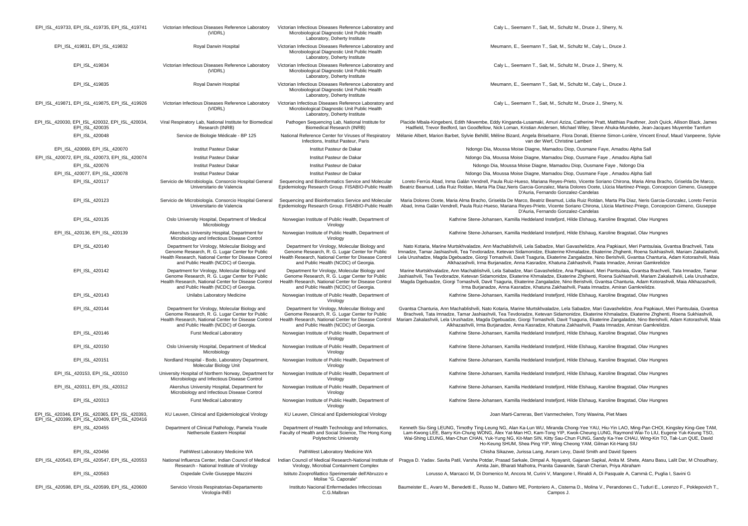| | | | |
|---|---|---|---|
| EPI_ISL_419733, EPI_ISL_419735, EPI_ISL_419741 | Victorian Infectious Diseases Reference Laboratory (VIDRL) | Victorian Infectious Diseases Reference Laboratory and Microbiological Diagnostic Unit Public Health Laboratory, Doherty Institute | Caly L., Seemann T., Sait, M., Schultz M., Druce J., Sherry, N. |
| EPI_ISL_419831, EPI_ISL_419832 | Royal Darwin Hospital | Victorian Infectious Diseases Reference Laboratory and Microbiological Diagnostic Unit Public Health Laboratory, Doherty Institute | Meumann, E., Seemann T., Sait, M., Schultz M., Caly L., Druce J. |
| EPI_ISL_419834 | Victorian Infectious Diseases Reference Laboratory (VIDRL) | Victorian Infectious Diseases Reference Laboratory and Microbiological Diagnostic Unit Public Health Laboratory, Doherty Institute | Caly L., Seemann T., Sait, M., Schultz M., Druce J., Sherry, N. |
| EPI_ISL_419835 | Royal Darwin Hospital | Victorian Infectious Diseases Reference Laboratory and Microbiological Diagnostic Unit Public Health Laboratory, Doherty Institute | Meumann, E., Seemann T., Sait, M., Schultz M., Caly L., Druce J. |
| EPI_ISL_419871, EPI_ISL_419875, EPI_ISL_419926 | Victorian Infectious Diseases Reference Laboratory (VIDRL) | Victorian Infectious Diseases Reference Laboratory and Microbiological Diagnostic Unit Public Health Laboratory, Doherty Institute | Caly L., Seemann T., Sait, M., Schultz M., Druce J., Sherry, N. |
| EPI_ISL_420030, EPI_ISL_420032, EPI_ISL_420034, EPI_ISL_420035 | Viral Respiratory Lab, National Institute for Biomedical Research (INRB) | Pathogen Sequencing Lab, National Institute for Biomedical Research (INRB) | Placide Mbala-Kingebeni, Edith Nkwembe, Eddy Kinganda-Lusamaki, Amuri Aziza, Catherine Pratt, Matthias Pauthner, Josh Quick, Allison Black, James Hadfield, Trevor Bedford, Ian Goodfellow, Nick Loman, Kristian Andersen, Michael Wiley, Steve Ahuka-Mundeke, Jean-Jacques Muyembe Tamfum |
| EPI_ISL_420048 | Service de Biologie Médicale - BP 125 | National Reference Center for Viruses of Respiratory Infections, Institut Pasteur, Paris | Mélanie Albert, Marion Barbet, Sylvie Behillil, Méline Bizard, Angela Brisebarre, Flora Donati, Etienne Simon-Lorière, Vincent Enouf, Maud Vanpeene, Sylvie van der Werf, Christine Lambert |
| EPI_ISL_420069, EPI_ISL_420070 | Institut Pasteur Dakar | Institut Pasteur de Dakar | Ndongo Dia, Moussa Moise Diagne, Mamadou Diop, Ousmane Faye, Amadou Alpha Sall |
| EPI_ISL_420072, EPI_ISL_420073, EPI_ISL_420074 | Institut Pasteur Dakar | Institut Pasteur de Dakar | Ndongo Dia, Moussa Moise Diagne, Mamadou Diop, Ousmane Faye , Amadou Alpha Sall |
| EPI_ISL_420076 | Institut Pasteur Dakar | Institut Pasteur de Dakar | Ndongo Dia, Moussa Moise Diagne, Mamadou Diop, Ousmane Faye , Ndongo Dia |
| EPI_ISL_420077, EPI_ISL_420078 | Institut Pasteur Dakar | Institut Pasteur de Dakar | Ndongo Dia, Moussa Moise Diagne, Mamadou Diop, Ousmane Faye , Amadou Alpha Sall |
| EPI_ISL_420117 | Servicio de Microbiología. Consorcio Hospital General Universitario de Valencia | Sequencing and Bioinformatics Service and Molecular Epidemiology Research Group. FISABIO-Public Health | Loreto Ferrús Abad, Inma Galán Vendrell, Paula Ruiz-Hueso, Mariana Reyes-Prieto, Vicente Soriano Chirona, Maria Alma Bracho, Griselda De Marco, Beatriz Beamud, Lidia Ruiz Roldan, Marta Pla Diaz,Neris Garcia-Gonzalez, Maria Dolores Ocete, Llúcia Martínez-Priego, Concepcion Gimeno, Giuseppe D'Auria, Fernando Gonzalez-Candelas |
| EPI_ISL_420123 | Servicio de Microbiología. Consorcio Hospital General Universitario de Valencia | Sequencing and Bioinformatics Service and Molecular Epidemiology Research Group. FISABIO-Public Health | Maria Dolores Ocete, Maria Alma Bracho, Griselda De Marco, Beatriz Beamud, Lidia Ruiz Roldan, Marta Pla Diaz, Neris Garcia-Gonzalez, Loreto Ferrús Abad, Inma Galán Vendrell, Paula Ruiz-Hueso, Mariana Reyes-Prieto, Vicente Soriano Chirona, Llúcia Martínez-Priego, Concepcion Gimeno, Giuseppe D'Auria, Fernando Gonzalez-Candelas |
| EPI_ISL_420135 | Oslo University Hospital, Department of Medical Microbiology | Norwegian Institute of Public Health, Department of Virology | Kathrine Stene-Johansen, Kamilla Heddeland Instefjord, Hilde Elshaug, Karoline Bragstad, Olav Hungnes |
| EPI_ISL_420136, EPI_ISL_420139 | Akershus University Hospital, Department for Microbiology and Infectious Disease Control | Norwegian Institute of Public Health, Department of Virology | Kathrine Stene-Johansen, Kamilla Heddeland Instefjord, Hilde Elshaug, Karoline Bragstad, Olav Hungnes |
| EPI_ISL_420140 | Department for Virology, Molecular Biology and Genome Research, R. G. Lugar Center for Public Health Research, National Center for Disease Control and Public Health (NCDC) of Georgia. | Department for Virology, Molecular Biology and Genome Research, R. G. Lugar Center for Public Health Research, National Center for Disease Control and Public Health (NCDC) of Georgia. | Nato Kotaria, Marine Murtskhvaladze, Ann Machablishvili, Lela Sabadze, Mari Gavashelidze, Ana Papkiauri, Meri Pantsulaia, Gvantsa Brachveli, Tata Imnadze, Tamar Jashiashvili, Tea Tevdoradze, Ketevan Sidamonidze, Ekaterine Khmaladze, Ekaterine Zhghenti, Roena Sukhiashvili, Mariam Zakalashvili, Lela Urushadze, Magda Dgebuadze, Giorgi Tomashvili, Davit Tsaguria, Ekaterine Zangaladze, Nino Berishvili, Gvantsa Chanturia, Adam Kotorashvili, Maia Alkhazashvili, Irma Burjanadze, Anna Kasradze, Khatuna Zakhashvili, Paata Imnadze, Amiran Gamkrelidze |
| EPI_ISL_420142 | Department for Virology, Molecular Biology and Genome Research, R. G. Lugar Center for Public Health Research, National Center for Disease Control and Public Health (NCDC) of Georgia. | Department for Virology, Molecular Biology and Genome Research, R. G. Lugar Center for Public Health Research, National Center for Disease Control and Public Health (NCDC) of Georgia. | Marine Murtskhvaladze, Ann Machablishvili, Lela Sabadze, Mari Gavashelidze, Ana Papkiauri, Meri Pantsulaia, Gvantsa Brachveli, Tata Imnadze, Tamar Jashiashvili, Tea Tevdoradze, Ketevan Sidamonidze, Ekaterine Khmaladze, Ekaterine Zhghenti, Roena Sukhiashvili, Mariam Zakalashvili, Lela Urushadze, Magda Dgebuadze, Giorgi Tomashvili, Davit Tsaguria, Ekaterine Zangaladze, Nino Berishvili, Gvantsa Chanturia, Adam Kotorashvili, Maia Alkhazashvili, Irma Burjanadze, Anna Kasradze, Khatuna Zakhashvili, Paata Imnadze, Amiran Gamkrelidze. |
| EPI_ISL_420143 | Unilabs Laboratory Medicine | Norwegian Institute of Public Health, Department of Virology | Kathrine Stene-Johansen, Kamilla Heddeland Instefjord, Hilde Elshaug, Karoline Bragstad, Olav Hungnes |
| EPI_ISL_420144 | Department for Virology, Molecular Biology and Genome Research, R. G. Lugar Center for Public Health Research, National Center for Disease Control and Public Health (NCDC) of Georgia. | Department for Virology, Molecular Biology and Genome Research, R. G. Lugar Center for Public Health Research, National Center for Disease Control and Public Health (NCDC) of Georgia. | Gvantsa Chanturia, Ann Machablishvili, Nato Kotaria, Marine Murtskhvaladze, Lela Sabadze, Mari Gavashelidze, Ana Papkiauri, Meri Pantsulaia, Gvantsa Brachveli, Tata Imnadze, Tamar Jashiashvili, Tea Tevdoradze, Ketevan Sidamonidze, Ekaterine Khmaladze, Ekaterine Zhghenti, Roena Sukhiashvili, Mariam Zakalashvili, Lela Urushadze, Magda Dgebuadze, Giorgi Tomashvili, Davit Tsaguria, Ekaterine Zangaladze, Nino Berishvili, Adam Kotorashvili, Maia Alkhazashvili, Irma Burjanadze, Anna Kasradze, Khatuna Zakhashvili, Paata Imnadze, Amiran Gamkrelidze. |
| EPI_ISL_420146 | Furst Medical Laboratory | Norwegian Institute of Public Health, Department of Virology | Kathrine Stene-Johansen, Kamilla Heddeland Instefjord, Hilde Elshaug, Karoline Bragstad, Olav Hungnes |
| EPI_ISL_420150 | Oslo University Hospital, Department of Medical Microbiology | Norwegian Institute of Public Health, Department of Virology | Kathrine Stene-Johansen, Kamilla Heddeland Instefjord, Hilde Elshaug, Karoline Bragstad, Olav Hungnes |
| EPI_ISL_420151 | Nordland Hospital - Bodo, Laboratory Department, Molecular Biology Unit | Norwegian Institute of Public Health, Department of Virology | Kathrine Stene-Johansen, Kamilla Heddeland Instefjord, Hilde Elshaug, Karoline Bragstad, Olav Hungnes |
| EPI_ISL_420153, EPI_ISL_420310 | University Hospital of Northern Norway, Department for Microbiology and Infectious Disease Control | Norwegian Institute of Public Health, Department of Virology | Kathrine Stene-Johansen, Kamilla Heddeland Instefjord, Hilde Elshaug, Karoline Bragstad, Olav Hungnes |
| EPI_ISL_420311, EPI_ISL_420312 | Akershus University Hospital, Department for Microbiology and Infectious Disease Control | Norwegian Institute of Public Health, Department of Virology | Kathrine Stene-Johansen, Kamilla Heddeland Instefjord, Hilde Elshaug, Karoline Bragstad, Olav Hungnes |
| EPI_ISL_420313 | Furst Medical Laboratory | Norwegian Institute of Public Health, Department of Virology | Kathrine Stene-Johansen, Kamilla Heddeland Instefjord, Hilde Elshaug, Karoline Bragstad, Olav Hungnes |
| EPI_ISL_420346, EPI_ISL_420365, EPI_ISL_420393, EPI_ISL_420399, EPI_ISL_420409, EPI_ISL_420416 | KU Leuven, Clinical and Epidemiological Virology | KU Leuven, Clinical and Epidemiological Virology | Joan Marti-Carreras, Bert Vanmechelen, Tony Wawina, Piet Maes |
| EPI_ISL_420455 | Department of Clinical Pathology, Pamela Youde Nethersole Eastern Hospital | Department of Health Technology and Informatics, Faculty of Health and Social Science, The Hong Kong Polytechnic University | Kenneth Siu-Sing LEUNG, Timothy Ting-Leung NG, Alan Ka-Lun WU, Miranda Chong-Yee YAU, Hiu-Yin LAO, Ming-Pan CHOI, Kingsley King-Gee TAM, Lam-Kwong LEE, Barry Kin-Chung WONG, Alex Yat-Man HO, Kam-Tong YIP, Kwok-Cheung LUNG, Raymond Wai-To LIU, Eugene Yuk-Keung TSO, Wai-Shing LEUNG, Man-Chun CHAN, Yuk-Yung NG, Kit-Man SIN, Kitty Sau-Chun FUNG, Sandy Ka-Yee CHAU, Wing-Kin TO, Tak-Lun QUE, David Ho-Keung SHUM, Shea Ping YIP, Wing Cheong YAM, Gilman Kit-Hang SIU |
| EPI_ISL_420456 | PathWest Laboratory Medicine WA | PathWest Laboratory Medicine WA | Chisha Sikazwe, Jurissa Lang, Avram Levy, David Smith and David Speers |
| EPI_ISL_420543, EPI_ISL_420547, EPI_ISL_420553 | National Influenza Center, Indian Council of Medical Research - National Institute of Virology | Indian Council of Medical Research-National Institute of Virology, Microbial Containment Complex | Pragya D. Yadav. Savita Patil, Varsha Potdar, Prasad Sarkale, Dimpal A. Nyayanit, Gajanan Sapkal, Anita M. Shete, Atanu Basu, Lalit Dar, M Choudhary, Amita Jain, Bharati Malhotra, Pranita Gawande, Sarah Cherian, Priya Abraham |
| EPI_ISL_420563 | Ospedale Civile Giuseppe Mazzini | Istituto Zooprofilattico Sperimentale dell'Abruzzo e Molise "G. Caporale" | Lorusso A, Marcacci M, Di Domenico M, Ancora M, Curini V, Mangone I, Rinaldi A, Di Pasquale A, Cammà C, Puglia I, Savini G |
| EPI_ISL_420598, EPI_ISL_420599, EPI_ISL_420600 | Servicio Virosis Respiratorias-Departamento Virología-INEI | Instituto Nacional Enfermedades Infecciosas C.G.Malbran | Baumeister E., Avaro M., Benedetti E., Russo M., Dattero ME, Pontoriero A., Cisterna D., Molina V., Perandones C., Tuduri E., Lorenzo F., Poklepovich T., Campos J. |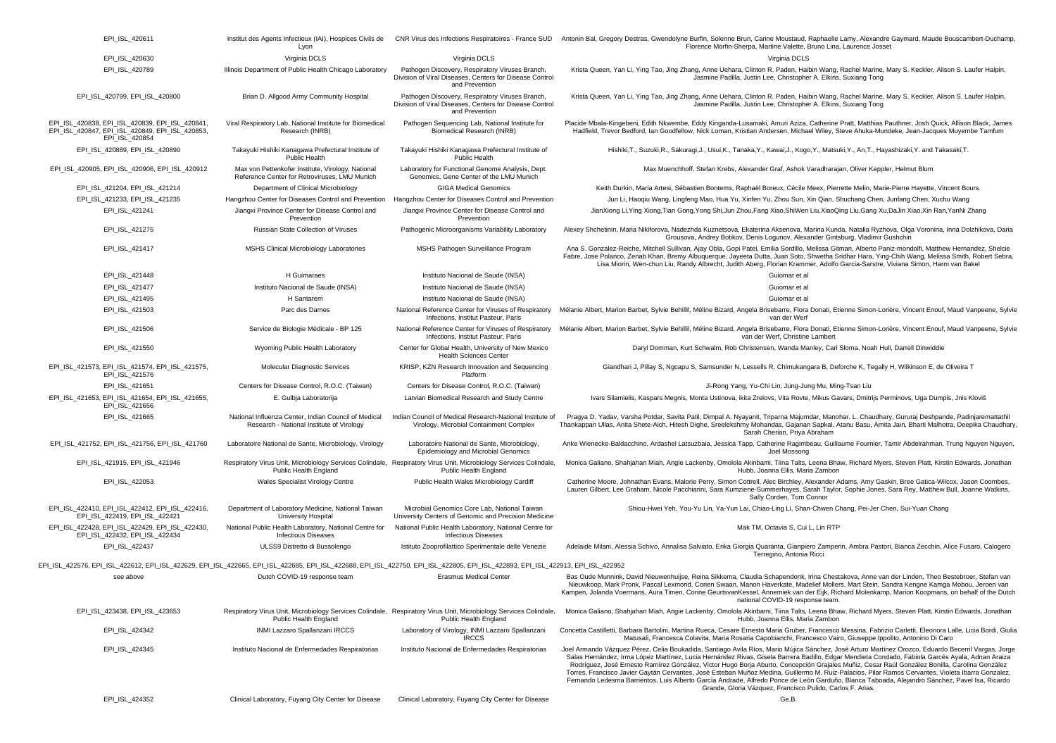| | | | |
|---|---|---|---|
| EPI_ISL_420611 | Institut des Agents Infectieux (IAI), Hospices Civils de Lyon | CNR Virus des Infections Respiratoires - France SUD | Antonin Bal, Gregory Destras, Gwendolyne Burfin, Solenne Brun, Carine Moustaud, Raphaelle Lamy, Alexandre Gaymard, Maude Bouscambert-Duchamp, Florence Morfin-Sherpa, Martine Valette, Bruno Lina, Laurence Josset |
| EPI_ISL_420630 | Virginia DCLS | Virginia DCLS | Virginia DCLS |
| EPI_ISL_420789 | Illinois Department of Public Health Chicago Laboratory | Pathogen Discovery, Respiratory Viruses Branch, Division of Viral Diseases, Centers for Disease Control and Prevention | Krista Queen, Yan Li, Ying Tao, Jing Zhang, Anne Uehara, Clinton R. Paden, Haibin Wang, Rachel Marine, Mary S. Keckler, Alison S. Laufer Halpin, Jasmine Padilla, Justin Lee, Christopher A. Elkins, Suxiang Tong |
| EPI_ISL_420799, EPI_ISL_420800 | Brian D. Allgood Army Community Hospital | Pathogen Discovery, Respiratory Viruses Branch, Division of Viral Diseases, Centers for Disease Control and Prevention | Krista Queen, Yan Li, Ying Tao, Jing Zhang, Anne Uehara, Clinton R. Paden, Haibin Wang, Rachel Marine, Mary S. Keckler, Alison S. Laufer Halpin, Jasmine Padilla, Justin Lee, Christopher A. Elkins, Suxiang Tong |
| EPI_ISL_420838, EPI_ISL_420839, EPI_ISL_420841, EPI_ISL_420847, EPI_ISL_420849, EPI_ISL_420853, EPI_ISL_420854 | Viral Respiratory Lab, National Institute for Biomedical Research (INRB) | Pathogen Sequencing Lab, National Institute for Biomedical Research (INRB) | Placide Mbala-Kingebeni, Edith Nkwembe, Eddy Kinganda-Lusamaki, Amuri Aziza, Catherine Pratt, Matthias Pauthner, Josh Quick, Allison Black, James Hadfield, Trevor Bedford, Ian Goodfellow, Nick Loman, Kristian Andersen, Michael Wiley, Steve Ahuka-Mundeke, Jean-Jacques Muyembe Tamfum |
| EPI_ISL_420889, EPI_ISL_420890 | Takayuki Hishiki Kanagawa Prefectural Institute of Public Health | Takayuki Hishiki Kanagawa Prefectural Institute of Public Health | Hishiki,T., Suzuki,R., Sakuragi,J., Usui,K., Tanaka,Y., Kawai,J., Kogo,Y., Matsuki,Y., An,T., Hayashizaki,Y. and Takasaki,T. |
| EPI_ISL_420905, EPI_ISL_420906, EPI_ISL_420912 | Max von Pettenkofer Institute, Virology, National Reference Center for Retroviruses, LMU Munich | Laboratory for Functional Genome Analysis, Dept. Genomics, Gene Center of the LMU Munich | Max Muenchhoff, Stefan Krebs, Alexander Graf, Ashok Varadharajan, Oliver Keppler, Helmut Blum |
| EPI_ISL_421204, EPI_ISL_421214 | Department of Clinical Microbiology | GIGA Medical Genomics | Keith Durkin, Maria Artesi, Sébastien Bontems, Raphaël Boreux, Cécile Meex, Pierrette Melin, Marie-Pierre Hayette, Vincent Bours. |
| EPI_ISL_421233, EPI_ISL_421235 | Hangzhou Center for Diseases Control and Prevention | Hangzhou Center for Diseases Control and Prevention | Jun Li, Haoqiu Wang, Lingfeng Mao, Hua Yu, Xinfen Yu, Zhou Sun, Xin Qian, Shuchang Chen, Junfang Chen, Xuchu Wang |
| EPI_ISL_421241 | Jiangxi Province Center for Disease Control and Prevention | Jiangxi Province Center for Disease Control and Prevention | JianXiong Li,Ying Xiong,Tian Gong,Yong Shi,Jun Zhou,Fang Xiao,ShiWen Liu,XiaoQing Liu,Gang Xu,DaJin Xiao,Xin Ran,YanNi Zhang |
| EPI_ISL_421275 | Russian State Collection of Viruses | Pathogenic Microorganisms Variability Laboratory | Alexey Shchetinin, Maria Nikiforova, Nadezhda Kuznetsova, Ekaterina Aksenova, Marina Kunda, Natalia Ryzhova, Olga Voronina, Inna Dolzhikova, Daria Grousova, Andrey Botikov, Denis Logunov, Alexander Gintsburg, Vladimir Gushchin |
| EPI_ISL_421417 | MSHS Clinical Microbiology Laboratories | MSHS Pathogen Surveillance Program | Ana S. Gonzalez-Reiche, Mitchell Sullivan, Ajay Obla, Gopi Patel, Emilia Sordillo, Melissa Gitman, Alberto Paniz-mondolfi, Matthew Hernandez, Shelcie Fabre, Jose Polanco, Zenab Khan, Bremy Albuquerque, Jayeeta Dutta, Juan Soto, Shwetha Sridhar Hara, Ying-Chih Wang, Melissa Smith, Robert Sebra, Lisa Miorin, Wen-chun Liu, Randy Albrecht, Judith Aberg, Florian Krammer, Adolfo Garcia-Sarstre, Viviana Simon, Harm van Bakel |
| EPI_ISL_421448 | H Guimaraes | Instituto Nacional de Saude (INSA) | Guiomar et al |
| EPI_ISL_421477 | Instituto Nacional de Saude (INSA) | Instituto Nacional de Saude (INSA) | Guiomar et al |
| EPI_ISL_421495 | H Santarem | Instituto Nacional de Saude (INSA) | Guiomar et al |
| EPI_ISL_421503 | Parc des Dames | National Reference Center for Viruses of Respiratory Infections, Institut Pasteur, Paris | Mélanie Albert, Marion Barbet, Sylvie Behillil, Méline Bizard, Angela Brisebarre, Flora Donati, Etienne Simon-Lorière, Vincent Enouf, Maud Vanpeene, Sylvie van der Werf |
| EPI_ISL_421506 | Service de Biologie Médicale - BP 125 | National Reference Center for Viruses of Respiratory Infections, Institut Pasteur, Paris | Mélanie Albert, Marion Barbet, Sylvie Behillil, Méline Bizard, Angela Brisebarre, Flora Donati, Etienne Simon-Lorière, Vincent Enouf, Maud Vanpeene, Sylvie van der Werf, Christine Lambert |
| EPI_ISL_421550 | Wyoming Public Health Laboratory | Center for Global Health, University of New Mexico Health Sciences Center | Daryl Domman, Kurt Schwalm, Rob Christensen, Wanda Manley, Cari Sloma, Noah Hull, Darrell Dinwiddie |
| EPI_ISL_421573, EPI_ISL_421574, EPI_ISL_421575, EPI_ISL_421576 | Molecular Diagnostic Services | KRISP, KZN Research Innovation and Sequencing Platform | Giandhari J, Pillay S, Ngcapu S, Samsunder N, Lessells R, Chimukangara B, Deforche K, Tegally H, Wilkinson E, de Oliveira T |
| EPI_ISL_421651 | Centers for Disease Control, R.O.C. (Taiwan) | Centers for Disease Control, R.O.C. (Taiwan) | Ji-Rong Yang, Yu-Chi Lin, Jung-Jung Mu, Ming-Tsan Liu |
| EPI_ISL_421653, EPI_ISL_421654, EPI_ISL_421655, EPI_ISL_421656 | E. Gulbja Laboratorija | Latvian Biomedical Research and Study Centre | Ivars Silamielis, Kaspars Megnis, Monta Ustinova, ikita Zrelovs, Vita Rovte, Mikus Gavars, Dmitrijs Perminovs, Uga Dumpis, Jnis Kloviš |
| EPI_ISL_421665 | National Influenza Center, Indian Council of Medical Research - National Institute of Virology | Indian Council of Medical Research-National Institute of Virology, Microbial Containment Complex | Pragya D. Yadav, Varsha Potdar, Savita Patil, Dimpal A. Nyayanit, Triparna Majumdar, Manohar. L. Chaudhary, Gururaj Deshpande, Padinjaremattathil Thankappan Ullas, Anita Shete-Aich, Hitesh Dighe, Sreelekshmy Mohandas, Gajanan Sapkal, Atanu Basu, Amita Jain, Bharti Malhotra, Deepika Chaudhary, Sarah Cherian, Priya Abraham |
| EPI_ISL_421752, EPI_ISL_421756, EPI_ISL_421760 | Laboratoire National de Sante, Microbiology, Virology | Laboratoire National de Sante, Microbiology, Epidemiology and Microbial Genomics | Anke Wienecke-Baldacchino, Ardashel Latsuzbaia, Jessica Tapp, Catherine Ragimbeau, Guillaume Fournier, Tamir Abdelrahman, Trung Nguyen Nguyen, Joel Mossong |
| EPI_ISL_421915, EPI_ISL_421946 | Respiratory Virus Unit, Microbiology Services Colindale, Public Health England | Respiratory Virus Unit, Microbiology Services Colindale, Public Health England | Monica Galiano, Shahjahan Miah, Angie Lackenby, Omolola Akinbami, Tiina Talts, Leena Bhaw, Richard Myers, Steven Platt, Kirstin Edwards, Jonathan Hubb, Joanna Ellis, Maria Zambon |
| EPI_ISL_422053 | Wales Specialist Virology Centre | Public Health Wales Microbiology Cardiff | Catherine Moore, Johnathan Evans, Malorie Perry, Simon Cottrell, Alec Birchley, Alexander Adams, Amy Gaskin, Bree Gatica-Wilcox, Jason Coombes, Lauren Gilbert, Lee Graham, Nicole Pacchiarini, Sara Kumziene-Summerhayes, Sarah Taylor, Sophie Jones, Sara Rey, Matthew Bull, Joanne Watkins, Sally Corden, Tom Connor |
| EPI_ISL_422410, EPI_ISL_422412, EPI_ISL_422416, EPI_ISL_422419, EPI_ISL_422421 | Department of Laboratory Medicine, National Taiwan University Hospital | Microbial Genomics Core Lab, National Taiwan University Centers of Genomic and Precision Medicine | Shiou-Hwei Yeh, You-Yu Lin, Ya-Yun Lai, Chiao-Ling Li, Shan-Chwen Chang, Pei-Jer Chen, Sui-Yuan Chang |
| EPI_ISL_422428, EPI_ISL_422429, EPI_ISL_422430, EPI_ISL_422432, EPI_ISL_422434 | National Public Health Laboratory, National Centre for Infectious Diseases | National Public Health Laboratory, National Centre for Infectious Diseases | Mak TM, Octavia S, Cui L, Lin RTP |
| EPI_ISL_422437 | ULSS9 Distretto di Bussolengo | Istituto Zooprofilattico Sperimentale delle Venezie | Adelaide Milani, Alessia Schivo, Annalisa Salviato, Erika Giorgia Quaranta, Gianpiero Zamperin, Ambra Pastori, Bianca Zecchin, Alice Fusaro, Calogero Terregino, Antonia Ricci |
| EPI_ISL_422576, EPI_ISL_422612, EPI_ISL_422629, EPI_ISL_422665, EPI_ISL_422685, EPI_ISL_422688, EPI_ISL_422750, EPI_ISL_422805, EPI_ISL_422893, EPI_ISL_422913, EPI_ISL_422952 | | | |
| see above | Dutch COVID-19 response team | Erasmus Medical Center | Bas Oude Munnink, David Nieuwenhuijse, Reina Sikkema, Claudia Schapendonk, Irina Chestakova, Anne van der Linden, Theo Bestebroer, Stefan van Nieuwkoop, Mark Pronk, Pascal Lexmond, Corien Swaan, Manon Haverkate, Madelief Mollers, Mart Stein, Sandra Kengne Kamga Mobou, Jeroen van Kampen, Jolanda Voermans, Aura Timen, Corine GeurtsvanKessel, Annemiek van der Eijk, Richard Molenkamp, Marion Koopmans, on behalf of the Dutch national COVID-19 response team. |
| EPI_ISL_423438, EPI_ISL_423653 | Respiratory Virus Unit, Microbiology Services Colindale, Public Health England | Respiratory Virus Unit, Microbiology Services Colindale, Public Health England | Monica Galiano, Shahjahan Miah, Angie Lackenby, Omolola Akinbami, Tiina Talts, Leena Bhaw, Richard Myers, Steven Platt, Kirstin Edwards, Jonathan Hubb, Joanna Ellis, Maria Zambon |
| EPI_ISL_424342 | INMI Lazzaro Spallanzani IRCCS | Laboratory of Virology, INMI Lazzaro Spallanzani IRCCS | Concetta Castilletti, Barbara Bartolini, Martina Rueca, Cesare Ernesto Maria Gruber, Francesco Messina, Fabrizio Carletti, Eleonora Lalle, Licia Bordi, Giulia Matusali, Francesca Colavita, Maria Rosaria Capobianchi, Francesco Vairo, Giuseppe Ippolito, Antonino Di Caro |
| EPI_ISL_424345 | Instituto Nacional de Enfermedades Respiratorias | Instituto Nacional de Enfermedades Respiratorias | Joel Armando Vázquez Pérez, Celia Boukadida, Santiago Avila Ríos, Mario Mújica Sánchez, José Arturo Martínez Orozco, Eduardo Becerril Vargas, Jorge Salas Hernández, Irma López Martínez, Lucia Hernández Rivas, Gisela Barrera Badillo, Edgar Mendieta Condado, Fabiola Garcés Ayala, Adnan Araiza Rodríguez, José Ernesto Ramírez González, Victor Hugo Borja Aburto, Concepción Grajales Muñiz, Cesar Raúl González Bonilla, Carolina González Torres, Francisco Javier Gaytán Cervantes, José Esteban Muñoz Medina, Guillermo M. Ruiz-Palacios, Pilar Ramos Cervantes, Violeta Ibarra Gonzalez, Fernando Ledesma Barrientos, Luis Alberto García Andrade, Alfredo Ponce de León Garduño, Blanca Taboada, Alejandro Sánchez, Pavel Isa, Ricardo Grande, Gloria Vázquez, Francisco Pulido, Carlos F. Arias. |
| EPI_ISL_424352 | Clinical Laboratory, Fuyang City Center for Disease | Clinical Laboratory, Fuyang City Center for Disease | Ge,B. |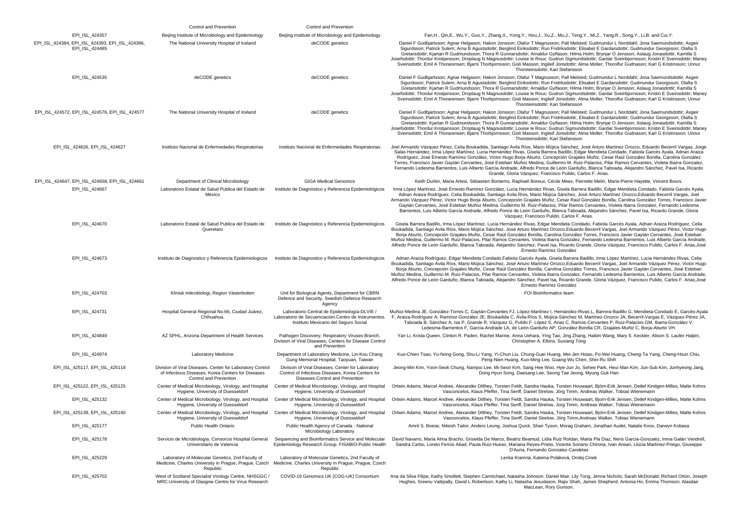| | Control and Prevention | Control and Prevention | |
|---|---|---|---|
| EPI_ISL_424357 | Beijing Institute of Microbiology and Epidemiology | Beijing Institute of Microbiology and Epidemiology | Fan,H., Qin,E., Wu,Y., Guo,Y., Zhang,X., Yong,Y., Hou,J., Xu,Z., Mu,J., Teng,Y., Mi,Z., Yang,R., Song,Y., Li,B. and Cui,Y. |
| EPI_ISL_424384, EPI_ISL_424393, EPI_ISL_424396, EPI_ISL_424485 | The National University Hospital of Iceland | deCODE genetics | Daniel F Gudbjartsson; Agnar Helgason; Hakon Jonsson; Olafur T Magnusson; Pall Melsted; Gudmundur L Norddahl; Jona Saemundsdottir; Asgeir Sigurdsson; Patrick Sulem; Arna B Agustsdottir; Berglind Eiriksdottir; Run Fridriksdottir; Elisabet E Gardarsdottir; Gudmundur Georgsson; Olafia S Gretarsdottir; Kjartan R Gudmundsson; Thora R Gunnarsdottir; Arnaldur Gylfason; Hilma Holm; Brynjar O Jensson; Aslaug Jonasdottir; Kamilla S Josefsdottir; Thordur Kristjansson; Droplaug N Magnusdottir; Louise le Roux; Gudrun Sigmundsdottir; Gardar Sveinbjornsson; Kristin E Sveinsdottir; Maney Sveinsdottir; Emil A Thorarensen; Bjarni Thorbjornsson; Gisli Masson; Ingileif Jonsdottir; Alma Moller; Thorolfur Gudnason; Karl G Kristinsson; Unnur Thorsteinsdottir; Kari Stefansson |
| EPI_ISL_424535 | deCODE genetics | deCODE genetics | Daniel F Gudbjartsson; Agnar Helgason; Hakon Jonsson; Olafur T Magnusson; Pall Melsted; Gudmundur L Norddahl; Jona Saemundsdottir; Asgeir Sigurdsson; Patrick Sulem; Arna B Agustsdottir; Berglind Eiriksdottir; Run Fridriksdottir; Elisabet E Gardarsdottir; Gudmundur Georgsson; Olafia S Gretarsdottir; Kjartan R Gudmundsson; Thora R Gunnarsdottir; Arnaldur Gylfason; Hilma Holm; Brynjar O Jensson; Aslaug Jonasdottir; Kamilla S Josefsdottir; Thordur Kristjansson; Droplaug N Magnusdottir; Louise le Roux; Gudrun Sigmundsdottir; Gardar Sveinbjornsson; Kristin E Sveinsdottir; Maney Sveinsdottir; Emil A Thorarensen; Bjarni Thorbjornsson; Gisli Masson; Ingileif Jonsdottir; Alma Moller; Thorolfur Gudnason; Karl G Kristinsson; Unnur Thorsteinsdottir; Kari Stefansson |
| EPI_ISL_424572, EPI_ISL_424576, EPI_ISL_424577 | The National University Hospital of Iceland | deCODE genetics | Daniel F Gudbjartsson; Agnar Helgason; Hakon Jonsson; Olafur T Magnusson; Pall Melsted; Gudmundur L Norddahl; Jona Saemundsdottir; Asgeir Sigurdsson; Patrick Sulem; Arna B Agustsdottir; Berglind Eiriksdottir; Run Fridriksdottir; Elisabet E Gardarsdottir; Gudmundur Georgsson; Olafia S Gretarsdottir; Kjartan R Gudmundsson; Thora R Gunnarsdottir; Arnaldur Gylfason; Hilma Holm; Brynjar O Jensson; Aslaug Jonasdottir; Kamilla S Josefsdottir; Thordur Kristjansson; Droplaug N Magnusdottir; Louise le Roux; Gudrun Sigmundsdottir; Gardar Sveinbjornsson; Kristin E Sveinsdottir; Maney Sveinsdottir; Emil A Thorarensen; Bjarni Thorbjornsson; Gisli Masson; Ingileif Jonsdottir; Alma Moller; Thorolfur Gudnason; Karl G Kristinsson; Unnur Thorsteinsdottir; Kari Stefansson |
| EPI_ISL_424626, EPI_ISL_424627 | Instituto Nacional de Enfermedades Respiratorias | Instituto Nacional de Enfermedades Respiratorias | Joel Armando Vázquez Pérez, Celia Boukadida, Santiago Avila Ríos, Mario Mújica Sánchez, José Arturo Martínez Orozco, Eduardo Becerril Vargas, Jorge Salas Hernández, Irma López Martínez, Lucia Hernández Rivas, Gisela Barrera Badillo, Edgar Mendieta Condado, Fabiola Garcés Ayala, Adnan Araiza Rodríguez, José Ernesto Ramírez González, Victor Hugo Borja Aburto, Concepción Grajales Muñiz, Cesar Raúl González Bonilla, Carolina González Torres, Francisco Javier Gaytán Cervantes, José Esteban Muñoz Medina, Guillermo M. Ruiz-Palacios, Pilar Ramos Cervantes, Violeta Ibarra Gonzalez, Fernando Ledesma Barrientos, Luis Alberto García Andrade, Alfredo Ponce de León Garduño, Blanca Taboada, Alejandro Sánchez, Pavel Isa, Ricardo Grande, Gloria Vázquez, Francisco Pulido, Carlos F. Arias. |
| EPI_ISL_424647, EPI_ISL_424658, EPI_ISL_424661 | Department of Clinical Microbiology | GIGA Medical Genomics | Keith Durkin, Maria Artesi, Sébastien Bontems, Raphaël Boreux, Cécile Meex, Pierrette Melin, Marie-Pierre Hayette, Vincent Bours. |
| EPI_ISL_424667 | Laboratorio Estatal de Salud Publica del Estado de México | Instituto de Diagnóstico y Referencia Epidemiológicos | Irma López Martínez, José Ernesto Ramírez González, Lucia Hernández Rivas, Gisela Barrera Badillo, Edgar Mendieta Condado, Fabiola Garcés Ayala, Adnan Araiza Rodríguez, Celia Boukadida, Santiago Avila Ríos, Mario Mújica Sánchez, José Arturo Martínez Orozco,Eduardo Becerril Vargas, Joel Armando Vázquez Pérez, Victor Hugo Borja Aburto, Concepción Grajales Muñiz, Cesar Raúl González Bonilla, Carolina González Torres, Francisco Javier Gaytán Cervantes, José Esteban Muñoz Medina, Guillermo M. Ruiz-Palacios, Pilar Ramos Cervantes, Violeta Ibarra Gonzalez, Fernando Ledesma Barrientos, Luis Alberto García Andrade, Alfredo Ponce de León Garduño, Blanca Taboada, Alejandro Sánchez, Pavel Isa, Ricardo Grande, Gloria Vázquez, Francisco Pulido, Carlos F. Arias. |
| EPI_ISL_424670 | Laboratorio Estatal de Salud Publica del Estado de Queretaro | Instituto de Diagnóstico y Referencia Epidemiologicos | Gisela Barrera Badillo, Irma López Martínez, Lucia Hernández Rivas, Edgar Mendieta Condado, Fabiola Garcés Ayala, Adnan Araiza Rodríguez, Celia Boukadida, Santiago Avila Ríos, Mario Mújica Sánchez, José Arturo Martínez Orozco,Eduardo Becerril Vargas, Joel Armando Vázquez Pérez, Victor Hugo Borja Aburto, Concepción Grajales Muñiz, Cesar Raúl González Bonilla, Carolina González Torres, Francisco Javier Gaytán Cervantes, José Esteban Muñoz Medina, Guillermo M. Ruiz-Palacios, Pilar Ramos Cervantes, Violeta Ibarra Gonzalez, Fernando Ledesma Barrientos, Luis Alberto García Andrade, Alfredo Ponce de León Garduño, Blanca Taboada, Alejandro Sánchez, Pavel Isa, Ricardo Grande, Gloria Vázquez, Francisco Pulido, Carlos F. Arias,José Ernesto Ramírez González |
| EPI_ISL_424673 | Instituto de Diagnostico y Referencia Epidemiologicos | Instituto de Diagnóstico y Referencia Epidemiologicos | Adnan Araiza Rodríguez, Edgar Mendieta Condado,Fabiola Garcés Ayala, Gisela Barrera Badillo, Irma López Martínez, Lucia Hernández Rivas, Celia Boukadida, Santiago Avila Ríos, Mario Mújica Sánchez, José Arturo Martínez Orozco,Eduardo Becerril Vargas, Joel Armando Vázquez Pérez, Victor Hugo Borja Aburto, Concepción Grajales Muñiz, Cesar Raúl González Bonilla, Carolina González Torres, Francisco Javier Gaytán Cervantes, José Esteban Muñoz Medina, Guillermo M. Ruiz-Palacios, Pilar Ramos Cervantes, Violeta Ibarra Gonzalez, Fernando Ledesma Barrientos, Luis Alberto García Andrade, Alfredo Ponce de León Garduño, Blanca Taboada, Alejandro Sánchez, Pavel Isa, Ricardo Grande, Gloria Vázquez, Francisco Pulido, Carlos F. Arias,José Ernesto Ramírez González |
| EPI_ISL_424703 | Klinisk mikrobiologi, Region Västerbotten | Unit for Biological Agents, Department for CBRN Defence and Security, Swedish Defence Research Agency | FOI Bioinformatics team |
| EPI_ISL_424731 | Hospital General Regional No.66, Ciudad Juárez, Chihuahua. | Laboratorio Central de Epidemiología-DLVIE / Laboratorio de Secuenciación-Centro de Instrumentos. Instituto Mexicano del Seguro Social | Muñoz-Medina JE, González-Torres C, Gaytán-Cervantes FJ, López-Martínez I, Hernández-Rivas L, Barrera-Badillo G, Mendieta-Condado E, Garcés-Ayala F, Araiza-Rodríguez A, Ramírez-González JE, Boukadida C, Ávila-Ríos S, Mújica-Sánchez M, Martínez-Orozco JA, Becerril-Vargas E, Vázquez-Pérez JA, Taboada B, Sánchez A, Isa P, Grande R, Vázquez G, Pulido F. López S, Arias C, Ramos-Cervantes P, Ruiz-Palacios GM, Ibarra-González V, Ledesma-Barrientos F, García-Andrade LA, de León-Garduño AP, González-Bonilla CR, Grajales-Muñiz C, Borja-Aburto VH. |
| EPI_ISL_424849 | AZ SPHL, Arizona Department of Health Services | Pathogen Discovery, Respiratory Viruses Branch, Division of Viral Diseases, Centers for Disease Control and Prevention | Yan Li, Krista Queen, Clinton R. Paden, Rachel Marine, Anna Uehara, Ying Tao, Jing Zhang, Haibin Wang, Mary S. Keckler, Alison S. Laufer Halpin, Christopher A. Elkins, Suxiang Tong |
| EPI_ISL_424974 | Laboratory Medicine | Department of Laboratory Medicine, Lin-Kou Chang Gung Memorial Hospital, Taoyuan, Taiwan | Kuo-Chien Tsao, Yu-Nong Gong, Shu-Li Yang, Yi-Chun Liu, Chung-Guei Huang, Mei-Jen Hsiao, Po-Wei Huang, Cheng-Ta Yang, Cheng-Hsun Chiu, Peng-Nien Huang, Kuo-Ming Lee, Guang-Wu Chen, Shin-Ru Shih |
| EPI_ISL_425117, EPI_ISL_425118 | Division of Viral Diseases, Center for Laboratory Control of Infectious Diseases, Korea Centers for Diseases Control and Prevention | Division of Viral Diseases, Center for Laboratory Control of Infectious Diseases, Korea Centers for Diseases Control and Prevention | Jeong-Min Kim, Yoon-Seok Chung, Namjoo Lee, Mi-Seon Kim, Sang Hee Woo, Hye-Jun Jo, Sehee Park, Heui Man Kim, Jun-Sub Kim, Junhyeong Jang, Dong Hyun Song, Daesang Lee, Seong Tae Jeong, Myung Guk Han |
| EPI_ISL_425122, EPI_ISL_425125 | Center of Medical Microbiology, Virology, and Hospital Hygiene, University of Duesseldorf | Center of Medical Microbiology, Virology, and Hospital Hygiene, University of Duesseldorf | Ortwin Adams, Marcel Andree, Alexander Dilthey, Torsten Feldt, Sandra Hauka, Torsten Houwaart, Björn-Erik Jensen, Detlef Kindgen-Milles, Malte Kohns Vasconcelos, Klaus Pfeffer, Tina Senff, Daniel Strelow, Jörg Timm, Andreas Walker, Tobias Wienemann |
| EPI_ISL_425132 | Center of Medical Microbiology, Virology, and Hospital Hygiene, University of Duesseldorf | Center of Medical Microbiology, Virology, and Hospital Hygiene, University of Duesseldorf | Ortwin Adams, Marcel Andree, Alexander Dilthey, Torsten Feldt, Sandra Hauka, Torsten Houwaart, Bjorn-Erik Jensen, Detlef Kindgen-Milles, Malte Kohns Vasconcelos, Klaus Pfeffer, Tina Senff, Daniel Strelow, Jörg Timm, Andreas Walker, Tobias Wienemann |
| EPI_ISL_425138, EPI_ISL_425140 | Center of Medical Microbiology, Virology, and Hospital Hygiene, University of Duesseldorf | Center of Medical Microbiology, Virology, and Hospital Hygiene, University of Duesseldorf | Ortwin Adams, Marcel Andree, Alexander Dilthey, Torsten Feldt, Sandra Hauka, Torsten Houwaart, Björn-Erik Jensen, Detlef Kindgen-Milles, Malte Kohns Vasconcelos, Klaus Pfeffer, Tina Senff, Daniel Strelow, Jörg Timm,Andreas Walker, Tobias Wienemann |
| EPI_ISL_425177 | Public Health Ontario | Public Health Agency of Canada - National Microbiology Laboratory | Amrit S. Boese, Nikesh Tailor, Anders Leung, Joshua Quick, Shari Tyson, Morag Graham, Jonathan Audet, Natalie Knox, Darwyn Kobasa |
| EPI_ISL_425178 | Servicio de Microbiología. Consorcio Hospital General Universitario de Valencia | Sequencing and Bioinformatics Service and Molecular Epidemiology Research Group. FISABIO-Public Health | David Navarro, Maria Alma Bracho, Griselda De Marco, Beatriz Beamud, Lidia Ruiz Roldan, Marta Plá Diaz, Neris Garcia-Gonzalez, Inma Galán Vendrell, Sandra Carbo, Loreto Ferrús Abad, Paula Ruiz-Hueso, Mariana Reyes-Prieto, Vicente Soriano Chirona, Ivan Ansari, Llúcia Martínez-Priego, Giuseppe D'Auria, Fernando Gonzalez-Candelas |
| EPI_ISL_425229 | Laboratory of Molecular Genetics, 2nd Faculty of Medicine, Charles University in Prague, Prague, Czech Republic | Laboratory of Molecular Genetics, 2nd Faculty of Medicine, Charles University in Prague, Prague, Czech Republic | Lenka Kramná, Kateina Poláková, Ondej Cinek |
| EPI_ISL_425702 | West of Scotland Specialist Virology Centre, NHSGGC / MRC-University of Glasgow Centre for Virus Research | COVID-19 Genomics UK (COG-UK) Consortium | Ana da Silva Filipe, Kathy Smollett, Stephen Carmichael, Natasha Johnson, Daniel Mair, Lily Tong, Jenna Nichols; Sarah McDonald; Richard Orton, Joseph Hughes, Sreenu Vattipally, David L Robertson; Kathy Li, Natasha Jesudason, Rajiv Shah, James Shepherd, Antonia Ho, Emma Thomson; Alasdair MacLean, Rory Gunson. |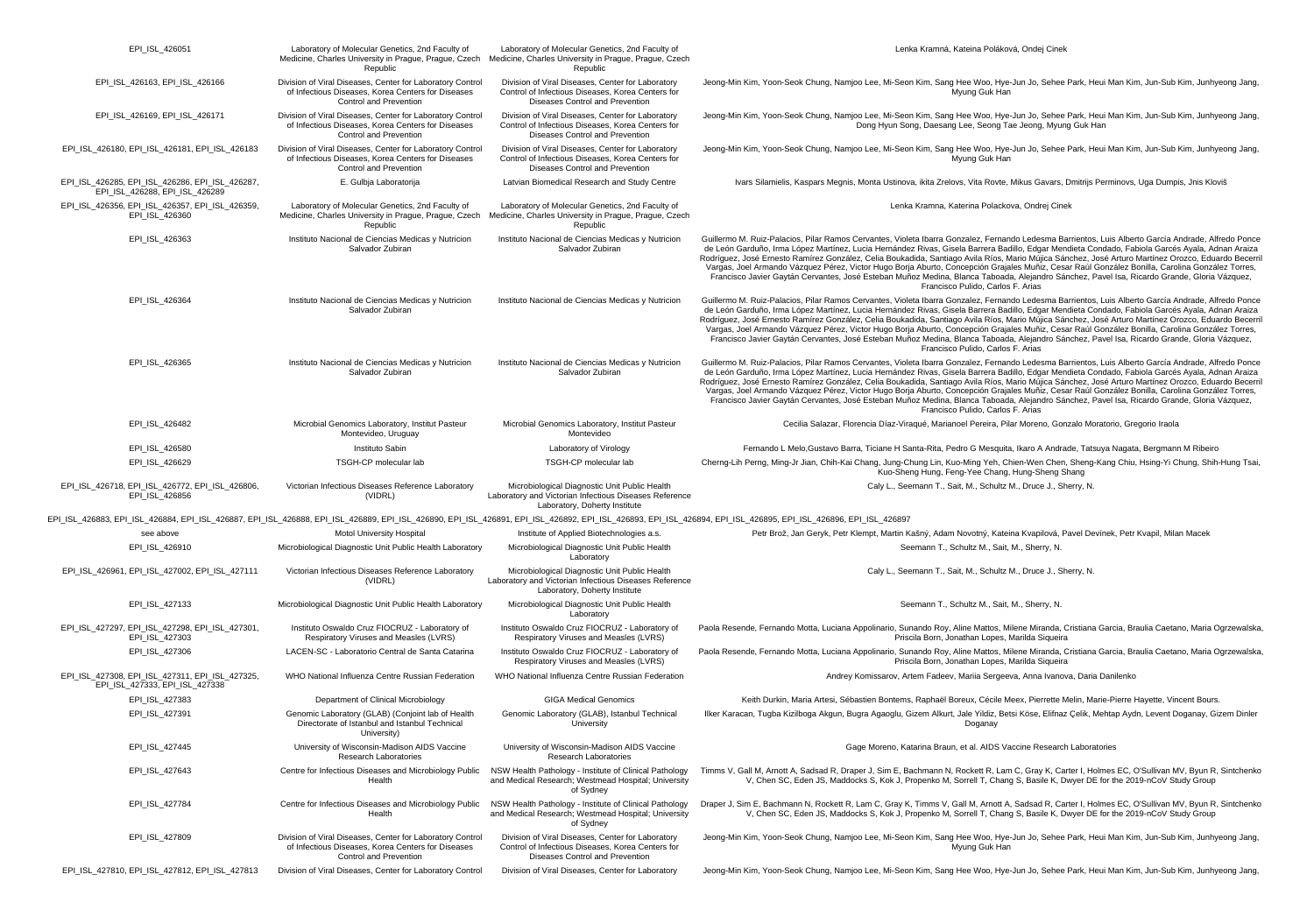| | | | |
|---|---|---|---|
| EPI_ISL_426051 | Laboratory of Molecular Genetics, 2nd Faculty of Medicine, Charles University in Prague, Prague, Czech Republic | Laboratory of Molecular Genetics, 2nd Faculty of Medicine, Charles University in Prague, Prague, Czech Republic | Lenka Kramná, Kateina Poláková, Ondej Cinek |
| EPI_ISL_426163, EPI_ISL_426166 | Division of Viral Diseases, Center for Laboratory Control of Infectious Diseases, Korea Centers for Diseases Control and Prevention | Division of Viral Diseases, Center for Laboratory Control of Infectious Diseases, Korea Centers for Diseases Control and Prevention | Jeong-Min Kim, Yoon-Seok Chung, Namjoo Lee, Mi-Seon Kim, Sang Hee Woo, Hye-Jun Jo, Sehee Park, Heui Man Kim, Jun-Sub Kim, Junhyeong Jang, Myung Guk Han |
| EPI_ISL_426169, EPI_ISL_426171 | Division of Viral Diseases, Center for Laboratory Control of Infectious Diseases, Korea Centers for Diseases Control and Prevention | Division of Viral Diseases, Center for Laboratory Control of Infectious Diseases, Korea Centers for Diseases Control and Prevention | Jeong-Min Kim, Yoon-Seok Chung, Namjoo Lee, Mi-Seon Kim, Sang Hee Woo, Hye-Jun Jo, Sehee Park, Heui Man Kim, Jun-Sub Kim, Junhyeong Jang, Dong Hyun Song, Daesang Lee, Seong Tae Jeong, Myung Guk Han |
| EPI_ISL_426180, EPI_ISL_426181, EPI_ISL_426183 | Division of Viral Diseases, Center for Laboratory Control of Infectious Diseases, Korea Centers for Diseases Control and Prevention | Division of Viral Diseases, Center for Laboratory Control of Infectious Diseases, Korea Centers for Diseases Control and Prevention | Jeong-Min Kim, Yoon-Seok Chung, Namjoo Lee, Mi-Seon Kim, Sang Hee Woo, Hye-Jun Jo, Sehee Park, Heui Man Kim, Jun-Sub Kim, Junhyeong Jang, Myung Guk Han |
| EPI_ISL_426285, EPI_ISL_426286, EPI_ISL_426287, EPI_ISL_426288, EPI_ISL_426289 | E. Gulbja Laboratorija | Latvian Biomedical Research and Study Centre | Ivars Silamielis, Kaspars Megnis, Monta Ustinova, ikita Zrelovs, Vita Rovte, Mikus Gavars, Dmitrijs Perminovs, Uga Dumpis, Jnis Kloviš |
| EPI_ISL_426356, EPI_ISL_426357, EPI_ISL_426359, EPI_ISL_426360 | Laboratory of Molecular Genetics, 2nd Faculty of Medicine, Charles University in Prague, Prague, Czech Republic | Laboratory of Molecular Genetics, 2nd Faculty of Medicine, Charles University in Prague, Prague, Czech Republic | Lenka Kramna, Katerina Polackova, Ondrej Cinek |
| EPI_ISL_426363 | Instituto Nacional de Ciencias Medicas y Nutricion Salvador Zubiran | Instituto Nacional de Ciencias Medicas y Nutricion Salvador Zubiran | Guillermo M. Ruiz-Palacios, Pilar Ramos Cervantes, Violeta Ibarra Gonzalez, Fernando Ledesma Barrientos, Luis Alberto García Andrade, Alfredo Ponce de León Garduño, Irma López Martínez, Lucia Hernández Rivas, Gisela Barrera Badillo, Edgar Mendieta Condado, Fabiola Garcés Ayala, Adnan Araiza Rodríguez, José Ernesto Ramírez González, Celia Boukadida, Santiago Avila Ríos, Mario Mújica Sánchez, José Arturo Martínez Orozco, Eduardo Becerril Vargas, Joel Armando Vázquez Pérez, Victor Hugo Borja Aburto, Concepción Grajales Muñiz, Cesar Raúl González Bonilla, Carolina González Torres, Francisco Javier Gaytán Cervantes, José Esteban Muñoz Medina, Blanca Taboada, Alejandro Sánchez, Pavel Isa, Ricardo Grande, Gloria Vázquez, Francisco Pulido, Carlos F. Arias |
| EPI_ISL_426364 | Instituto Nacional de Ciencias Medicas y Nutricion Salvador Zubiran | Instituto Nacional de Ciencias Medicas y Nutricion | Guillermo M. Ruiz-Palacios, Pilar Ramos Cervantes, Violeta Ibarra Gonzalez, Fernando Ledesma Barrientos, Luis Alberto García Andrade, Alfredo Ponce de León Garduño, Irma López Martínez, Lucia Hernández Rivas, Gisela Barrera Badillo, Edgar Mendieta Condado, Fabiola Garcés Ayala, Adnan Araiza Rodríguez, José Ernesto Ramírez González, Celia Boukadida, Santiago Avila Ríos, Mario Mújica Sánchez, José Arturo Martínez Orozco, Eduardo Becerril Vargas, Joel Armando Vázquez Pérez, Victor Hugo Borja Aburto, Concepción Grajales Muñiz, Cesar Raúl González Bonilla, Carolina González Torres, Francisco Javier Gaytán Cervantes, José Esteban Muñoz Medina, Blanca Taboada, Alejandro Sánchez, Pavel Isa, Ricardo Grande, Gloria Vázquez, Francisco Pulido, Carlos F. Arias |
| EPI_ISL_426365 | Instituto Nacional de Ciencias Medicas y Nutricion Salvador Zubiran | Instituto Nacional de Ciencias Medicas y Nutricion Salvador Zubiran | Guillermo M. Ruiz-Palacios, Pilar Ramos Cervantes, Violeta Ibarra Gonzalez, Fernando Ledesma Barrientos, Luis Alberto García Andrade, Alfredo Ponce de León Garduño, Irma López Martínez, Lucia Hernández Rivas, Gisela Barrera Badillo, Edgar Mendieta Condado, Fabiola Garcés Ayala, Adnan Araiza Rodríguez, José Ernesto Ramírez González, Celia Boukadida, Santiago Avila Ríos, Mario Mújica Sánchez, José Arturo Martínez Orozco, Eduardo Becerril Vargas, Joel Armando Vázquez Pérez, Victor Hugo Borja Aburto, Concepción Grajales Muñiz, Cesar Raúl González Bonilla, Carolina González Torres, Francisco Javier Gaytán Cervantes, José Esteban Muñoz Medina, Blanca Taboada, Alejandro Sánchez, Pavel Isa, Ricardo Grande, Gloria Vázquez, Francisco Pulido, Carlos F. Arias |
| EPI_ISL_426482 | Microbial Genomics Laboratory, Institut Pasteur Montevideo, Uruguay | Microbial Genomics Laboratory, Institut Pasteur Montevideo | Cecilia Salazar, Florencia Díaz-Viraqué, Marianoel Pereira, Pilar Moreno, Gonzalo Moratorio, Gregorio Iraola |
| EPI_ISL_426580 | Instituto Sabin | Laboratory of Virology | Fernando L Melo,Gustavo Barra, Ticiane H Santa-Rita, Pedro G Mesquita, Ikaro A Andrade, Tatsuya Nagata, Bergmann M Ribeiro |
| EPI_ISL_426629 | TSGH-CP molecular lab | TSGH-CP molecular lab | Cherng-Lih Perng, Ming-Jr Jian, Chih-Kai Chang, Jung-Chung Lin, Kuo-Ming Yeh, Chien-Wen Chen, Sheng-Kang Chiu, Hsing-Yi Chung, Shih-Hung Tsai, Kuo-Sheng Hung, Feng-Yee Chang, Hung-Sheng Shang |
| EPI_ISL_426718, EPI_ISL_426772, EPI_ISL_426806, EPI_ISL_426856 | Victorian Infectious Diseases Reference Laboratory (VIDRL) | Microbiological Diagnostic Unit Public Health Laboratory and Victorian Infectious Diseases Reference Laboratory, Doherty Institute | Caly L., Seemann T., Sait, M., Schultz M., Druce J., Sherry, N. |
| EPI_ISL_426883, EPI_ISL_426884, EPI_ISL_426887, EPI_ISL_426888, EPI_ISL_426889, EPI_ISL_426890, EPI_ISL_426891, EPI_ISL_426892, EPI_ISL_426893, EPI_ISL_426894, EPI_ISL_426895, EPI_ISL_426896, EPI_ISL_426897 | | | |
| see above | Motol University Hospital | Institute of Applied Biotechnologies a.s. | Petr Brož, Jan Geryk, Petr Klempt, Martin Kašný, Adam Novotný, Kateina Kvapilová, Pavel Devínek, Petr Kvapil, Milan Macek |
| EPI_ISL_426910 | Microbiological Diagnostic Unit Public Health Laboratory | Microbiological Diagnostic Unit Public Health Laboratory | Seemann T., Schultz M., Sait, M., Sherry, N. |
| EPI_ISL_426961, EPI_ISL_427002, EPI_ISL_427111 | Victorian Infectious Diseases Reference Laboratory (VIDRL) | Microbiological Diagnostic Unit Public Health Laboratory and Victorian Infectious Diseases Reference Laboratory, Doherty Institute | Caly L., Seemann T., Sait, M., Schultz M., Druce J., Sherry, N. |
| EPI_ISL_427133 | Microbiological Diagnostic Unit Public Health Laboratory | Microbiological Diagnostic Unit Public Health Laboratory | Seemann T., Schultz M., Sait, M., Sherry, N. |
| EPI_ISL_427297, EPI_ISL_427298, EPI_ISL_427301, EPI_ISL_427303 | Instituto Oswaldo Cruz FIOCRUZ - Laboratory of Respiratory Viruses and Measles (LVRS) | Instituto Oswaldo Cruz FIOCRUZ - Laboratory of Respiratory Viruses and Measles (LVRS) | Paola Resende, Fernando Motta, Luciana Appolinario, Sunando Roy, Aline Mattos, Milene Miranda, Cristiana Garcia, Braulia Caetano, Maria Ogrzewalska, Priscila Born, Jonathan Lopes, Marilda Siqueira |
| EPI_ISL_427306 | LACEN-SC - Laboratorio Central de Santa Catarina | Instituto Oswaldo Cruz FIOCRUZ - Laboratory of Respiratory Viruses and Measles (LVRS) | Paola Resende, Fernando Motta, Luciana Appolinario, Sunando Roy, Aline Mattos, Milene Miranda, Cristiana Garcia, Braulia Caetano, Maria Ogrzewalska, Priscila Born, Jonathan Lopes, Marilda Siqueira |
| EPI_ISL_427308, EPI_ISL_427311, EPI_ISL_427325, EPI_ISL_427333, EPI_ISL_427338 | WHO National Influenza Centre Russian Federation | WHO National Influenza Centre Russian Federation | Andrey Komissarov, Artem Fadeev, Mariia Sergeeva, Anna Ivanova, Daria Danilenko |
| EPI_ISL_427383 | Department of Clinical Microbiology | GIGA Medical Genomics | Keith Durkin, Maria Artesi, Sébastien Bontems, Raphaël Boreux, Cécile Meex, Pierrette Melin, Marie-Pierre Hayette, Vincent Bours. |
| EPI_ISL_427391 | Genomic Laboratory (GLAB) (Conjoint lab of Health Directorate of Istanbul and Istanbul Technical University) | Genomic Laboratory (GLAB), Istanbul Technical University | Ilker Karacan, Tugba Kizilboga Akgun, Bugra Agaoglu, Gizem Alkurt, Jale Yildiz, Betsi Köse, Elifnaz Çelik, Mehtap Aydn, Levent Doganay, Gizem Dinler Doganay |
| EPI_ISL_427445 | University of Wisconsin-Madison AIDS Vaccine Research Laboratories | University of Wisconsin-Madison AIDS Vaccine Research Laboratories | Gage Moreno, Katarina Braun, et al. AIDS Vaccine Research Laboratories |
| EPI_ISL_427643 | Centre for Infectious Diseases and Microbiology Public Health | NSW Health Pathology - Institute of Clinical Pathology and Medical Research; Westmead Hospital; University of Sydney | Timms V, Gall M, Arnott A, Sadsad R, Draper J, Sim E, Bachmann N, Rockett R, Lam C, Gray K, Carter I, Holmes EC, O'Sullivan MV, Byun R, Sintchenko V, Chen SC, Eden JS, Maddocks S, Kok J, Propenko M, Sorrell T, Chang S, Basile K, Dwyer DE for the 2019-nCoV Study Group |
| EPI_ISL_427784 | Centre for Infectious Diseases and Microbiology Public Health | NSW Health Pathology - Institute of Clinical Pathology and Medical Research; Westmead Hospital; University of Sydney | Draper J, Sim E, Bachmann N, Rockett R, Lam C, Gray K, Timms V, Gall M, Arnott A, Sadsad R, Carter I, Holmes EC, O'Sullivan MV, Byun R, Sintchenko V, Chen SC, Eden JS, Maddocks S, Kok J, Propenko M, Sorrell T, Chang S, Basile K, Dwyer DE for the 2019-nCoV Study Group |
| EPI_ISL_427809 | Division of Viral Diseases, Center for Laboratory Control of Infectious Diseases, Korea Centers for Diseases Control and Prevention | Division of Viral Diseases, Center for Laboratory Control of Infectious Diseases, Korea Centers for Diseases Control and Prevention | Jeong-Min Kim, Yoon-Seok Chung, Namjoo Lee, Mi-Seon Kim, Sang Hee Woo, Hye-Jun Jo, Sehee Park, Heui Man Kim, Jun-Sub Kim, Junhyeong Jang, Myung Guk Han |
| EPI_ISL_427810, EPI_ISL_427812, EPI_ISL_427813 | Division of Viral Diseases, Center for Laboratory Control | Division of Viral Diseases, Center for Laboratory | Jeong-Min Kim, Yoon-Seok Chung, Namjoo Lee, Mi-Seon Kim, Sang Hee Woo, Hye-Jun Jo, Sehee Park, Heui Man Kim, Jun-Sub Kim, Junhyeong Jang, |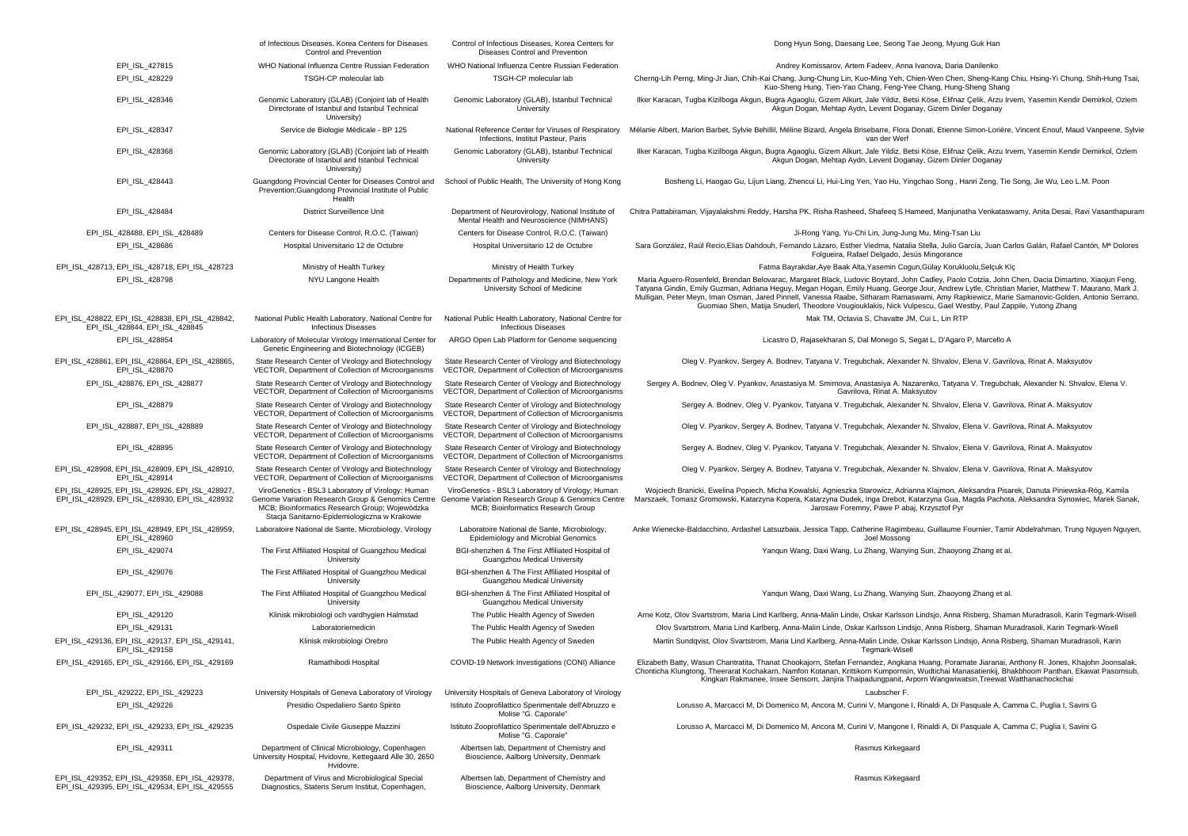| | of Infectious Diseases, Korea Centers for Diseases Control and Prevention | Control of Infectious Diseases, Korea Centers for Diseases Control and Prevention | Dong Hyun Song, Daesang Lee, Seong Tae Jeong, Myung Guk Han |
|---|---|---|---|
| EPI_ISL_427815 | WHO National Influenza Centre Russian Federation | WHO National Influenza Centre Russian Federation | Andrey Komissarov, Artem Fadeev, Anna Ivanova, Daria Danilenko |
| EPI_ISL_428229 | TSGH-CP molecular lab | TSGH-CP molecular lab | Cherng-Lih Perng, Ming-Jr Jian, Chih-Kai Chang, Jung-Chung Lin, Kuo-Ming Yeh, Chien-Wen Chen, Sheng-Kang Chiu, Hsing-Yi Chung, Shih-Hung Tsai, Kuo-Sheng Hung, Tien-Yao Chang, Feng-Yee Chang, Hung-Sheng Shang |
| EPI_ISL_428346 | Genomic Laboratory (GLAB) (Conjoint lab of Health Directorate of Istanbul and Istanbul Technical University) | Genomic Laboratory (GLAB), Istanbul Technical University | Ilker Karacan, Tugba Kizilboga Akgun, Bugra Agaoglu, Gizem Alkurt, Jale Yildiz, Betsi Köse, Elifnaz Çelik, Arzu Irvem, Yasemin Kendir Demirkol, Ozlem Akgun Dogan, Mehtap Aydn, Levent Doganay, Gizem Dinler Doganay |
| EPI_ISL_428347 | Service de Biologie Médicale - BP 125 | National Reference Center for Viruses of Respiratory Infections, Institut Pasteur, Paris | Mélanie Albert, Marion Barbet, Sylvie Behillil, Méline Bizard, Angela Brisebarre, Flora Donati, Etienne Simon-Lorière, Vincent Enouf, Maud Vanpeene, Sylvie van der Werf |
| EPI_ISL_428368 | Genomic Laboratory (GLAB) (Conjoint lab of Health Directorate of Istanbul and Istanbul Technical University) | Genomic Laboratory (GLAB), Istanbul Technical University | Ilker Karacan, Tugba Kizilboga Akgun, Bugra Agaoglu, Gizem Alkurt, Jale Yildiz, Betsi Köse, Elifnaz Çelik, Arzu Irvem, Yasemin Kendir Demirkol, Ozlem Akgun Dogan, Mehtap Aydn, Levent Doganay, Gizem Dinler Doganay |
| EPI_ISL_428443 | Guangdong Provincial Center for Diseases Control and Prevention;Guangdong Provincial Institute of Public Health | School of Public Health, The University of Hong Kong | Bosheng Li, Haogao Gu, Lijun Liang, Zhencui Li, Hui-Ling Yen, Yao Hu, Yingchao Song , Hanri Zeng, Tie Song, Jie Wu, Leo L.M. Poon |
| EPI_ISL_428484 | District Surveillence Unit | Department of Neurovirology, National Institute of Mental Health and Neuroscience (NIMHANS) | Chitra Pattabiraman, Vijayalakshmi Reddy, Harsha PK, Risha Rasheed, Shafeeq S Hameed, Manjunatha Venkataswamy, Anita Desai, Ravi Vasanthapuram |
| EPI_ISL_428488, EPI_ISL_428489 | Centers for Disease Control, R.O.C. (Taiwan) | Centers for Disease Control, R.O.C. (Taiwan) | Ji-Rong Yang, Yu-Chi Lin, Jung-Jung Mu, Ming-Tsan Liu |
| EPI_ISL_428686 | Hospital Universitario 12 de Octubre | Hospital Universitario 12 de Octubre | Sara González, Raúl Recio,Elias Dahdouh, Fernando Lázaro, Esther Viedma, Natalia Stella, Julio García, Juan Carlos Galán, Rafael Cantón, Mª Dolores Folgueira, Rafael Delgado, Jesús Mingorance |
| EPI_ISL_428713, EPI_ISL_428718, EPI_ISL_428723 | Ministry of Health Turkey | Ministry of Health Turkey | Fatma Bayrakdar,Aye Baak Alta,Yasemin Cogun,Gülay Korukluolu,Selçuk Klç |
| EPI_ISL_428798 | NYU Langone Health | Departments of Pathology and Medicine, New York University School of Medicine | Maria Aguero-Rosenfeld, Brendan Belovarac, Margaret Black, Ludovic Boytard, John Cadley, Paolo Cotzia, John Chen, Dacia Dimartino, Xiaojun Feng, Tatyana Gindin, Emily Guzman, Adriana Heguy, Megan Hogan, Emily Huang, George Jour, Andrew Lytle, Christian Marier, Matthew T. Maurano, Mark J. Mulligan, Peter Meyn, Iman Osman, Jared Pinnell, Vanessa Raabe, Sitharam Ramaswami, Amy Rapkiewicz, Marie Samanovic-Golden, Antonio Serrano, Guomiao Shen, Matija Snuderl, Theodore Vougiouklakis, Nick Vulpescu, Gael Westby, Paul Zappile, Yutong Zhang |
| EPI_ISL_428822, EPI_ISL_428838, EPI_ISL_428842, EPI_ISL_428844, EPI_ISL_428845 | National Public Health Laboratory, National Centre for Infectious Diseases | National Public Health Laboratory, National Centre for Infectious Diseases | Mak TM, Octavia S, Chavatte JM, Cui L, Lin RTP |
| EPI_ISL_428854 | Laboratory of Molecular Virology International Center for Genetic Engineering and Biotechnology (ICGEB) | ARGO Open Lab Platform for Genome sequencing | Licastro D, Rajasekharan S, Dal Monego S, Segat L, D'Agaro P, Marcello A |
| EPI_ISL_428861, EPI_ISL_428864, EPI_ISL_428865, EPI_ISL_428870 | State Research Center of Virology and Biotechnology VECTOR, Department of Collection of Microorganisms | State Research Center of Virology and Biotechnology VECTOR, Department of Collection of Microorganisms | Oleg V. Pyankov, Sergey A. Bodnev, Tatyana V. Tregubchak, Alexander N. Shvalov, Elena V. Gavrilova, Rinat A. Maksyutov |
| EPI_ISL_428876, EPI_ISL_428877 | State Research Center of Virology and Biotechnology VECTOR, Department of Collection of Microorganisms | State Research Center of Virology and Biotechnology VECTOR, Department of Collection of Microorganisms | Sergey A. Bodnev, Oleg V. Pyankov, Anastasiya M. Smirnova, Anastasiya A. Nazarenko, Tatyana V. Tregubchak, Alexander N. Shvalov, Elena V. Gavrilova, Rinat A. Maksyutov |
| EPI_ISL_428879 | State Research Center of Virology and Biotechnology VECTOR, Department of Collection of Microorganisms | State Research Center of Virology and Biotechnology VECTOR, Department of Collection of Microorganisms | Sergey A. Bodnev, Oleg V. Pyankov, Tatyana V. Tregubchak, Alexander N. Shvalov, Elena V. Gavrilova, Rinat A. Maksyutov |
| EPI_ISL_428887, EPI_ISL_428889 | State Research Center of Virology and Biotechnology VECTOR, Department of Collection of Microorganisms | State Research Center of Virology and Biotechnology VECTOR, Department of Collection of Microorganisms | Oleg V. Pyankov, Sergey A. Bodnev, Tatyana V. Tregubchak, Alexander N. Shvalov, Elena V. Gavrilova, Rinat A. Maksyutov |
| EPI_ISL_428895 | State Research Center of Virology and Biotechnology VECTOR, Department of Collection of Microorganisms | State Research Center of Virology and Biotechnology VECTOR, Department of Collection of Microorganisms | Sergey A. Bodnev, Oleg V. Pyankov, Tatyana V. Tregubchak, Alexander N. Shvalov, Elena V. Gavrilova, Rinat A. Maksyutov |
| EPI_ISL_428908, EPI_ISL_428909, EPI_ISL_428910, EPI_ISL_428914 | State Research Center of Virology and Biotechnology VECTOR, Department of Collection of Microorganisms | State Research Center of Virology and Biotechnology VECTOR, Department of Collection of Microorganisms | Oleg V. Pyankov, Sergey A. Bodnev, Tatyana V. Tregubchak, Alexander N. Shvalov, Elena V. Gavrilova, Rinat A. Maksyutov |
| EPI_ISL_428925, EPI_ISL_428926, EPI_ISL_428927, EPI_ISL_428929, EPI_ISL_428930, EPI_ISL_428932 | ViroGenetics - BSL3 Laboratory of Virology; Human Genome Variation Research Group & Genomics Centre MCB; Bioinformatics Research Group; Wojewódzka Stacja Sanitarno-Epidemiologiczna w Krakowie | ViroGenetics - BSL3 Laboratory of Virology; Human Genome Variation Research Group & Genomics Centre MCB; Bioinformatics Research Group | Wojciech Branicki, Ewelina Popiech, Micha Kowalski, Agnieszka Starowicz, Adrianna Klajmon, Aleksandra Pisarek, Danuta Piniewska-Róg, Kamila Marszaek, Tomasz Gromowski, Katarzyna Kopera, Katarzyna Dudek, Inga Drebot, Katarzyna Gua, Magda Pachota, Aleksandra Synowiec, Marek Sanak, Jarosaw Foremny, Pawe P abaj, Krzysztof Pyr |
| EPI_ISL_428945, EPI_ISL_428949, EPI_ISL_428959, EPI_ISL_428960 | Laboratoire National de Sante, Microbiology, Virology | Laboratoire National de Sante, Microbiology, Epidemiology and Microbial Genomics | Anke Wienecke-Baldacchino, Ardashel Latsuzbaia, Jessica Tapp, Catherine Ragimbeau, Guillaume Fournier, Tamir Abdelrahman, Trung Nguyen Nguyen, Joel Mossong |
| EPI_ISL_429074 | The First Affiliated Hospital of Guangzhou Medical University | BGI-shenzhen & The First Affiliated Hospital of Guangzhou Medical University | Yanqun Wang, Daxi Wang, Lu Zhang, Wanying Sun, Zhaoyong Zhang et al. |
| EPI_ISL_429076 | The First Affiliated Hospital of Guangzhou Medical University | BGI-shenzhen & The First Affiliated Hospital of Guangzhou Medical University | |
| EPI_ISL_429077, EPI_ISL_429088 | The First Affiliated Hospital of Guangzhou Medical University | BGI-shenzhen & The First Affiliated Hospital of Guangzhou Medical University | Yanqun Wang, Daxi Wang, Lu Zhang, Wanying Sun, Zhaoyong Zhang et al. |
| EPI_ISL_429120 | Klinisk mikrobiologi och vardhygien Halmstad | The Public Health Agency of Sweden | Arne Kotz, Olov Svartstrom, Maria Lind Karlberg, Anna-Malin Linde, Oskar Karlsson Lindsjo, Anna Risberg, Shaman Muradrasoli, Karin Tegmark-Wisell |
| EPI_ISL_429131 | Laboratoriemedicin | The Public Health Agency of Sweden | Olov Svartstrom, Maria Lind Karlberg, Anna-Malin Linde, Oskar Karlsson Lindsjo, Anna Risberg, Shaman Muradrasoli, Karin Tegmark-Wisell |
| EPI_ISL_429136, EPI_ISL_429137, EPI_ISL_429141, EPI_ISL_429158 | Klinisk mikrobiologi Orebro | The Public Health Agency of Sweden | Martin Sundqvist, Olov Svartstrom, Maria Lind Karlberg, Anna-Malin Linde, Oskar Karlsson Lindsjo, Anna Risberg, Shaman Muradrasoli, Karin Tegmark-Wisell |
| EPI_ISL_429165, EPI_ISL_429166, EPI_ISL_429169 | Ramathibodi Hospital | COVID-19 Network Investigations (CONI) Alliance | Elizabeth Batty, Wasun Chantratita, Thanat Chookajorn, Stefan Fernandez, Angkana Huang, Poramate Jiaranai, Anthony R. Jones, Khajohn Joonsalak, Chonticha Klungtong, Theerarat Kochakarn, Namfon Kotanan, Krittikorn Kumpornsin, Wudtichai Manasatienkij, Bhakbhoom Panthan, Ekawat Pasomsub, Kingkan Rakmanee, Insee Sensorn, Janjira Thaipadungpanit, Arporn Wangwiwatsin,Treewat Watthanachockchai |
| EPI_ISL_429222, EPI_ISL_429223 | University Hospitals of Geneva Laboratory of Virology | University Hospitals of Geneva Laboratory of Virology | Laubscher F. |
| EPI_ISL_429226 | Presidio Ospedaliero Santo Spirito | Istituto Zooprofilattico Sperimentale dell'Abruzzo e Molise "G. Caporale" | Lorusso A, Marcacci M, Di Domenico M, Ancora M, Curini V, Mangone I, Rinaldi A, Di Pasquale A, Camma C, Puglia I, Savini G |
| EPI_ISL_429232, EPI_ISL_429233, EPI_ISL_429235 | Ospedale Civile Giuseppe Mazzini | Istituto Zooprofilattico Sperimentale dell'Abruzzo e Molise "G. Caporale" | Lorusso A, Marcacci M, Di Domenico M, Ancora M, Curini V, Mangone I, Rinaldi A, Di Pasquale A, Camma C, Puglia I, Savini G |
| EPI_ISL_429311 | Department of Clinical Microbiology, Copenhagen University Hospital, Hvidovre, Kettegaard Alle 30, 2650 Hvidovre. | Albertsen lab, Department of Chemistry and Bioscience, Aalborg University, Denmark | Rasmus Kirkegaard |
| EPI_ISL_429352, EPI_ISL_429358, EPI_ISL_429378, EPI_ISL_429395, EPI_ISL_429534, EPI_ISL_429555 | Department of Virus and Microbiological Special Diagnostics, Statens Serum Institut, Copenhagen, | Albertsen lab, Department of Chemistry and Bioscience, Aalborg University, Denmark | Rasmus Kirkegaard |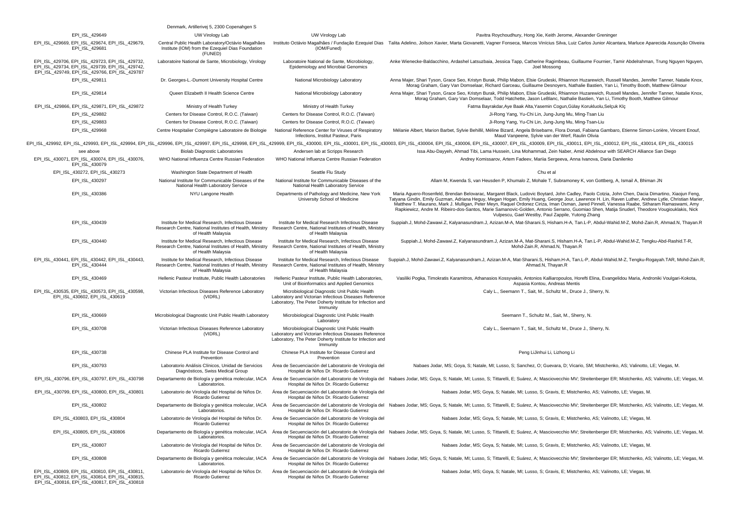| | | | |
|---|---|---|---|
| | Denmark, Artillerivej 5, 2300 Copenahgen S | | |
| EPI_ISL_429649 | UW Virology Lab | UW Virology Lab | Pavitra Roychoudhury, Hong Xie, Keith Jerome, Alexander Greninger |
| EPI_ISL_429669, EPI_ISL_429674, EPI_ISL_429679, EPI_ISL_429681 | Central Public Health Laboratory/Octávio Magalhães Institute (IOM) from the Ezequiel Dias Foundation (FUNED) | Instituto Octávio Magalhães / Fundação Ezequiel Dias (IOM/Funed) | Talita Adelino, Joilson Xavier, Marta Giovanetti, Vagner Fonseca, Marcos Vinícius Silva, Luiz Carlos Junior Alcantara, Marluce Aparecida Assunção Oliveira |
| EPI_ISL_429706, EPI_ISL_429723, EPI_ISL_429732, EPI_ISL_429734, EPI_ISL_429739, EPI_ISL_429742, EPI_ISL_429749, EPI_ISL_429766, EPI_ISL_429787 | Laboratoire National de Sante, Microbiology, Virology | Laboratoire National de Sante, Microbiology, Epidemiology and Microbial Genomics | Anke Wienecke-Baldacchino, Ardashel Latsuzbaia, Jessica Tapp, Catherine Ragimbeau, Guillaume Fournier, Tamir Abdelrahman, Trung Nguyen Nguyen, Joel Mossong |
| EPI_ISL_429811 | Dr. Georges-L.-Dumont University Hospital Centre | National Microbiology Laboratory | Anna Majer, Shari Tyson, Grace Seo, Kristyn Burak, Philip Mabon, Elsie Grudeski, Rhiannon Huzarewich, Russell Mandes, Jennifer Tanner, Natalie Knox, Morag Graham, Gary Van Domselaar, Richard Garceau, Guillaume Desnoyers, Nathalie Bastien, Yan Li, Timothy Booth, Matthew Gilmour |
| EPI_ISL_429814 | Queen Elizabeth II Health Science Centre | National Microbiology Laboratory | Anna Majer, Shari Tyson, Grace Seo, Kristyn Burak, Philip Mabon, Elsie Grudeski, Rhiannon Huzarewich, Russell Mandes, Jennifer Tanner, Natalie Knox, Morag Graham, Gary Van Domselaar, Todd Hatchette, Jason LeBlanc, Nathalie Bastien, Yan Li, Timothy Booth, Matthew Gilmour |
| EPI_ISL_429866, EPI_ISL_429871, EPI_ISL_429872 | Ministry of Health Turkey | Ministry of Health Turkey | Fatma Bayrakdar,Aye Baak Alta,Yasemin Cogun,Gülay Korukluolu,Selçuk Klç |
| EPI_ISL_429882 | Centers for Disease Control, R.O.C. (Taiwan) | Centers for Disease Control, R.O.C. (Taiwan) | Ji-Rong Yang, Yu-Chi Lin, Jung-Jung Mu, Ming-Tsan Liu |
| EPI_ISL_429883 | Centers for Disease Control, R.O.C. (Taiwan) | Centers for Disease Control, R.O.C. (Taiwan) | Ji-Rong Yang, Yu-Chi Lin, Jung-Jung Mu, Ming-Tsan-Liu |
| EPI_ISL_429968 | Centre Hospitalier Compiègne Laboratoire de Biologie | National Reference Center for Viruses of Respiratory Infections, Institut Pasteur, Paris | Mélanie Albert, Marion Barbet, Sylvie Behillil, Méline Bizard, Angela Brisebarre, Flora Donati, Fabiana Gambaro, Etienne Simon-Lorière, Vincent Enouf, Maud Vanpeene, Sylvie van der Werf, Raulin Olivia |
| EPI_ISL_429992, EPI_ISL_429993, EPI_ISL_429994, EPI_ISL_429996, EPI_ISL_429997, EPI_ISL_429998, EPI_ISL_429999, EPI_ISL_430000, EPI_ISL_430001, EPI_ISL_430003, EPI_ISL_430004, EPI_ISL_430006, EPI_ISL_430007, EPI_ISL_430009, EPI_ISL_430011, EPI_ISL_430012, EPI_ISL_430014, EPI_ISL_430015 | | | |
| see above | Biolab Diagnostic Laboratories | Andersen lab at Scripps Research | Issa Abu-Dayyeh, Ahmad Tibi, Lama Hussein, Lina Mohammad, Zein Naber, Amid Abdelnour with SEARCH Alliance San Diego |
| EPI_ISL_430071, EPI_ISL_430074, EPI_ISL_430076, EPI_ISL_430079 | WHO National Influenza Centre Russian Federation | WHO National Influenza Centre Russian Federation | Andrey Komissarov, Artem Fadeev, Mariia Sergeeva, Anna Ivanova, Daria Danilenko |
| EPI_ISL_430272, EPI_ISL_430273 | Washington State Department of Health | Seattle Flu Study | Chu et al |
| EPI_ISL_430297 | National Institute for Communicable Diseases of the National Health Laboratory Service | National Institute for Communicable Diseases of the National Health Laboratory Service | Allam M, Kwenda S, van Heusden P, Khumalo Z, Mohale T, Subramoney K, von Gottberg, A, Ismail A, Bhiman JN |
| EPI_ISL_430386 | NYU Langone Health | Departments of Pathology and Medicine, New York University School of Medicine | Maria Aguero-Rosenfeld, Brendan Belovarac, Margaret Black, Ludovic Boytard, John Cadley, Paolo Cotzia, John Chen, Dacia Dimartino, Xiaojun Feng, Tatyana Gindin, Emily Guzman, Adriana Heguy, Megan Hogan, Emily Huang, George Jour, Lawrence H. Lin, Raven Luther, Andrew Lytle, Christian Marier, Matthew T. Maurano, Mark J. Mulligan, Peter Meyn, Raquel Ordonez Ciriza, Iman Osman, Jared Pinnell, Vanessa Raabe, Sitharam Ramaswami, Amy Rapkiewicz, Andre M. Ribeiro-dos-Santos, Marie Samanovic-Golden, Antonio Serrano, Guomiao Shen, Matija Snuderl, Theodore Vougiouklakis, Nick Vulpescu, Gael Westby, Paul Zappile, Yutong Zhang |
| EPI_ISL_430439 | Institute for Medical Research, Infectious Disease Research Centre, National Institutes of Health, Ministry of Health Malaysia | Institute for Medical Research Infectious Disease Research Centre, National Institutes of Health, Ministry of Health Malaysia | Suppiah.J, Mohd-Zawawi.Z, Kalyanasundram.J, Azizan.M-A, Mat-Sharani.S, Hisham.H-A, Tan.L-P, Abdul-Wahid.M-Z, Mohd-Zain.R, Ahmad.N, Thayan.R |
| EPI_ISL_430440 | Institute for Medical Research, Infectious Disease Research Centre, National Institutes of Health, Ministry of Health Malaysia | Institute for Medical Research, Infectious Disease Research Centre, National Institutes of Health, Ministry of Health Malaysia | Suppiah.J, Mohd-Zawawi.Z, Kalyanasundram.J, Azizan.M-A, Mat-Sharani.S, Hisham.H-A, Tan.L-P, Abdul-Wahid.M-Z, Tengku-Abd-Rashid.T-R, Mohd-Zain.R, Ahmad.N, Thayan.R |
| EPI_ISL_430441, EPI_ISL_430442, EPI_ISL_430443, EPI_ISL_430444 | Institute for Medical Research, Infectious Disease Research Centre, National Institutes of Health, Ministry of Health Malaysia | Institute for Medical Research, Infectious Disease Research Centre, National Institutes of Health, Ministry of Health Malaysia | Suppiah.J, Mohd-Zawawi.Z, Kalyanasundram.J, Azizan.M-A, Mat-Sharani.S, Hisham.H-A, Tan.L-P, Abdul-Wahid.M-Z, Tengku-Rogayah.TAR, Mohd-Zain.R, Ahmad.N, Thayan.R |
| EPI_ISL_430469 | Hellenic Pasteur Institute, Public Health Laboratories | Hellenic Pasteur Institute, Public Health Laboratories, Unit of Bioinformatics and Applied Genomics | Vasiliki Pogka, Timokratis Karamitros, Athanasios Kossyvakis, Antonios Kalliaropoulos, Horefti Elina, Evangelidou Maria, Androniki Voulgari-Kokota, Aspasia Kontou, Andreas Mentis |
| EPI_ISL_430535, EPI_ISL_430573, EPI_ISL_430598, EPI_ISL_430602, EPI_ISL_430619 | Victorian Infectious Diseases Reference Laboratory (VIDRL) | Microbiological Diagnostic Unit Public Health Laboratory and Victorian Infectious Diseases Reference Laboratory, The Peter Doherty Institute for Infection and Immunity | Caly L., Seemann T., Sait, M., Schultz M., Druce J., Sherry, N. |
| EPI_ISL_430669 | Microbiological Diagnostic Unit Public Health Laboratory | Microbiological Diagnostic Unit Public Health Laboratory | Seemann T., Schultz M., Sait, M., Sherry, N. |
| EPI_ISL_430708 | Victorian Infectious Diseases Reference Laboratory (VIDRL) | Microbiological Diagnostic Unit Public Health Laboratory and Victorian Infectious Diseases Reference Laboratory, The Peter Doherty Institute for Infection and Immunity | Caly L., Seemann T., Sait, M., Schultz M., Druce J., Sherry, N. |
| EPI_ISL_430738 | Chinese PLA Institute for Disease Control and Prevention | Chinese PLA Institute for Disease Control and Prevention | Peng LiJinhui Li, Lizhong Li |
| EPI_ISL_430793 | Laboratorio Análisis Clínicos, Unidad de Servicios Diagnósticos, Swiss Medical Group | Área de Secuenciación del Laboratorio de Virología del Hospital de Niños Dr. Ricardo Gutierrez | Nabaes Jodar, MS; Goya, S; Natale, MI; Lusso, S; Sanchez, O; Guevara, D; Vicario, SM; Mistchenko, AS; Valinotto, LE; Viegas, M. |
| EPI_ISL_430796, EPI_ISL_430797, EPI_ISL_430798 | Departamento de Biología y genética molecular, IACA Laboratorios. | Área de Secuenciación del Laboratorio de Virología del Hospital de Niños Dr. Ricardo Gutierrez | Nabaes Jodar, MS; Goya, S; Natale, MI; Lusso, S; Tittarelli, E; Suárez, A; Masciovecchio MV; Streitenberger ER; Mistchenko, AS; Valinotto, LE; Viegas, M. |
| EPI_ISL_430799, EPI_ISL_430800, EPI_ISL_430801 | Laboratorio de Virología del Hospital de Niños Dr. Ricardo Gutierrez | Área de Secuenciación del Laboratorio de Virología del Hospital de Niños Dr. Ricardo Gutierrez | Nabaes Jodar, MS; Goya, S; Natale, MI; Lusso, S; Gravis, E; Mistchenko, AS; Valinotto, LE; Viegas, M. |
| EPI_ISL_430802 | Departamento de Biología y genética molecular, IACA Laboratorios. | Área de Secuenciación del Laboratorio de Virología del Hospital de Niños Dr. Ricardo Gutierrez | Nabaes Jodar, MS; Goya, S; Natale, MI; Lusso, S; Tittarelli, E; Suárez, A; Masciovecchio MV; Streitenberger ER; Mistchenko, AS; Valinotto, LE; Viegas, M. |
| EPI_ISL_430803, EPI_ISL_430804 | Laboratorio de Virología del Hospital de Niños Dr. Ricardo Gutierrez | Área de Secuenciación del Laboratorio de Virología del Hospital de Niños Dr. Ricardo Gutierrez | Nabaes Jodar, MS; Goya, S; Natale, MI; Lusso, S; Gravis, E; Mistchenko, AS; Valinotto, LE; Viegas, M. |
| EPI_ISL_430805, EPI_ISL_430806 | Departamento de Biología y genética molecular, IACA Laboratorios. | Área de Secuenciación del Laboratorio de Virología del Hospital de Niños Dr. Ricardo Gutierrez | Nabaes Jodar, MS; Goya, S; Natale, MI; Lusso, S; Tittarelli, E; Suárez, A; Masciovecchio MV; Streitenberger ER; Mistchenko, AS; Valinotto, LE; Viegas, M. |
| EPI_ISL_430807 | Laboratorio de Virología del Hospital de Niños Dr. Ricardo Gutierrez | Área de Secuenciación del Laboratorio de Virología del Hospital de Niños Dr. Ricardo Gutierrez | Nabaes Jodar, MS; Goya, S; Natale, MI; Lusso, S; Gravis, E; Mistchenko, AS; Valinotto, LE; Viegas, M. |
| EPI_ISL_430808 | Departamento de Biología y genética molecular, IACA Laboratorios. | Área de Secuenciación del Laboratorio de Virología del Hospital de Niños Dr. Ricardo Gutierrez | Nabaes Jodar, MS; Goya, S; Natale, MI; Lusso, S; Tittarelli, E; Suárez, A; Masciovecchio MV; Streitenberger ER; Mistchenko, AS; Valinotto, LE; Viegas, M. |
| EPI_ISL_430809, EPI_ISL_430810, EPI_ISL_430811, EPI_ISL_430812, EPI_ISL_430814, EPI_ISL_430815, EPI_ISL_430816, EPI_ISL_430817, EPI_ISL_430818 | Laboratorio de Virología del Hospital de Niños Dr. Ricardo Gutierrez | Área de Secuenciación del Laboratorio de Virología del Hospital de Niños Dr. Ricardo Gutierrez | Nabaes Jodar, MS; Goya, S; Natale, MI; Lusso, S; Gravis, E; Mistchenko, AS; Valinotto, LE; Viegas, M. |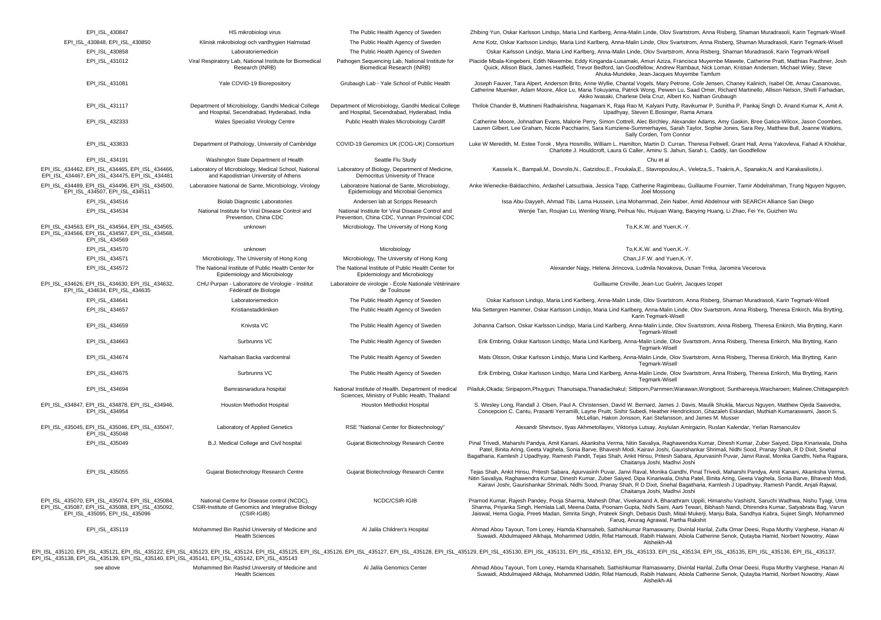| | | | |
|---|---|---|---|
| EPI_ISL_430847 | HS mikrobiologi virus | The Public Health Agency of Sweden | Zhibing Yun, Oskar Karlsson Lindsjo, Maria Lind Karlberg, Anna-Malin Linde, Olov Svartstrom, Anna Risberg, Shaman Muradrasoli, Karin Tegmark-Wisell |
| EPI_ISL_430848, EPI_ISL_430850 | Klinisk mikrobiologi och vardhygien Halmstad | The Public Health Agency of Sweden | Arne Kotz, Oskar Karlsson Lindsjo, Maria Lind Karlberg, Anna-Malin Linde, Olov Svartstrom, Anna Risberg, Shaman Muradrasoli, Karin Tegmark-Wisell |
| EPI_ISL_430858 | Laboratoriemedicin | The Public Health Agency of Sweden | Oskar Karlsson Lindsjo, Maria Lind Karlberg, Anna-Malin Linde, Olov Svartstrom, Anna Risberg, Shaman Muradrasoli, Karin Tegmark-Wisell |
| EPI_ISL_431012 | Viral Respiratory Lab, National Institute for Biomedical Research (INRB) | Pathogen Sequencing Lab, National Institute for Biomedical Research (INRB) | Placide Mbala-Kingebeni, Edith Nkwembe, Eddy Kinganda-Lusamaki, Amuri Aziza, Francisca Muyembe Mawete, Catherine Pratt, Matthias Pauthner, Josh Quick, Allison Black, James Hadfield, Trevor Bedford, Ian Goodfellow, Andrew Rambaut, Nick Loman, Kristian Andersen, Michael Wiley, Steve Ahuka-Mundeke, Jean-Jacques Muyembe Tamfum |
| EPI_ISL_431081 | Yale COVID-19 Biorepository | Grubaugh Lab - Yale School of Public Health | Joseph Fauver, Tara Alpert, Anderson Brito, Anne Wyllie, Chantal Vogels, Mary Petrone, Cole Jensen, Chaney Kalinich, Isabel Ott, Arnau Casanovas, Catherine Muenker, Adam Moore, Alice Lu, Maria Tokuyama, Patrick Wong, Peiwen Lu, Saad Omer, Richard Martinello, Allison Nelson, Shelli Farhadian, Akiko Iwasaki, Charlese Dela Cruz, Albert Ko, Nathan Grubaugh |
| EPI_ISL_431117 | Department of Microbiology, Gandhi Medical College and Hospital, Secendrabad, Hyderabad, India | Department of Microbiology, Gandhi Medical College and Hospital, Secendrabad, Hyderabad, India | Thrilok Chander B, Muttineni Radhakrishna, Nagamani K, Raja Rao M, Kalyani Putty, Ravikumar P, Sunitha P, Pankaj Singh D, Anand Kumar K, Amit A. Upadhyay, Steven E.Bosinger, Rama Amara |
| EPI_ISL_432333 | Wales Specialist Virology Centre | Public Health Wales Microbiology Cardiff | Catherine Moore, Johnathan Evans, Malorie Perry, Simon Cottrell, Alec Birchley, Alexander Adams, Amy Gaskin, Bree Gatica-Wilcox, Jason Coombes, Lauren Gilbert, Lee Graham, Nicole Pacchiarini, Sara Kumziene-Summerhayes, Sarah Taylor, Sophie Jones, Sara Rey, Matthew Bull, Joanne Watkins, Sally Corden, Tom Connor |
| EPI_ISL_433833 | Department of Pathology, University of Cambridge | COVID-19 Genomics UK (COG-UK) Consortium | Luke W Meredith, M. Estee Torok , Myra Hosmillo, William L. Hamilton, Martin D. Curran, Theresa Feltwell, Grant Hall, Anna Yakovleva, Fahad A Khokhar, Charlotte J. Houldcroft, Laura G Caller, Aminu S. Jahun, Sarah L. Caddy, Ian Goodfellow |
| EPI_ISL_434191 | Washington State Department of Health | Seattle Flu Study | Chu et al |
| EPI_ISL_434462, EPI_ISL_434465, EPI_ISL_434466, EPI_ISL_434467, EPI_ISL_434475, EPI_ISL_434481 | Laboratory of Microbiology, Medical School, National and Kapodistrian University of Athens | Laboratory of Biology, Department of Medicine, Democritus University of Thrace | Kassela K., Bampali,M., Dovrolis,N., Gatzidou,E., Froukala,E., Stavropoulou,A., Veletza,S., Tsakris,A., Spanakis,N. and Karakasiliotis,I. |
| EPI_ISL_434489, EPI_ISL_434496, EPI_ISL_434500, EPI_ISL_434507, EPI_ISL_434511 | Laboratoire National de Sante, Microbiology, Virology | Laboratoire National de Sante, Microbiology, Epidemiology and Microbial Genomics | Anke Wienecke-Baldacchino, Ardashel Latsuzbaia, Jessica Tapp, Catherine Ragimbeau, Guillaume Fournier, Tamir Abdelrahman, Trung Nguyen Nguyen, Joel Mossong |
| EPI_ISL_434516 | Biolab Diagnostic Laboratories | Andersen lab at Scripps Research | Issa Abu-Dayyeh, Ahmad Tibi, Lama Hussein, Lina Mohammad, Zein Naber, Amid Abdelnour with SEARCH Alliance San Diego |
| EPI_ISL_434534 | National Institute for Viral Disease Control and Prevention, China CDC | National Institute for Viral Disease Control and Prevention, China CDC, Yunnan Provincial CDC | Wenjie Tan, Roujian Lu, Wenling Wang, Peihua Niu, Huijuan Wang, Baoying Huang, Li Zhao, Fei Ye, Guizhen Wu |
| EPI_ISL_434563, EPI_ISL_434564, EPI_ISL_434565, EPI_ISL_434566, EPI_ISL_434567, EPI_ISL_434568, EPI_ISL_434569 | unknown | Microbiology, The University of Hong Kong | To,K.K.W. and Yuen,K.-Y. |
| EPI_ISL_434570 | unknown | Microbiology | To,K.K.W. and Yuen,K.-Y. |
| EPI_ISL_434571 | Microbiology, The University of Hong Kong | Microbiology, The University of Hong Kong | Chan,J.F.W. and Yuen,K.-Y. |
| EPI_ISL_434572 | The National Institute of Public Health Center for Epidemiology and Microbiology | The National Institute of Public Health Center for Epidemiology and Microbiology | Alexander Nagy, Helena Jirincova, Ludmila Novakova, Dusan Trnka, Jaromira Vecerova |
| EPI_ISL_434626, EPI_ISL_434630, EPI_ISL_434632, EPI_ISL_434634, EPI_ISL_434635 | CHU Purpan - Laboratoire de Virologie - Institut Fédératif de Biologie | Laboratoire de virologie - École Nationale Vétérinaire de Toulouse | Guillaume Croville, Jean-Luc Guérin, Jacques Izopet |
| EPI_ISL_434641 | Laboratoriemedicin | The Public Health Agency of Sweden | Oskar Karlsson Lindsjo, Maria Lind Karlberg, Anna-Malin Linde, Olov Svartstrom, Anna Risberg, Shaman Muradrasoli, Karin Tegmark-Wisell |
| EPI_ISL_434657 | Kristianstadkliniken | The Public Health Agency of Sweden | Mia Settergren Hammer, Oskar Karlsson Lindsjo, Maria Lind Karlberg, Anna-Malin Linde, Olov Svartstrom, Anna Risberg, Theresa Enkirch, Mia Brytting, Karin Tegmark-Wisell |
| EPI_ISL_434659 | Knivsta VC | The Public Health Agency of Sweden | Johanna Carlson, Oskar Karlsson Lindsjo, Maria Lind Karlberg, Anna-Malin Linde, Olov Svartstrom, Anna Risberg, Theresa Enkirch, Mia Brytting, Karin Tegmark-Wisell |
| EPI_ISL_434663 | Surbrunns VC | The Public Health Agency of Sweden | Erik Embring, Oskar Karlsson Lindsjo, Maria Lind Karlberg, Anna-Malin Linde, Olov Svartstrom, Anna Risberg, Theresa Enkirch, Mia Brytting, Karin Tegmark-Wisell |
| EPI_ISL_434674 | Narhalsan Backa vardcentral | The Public Health Agency of Sweden | Mats Olsson, Oskar Karlsson Lindsjo, Maria Lind Karlberg, Anna-Malin Linde, Olov Svartstrom, Anna Risberg, Theresa Enkirch, Mia Brytting, Karin Tegmark-Wisell |
| EPI_ISL_434675 | Surbrunns VC | The Public Health Agency of Sweden | Erik Embring, Oskar Karlsson Lindsjo, Maria Lind Karlberg, Anna-Malin Linde, Olov Svartstrom, Anna Risberg, Theresa Enkirch, Mia Brytting, Karin Tegmark-Wisell |
| EPI_ISL_434694 | Bamrasnaradura hospital | National Institute of Health. Department of medical Sciences, Ministry of Public Health, Thailand | Pilailuk,Okada; Siripaporn,Phuygun; Thanutsapa,Thanadachakul; Sittiporn,Parnmen;Warawan,Wongboot; Sunthareeya,Waicharoen; Malinee,Chittaganpitch |
| EPI_ISL_434847, EPI_ISL_434878, EPI_ISL_434946, EPI_ISL_434954 | Houston Methodist Hospital | Houston Methodist Hospital | S. Wesley Long, Randall J. Olsen, Paul A. Christensen, David W. Bernard, James J. Davis, Maulik Shukla, Marcus Nguyen, Matthew Ojeda Saavedra, Concepcion C. Cantu, Prasanti Yerramilli, Layne Pruitt, Sishir Subedi, Heather Hendrickson, Ghazaleh Eskandari, Muthiah Kumaraswami, Jason S. McLellan, Hakon Jonsson, Kari Stefansson, and James M. Musser |
| EPI_ISL_435045, EPI_ISL_435046, EPI_ISL_435047, EPI_ISL_435048 | Laboratory of Applied Genetics | RSE "National Center for Biotechnology" | Alexandr Shevtsov, Ilyas Akhmetollayev, Viktoriya Lutsay, Asylulan Amirgazin, Ruslan Kalendar, Yerlan Ramanculov |
| EPI_ISL_435049 | B.J. Medical College and Civil hospital | Gujarat Biotechnology Research Centre | Pinal Trivedi, Maharshi Pandya, Amit Kanani, Akanksha Verma, Nitin Savaliya, Raghawendra Kumar, Dinesh Kumar, Zuber Saiyed, Dipa Kinariwala, Disha Patel, Binita Aring, Geeta Vaghela, Sonia Barve, Bhavesh Modi, Kairavi Joshi, Gaurishankar Shrimali, Nidhi Sood, Pranay Shah, R D Dixit, Snehal Bagatharia, Kamlesh J Upadhyay, Ramesh Pandit, Tejas Shah, Ankit Hinsu, Pritesh Sabara, Apurvasinh Puvar, Janvi Raval, Monika Gandhi, Neha Rajpara, Chaitanya Joshi, Madhvi Joshi |
| EPI_ISL_435055 | Gujarat Biotechnology Research Centre | Gujarat Biotechnology Research Centre | Tejas Shah, Ankit Hinsu, Pritesh Sabara, Apurvasinh Puvar, Janvi Raval, Monika Gandhi, Pinal Trivedi, Maharshi Pandya, Amit Kanani, Akanksha Verma, Nitin Savaliya, Raghawendra Kumar, Dinesh Kumar, Zuber Saiyed, Dipa Kinariwala, Disha Patel, Binita Aring, Geeta Vaghela, Sonia Barve, Bhavesh Modi, Kairavi Joshi, Gaurishankar Shrimali, Nidhi Sood, Pranay Shah, R D Dixit, Snehal Bagatharia, Kamlesh J Upadhyay, Ramesh Pandit, Anjali Rajwal, Chaitanya Joshi, Madhvi Joshi |
| EPI_ISL_435070, EPI_ISL_435074, EPI_ISL_435084, EPI_ISL_435087, EPI_ISL_435088, EPI_ISL_435092, EPI_ISL_435095, EPI_ISL_435096 | National Centre for Disease control (NCDC), CSIR-Institute of Genomics and Integrative Biology (CSIR-IGIB) | NCDC/CSIR-IGIB | Pramod Kumar, Rajesh Pandey, Pooja Sharma, Mahesh Dhar, Vivekanand A, Bharathram Uppili, Himanshu Vashisht, Saruchi Wadhwa, Nishu Tyagi, Uma Sharma, Priyanka Singh, Hemlata Lall, Meena Datta, Poonam Gupta, Nidhi Saini, Aarti Tewari, Bibhash Nandi, Dhirendra Kumar, Satyabrata Bag, Varun Jaiswal, Hema Gogia, Preeti Madan, Simrita Singh, Prateek Singh, Debasis Dash, Mitali Mukerji, Manju Bala, Sandhya Kabra, Sujeet Singh, Mohammed Faruq, Anurag Agrawal, Partha Rakshit |
| EPI_ISL_435119 | Mohammed Bin Rashid University of Medicine and Health Sciences | Al Jalila Children's Hospital | Ahmad Abou Tayoun, Tom Loney, Hamda Khansaheb, Sathishkumar Ramaswamy, Divinlal Harilal, Zulfa Omar Deesi, Rupa Murthy Varghese, Hanan Al Suwaidi, Abdulmajeed Alkhaja, Mohammed Uddin, Rifat Hamoudi, Rabih Halwani, Abiola Catherine Senok, Qutayba Hamid, Norbert Nowotny, Alawi Alsheikh-Ali |

EPI_ISL_435120, EPI_ISL_435121, EPI_ISL_435122, EPI_ISL_435123, EPI_ISL_435124, EPI_ISL_435125, EPI_ISL_435126, EPI_ISL_435127, EPI_ISL_435128, EPI_ISL_435129, EPI_ISL_435130, EPI_ISL_435131, EPI_ISL_435132, EPI_ISL_435133, EPI_ISL_435134, EPI_ISL_435135, EPI_ISL_435136, EPI_ISL_435137, EPI_ISL_435138, EPI_ISL_435139, EPI_ISL_435140, EPI_ISL_435141, EPI_ISL_435142, EPI_ISL_435143

| | | | |
|---|---|---|---|
| see above | Mohammed Bin Rashid University of Medicine and Health Sciences | Al Jalila Genomics Center | Ahmad Abou Tayoun, Tom Loney, Hamda Khansaheb, Sathishkumar Ramaswamy, Divinlal Harilal, Zulfa Omar Deesi, Rupa Murthy Varghese, Hanan Al Suwaidi, Abdulmajeed Alkhaja, Mohammed Uddin, Rifat Hamoudi, Rabih Halwani, Abiola Catherine Senok, Qutayba Hamid, Norbert Nowotny, Alawi Alsheikh-Ali |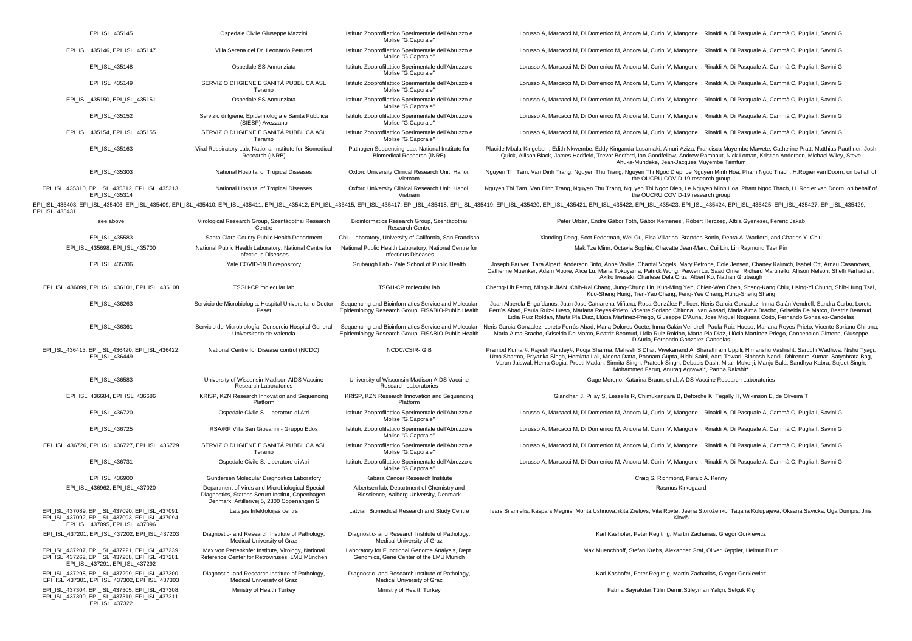| | | | |
|---|---|---|---|
| EPI_ISL_435145 | Ospedale Civile Giuseppe Mazzini | Istituto Zooprofilattico Sperimentale dell'Abruzzo e Molise "G.Caporale" | Lorusso A, Marcacci M, Di Domenico M, Ancora M, Curini V, Mangone I, Rinaldi A, Di Pasquale A, Cammà C, Puglia I, Savini G |
| EPI_ISL_435146, EPI_ISL_435147 | Villa Serena del Dr. Leonardo Petruzzi | Istituto Zooprofilattico Sperimentale dell'Abruzzo e Molise "G.Caporale" | Lorusso A, Marcacci M, Di Domenico M, Ancora M, Curini V, Mangone I, Rinaldi A, Di Pasquale A, Cammà C, Puglia I, Savini G |
| EPI_ISL_435148 | Ospedale SS Annunziata | Istituto Zooprofilattico Sperimentale dell'Abruzzo e Molise "G.Caporale" | Lorusso A, Marcacci M, Di Domenico M, Ancora M, Curini V, Mangone I, Rinaldi A, Di Pasquale A, Cammà C, Puglia I, Savini G |
| EPI_ISL_435149 | SERVIZIO DI IGIENE E SANITÀ PUBBLICA ASL Teramo | Istituto Zooprofilattico Sperimentale dell'Abruzzo e Molise "G.Caporale" | Lorusso A, Marcacci M, Di Domenico M, Ancora M, Curini V, Mangone I, Rinaldi A, Di Pasquale A, Cammà C, Puglia I, Savini G |
| EPI_ISL_435150, EPI_ISL_435151 | Ospedale SS Annunziata | Istituto Zooprofilattico Sperimentale dell'Abruzzo e Molise "G.Caporale" | Lorusso A, Marcacci M, Di Domenico M, Ancora M, Curini V, Mangone I, Rinaldi A, Di Pasquale A, Cammà C, Puglia I, Savini G |
| EPI_ISL_435152 | Servizio di Igiene, Epidemiologia e Sanità Pubblica (SIESP) Avezzano | Istituto Zooprofilattico Sperimentale dell'Abruzzo e Molise "G.Caporale" | Lorusso A, Marcacci M, Di Domenico M, Ancora M, Curini V, Mangone I, Rinaldi A, Di Pasquale A, Cammà C, Puglia I, Savini G |
| EPI_ISL_435154, EPI_ISL_435155 | SERVIZIO DI IGIENE E SANITÀ PUBBLICA ASL Teramo | Istituto Zooprofilattico Sperimentale dell'Abruzzo e Molise "G.Caporale" | Lorusso A, Marcacci M, Di Domenico M, Ancora M, Curini V, Mangone I, Rinaldi A, Di Pasquale A, Cammà C, Puglia I, Savini G |
| EPI_ISL_435163 | Viral Respiratory Lab, National Institute for Biomedical Research (INRB) | Pathogen Sequencing Lab, National Institute for Biomedical Research (INRB) | Placide Mbala-Kingebeni, Edith Nkwembe, Eddy Kinganda-Lusamaki, Amuri Aziza, Francisca Muyembe Mawete, Catherine Pratt, Matthias Pauthner, Josh Quick, Allison Black, James Hadfield, Trevor Bedford, Ian Goodfellow, Andrew Rambaut, Nick Loman, Kristian Andersen, Michael Wiley, Steve Ahuka-Mundeke, Jean-Jacques Muyembe Tamfum |
| EPI_ISL_435303 | National Hospital of Tropical Diseases | Oxford University Clinical Research Unit, Hanoi, Vietnam | Nguyen Thi Tam, Van Dinh Trang, Nguyen Thu Trang, Nguyen Thi Ngoc Diep, Le Nguyen Minh Hoa, Pham Ngoc Thach, H.Rogier van Doorn, on behalf of the OUCRU COVID-19 research group |
| EPI_ISL_435310, EPI_ISL_435312, EPI_ISL_435313, EPI_ISL_435314 | National Hospital of Tropical Diseases | Oxford University Clinical Research Unit, Hanoi, Vietnam | Nguyen Thi Tam, Van Dinh Trang, Nguyen Thu Trang, Nguyen Thi Ngoc Diep, Le Nguyen Minh Hoa, Pham Ngoc Thach, H. Rogier van Doorn, on behalf of the OUCRU COVID-19 research group |
| EPI_ISL_435403, EPI_ISL_435406, EPI_ISL_435409, EPI_ISL_435410, EPI_ISL_435411, EPI_ISL_435412, EPI_ISL_435415, EPI_ISL_435417, EPI_ISL_435418, EPI_ISL_435419, EPI_ISL_435420, EPI_ISL_435421, EPI_ISL_435422, EPI_ISL_435423, EPI_ISL_435424, EPI_ISL_435425, EPI_ISL_435427, EPI_ISL_435429, EPI_ISL_435431 | | | |
| see above | Virological Research Group, Szentágothai Research Centre | Bioinformatics Research Group, Szentágothai Research Centre | Péter Urbán, Endre Gábor Tóth, Gábor Kemenesi, Róbert Herczeg, Attila Gyenesei, Ferenc Jakab |
| EPI_ISL_435583 | Santa Clara County Public Health Department | Chiu Laboratory, University of California, San Francisco | Xianding Deng, Scot Federman, Wei Gu, Elsa Villarino, Brandon Bonin, Debra A. Wadford, and Charles Y. Chiu |
| EPI_ISL_435698, EPI_ISL_435700 | National Public Health Laboratory, National Centre for Infectious Diseases | National Public Health Laboratory, National Centre for Infectious Diseases | Mak Tze Minn, Octavia Sophie, Chavatte Jean-Marc, Cui Lin, Lin Raymond Tzer Pin |
| EPI_ISL_435706 | Yale COVID-19 Biorepository | Grubaugh Lab - Yale School of Public Health | Joseph Fauver, Tara Alpert, Anderson Brito, Anne Wyllie, Chantal Vogels, Mary Petrone, Cole Jensen, Chaney Kalinich, Isabel Ott, Arnau Casanovas, Catherine Muenker, Adam Moore, Alice Lu, Maria Tokuyama, Patrick Wong, Peiwen Lu, Saad Omer, Richard Martinello, Allison Nelson, Shelli Farhadian, Akiko Iwasaki, Charlese Dela Cruz, Albert Ko, Nathan Grubaugh |
| EPI_ISL_436099, EPI_ISL_436101, EPI_ISL_436108 | TSGH-CP molecular lab | TSGH-CP molecular lab | Cherng-Lih Perng, Ming-Jr JIAN, Chih-Kai Chang, Jung-Chung Lin, Kuo-Ming Yeh, Chien-Wen Chen, Sheng-Kang Chiu, Hsing-Yi Chung, Shih-Hung Tsai, Kuo-Sheng Hung, Tien-Yao Chang, Feng-Yee Chang, Hung-Sheng Shang |
| EPI_ISL_436263 | Servicio de Microbiologia. Hospital Universitario Doctor Peset | Sequencing and Bioinformatics Service and Molecular Epidemiology Research Group. FISABIO-Public Health | Juan Alberola Enguídanos, Juan Jose Camarena Miñana, Rosa González Pellicer, Neris Garcia-Gonzalez, Inma Galán Vendrell, Sandra Carbo, Loreto Ferrús Abad, Paula Ruiz-Hueso, Mariana Reyes-Prieto, Vicente Soriano Chirona, Ivan Ansari, Maria Alma Bracho, Griselda De Marco, Beatriz Beamud, Lidia Ruiz Roldan, Marta Pla Diaz, Llúcia Martínez-Priego, Giuseppe D'Auria, Jose Miguel Nogueira Coito, Fernando Gonzalez-Candelas |
| EPI_ISL_436361 | Servicio de Microbiología. Consorcio Hospital General Universitario de Valencia | Sequencing and Bioinformatics Service and Molecular Epidemiology Research Group. FISABIO-Public Health | Neris Garcia-Gonzalez, Loreto Ferrús Abad, Maria Dolores Ocete, Inma Galán Vendrell, Paula Ruiz-Hueso, Mariana Reyes-Prieto, Vicente Soriano Chirona, Maria Alma Bracho, Griselda De Marco, Beatriz Beamud, Lidia Ruiz Roldan, Marta Pla Diaz, Llúcia Martínez-Priego, Concepcion Gimeno, Giuseppe D'Auria, Fernando Gonzalez-Candelas |
| EPI_ISL_436413, EPI_ISL_436420, EPI_ISL_436422, EPI_ISL_436449 | National Centre for Disease control (NCDC) | NCDC/CSIR-IGIB | Pramod Kumar#, Rajesh Pandey#, Pooja Sharma, Mahesh S Dhar, Vivekanand A, Bharathram Uppili, Himanshu Vashisht, Saruchi Wadhwa, Nishu Tyagi, Uma Sharma, Priyanka Singh, Hemlata Lall, Meena Datta, Poonam Gupta, Nidhi Saini, Aarti Tewari, Bibhash Nandi, Dhirendra Kumar, Satyabrata Bag, Varun Jaiswal, Hema Gogia, Preeti Madan, Simrita Singh, Prateek Singh, Debasis Dash, Mitali Mukerji, Manju Bala, Sandhya Kabra, Sujeet Singh, Mohammed Faruq, Anurag Agrawal*, Partha Rakshit* |
| EPI_ISL_436583 | University of Wisconsin-Madison AIDS Vaccine Research Laboratories | University of Wisconsin-Madison AIDS Vaccine Research Laboratories | Gage Moreno, Katarina Braun, et al. AIDS Vaccine Research Laboratories |
| EPI_ISL_436684, EPI_ISL_436686 | KRISP, KZN Research Innovation and Sequencing Platform | KRISP, KZN Research Innovation and Sequencing Platform | Giandhari J, Pillay S, Lessells R, Chimukangara B, Deforche K, Tegally H, Wilkinson E, de Oliveira T |
| EPI_ISL_436720 | Ospedale Civile S. Liberatore di Atri | Istituto Zooprofilattico Sperimentale dell'Abruzzo e Molise "G.Caporale" | Lorusso A, Marcacci M, Di Domenico M, Ancora M, Curini V, Mangone I, Rinaldi A, Di Pasquale A, Cammà C, Puglia I, Savini G |
| EPI_ISL_436725 | RSA/RP Villa San Giovanni - Gruppo Edos | Istituto Zooprofilattico Sperimentale dell'Abruzzo e Molise "G.Caporale" | Lorusso A, Marcacci M, Di Domenico M, Ancora M, Curini V, Mangone I, Rinaldi A, Di Pasquale A, Cammà C, Puglia I, Savini G |
| EPI_ISL_436726, EPI_ISL_436727, EPI_ISL_436729 | SERVIZIO DI IGIENE E SANITÀ PUBBLICA ASL Teramo | Istituto Zooprofilattico Sperimentale dell'Abruzzo e Molise "G.Caporale" | Lorusso A, Marcacci M, Di Domenico M, Ancora M, Curini V, Mangone I, Rinaldi A, Di Pasquale A, Cammà C, Puglia I, Savini G |
| EPI_ISL_436731 | Ospedale Civile S. Liberatore di Atri | Istituto Zooprofilattico Sperimentale dell'Abruzzo e Molise "G.Caporale" | Lorusso A, Marcacci M, Di Domenico M, Ancora M, Curini V, Mangone I, Rinaldi A, Di Pasquale A, Cammà C, Puglia I, Savini G |
| EPI_ISL_436900 | Gundersen Molecular Diagnostics Laboratory | Kabara Cancer Research Institute | Craig S. Richmond, Paraic A. Kenny |
| EPI_ISL_436962, EPI_ISL_437020 | Department of Virus and Microbiological Special Diagnostics, Statens Serum Institut, Copenhagen, Denmark, Artillerivej 5, 2300 Copenahgen S | Albertsen lab, Department of Chemistry and Bioscience, Aalborg University, Denmark | Rasmus Kirkegaard |
| EPI_ISL_437089, EPI_ISL_437090, EPI_ISL_437091, EPI_ISL_437092, EPI_ISL_437093, EPI_ISL_437094, EPI_ISL_437095, EPI_ISL_437096 | Latvijas Infektologijas centrs | Latvian Biomedical Research and Study Centre | Ivars Silamielis, Kaspars Megnis, Monta Ustinova, ikita Zrelovs, Vita Rovte, Jeena Storoženko, Tatjana Kolupajeva, Oksana Savicka, Uga Dumpis, Jnis Kloviš |
| EPI_ISL_437201, EPI_ISL_437202, EPI_ISL_437203 | Diagnostic- and Research Institute of Pathology, Medical University of Graz | Diagnostic- and Research Institute of Pathology, Medical University of Graz | Karl Kashofer, Peter Regitnig, Martin Zacharias, Gregor Gorkiewicz |
| EPI_ISL_437207, EPI_ISL_437221, EPI_ISL_437239, EPI_ISL_437262, EPI_ISL_437268, EPI_ISL_437281, EPI_ISL_437291, EPI_ISL_437292 | Max von Pettenkofer Institute, Virology, National Reference Center for Retroviruses, LMU München | Laboratory for Functional Genome Analysis, Dept. Genomics, Gene Center of the LMU Munich | Max Muenchhoff, Stefan Krebs, Alexander Graf, Oliver Keppler, Helmut Blum |
| EPI_ISL_437298, EPI_ISL_437299, EPI_ISL_437300, EPI_ISL_437301, EPI_ISL_437302, EPI_ISL_437303 | Diagnostic- and Research Institute of Pathology, Medical University of Graz | Diagnostic- and Research Institute of Pathology, Medical University of Graz | Karl Kashofer, Peter Regitnig, Martin Zacharias, Gregor Gorkiewicz |
| EPI_ISL_437304, EPI_ISL_437305, EPI_ISL_437308, EPI_ISL_437309, EPI_ISL_437310, EPI_ISL_437311, EPI_ISL_437322 | Ministry of Health Turkey | Ministry of Health Turkey | Fatma Bayrakdar,Tülin Demir,Süleyman Yalçn, Selçuk Klç |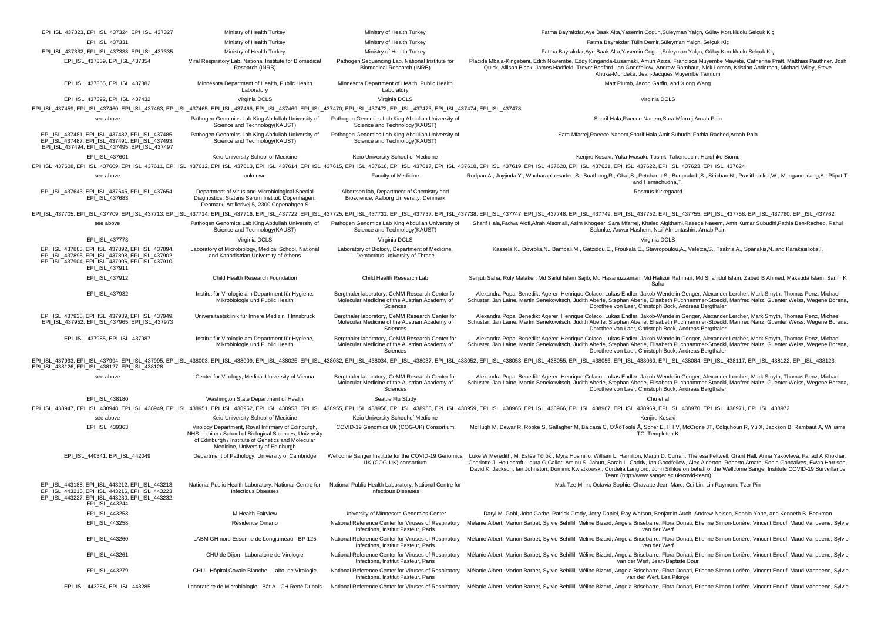| | | | |
|---|---|---|---|
| EPI_ISL_437323, EPI_ISL_437324, EPI_ISL_437327 | Ministry of Health Turkey | Ministry of Health Turkey | Fatma Bayrakdar,Aye Baak Alta,Yasemin Cogun,Süleyman Yalçn, Gülay Korukluolu,Selçuk Klç |
| EPI_ISL_437331 | Ministry of Health Turkey | Ministry of Health Turkey | Fatma Bayrakdar,Tülin Demir,Süleyman Yalçn, Selçuk Klç |
| EPI_ISL_437332, EPI_ISL_437333, EPI_ISL_437335 | Ministry of Health Turkey | Ministry of Health Turkey | Fatma Bayrakdar,Aye Baak Alta,Yasemin Cogun,Süleyman Yalçn, Gülay Korukluolu,Selçuk Klç |
| EPI_ISL_437339, EPI_ISL_437354 | Viral Respiratory Lab, National Institute for Biomedical Research (INRB) | Pathogen Sequencing Lab, National Institute for Biomedical Research (INRB) | Placide Mbala-Kingebeni, Edith Nkwembe, Eddy Kinganda-Lusamaki, Amuri Aziza, Francisca Muyembe Mawete, Catherine Pratt, Matthias Pauthner, Josh Quick, Allison Black, James Hadfield, Trevor Bedford, Ian Goodfellow, Andrew Rambaut, Nick Loman, Kristian Andersen, Michael Wiley, Steve Ahuka-Mundeke, Jean-Jacques Muyembe Tamfum |
| EPI_ISL_437365, EPI_ISL_437382 | Minnesota Department of Health, Public Health Laboratory | Minnesota Department of Health, Public Health Laboratory | Matt Plumb, Jacob Garfin, and Xiong Wang |
| EPI_ISL_437392, EPI_ISL_437432 | Virginia DCLS | Virginia DCLS | Virginia DCLS |
| EPI_ISL_437459, EPI_ISL_437460, EPI_ISL_437463, EPI_ISL_437465, EPI_ISL_437466, EPI_ISL_437469, EPI_ISL_437470, EPI_ISL_437472, EPI_ISL_437473, EPI_ISL_437474, EPI_ISL_437478 | | | |
| see above | Pathogen Genomics Lab King Abdullah University of Science and Technology(KAUST) | Pathogen Genomics Lab King Abdullah University of Science and Technology(KAUST) | Sharif Hala,Raeece Naeem,Sara Mfarrej,Arnab Pain |
| EPI_ISL_437481, EPI_ISL_437482, EPI_ISL_437485, EPI_ISL_437487, EPI_ISL_437491, EPI_ISL_437493, EPI_ISL_437494, EPI_ISL_437495, EPI_ISL_437497 | Pathogen Genomics Lab King Abdullah University of Science and Technology(KAUST) | Pathogen Genomics Lab King Abdullah University of Science and Technology(KAUST) | Sara Mfarrej,Raeece Naeem,Sharif Hala,Amit Subudhi,Fathia Rached,Arnab Pain |
| EPI_ISL_437601 | Keio University School of Medicine | Keio University School of Medicine | Kenjiro Kosaki, Yuka Iwasaki, Toshiki Takenouchi, Haruhiko Siomi, |
| EPI_ISL_437608, EPI_ISL_437609, EPI_ISL_437611, EPI_ISL_437612, EPI_ISL_437613, EPI_ISL_437614, EPI_ISL_437615, EPI_ISL_437616, EPI_ISL_437617, EPI_ISL_437618, EPI_ISL_437619, EPI_ISL_437620, EPI_ISL_437621, EPI_ISL_437622, EPI_ISL_437623, EPI_ISL_437624 | | | |
| see above | unknown | Faculty of Medicine | Rodpan,A., Joyjinda,Y., Wacharapluesadee,S., Buathong,R., Ghai,S., Petcharat,S., Bunprakob,S., Sirichan,N., Prasithsirikul,W., Mungaomklang,A., Plipat,T. and Hemachudha,T. |
| EPI_ISL_437643, EPI_ISL_437645, EPI_ISL_437654, EPI_ISL_437683 | Department of Virus and Microbiological Special Diagnostics, Statens Serum Institut, Copenhagen, Denmark, Artillerivej 5, 2300 Copenahgen S | Albertsen lab, Department of Chemistry and Bioscience, Aalborg University, Denmark | Rasmus Kirkegaard |
| EPI_ISL_437705, EPI_ISL_437709, EPI_ISL_437713, EPI_ISL_437714, EPI_ISL_437716, EPI_ISL_437722, EPI_ISL_437725, EPI_ISL_437731, EPI_ISL_437737, EPI_ISL_437738, EPI_ISL_437747, EPI_ISL_437748, EPI_ISL_437749, EPI_ISL_437752, EPI_ISL_437755, EPI_ISL_437758, EPI_ISL_437760, EPI_ISL_437762 | | | |
| see above | Pathogen Genomics Lab King Abdullah University of Science and Technology(KAUST) | Pathogen Genomics Lab King Abdullah University of Science and Technology(KAUST) | Sharif Hala,Fadwa Alofi,Afrah Alsomali, Asim Khogeer, Sara Mfarrej, Khaled Algithami,Raeece Naeem, Amit Kumar Subudhi,Fathia Ben-Rached, Rahul Salunke, Anwar Hashem, Naif Almontashiri, Arnab Pain |
| EPI_ISL_437778 | Virginia DCLS | Virginia DCLS | Virginia DCLS |
| EPI_ISL_437883, EPI_ISL_437892, EPI_ISL_437894, EPI_ISL_437895, EPI_ISL_437898, EPI_ISL_437902, EPI_ISL_437904, EPI_ISL_437906, EPI_ISL_437910, EPI_ISL_437911 | Laboratory of Microbiology, Medical School, National and Kapodistrian University of Athens | Laboratory of Biology, Department of Medicine, Democritus University of Thrace | Kassela K., Dovrolis,N., Bampali,M., Gatzidou,E., Froukala,E., Stavropoulou,A., Veletza,S., Tsakris,A., Spanakis,N. and Karakasiliotis,I. |
| EPI_ISL_437912 | Child Health Research Foundation | Child Health Research Lab | Senjuti Saha, Roly Malaker, Md Saiful Islam Sajib, Md Hasanuzzaman, Md Hafizur Rahman, Md Shahidul Islam, Zabed B Ahmed, Maksuda Islam, Samir K Saha |
| EPI_ISL_437932 | Institut für Virologie am Department für Hygiene, Mikrobiologie und Public Health | Bergthaler laboratory, CeMM Research Center for Molecular Medicine of the Austrian Academy of Sciences | Alexandra Popa, Benedikt Agerer, Henrique Colaco, Lukas Endler, Jakob-Wendelin Genger, Alexander Lercher, Mark Smyth, Thomas Penz, Michael Schuster, Jan Laine, Martin Senekowitsch, Judith Aberle, Stephan Aberle, Elisabeth Puchhammer-Stoeckl, Manfred Nairz, Guenter Weiss, Wegene Borena, Dorothee von Laer, Christoph Bock, Andreas Bergthaler |
| EPI_ISL_437938, EPI_ISL_437939, EPI_ISL_437949, EPI_ISL_437952, EPI_ISL_437965, EPI_ISL_437973 | Universitaetsklinik für Innere Medizin II Innsbruck | Bergthaler laboratory, CeMM Research Center for Molecular Medicine of the Austrian Academy of Sciences | Alexandra Popa, Benedikt Agerer, Henrique Colaco, Lukas Endler, Jakob-Wendelin Genger, Alexander Lercher, Mark Smyth, Thomas Penz, Michael Schuster, Jan Laine, Martin Senekowitsch, Judith Aberle, Stephan Aberle, Elisabeth Puchhammer-Stoeckl, Manfred Nairz, Guenter Weiss, Wegene Borena, Dorothee von Laer, Christoph Bock, Andreas Bergthaler |
| EPI_ISL_437985, EPI_ISL_437987 | Institut für Virologie am Department für Hygiene, Mikrobiologie und Public Health | Bergthaler laboratory, CeMM Research Center for Molecular Medicine of the Austrian Academy of Sciences | Alexandra Popa, Benedikt Agerer, Henrique Colaco, Lukas Endler, Jakob-Wendelin Genger, Alexander Lercher, Mark Smyth, Thomas Penz, Michael Schuster, Jan Laine, Martin Senekowitsch, Judith Aberle, Stephan Aberle, Elisabeth Puchhammer-Stoeckl, Manfred Nairz, Guenter Weiss, Wegene Borena, Dorothee von Laer, Christoph Bock, Andreas Bergthaler |
| EPI_ISL_437993, EPI_ISL_437994, EPI_ISL_437995, EPI_ISL_438003, EPI_ISL_438009, EPI_ISL_438025, EPI_ISL_438032, EPI_ISL_438034, EPI_ISL_438037, EPI_ISL_438052, EPI_ISL_438053, EPI_ISL_438055, EPI_ISL_438056, EPI_ISL_438060, EPI_ISL_438084, EPI_ISL_438117, EPI_ISL_438122, EPI_ISL_438123, EPI_ISL_438126, EPI_ISL_438127, EPI_ISL_438128 | | | |
| see above | Center for Virology, Medical University of Vienna | Bergthaler laboratory, CeMM Research Center for Molecular Medicine of the Austrian Academy of Sciences | Alexandra Popa, Benedikt Agerer, Henrique Colaco, Lukas Endler, Jakob-Wendelin Genger, Alexander Lercher, Mark Smyth, Thomas Penz, Michael Schuster, Jan Laine, Martin Senekowitsch, Judith Aberle, Stephan Aberle, Elisabeth Puchhammer-Stoeckl, Manfred Nairz, Guenter Weiss, Wegene Borena, Dorothee von Laer, Christoph Bock, Andreas Bergthaler |
| EPI_ISL_438180 | Washington State Department of Health | Seattle Flu Study | Chu et al |
| EPI_ISL_438947, EPI_ISL_438948, EPI_ISL_438949, EPI_ISL_438951, EPI_ISL_438952, EPI_ISL_438953, EPI_ISL_438955, EPI_ISL_438956, EPI_ISL_438958, EPI_ISL_438959, EPI_ISL_438965, EPI_ISL_438966, EPI_ISL_438967, EPI_ISL_438969, EPI_ISL_438970, EPI_ISL_438971, EPI_ISL_438972 | | | |
| see above | Keio University School of Medicine | Keio University School of Medicine | Kenjiro Kosaki |
| EPI_ISL_439363 | Virology Department, Royal Infirmary of Edinburgh, NHS Lothian / School of Biological Sciences, University of Edinburgh / Institute of Genetics and Molecular Medicine, University of Edinburgh | COVID-19 Genomics UK (COG-UK) Consortium | McHugh M, Dewar R, Rooke S, Gallagher M, Balcaza C, O'ÄôToole Å, Scher E, Hill V, McCrone JT, Colquhoun R, Yu X, Jackson B, Rambaut A, Williams TC, Templeton K |
| EPI_ISL_440341, EPI_ISL_442049 | Department of Pathology, University of Cambridge | Wellcome Sanger Institute for the COVID-19 Genomics UK (COG-UK) consortium | Luke W Meredith, M. Estée Török , Myra Hosmillo, William L. Hamilton, Martin D. Curran, Theresa Feltwell, Grant Hall, Anna Yakovleva, Fahad A Khokhar, Charlotte J. Houldcroft, Laura G Caller, Aminu S. Jahun, Sarah L. Caddy, Ian Goodfellow, Alex Alderton, Roberto Amato, Sonia Goncalves, Ewan Harrison, David K. Jackson, Ian Johnston, Dominic Kwiatkowski, Cordelia Langford, John Sillitoe on behalf of the Wellcome Sanger Institute COVID-19 Surveillance Team (http://www.sanger.ac.uk/covid-team) |
| EPI_ISL_443188, EPI_ISL_443212, EPI_ISL_443213, EPI_ISL_443215, EPI_ISL_443216, EPI_ISL_443223, EPI_ISL_443227, EPI_ISL_443230, EPI_ISL_443232, EPI_ISL_443244 | National Public Health Laboratory, National Centre for Infectious Diseases | National Public Health Laboratory, National Centre for Infectious Diseases | Mak Tze Minn, Octavia Sophie, Chavatte Jean-Marc, Cui Lin, Lin Raymond Tzer Pin |
| EPI_ISL_443253 | M Health Fairview | University of Minnesota Genomics Center | Daryl M. Gohl, John Garbe, Patrick Grady, Jerry Daniel, Ray Watson, Benjamin Auch, Andrew Nelson, Sophia Yohe, and Kenneth B. Beckman |
| EPI_ISL_443258 | Résidence Ornano | National Reference Center for Viruses of Respiratory Infections, Institut Pasteur, Paris | Mélanie Albert, Marion Barbet, Sylvie Behillil, Méline Bizard, Angela Brisebarre, Flora Donati, Etienne Simon-Lorière, Vincent Enouf, Maud Vanpeene, Sylvie van der Werf |
| EPI_ISL_443260 | LABM GH nord Essonne de Longjumeau - BP 125 | National Reference Center for Viruses of Respiratory Infections, Institut Pasteur, Paris | Mélanie Albert, Marion Barbet, Sylvie Behillil, Méline Bizard, Angela Brisebarre, Flora Donati, Etienne Simon-Lorière, Vincent Enouf, Maud Vanpeene, Sylvie van der Werf |
| EPI_ISL_443261 | CHU de Dijon - Laboratoire de Virologie | National Reference Center for Viruses of Respiratory Infections, Institut Pasteur, Paris | Mélanie Albert, Marion Barbet, Sylvie Behillil, Méline Bizard, Angela Brisebarre, Flora Donati, Etienne Simon-Lorière, Vincent Enouf, Maud Vanpeene, Sylvie van der Werf, Jean-Baptiste Bour |
| EPI_ISL_443279 | CHU - Hôpital Cavale Blanche - Labo. de Virologie | National Reference Center for Viruses of Respiratory Infections, Institut Pasteur, Paris | Mélanie Albert, Marion Barbet, Sylvie Behillil, Méline Bizard, Angela Brisebarre, Flora Donati, Etienne Simon-Lorière, Vincent Enouf, Maud Vanpeene, Sylvie van der Werf, Léa Pilorge |
| EPI_ISL_443284, EPI_ISL_443285 | Laboratoire de Microbiologie - Bât A - CH René Dubois | National Reference Center for Viruses of Respiratory | Mélanie Albert, Marion Barbet, Sylvie Behillil, Méline Bizard, Angela Brisebarre, Flora Donati, Etienne Simon-Lorière, Vincent Enouf, Maud Vanpeene, Sylvie |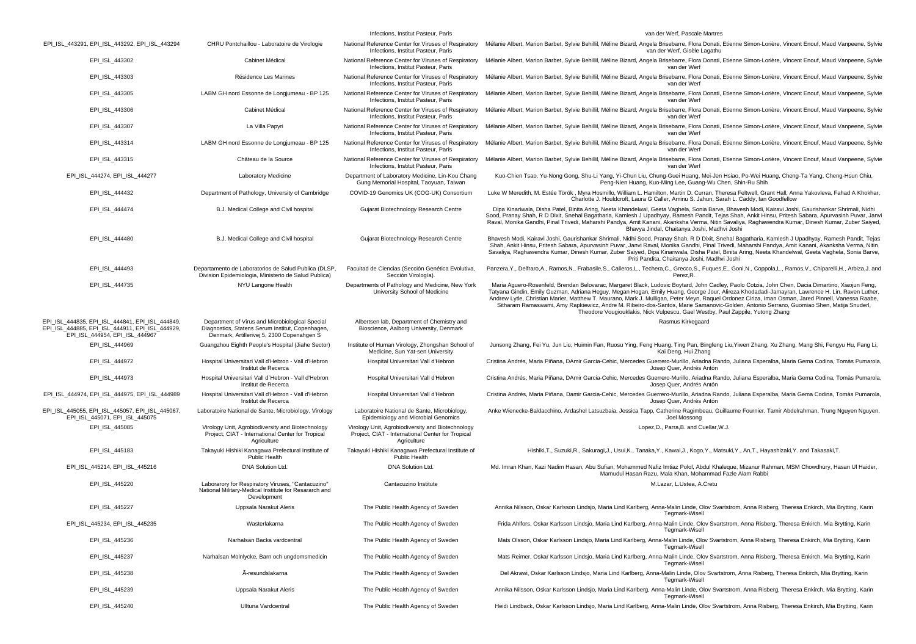| | | Infections, Institut Pasteur, Paris | van der Werf, Pascale Martres |
|---|---|---|---|
| EPI_ISL_443291, EPI_ISL_443292, EPI_ISL_443294 | CHRU Pontchaillou - Laboratoire de Virologie | National Reference Center for Viruses of Respiratory Infections, Institut Pasteur, Paris | Mélanie Albert, Marion Barbet, Sylvie Behillil, Méline Bizard, Angela Brisebarre, Flora Donati, Etienne Simon-Lorière, Vincent Enouf, Maud Vanpeene, Sylvie van der Werf, Gisèle Lagathu |
| EPI_ISL_443302 | Cabinet Médical | National Reference Center for Viruses of Respiratory Infections, Institut Pasteur, Paris | Mélanie Albert, Marion Barbet, Sylvie Behillil, Méline Bizard, Angela Brisebarre, Flora Donati, Etienne Simon-Lorière, Vincent Enouf, Maud Vanpeene, Sylvie van der Werf |
| EPI_ISL_443303 | Résidence Les Marines | National Reference Center for Viruses of Respiratory Infections, Institut Pasteur, Paris | Mélanie Albert, Marion Barbet, Sylvie Behillil, Méline Bizard, Angela Brisebarre, Flora Donati, Etienne Simon-Lorière, Vincent Enouf, Maud Vanpeene, Sylvie van der Werf |
| EPI_ISL_443305 | LABM GH nord Essonne de Longjumeau - BP 125 | National Reference Center for Viruses of Respiratory Infections, Institut Pasteur, Paris | Mélanie Albert, Marion Barbet, Sylvie Behillil, Méline Bizard, Angela Brisebarre, Flora Donati, Etienne Simon-Lorière, Vincent Enouf, Maud Vanpeene, Sylvie van der Werf |
| EPI_ISL_443306 | Cabinet Médical | National Reference Center for Viruses of Respiratory Infections, Institut Pasteur, Paris | Mélanie Albert, Marion Barbet, Sylvie Behillil, Méline Bizard, Angela Brisebarre, Flora Donati, Etienne Simon-Lorière, Vincent Enouf, Maud Vanpeene, Sylvie van der Werf |
| EPI_ISL_443307 | La Villa Papyri | National Reference Center for Viruses of Respiratory Infections, Institut Pasteur, Paris | Mélanie Albert, Marion Barbet, Sylvie Behillil, Méline Bizard, Angela Brisebarre, Flora Donati, Etienne Simon-Lorière, Vincent Enouf, Maud Vanpeene, Sylvie van der Werf |
| EPI_ISL_443314 | LABM GH nord Essonne de Longjumeau - BP 125 | National Reference Center for Viruses of Respiratory Infections, Institut Pasteur, Paris | Mélanie Albert, Marion Barbet, Sylvie Behillil, Méline Bizard, Angela Brisebarre, Flora Donati, Etienne Simon-Lorière, Vincent Enouf, Maud Vanpeene, Sylvie van der Werf |
| EPI_ISL_443315 | Château de la Source | National Reference Center for Viruses of Respiratory Infections, Institut Pasteur, Paris | Mélanie Albert, Marion Barbet, Sylvie Behillil, Méline Bizard, Angela Brisebarre, Flora Donati, Etienne Simon-Lorière, Vincent Enouf, Maud Vanpeene, Sylvie van der Werf |
| EPI_ISL_444274, EPI_ISL_444277 | Laboratory Medicine | Department of Laboratory Medicine, Lin-Kou Chang Gung Memorial Hospital, Taoyuan, Taiwan | Kuo-Chien Tsao, Yu-Nong Gong, Shu-Li Yang, Yi-Chun Liu, Chung-Guei Huang, Mei-Jen Hsiao, Po-Wei Huang, Cheng-Ta Yang, Cheng-Hsun Chiu, Peng-Nien Huang, Kuo-Ming Lee, Guang-Wu Chen, Shin-Ru Shih |
| EPI_ISL_444432 | Department of Pathology, University of Cambridge | COVID-19 Genomics UK (COG-UK) Consortium | Luke W Meredith, M. Estée Török , Myra Hosmillo, William L. Hamilton, Martin D. Curran, Theresa Feltwell, Grant Hall, Anna Yakovleva, Fahad A Khokhar, Charlotte J. Houldcroft, Laura G Caller, Aminu S. Jahun, Sarah L. Caddy, Ian Goodfellow |
| EPI_ISL_444474 | B.J. Medical College and Civil hospital | Gujarat Biotechnology Research Centre | Dipa Kinariwala, Disha Patel, Binita Aring, Neeta Khandelwal, Geeta Vaghela, Sonia Barve, Bhavesh Modi, Kairavi Joshi, Gaurishankar Shrimali, Nidhi Sood, Pranay Shah, R D Dixit, Snehal Bagatharia, Kamlesh J Upadhyay, Ramesh Pandit, Tejas Shah, Ankit Hinsu, Pritesh Sabara, Apurvasinh Puvar, Janvi Raval, Monika Gandhi, Pinal Trivedi, Maharshi Pandya, Amit Kanani, Akanksha Verma, Nitin Savaliya, Raghawendra Kumar, Dinesh Kumar, Zuber Saiyed, Bhavya Jindal, Chaitanya Joshi, Madhvi Joshi |
| EPI_ISL_444480 | B.J. Medical College and Civil hospital | Gujarat Biotechnology Research Centre | Bhavesh Modi, Kairavi Joshi, Gaurishankar Shrimali, Nidhi Sood, Pranay Shah, R D Dixit, Snehal Bagatharia, Kamlesh J Upadhyay, Ramesh Pandit, Tejas Shah, Ankit Hinsu, Pritesh Sabara, Apurvasinh Puvar, Janvi Raval, Monika Gandhi, Pinal Trivedi, Maharshi Pandya, Amit Kanani, Akanksha Verma, Nitin Savaliya, Raghawendra Kumar, Dinesh Kumar, Zuber Saiyed, Dipa Kinariwala, Disha Patel, Binita Aring, Neeta Khandelwal, Geeta Vaghela, Sonia Barve, Priti Pandita, Chaitanya Joshi, Madhvi Joshi |
| EPI_ISL_444493 | Departamento de Laboratorios de Salud Publica (DLSP, Division Epidemiologia, Ministerio de Salud Publica) | Facultad de Ciencias (Sección Genética Evolutiva, Sección Virología). | Panzera,Y., Delfraro,A., Ramos,N., Frabasile,S., Calleros,L., Techera,C., Grecco,S., Fuques,E., Goni,N., Coppola,L., Ramos,V., Chiparelli,H., Arbiza,J. and Perez,R. |
| EPI_ISL_444735 | NYU Langone Health | Departments of Pathology and Medicine, New York University School of Medicine | Maria Aguero-Rosenfeld, Brendan Belovarac, Margaret Black, Ludovic Boytard, John Cadley, Paolo Cotzia, John Chen, Dacia Dimartino, Xiaojun Feng, Tatyana Gindin, Emily Guzman, Adriana Heguy, Megan Hogan, Emily Huang, George Jour, Alireza Khodadadi-Jamayran, Lawrence H. Lin, Raven Luther, Andrew Lytle, Christian Marier, Matthew T. Maurano, Mark J. Mulligan, Peter Meyn, Raquel Ordonez Ciriza, Iman Osman, Jared Pinnell, Vanessa Raabe, Sitharam Ramaswami, Amy Rapkiewicz, Andre M. Ribeiro-dos-Santos, Marie Samanovic-Golden, Antonio Serrano, Guomiao Shen, Matija Snuderl, Theodore Vougiouklakis, Nick Vulpescu, Gael Westby, Paul Zappile, Yutong Zhang |
| EPI_ISL_444835, EPI_ISL_444841, EPI_ISL_444849, EPI_ISL_444885, EPI_ISL_444911, EPI_ISL_444929, EPI_ISL_444954, EPI_ISL_444967 | Department of Virus and Microbiological Special Diagnostics, Statens Serum Institut, Copenhagen, Denmark, Artillerivej 5, 2300 Copenhagen S | Albertsen lab, Department of Chemistry and Bioscience, Aalborg University, Denmark | Rasmus Kirkegaard |
| EPI_ISL_444969 | Guangzhou Eighth People's Hospital (Jiahe Sector) | Institute of Human Virology, Zhongshan School of Medicine, Sun Yat-sen University | Junsong Zhang, Fei Yu, Jun Liu, Huimin Fan, Ruosu Ying, Feng Huang, Ting Pan, Bingfeng Liu,Yiwen Zhang, Xu Zhang, Mang Shi, Fengyu Hu, Fang Li, Kai Deng, Hui Zhang |
| EPI_ISL_444972 | Hospital Universitari Vall d'Hebron - Vall d'Hebron Institut de Recerca | Hospital Universitari Vall d'Hebron | Cristina Andrés, Maria Piñana, DAmir Garcia-Cehic, Mercedes Guerrero-Murillo, Ariadna Rando, Juliana Esperalba, Maria Gema Codina, Tomàs Pumarola, Josep Quer, Andrés Antón |
| EPI_ISL_444973 | Hospital Universitari Vall d´Hebron - Vall d'Hebron Institut de Recerca | Hospital Universitari Vall d'Hebron | Cristina Andrés, Maria Piñana, DAmir Garcia-Cehic, Mercedes Guerrero-Murillo, Ariadna Rando, Juliana Esperalba, Maria Gema Codina, Tomàs Pumarola, Josep Quer, Andrés Antón |
| EPI_ISL_444974, EPI_ISL_444975, EPI_ISL_444989 | Hospital Universitari Vall d'Hebron - Vall d'Hebron Institut de Recerca | Hospital Universitari Vall d'Hebron | Cristina Andrés, Maria Piñana, Damir Garcia-Cehic, Mercedes Guerrero-Murillo, Ariadna Rando, Juliana Esperalba, Maria Gema Codina, Tomàs Pumarola, Josep Quer, Andrés Antón |
| EPI_ISL_445055, EPI_ISL_445057, EPI_ISL_445067, EPI_ISL_445071, EPI_ISL_445075 | Laboratoire National de Sante, Microbiology, Virology | Laboratoire National de Sante, Microbiology, Epidemiology and Microbial Genomics | Anke Wienecke-Baldacchino, Ardashel Latsuzbaia, Jessica Tapp, Catherine Ragimbeau, Guillaume Fournier, Tamir Abdelrahman, Trung Nguyen Nguyen, Joel Mossong |
| EPI_ISL_445085 | Virology Unit, Agrobiodiversity and Biotechnology Project, CIAT - International Center for Tropical Agriculture | Virology Unit, Agrobiodiversity and Biotechnology Project, CIAT - International Center for Tropical Agriculture | Lopez,D., Parra,B. and Cuellar,W.J. |
| EPI_ISL_445183 | Takayuki Hishiki Kanagawa Prefectural Institute of Public Health | Takayuki Hishiki Kanagawa Prefectural Institute of Public Health | Hishiki,T., Suzuki,R., Sakuragi,J., Usui,K., Tanaka,Y., Kawai,J., Kogo,Y., Matsuki,Y., An,T., Hayashizaki,Y. and Takasaki,T. |
| EPI_ISL_445214, EPI_ISL_445216 | DNA Solution Ltd. | DNA Solution Ltd. | Md. Imran Khan, Kazi Nadim Hasan, Abu Sufian, Mohammed Nafiz Imtiaz Polol, Abdul Khaleque, Mizanur Rahman, MSM Chowdhury, Hasan Ul Haider, Mamudul Hasan Razu, Mala Khan, Mohammad Fazle Alam Rabbi |
| EPI_ISL_445220 | Laborarory for Respiratory Viruses, "Cantacuzino" National Military-Medical Institute for Resararch and Development | Cantacuzino Institute | M.Lazar, L.Ustea, A.Cretu |
| EPI_ISL_445227 | Uppsala Narakut Aleris | The Public Health Agency of Sweden | Annika Nilsson, Oskar Karlsson Lindsjo, Maria Lind Karlberg, Anna-Malin Linde, Olov Svartstrom, Anna Risberg, Theresa Enkirch, Mia Brytting, Karin Tegmark-Wisell |
| EPI_ISL_445234, EPI_ISL_445235 | Wasterlakarna | The Public Health Agency of Sweden | Frida Ahlfors, Oskar Karlsson Lindsjo, Maria Lind Karlberg, Anna-Malin Linde, Olov Svartstrom, Anna Risberg, Theresa Enkirch, Mia Brytting, Karin Tegmark-Wisell |
| EPI_ISL_445236 | Narhalsan Backa vardcentral | The Public Health Agency of Sweden | Mats Olsson, Oskar Karlsson Lindsjo, Maria Lind Karlberg, Anna-Malin Linde, Olov Svartstrom, Anna Risberg, Theresa Enkirch, Mia Brytting, Karin Tegmark-Wisell |
| EPI_ISL_445237 | Narhalsan Molnlycke, Barn och ungdomsmedicin | The Public Health Agency of Sweden | Mats Reimer, Oskar Karlsson Lindsjo, Maria Lind Karlberg, Anna-Malin Linde, Olov Svartstrom, Anna Risberg, Theresa Enkirch, Mia Brytting, Karin Tegmark-Wisell |
| EPI_ISL_445238 | Ã-resundslakarna | The Public Health Agency of Sweden | Del Akrawi, Oskar Karlsson Lindsjo, Maria Lind Karlberg, Anna-Malin Linde, Olov Svartstrom, Anna Risberg, Theresa Enkirch, Mia Brytting, Karin Tegmark-Wisell |
| EPI_ISL_445239 | Uppsala Narakut Aleris | The Public Health Agency of Sweden | Annika Nilsson, Oskar Karlsson Lindsjo, Maria Lind Karlberg, Anna-Malin Linde, Olov Svartstrom, Anna Risberg, Theresa Enkirch, Mia Brytting, Karin Tegmark-Wisell |
| EPI_ISL_445240 | Ulltuna Vardcentral | The Public Health Agency of Sweden | Heidi Lindback, Oskar Karlsson Lindsjo, Maria Lind Karlberg, Anna-Malin Linde, Olov Svartstrom, Anna Risberg, Theresa Enkirch, Mia Brytting, Karin |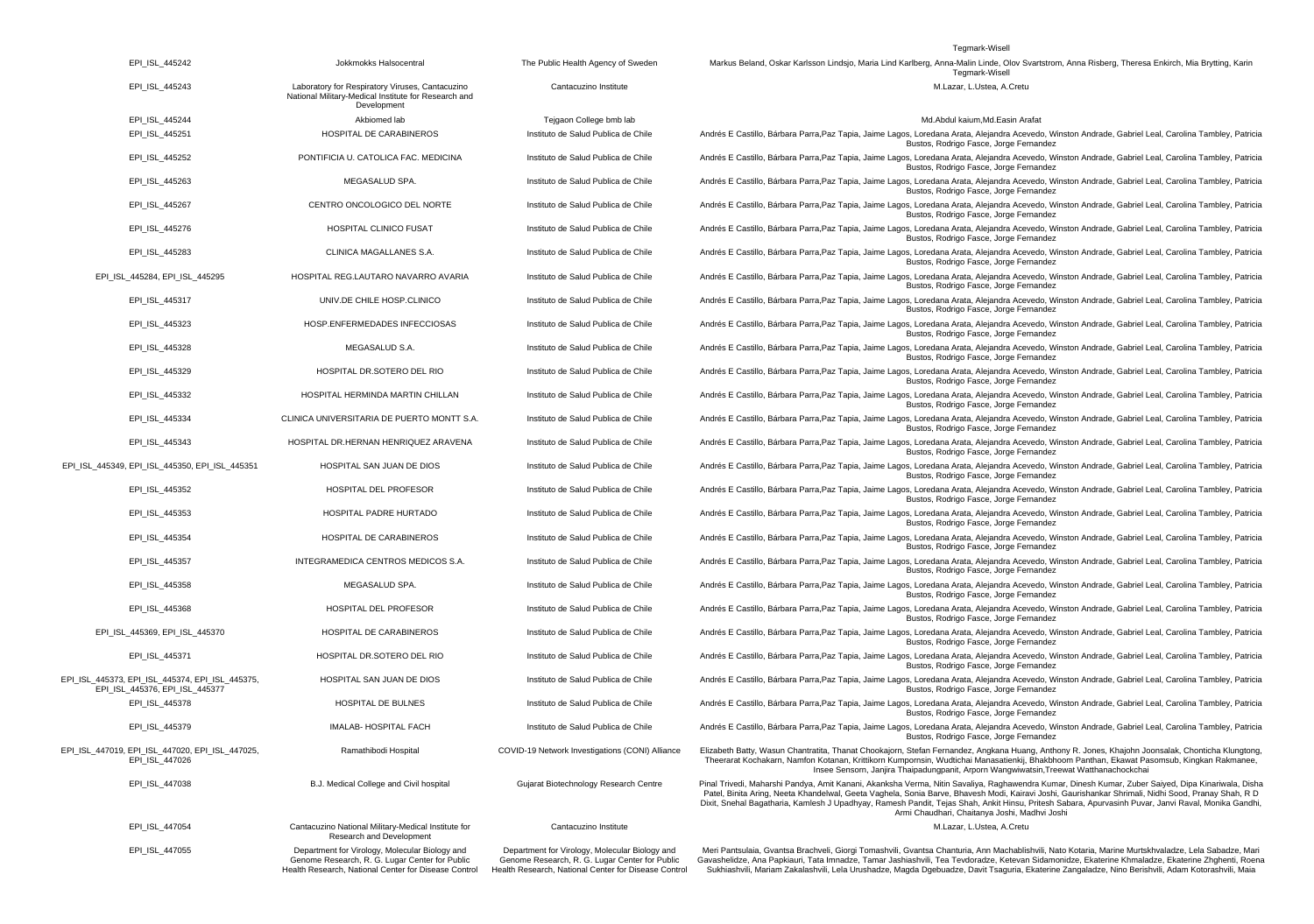| | | | Tegmark-Wisell |
|---|---|---|---|
| EPI_ISL_445242 | Jokkmokks Halsocentral | The Public Health Agency of Sweden | Markus Beland, Oskar Karlsson Lindsjo, Maria Lind Karlberg, Anna-Malin Linde, Olov Svartstrom, Anna Risberg, Theresa Enkirch, Mia Brytting, Karin Tegmark-Wisell |
| EPI_ISL_445243 | Laboratory for Respiratory Viruses, Cantacuzino National Military-Medical Institute for Research and Development | Cantacuzino Institute | M.Lazar, L.Ustea, A.Cretu |
| EPI_ISL_445244 | Akbiomed lab | Tejgaon College bmb lab | Md.Abdul kaium,Md.Easin Arafat |
| EPI_ISL_445251 | HOSPITAL DE CARABINEROS | Instituto de Salud Publica de Chile | Andrés E Castillo, Bárbara Parra,Paz Tapia, Jaime Lagos, Loredana Arata, Alejandra Acevedo, Winston Andrade, Gabriel Leal, Carolina Tambley, Patricia Bustos, Rodrigo Fasce, Jorge Fernandez |
| EPI_ISL_445252 | PONTIFICIA U. CATOLICA FAC. MEDICINA | Instituto de Salud Publica de Chile | Andrés E Castillo, Bárbara Parra,Paz Tapia, Jaime Lagos, Loredana Arata, Alejandra Acevedo, Winston Andrade, Gabriel Leal, Carolina Tambley, Patricia Bustos, Rodrigo Fasce, Jorge Fernandez |
| EPI_ISL_445263 | MEGASALUD SPA. | Instituto de Salud Publica de Chile | Andrés E Castillo, Bárbara Parra,Paz Tapia, Jaime Lagos, Loredana Arata, Alejandra Acevedo, Winston Andrade, Gabriel Leal, Carolina Tambley, Patricia Bustos, Rodrigo Fasce, Jorge Fernandez |
| EPI_ISL_445267 | CENTRO ONCOLOGICO DEL NORTE | Instituto de Salud Publica de Chile | Andrés E Castillo, Bárbara Parra,Paz Tapia, Jaime Lagos, Loredana Arata, Alejandra Acevedo, Winston Andrade, Gabriel Leal, Carolina Tambley, Patricia Bustos, Rodrigo Fasce, Jorge Fernandez |
| EPI_ISL_445276 | HOSPITAL CLINICO FUSAT | Instituto de Salud Publica de Chile | Andrés E Castillo, Bárbara Parra,Paz Tapia, Jaime Lagos, Loredana Arata, Alejandra Acevedo, Winston Andrade, Gabriel Leal, Carolina Tambley, Patricia Bustos, Rodrigo Fasce, Jorge Fernandez |
| EPI_ISL_445283 | CLINICA MAGALLANES S.A. | Instituto de Salud Publica de Chile | Andrés E Castillo, Bárbara Parra,Paz Tapia, Jaime Lagos, Loredana Arata, Alejandra Acevedo, Winston Andrade, Gabriel Leal, Carolina Tambley, Patricia Bustos, Rodrigo Fasce, Jorge Fernandez |
| EPI_ISL_445284, EPI_ISL_445295 | HOSPITAL REG.LAUTARO NAVARRO AVARIA | Instituto de Salud Publica de Chile | Andrés E Castillo, Bárbara Parra,Paz Tapia, Jaime Lagos, Loredana Arata, Alejandra Acevedo, Winston Andrade, Gabriel Leal, Carolina Tambley, Patricia Bustos, Rodrigo Fasce, Jorge Fernandez |
| EPI_ISL_445317 | UNIV.DE CHILE HOSP.CLINICO | Instituto de Salud Publica de Chile | Andrés E Castillo, Bárbara Parra,Paz Tapia, Jaime Lagos, Loredana Arata, Alejandra Acevedo, Winston Andrade, Gabriel Leal, Carolina Tambley, Patricia Bustos, Rodrigo Fasce, Jorge Fernandez |
| EPI_ISL_445323 | HOSP.ENFERMEDADES INFECCIOSAS | Instituto de Salud Publica de Chile | Andrés E Castillo, Bárbara Parra,Paz Tapia, Jaime Lagos, Loredana Arata, Alejandra Acevedo, Winston Andrade, Gabriel Leal, Carolina Tambley, Patricia Bustos, Rodrigo Fasce, Jorge Fernandez |
| EPI_ISL_445328 | MEGASALUD S.A. | Instituto de Salud Publica de Chile | Andrés E Castillo, Bárbara Parra,Paz Tapia, Jaime Lagos, Loredana Arata, Alejandra Acevedo, Winston Andrade, Gabriel Leal, Carolina Tambley, Patricia Bustos, Rodrigo Fasce, Jorge Fernandez |
| EPI_ISL_445329 | HOSPITAL DR.SOTERO DEL RIO | Instituto de Salud Publica de Chile | Andrés E Castillo, Bárbara Parra,Paz Tapia, Jaime Lagos, Loredana Arata, Alejandra Acevedo, Winston Andrade, Gabriel Leal, Carolina Tambley, Patricia Bustos, Rodrigo Fasce, Jorge Fernandez |
| EPI_ISL_445332 | HOSPITAL HERMINDA MARTIN CHILLAN | Instituto de Salud Publica de Chile | Andrés E Castillo, Bárbara Parra,Paz Tapia, Jaime Lagos, Loredana Arata, Alejandra Acevedo, Winston Andrade, Gabriel Leal, Carolina Tambley, Patricia Bustos, Rodrigo Fasce, Jorge Fernandez |
| EPI_ISL_445334 | CLINICA UNIVERSITARIA DE PUERTO MONTT S.A. | Instituto de Salud Publica de Chile | Andrés E Castillo, Bárbara Parra,Paz Tapia, Jaime Lagos, Loredana Arata, Alejandra Acevedo, Winston Andrade, Gabriel Leal, Carolina Tambley, Patricia Bustos, Rodrigo Fasce, Jorge Fernandez |
| EPI_ISL_445343 | HOSPITAL DR.HERNAN HENRIQUEZ ARAVENA | Instituto de Salud Publica de Chile | Andrés E Castillo, Bárbara Parra,Paz Tapia, Jaime Lagos, Loredana Arata, Alejandra Acevedo, Winston Andrade, Gabriel Leal, Carolina Tambley, Patricia Bustos, Rodrigo Fasce, Jorge Fernandez |
| EPI_ISL_445349, EPI_ISL_445350, EPI_ISL_445351 | HOSPITAL SAN JUAN DE DIOS | Instituto de Salud Publica de Chile | Andrés E Castillo, Bárbara Parra,Paz Tapia, Jaime Lagos, Loredana Arata, Alejandra Acevedo, Winston Andrade, Gabriel Leal, Carolina Tambley, Patricia Bustos, Rodrigo Fasce, Jorge Fernandez |
| EPI_ISL_445352 | HOSPITAL DEL PROFESOR | Instituto de Salud Publica de Chile | Andrés E Castillo, Bárbara Parra,Paz Tapia, Jaime Lagos, Loredana Arata, Alejandra Acevedo, Winston Andrade, Gabriel Leal, Carolina Tambley, Patricia Bustos, Rodrigo Fasce, Jorge Fernandez |
| EPI_ISL_445353 | HOSPITAL PADRE HURTADO | Instituto de Salud Publica de Chile | Andrés E Castillo, Bárbara Parra,Paz Tapia, Jaime Lagos, Loredana Arata, Alejandra Acevedo, Winston Andrade, Gabriel Leal, Carolina Tambley, Patricia Bustos, Rodrigo Fasce, Jorge Fernandez |
| EPI_ISL_445354 | HOSPITAL DE CARABINEROS | Instituto de Salud Publica de Chile | Andrés E Castillo, Bárbara Parra,Paz Tapia, Jaime Lagos, Loredana Arata, Alejandra Acevedo, Winston Andrade, Gabriel Leal, Carolina Tambley, Patricia Bustos, Rodrigo Fasce, Jorge Fernandez |
| EPI_ISL_445357 | INTEGRAMEDICA CENTROS MEDICOS S.A. | Instituto de Salud Publica de Chile | Andrés E Castillo, Bárbara Parra,Paz Tapia, Jaime Lagos, Loredana Arata, Alejandra Acevedo, Winston Andrade, Gabriel Leal, Carolina Tambley, Patricia Bustos, Rodrigo Fasce, Jorge Fernandez |
| EPI_ISL_445358 | MEGASALUD SPA. | Instituto de Salud Publica de Chile | Andrés E Castillo, Bárbara Parra,Paz Tapia, Jaime Lagos, Loredana Arata, Alejandra Acevedo, Winston Andrade, Gabriel Leal, Carolina Tambley, Patricia Bustos, Rodrigo Fasce, Jorge Fernandez |
| EPI_ISL_445368 | HOSPITAL DEL PROFESOR | Instituto de Salud Publica de Chile | Andrés E Castillo, Bárbara Parra,Paz Tapia, Jaime Lagos, Loredana Arata, Alejandra Acevedo, Winston Andrade, Gabriel Leal, Carolina Tambley, Patricia Bustos, Rodrigo Fasce, Jorge Fernandez |
| EPI_ISL_445369, EPI_ISL_445370 | HOSPITAL DE CARABINEROS | Instituto de Salud Publica de Chile | Andrés E Castillo, Bárbara Parra,Paz Tapia, Jaime Lagos, Loredana Arata, Alejandra Acevedo, Winston Andrade, Gabriel Leal, Carolina Tambley, Patricia Bustos, Rodrigo Fasce, Jorge Fernandez |
| EPI_ISL_445371 | HOSPITAL DR.SOTERO DEL RIO | Instituto de Salud Publica de Chile | Andrés E Castillo, Bárbara Parra,Paz Tapia, Jaime Lagos, Loredana Arata, Alejandra Acevedo, Winston Andrade, Gabriel Leal, Carolina Tambley, Patricia Bustos, Rodrigo Fasce, Jorge Fernandez |
| EPI_ISL_445373, EPI_ISL_445374, EPI_ISL_445375, EPI_ISL_445376, EPI_ISL_445377 | HOSPITAL SAN JUAN DE DIOS | Instituto de Salud Publica de Chile | Andrés E Castillo, Bárbara Parra,Paz Tapia, Jaime Lagos, Loredana Arata, Alejandra Acevedo, Winston Andrade, Gabriel Leal, Carolina Tambley, Patricia Bustos, Rodrigo Fasce, Jorge Fernandez |
| EPI_ISL_445378 | HOSPITAL DE BULNES | Instituto de Salud Publica de Chile | Andrés E Castillo, Bárbara Parra,Paz Tapia, Jaime Lagos, Loredana Arata, Alejandra Acevedo, Winston Andrade, Gabriel Leal, Carolina Tambley, Patricia Bustos, Rodrigo Fasce, Jorge Fernandez |
| EPI_ISL_445379 | IMALAB- HOSPITAL FACH | Instituto de Salud Publica de Chile | Andrés E Castillo, Bárbara Parra,Paz Tapia, Jaime Lagos, Loredana Arata, Alejandra Acevedo, Winston Andrade, Gabriel Leal, Carolina Tambley, Patricia Bustos, Rodrigo Fasce, Jorge Fernandez |
| EPI_ISL_447019, EPI_ISL_447020, EPI_ISL_447025, EPI_ISL_447026 | Ramathibodi Hospital | COVID-19 Network Investigations (CONI) Alliance | Elizabeth Batty, Wasun Chantratita, Thanat Chookajorn, Stefan Fernandez, Angkana Huang, Anthony R. Jones, Khajohn Joonsalak, Chonticha Klungtong, Theerarat Kochakarn, Namfon Kotanan, Krittikorn Kumpornsin, Wudtichai Manasatienkij, Bhakbhoom Panthan, Ekawat Pasomsub, Kingkan Rakmanee, Insee Sensorn, Janjira Thaipadungpanit, Arporn Wangwiwatsin,Treewat Watthanachockchai |
| EPI_ISL_447038 | B.J. Medical College and Civil hospital | Gujarat Biotechnology Research Centre | Pinal Trivedi, Maharshi Pandya, Amit Kanani, Akanksha Verma, Nitin Savaliya, Raghawendra Kumar, Dinesh Kumar, Zuber Saiyed, Dipa Kinariwala, Disha Patel, Binita Aring, Neeta Khandelwal, Geeta Vaghela, Sonia Barve, Bhavesh Modi, Kairavi Joshi, Gaurishankar Shrimali, Nidhi Sood, Pranay Shah, R D Dixit, Snehal Bagatharia, Kamlesh J Upadhyay, Ramesh Pandit, Tejas Shah, Ankit Hinsu, Pritesh Sabara, Apurvasinh Puvar, Janvi Raval, Monika Gandhi, Armi Chaudhari, Chaitanya Joshi, Madhvi Joshi |
| EPI_ISL_447054 | Cantacuzino National Military-Medical Institute for Research and Development | Cantacuzino Institute | M.Lazar, L.Ustea, A.Cretu |
| EPI_ISL_447055 | Department for Virology, Molecular Biology and Genome Research, R. G. Lugar Center for Public Health Research, National Center for Disease Control | Department for Virology, Molecular Biology and Genome Research, R. G. Lugar Center for Public Health Research, National Center for Disease Control | Meri Pantsulaia, Gvantsa Brachveli, Giorgi Tomashvili, Gvantsa Chanturia, Ann Machablishvili, Nato Kotaria, Marine Murtskhvaladze, Lela Sabadze, Mari Gavashelidze, Ana Papkiauri, Tata Imnadze, Tamar Jashiashvili, Tea Tevdoradze, Ketevan Sidamonidze, Ekaterine Khmaladze, Ekaterine Zhghenti, Roena Sukhiashvili, Mariam Zakalashvili, Lela Urushadze, Magda Dgebuadze, Davit Tsaguria, Ekaterine Zangaladze, Nino Berishvili, Adam Kotorashvili, Maia |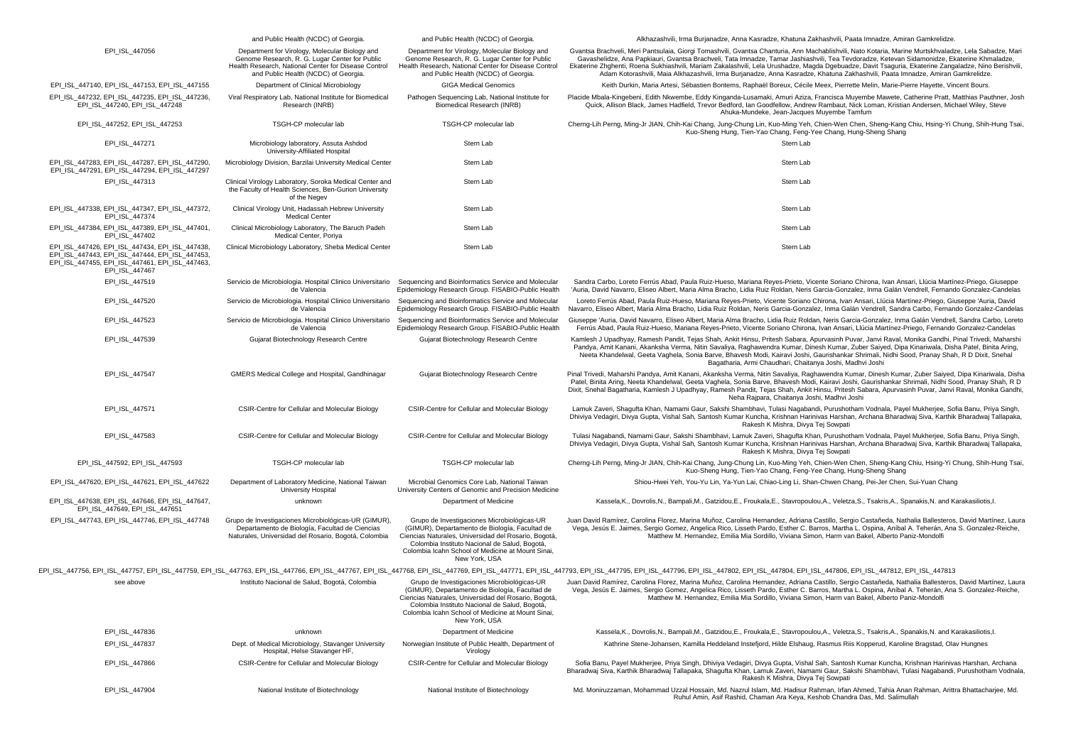| | | | |
|---|---|---|---|
| | and Public Health (NCDC) of Georgia. | and Public Health (NCDC) of Georgia. | Alkhazashvili, Irma Burjanadze, Anna Kasradze, Khatuna Zakhashvili, Paata Imnadze, Amiran Gamkrelidze. |
| EPI_ISL_447056 | Department for Virology, Molecular Biology and Genome Research, R. G. Lugar Center for Public Health Research, National Center for Disease Control and Public Health (NCDC) of Georgia. | Department for Virology, Molecular Biology and Genome Research, R. G. Lugar Center for Public Health Research, National Center for Disease Control and Public Health (NCDC) of Georgia. | Gvantsa Brachveli, Meri Pantsulaia, Giorgi Tomashvili, Gvantsa Chanturia, Ann Machablishvili, Nato Kotaria, Marine Murtskhvaladze, Lela Sabadze, Mari Gavashelidze, Ana Papkiauri, Gvantsa Brachveli, Tata Imnadze, Tamar Jashiashvili, Tea Tevdoradze, Ketevan Sidamonidze, Ekaterine Khmaladze, Ekaterine Zhghenti, Roena Sukhiashvili, Mariam Zakalashvili, Lela Urushadze, Magda Dgebuadze, Davit Tsaguria, Ekaterine Zangaladze, Nino Berishvili, Adam Kotorashvili, Maia Alkhazashvili, Irma Burjanadze, Anna Kasradze, Khatuna Zakhashvili, Paata Imnadze, Amiran Gamkrelidze. |
| EPI_ISL_447140, EPI_ISL_447153, EPI_ISL_447155 | Department of Clinical Microbiology | GIGA Medical Genomics | Keith Durkin, Maria Artesi, Sébastien Bontems, Raphaël Boreux, Cécile Meex, Pierrette Melin, Marie-Pierre Hayette, Vincent Bours. |
| EPI_ISL_447232, EPI_ISL_447235, EPI_ISL_447236, EPI_ISL_447240, EPI_ISL_447248 | Viral Respiratory Lab, National Institute for Biomedical Research (INRB) | Pathogen Sequencing Lab, National Institute for Biomedical Research (INRB) | Placide Mbala-Kingebeni, Edith Nkwembe, Eddy Kinganda-Lusamaki, Amuri Aziza, Francisca Muyembe Mawete, Catherine Pratt, Matthias Pauthner, Josh Quick, Allison Black, James Hadfield, Trevor Bedford, Ian Goodfellow, Andrew Rambaut, Nick Loman, Kristian Andersen, Michael Wiley, Steve Ahuka-Mundeke, Jean-Jacques Muyembe Tamfum |
| EPI_ISL_447252, EPI_ISL_447253 | TSGH-CP molecular lab | TSGH-CP molecular lab | Cherng-Lih Perng, Ming-Jr JIAN, Chih-Kai Chang, Jung-Chung Lin, Kuo-Ming Yeh, Chien-Wen Chen, Sheng-Kang Chiu, Hsing-Yi Chung, Shih-Hung Tsai, Kuo-Sheng Hung, Tien-Yao Chang, Feng-Yee Chang, Hung-Sheng Shang |
| EPI_ISL_447271 | Microbiology laboratory, Assuta Ashdod University-Affiliated Hospital | Stern Lab | Stern Lab |
| EPI_ISL_447283, EPI_ISL_447287, EPI_ISL_447290, EPI_ISL_447291, EPI_ISL_447294, EPI_ISL_447297 | Microbiology Division, Barzilai University Medical Center | Stern Lab | Stern Lab |
| EPI_ISL_447313 | Clinical Virology Laboratory, Soroka Medical Center and the Faculty of Health Sciences, Ben-Gurion University of the Negev | Stern Lab | Stern Lab |
| EPI_ISL_447338, EPI_ISL_447347, EPI_ISL_447372, EPI_ISL_447374 | Clinical Virology Unit, Hadassah Hebrew University Medical Center | Stern Lab | Stern Lab |
| EPI_ISL_447384, EPI_ISL_447389, EPI_ISL_447401, EPI_ISL_447402 | Clinical Microbiology Laboratory, The Baruch Padeh Medical Center, Poriya | Stern Lab | Stern Lab |
| EPI_ISL_447426, EPI_ISL_447434, EPI_ISL_447438, EPI_ISL_447443, EPI_ISL_447444, EPI_ISL_447453, EPI_ISL_447455, EPI_ISL_447461, EPI_ISL_447463, EPI_ISL_447467 | Clinical Microbiology Laboratory, Sheba Medical Center | Stern Lab | Stern Lab |
| EPI_ISL_447519 | Servicio de Microbiologia. Hospital Clinico Universitario de Valencia | Sequencing and Bioinformatics Service and Molecular Epidemiology Research Group. FISABIO-Public Health | Sandra Carbo, Loreto Ferrús Abad, Paula Ruiz-Hueso, Mariana Reyes-Prieto, Vicente Soriano Chirona, Ivan Ansari, Llúcia Martínez-Priego, Giuseppe 'Auria, David Navarro, Eliseo Albert, Maria Alma Bracho, Lidia Ruiz Roldan, Neris Garcia-Gonzalez, Inma Galán Vendrell, Fernando Gonzalez-Candelas |
| EPI_ISL_447520 | Servicio de Microbiologia. Hospital Clinico Universitario de Valencia | Sequencing and Bioinformatics Service and Molecular Epidemiology Research Group. FISABIO-Public Health | Loreto Ferrús Abad, Paula Ruiz-Hueso, Mariana Reyes-Prieto, Vicente Soriano Chirona, Ivan Ansari, Llúcia Martínez-Priego, Giuseppe 'Auria, David Navarro, Eliseo Albert, Maria Alma Bracho, Lidia Ruiz Roldan, Neris Garcia-Gonzalez, Inma Galán Vendrell, Sandra Carbo, Fernando Gonzalez-Candelas |
| EPI_ISL_447523 | Servicio de Microbiologia. Hospital Clinico Universitario de Valencia | Sequencing and Bioinformatics Service and Molecular Epidemiology Research Group. FISABIO-Public Health | Giuseppe 'Auria, David Navarro, Eliseo Albert, Maria Alma Bracho, Lidia Ruiz Roldan, Neris Garcia-Gonzalez, Inma Galán Vendrell, Sandra Carbo, Loreto Ferrús Abad, Paula Ruiz-Hueso, Mariana Reyes-Prieto, Vicente Soriano Chirona, Ivan Ansari, Llúcia Martínez-Priego, Fernando Gonzalez-Candelas |
| EPI_ISL_447539 | Gujarat Biotechnology Research Centre | Gujarat Biotechnology Research Centre | Kamlesh J Upadhyay, Ramesh Pandit, Tejas Shah, Ankit Hinsu, Pritesh Sabara, Apurvasinh Puvar, Janvi Raval, Monika Gandhi, Pinal Trivedi, Maharshi Pandya, Amit Kanani, Akanksha Verma, Nitin Savaliya, Raghawendra Kumar, Dinesh Kumar, Zuber Saiyed, Dipa Kinariwala, Disha Patel, Binita Aring, Neeta Khandelwal, Geeta Vaghela, Sonia Barve, Bhavesh Modi, Kairavi Joshi, Gaurishankar Shrimali, Nidhi Sood, Pranay Shah, R D Dixit, Snehal Bagatharia, Armi Chaudhari, Chaitanya Joshi, Madhvi Joshi |
| EPI_ISL_447547 | GMERS Medical College and Hospital, Gandhinagar | Gujarat Biotechnology Research Centre | Pinal Trivedi, Maharshi Pandya, Amit Kanani, Akanksha Verma, Nitin Savaliya, Raghawendra Kumar, Dinesh Kumar, Zuber Saiyed, Dipa Kinariwala, Disha Patel, Binita Aring, Neeta Khandelwal, Geeta Vaghela, Sonia Barve, Bhavesh Modi, Kairavi Joshi, Gaurishankar Shrimali, Nidhi Sood, Pranay Shah, R D Dixit, Snehal Bagatharia, Kamlesh J Upadhyay, Ramesh Pandit, Tejas Shah, Ankit Hinsu, Pritesh Sabara, Apurvasinh Puvar, Janvi Raval, Monika Gandhi, Neha Rajpara, Chaitanya Joshi, Madhvi Joshi |
| EPI_ISL_447571 | CSIR-Centre for Cellular and Molecular Biology | CSIR-Centre for Cellular and Molecular Biology | Lamuk Zaveri, Shagufta Khan, Namami Gaur, Sakshi Shambhavi, Tulasi Nagabandi, Purushotham Vodnala, Payel Mukherjee, Sofia Banu, Priya Singh, Dhiviya Vedagiri, Divya Gupta, Vishal Sah, Santosh Kumar Kuncha, Krishnan Harinivas Harshan, Archana Bharadwaj Siva, Karthik Bharadwaj Tallapaka, Rakesh K Mishra, Divya Tej Sowpati |
| EPI_ISL_447583 | CSIR-Centre for Cellular and Molecular Biology | CSIR-Centre for Cellular and Molecular Biology | Tulasi Nagabandi, Namami Gaur, Sakshi Shambhavi, Lamuk Zaveri, Shagufta Khan, Purushotham Vodnala, Payel Mukherjee, Sofia Banu, Priya Singh, Dhiviya Vedagiri, Divya Gupta, Vishal Sah, Santosh Kumar Kuncha, Krishnan Harinivas Harshan, Archana Bharadwaj Siva, Karthik Bharadwaj Tallapaka, Rakesh K Mishra, Divya Tej Sowpati |
| EPI_ISL_447592, EPI_ISL_447593 | TSGH-CP molecular lab | TSGH-CP molecular lab | Cherng-Lih Perng, Ming-Jr JIAN, Chih-Kai Chang, Jung-Chung Lin, Kuo-Ming Yeh, Chien-Wen Chen, Sheng-Kang Chiu, Hsing-Yi Chung, Shih-Hung Tsai, Kuo-Sheng Hung, Tien-Yao Chang, Feng-Yee Chang, Hung-Sheng Shang |
| EPI_ISL_447620, EPI_ISL_447621, EPI_ISL_447622 | Department of Laboratory Medicine, National Taiwan University Hospital | Microbial Genomics Core Lab, National Taiwan University Centers of Genomic and Precision Medicine | Shiou-Hwei Yeh, You-Yu Lin, Ya-Yun Lai, Chiao-Ling Li, Shan-Chwen Chang, Pei-Jer Chen, Sui-Yuan Chang |
| EPI_ISL_447638, EPI_ISL_447646, EPI_ISL_447647, EPI_ISL_447649, EPI_ISL_447651 | unknown | Department of Medicine | Kassela,K., Dovrolis,N., Bampali,M., Gatzidou,E., Froukala,E., Stavropoulou,A., Veletza,S., Tsakris,A., Spanakis,N. and Karakasiliotis,I. |
| EPI_ISL_447743, EPI_ISL_447746, EPI_ISL_447748 | Grupo de Investigaciones Microbiológicas-UR (GIMUR), Departamento de Biología, Facultad de Ciencias Naturales, Universidad del Rosario, Bogotá, Colombia | Grupo de Investigaciones Microbiológicas-UR (GIMUR), Departamento de Biología, Facultad de Ciencias Naturales, Universidad del Rosario, Bogotá, Colombia Instituto Nacional de Salud, Bogotá, Colombia Icahn School of Medicine at Mount Sinai, New York, USA | Juan David Ramírez, Carolina Florez, Marina Muñoz, Carolina Hernandez, Adriana Castillo, Sergio Castañeda, Nathalia Ballesteros, David Martínez, Laura Vega, Jesús E. Jaimes, Sergio Gomez, Angelica Rico, Lisseth Pardo, Esther C. Barros, Martha L. Ospina, Aníbal A. Teherán, Ana S. Gonzalez-Reiche, Matthew M. Hernandez, Emilia Mia Sordillo, Viviana Simon, Harm van Bakel, Alberto Paniz-Mondolfi |
| EPI_ISL_447756, EPI_ISL_447757, EPI_ISL_447759, EPI_ISL_447763, EPI_ISL_447766, EPI_ISL_447767, EPI_ISL_447768, EPI_ISL_447769, EPI_ISL_447771, EPI_ISL_447793, EPI_ISL_447795, EPI_ISL_447796, EPI_ISL_447802, EPI_ISL_447804, EPI_ISL_447806, EPI_ISL_447812, EPI_ISL_447813 | | | |
| see above | Instituto Nacional de Salud, Bogotá, Colombia | Grupo de Investigaciones Microbiológicas-UR (GIMUR), Departamento de Biología, Facultad de Ciencias Naturales, Universidad del Rosario, Bogotá, Colombia Instituto Nacional de Salud, Bogotá, Colombia Icahn School of Medicine at Mount Sinai, New York, USA | Juan David Ramírez, Carolina Florez, Marina Muñoz, Carolina Hernandez, Adriana Castillo, Sergio Castañeda, Nathalia Ballesteros, David Martínez, Laura Vega, Jesús E. Jaimes, Sergio Gomez, Angelica Rico, Lisseth Pardo, Esther C. Barros, Martha L. Ospina, Aníbal A. Teherán, Ana S. Gonzalez-Reiche, Matthew M. Hernandez, Emilia Mia Sordillo, Viviana Simon, Harm van Bakel, Alberto Paniz-Mondolfi |
| EPI_ISL_447836 | unknown | Department of Medicine | Kassela,K., Dovrolis,N., Bampali,M., Gatzidou,E., Froukala,E., Stavropoulou,A., Veletza,S., Tsakris,A., Spanakis,N. and Karakasiliotis,I. |
| EPI_ISL_447837 | Dept. of Medical Microbiology, Stavanger University Hospital, Helse Stavanger HF, | Norwegian Institute of Public Health, Department of Virology | Kathrine Stene-Johansen, Kamilla Heddeland Instefjord, Hilde Elshaug, Rasmus Riis Kopperud, Karoline Bragstad, Olav Hungnes |
| EPI_ISL_447866 | CSIR-Centre for Cellular and Molecular Biology | CSIR-Centre for Cellular and Molecular Biology | Sofia Banu, Payel Mukherjee, Priya Singh, Dhiviya Vedagiri, Divya Gupta, Vishal Sah, Santosh Kumar Kuncha, Krishnan Harinivas Harshan, Archana Bharadwaj Siva, Karthik Bharadwaj Tallapaka, Shagufta Khan, Lamuk Zaveri, Namami Gaur, Sakshi Shambhavi, Tulasi Nagabandi, Purushotham Vodnala, Rakesh K Mishra, Divya Tej Sowpati |
| EPI_ISL_447904 | National Institute of Biotechnology | National Institute of Biotechnology | Md. Moniruzzaman, Mohammad Uzzal Hossain, Md. Nazrul Islam, Md. Hadisur Rahman, Irfan Ahmed, Tahia Anan Rahman, Arittra Bhattacharjee, Md. Ruhul Amin, Asif Rashid, Chaman Ara Keya, Keshob Chandra Das, Md. Salimullah |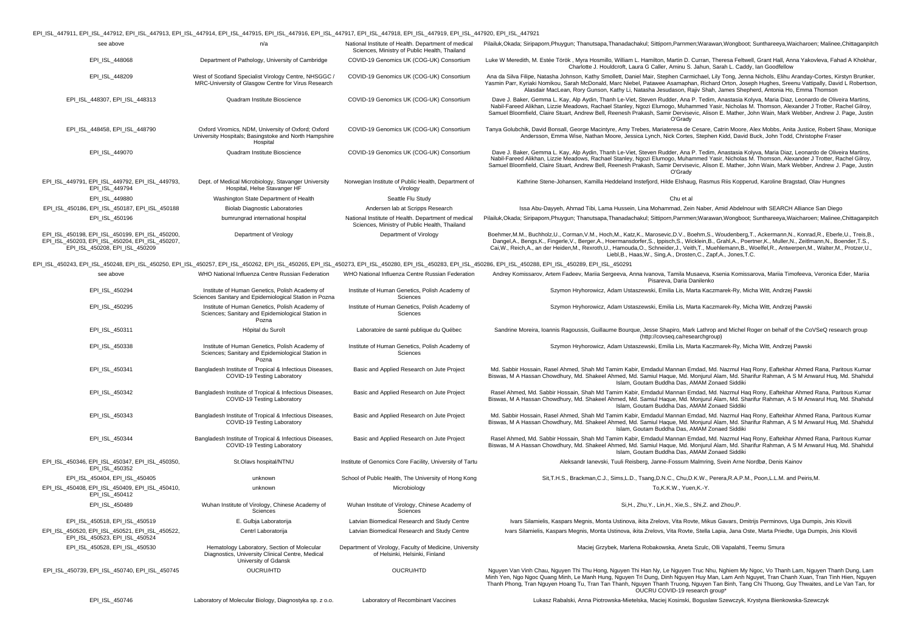EPI_ISL_447911, EPI_ISL_447912, EPI_ISL_447913, EPI_ISL_447914, EPI_ISL_447915, EPI_ISL_447916, EPI_ISL_447917, EPI_ISL_447918, EPI_ISL_447919, EPI_ISL_447920, EPI_ISL_447921

| | | | |
|---|---|---|---|
| see above | n/a | National Institute of Health. Department of medical Sciences, Ministry of Public Health, Thailand | Pilailuk,Okada; Siripaporn,Phuygun; Thanutsapa,Thanadachakul; Sittiporn,Parnmen;Warawan,Wongboot; Sunthareeya,Waicharoen; Malinee,Chittaganpitch |
| EPI_ISL_448068 | Department of Pathology, University of Cambridge | COVID-19 Genomics UK (COG-UK) Consortium | Luke W Meredith, M. Estée Török , Myra Hosmillo, William L. Hamilton, Martin D. Curran, Theresa Feltwell, Grant Hall, Anna Yakovleva, Fahad A Khokhar, Charlotte J. Houldcroft, Laura G Caller, Aminu S. Jahun, Sarah L. Caddy, Ian Goodfellow |
| EPI_ISL_448209 | West of Scotland Specialist Virology Centre, NHSGGC / MRC-University of Glasgow Centre for Virus Research | COVID-19 Genomics UK (COG-UK) Consortium | Ana da Silva Filipe, Natasha Johnson, Kathy Smollett, Daniel Mair, Stephen Carmichael, Lily Tong, Jenna Nichols, Elihu Aranday-Cortes, Kirstyn Brunker, Yasmin Parr, Kyriaki Nomikou, Sarah McDonald, Marc Niebel, Patawee Asamaphan, Richard Orton, Joseph Hughes, Sreenu Vattipally, David L Robertson, Alasdair MacLean, Rory Gunson, Kathy Li, Natasha Jesudason, Rajiv Shah, James Shepherd, Antonia Ho, Emma Thomson |
| EPI_ISL_448307, EPI_ISL_448313 | Quadram Institute Bioscience | COVID-19 Genomics UK (COG-UK) Consortium | Dave J. Baker, Gemma L. Kay, Alp Aydin, Thanh Le-Viet, Steven Rudder, Ana P. Tedim, Anastasia Kolyva, Maria Diaz, Leonardo de Oliveira Martins, Nabil-Fareed Alikhan, Lizzie Meadows, Rachael Stanley, Ngozi Elumogo, Muhammed Yasir, Nicholas M. Thomson, Alexander J Trotter, Rachel Gilroy, Samuel Bloomfield, Claire Stuart, Andrew Bell, Reenesh Prakash, Samir Dervisevic, Alison E. Mather, John Wain, Mark Webber, Andrew J. Page, Justin O'Grady |
| EPI_ISL_448458, EPI_ISL_448790 | Oxford Viromics, NDM, University of Oxford; Oxford University Hospitals; Basingstoke and North Hampshire Hospital | COVID-19 Genomics UK (COG-UK) Consortium | Tanya Golubchik, David Bonsall, George Macintyre, Amy Trebes, Mariateresa de Cesare, Catrin Moore, Alex Mobbs, Anita Justice, Robert Shaw, Monique Andersson, Emma Wise, Nathan Moore, Jessica Lynch, Nick Cortes, Stephen Kidd, David Buck, John Todd, Christophe Fraser |
| EPI_ISL_449070 | Quadram Institute Bioscience | COVID-19 Genomics UK (COG-UK) Consortium | Dave J. Baker, Gemma L. Kay, Alp Aydin, Thanh Le-Viet, Steven Rudder, Ana P. Tedim, Anastasia Kolyva, Maria Diaz, Leonardo de Oliveira Martins, Nabil-Fareed Alikhan, Lizzie Meadows, Rachael Stanley, Ngozi Elumogo, Muhammed Yasir, Nicholas M. Thomson, Alexander J Trotter, Rachel Gilroy, Samuel Bloomfield, Claire Stuart, Andrew Bell, Reenesh Prakash, Samir Dervisevic, Alison E. Mather, John Wain, Mark Webber, Andrew J. Page, Justin O'Grady |
| EPI_ISL_449791, EPI_ISL_449792, EPI_ISL_449793, EPI_ISL_449794 | Dept. of Medical Microbiology, Stavanger University Hospital, Helse Stavanger HF | Norwegian Institute of Public Health, Department of Virology | Kathrine Stene-Johansen, Kamilla Heddeland Instefjord, Hilde Elshaug, Rasmus Riis Kopperud, Karoline Bragstad, Olav Hungnes |
| EPI_ISL_449880 | Washington State Department of Health | Seattle Flu Study | Chu et al |
| EPI_ISL_450186, EPI_ISL_450187, EPI_ISL_450188 | Biolab Diagnostic Laboratories | Andersen lab at Scripps Research | Issa Abu-Dayyeh, Ahmad Tibi, Lama Hussein, Lina Mohammad, Zein Naber, Amid Abdelnour with SEARCH Alliance San Diego |
| EPI_ISL_450196 | bumrungrad international hospital | National Institute of Health. Department of medical Sciences, Ministry of Public Health, Thailand | Pilailuk,Okada; Siripaporn,Phuygun; Thanutsapa,Thanadachakul; Sittiporn,Parnmen;Warawan,Wongboot; Sunthareeya,Waicharoen; Malinee,Chittaganpitch |
| EPI_ISL_450198, EPI_ISL_450199, EPI_ISL_450200, EPI_ISL_450203, EPI_ISL_450204, EPI_ISL_450207, EPI_ISL_450208, EPI_ISL_450209 | Department of Virology | Department of Virology | Boehmer,M.M., Buchholz,U., Corman,V.M., Hoch,M., Katz,K., Marosevic,D.V., Boehm,S., Woudenberg,T., Ackermann,N., Konrad,R., Eberle,U., Treis,B., Dangel,A., Bengs,K., Fingerle,V., Berger,A., Hoermansdorfer,S., Ippisch,S., Wicklein,B., Grahl,A., Poertner,K., Muller,N., Zeitlmann,N., Boender,T.S., Cai,W., Reich,A., an der Heiden,M., Rexroth,U., Hamouda,O., Schneider,J., Veith,T., Muehlemann,B., Woelfel,R., Antwerpen,M., Walter,M., Protzer,U., Liebl,B., Haas,W., Sing,A., Drosten,C., Zapf,A., Jones,T.C. |

EPI_ISL_450243, EPI_ISL_450248, EPI_ISL_450250, EPI_ISL_450257, EPI_ISL_450262, EPI_ISL_450265, EPI_ISL_450273, EPI_ISL_450280, EPI_ISL_450283, EPI_ISL_450286, EPI_ISL_450288, EPI_ISL_450289, EPI_ISL_450291

| | | | |
|---|---|---|---|
| see above | WHO National Influenza Centre Russian Federation | WHO National Influenza Centre Russian Federation | Andrey Komissarov, Artem Fadeev, Mariia Sergeeva, Anna Ivanova, Tamila Musaeva, Ksenia Komissarova, Mariia Timofeeva, Veronica Eder, Mariia Pisareva, Daria Danilenko |
| EPI_ISL_450294 | Institute of Human Genetics, Polish Academy of Sciences Sanitary and Epidemiological Station in Pozna | Institute of Human Genetics, Polish Academy of Sciences | Szymon Hryhorowicz, Adam Ustaszewski, Emilia Lis, Marta Kaczmarek-Ry, Micha Witt, Andrzej Pawski |
| EPI_ISL_450295 | Institute of Human Genetics, Polish Academy of Sciences; Sanitary and Epidemiological Station in Pozna | Institute of Human Genetics, Polish Academy of Sciences | Szymon Hryhorowicz, Adam Ustaszewski, Emilia Lis, Marta Kaczmarek-Ry, Micha Witt, Andrzej Pawski |
| EPI_ISL_450311 | Hôpital du Suroît | Laboratoire de santé publique du Québec | Sandrine Moreira, Ioannis Ragoussis, Guillaume Bourque, Jesse Shapiro, Mark Lathrop and Michel Roger on behalf of the CoVSeQ research group (http://covseq.ca/researchgroup) |
| EPI_ISL_450338 | Institute of Human Genetics, Polish Academy of Sciences; Sanitary and Epidemiological Station in Pozna | Institute of Human Genetics, Polish Academy of Sciences | Szymon Hryhorowicz, Adam Ustaszewski, Emilia Lis, Marta Kaczmarek-Ry, Micha Witt, Andrzej Pawski |
| EPI_ISL_450341 | Bangladesh Institute of Tropical & Infectious Diseases, COVID-19 Testing Laboratory | Basic and Applied Research on Jute Project | Md. Sabbir Hossain, Rasel Ahmed, Shah Md Tamim Kabir, Emdadul Mannan Emdad, Md. Nazmul Haq Rony, Eaftekhar Ahmed Rana, Paritous Kumar Biswas, M A Hassan Chowdhury, Md. Shakeel Ahmed, Md. Samiul Haque, Md. Monjurul Alam, Md. Sharifur Rahman, A S M Anwarul Huq, Md. Shahidul Islam, Goutam Buddha Das, AMAM Zonaed Siddiki |
| EPI_ISL_450342 | Bangladesh Institute of Tropical & Infectious Diseases, COVID-19 Testing Laboratory | Basic and Applied Research on Jute Project | Rasel Ahmed, Md. Sabbir Hossain, Shah Md Tamim Kabir, Emdadul Mannan Emdad, Md. Nazmul Haq Rony, Eaftekhar Ahmed Rana, Paritous Kumar Biswas, M A Hassan Chowdhury, Md. Shakeel Ahmed, Md. Samiul Haque, Md. Monjurul Alam, Md. Sharifur Rahman, A S M Anwarul Huq, Md. Shahidul Islam, Goutam Buddha Das, AMAM Zonaed Siddiki |
| EPI_ISL_450343 | Bangladesh Institute of Tropical & Infectious Diseases, COVID-19 Testing Laboratory | Basic and Applied Research on Jute Project | Md. Sabbir Hossain, Rasel Ahmed, Shah Md Tamim Kabir, Emdadul Mannan Emdad, Md. Nazmul Haq Rony, Eaftekhar Ahmed Rana, Paritous Kumar Biswas, M A Hassan Chowdhury, Md. Shakeel Ahmed, Md. Samiul Haque, Md. Monjurul Alam, Md. Sharifur Rahman, A S M Anwarul Huq, Md. Shahidul Islam, Goutam Buddha Das, AMAM Zonaed Siddiki |
| EPI_ISL_450344 | Bangladesh Institute of Tropical & Infectious Diseases, COVID-19 Testing Laboratory | Basic and Applied Research on Jute Project | Rasel Ahmed, Md. Sabbir Hossain, Shah Md Tamim Kabir, Emdadul Mannan Emdad, Md. Nazmul Haq Rony, Eaftekhar Ahmed Rana, Paritous Kumar Biswas, M A Hassan Chowdhury, Md. Shakeel Ahmed, Md. Samiul Haque, Md. Monjurul Alam, Md. Sharifur Rahman, A S M Anwarul Huq, Md. Shahidul Islam, Goutam Buddha Das, AMAM Zonaed Siddiki |
| EPI_ISL_450346, EPI_ISL_450347, EPI_ISL_450350, EPI_ISL_450352 | St.Olavs hospital/NTNU | Institute of Genomics Core Facility, University of Tartu | Aleksandr Ianevski, Tuuli Reisberg, Janne-Fossum Malmring, Svein Arne Nordbø, Denis Kainov |
| EPI_ISL_450404, EPI_ISL_450405 | unknown | School of Public Health, The University of Hong Kong | Sit,T.H.S., Brackman,C.J., Sims,L.D., Tsang,D.N.C., Chu,D.K.W., Perera,R.A.P.M., Poon,L.L.M. and Peiris,M. |
| EPI_ISL_450408, EPI_ISL_450409, EPI_ISL_450410, EPI_ISL_450412 | unknown | Microbiology | To,K.K.W., Yuen,K.-Y. |
| EPI_ISL_450489 | Wuhan Institute of Virology, Chinese Academy of Sciences | Wuhan Institute of Virology, Chinese Academy of Sciences | Si,H., Zhu,Y., Lin,H., Xie,S., Shi,Z. and Zhou,P. |
| EPI_ISL_450518, EPI_ISL_450519 | E. Gulbja Laboratorija | Latvian Biomedical Research and Study Centre | Ivars Silamielis, Kaspars Megnis, Monta Ustinova, ikita Zrelovs, Vita Rovte, Mikus Gavars, Dmitrijs Perminovs, Uga Dumpis, Jnis Kloviš |
| EPI_ISL_450520, EPI_ISL_450521, EPI_ISL_450522, EPI_ISL_450523, EPI_ISL_450524 | Centrl Laboratorija | Latvian Biomedical Research and Study Centre | Ivars Silamielis, Kaspars Megnis, Monta Ustinova, ikita Zrelovs, Vita Rovte, Stella Lapia, Jana Oste, Marta Priedte, Uga Dumpis, Jnis Kloviš |
| EPI_ISL_450528, EPI_ISL_450530 | Hematology Laboratory, Section of Molecular Diagnostics, University Clinical Centre, Medical University of Gdansk | Department of Virology, Faculty of Medicine, University of Helsinki, Helsinki, Finland | Maciej Grzybek, Marlena Robakowska, Aneta Szulc, Olli Vapalahti, Teemu Smura |
| EPI_ISL_450739, EPI_ISL_450740, EPI_ISL_450745 | OUCRU/HTD | OUCRU/HTD | Nguyen Van Vinh Chau, Nguyen Thi Thu Hong, Nguyen Thi Han Ny, Le Nguyen Truc Nhu, Nghiem My Ngoc, Vo Thanh Lam, Nguyen Thanh Dung, Lam Minh Yen, Ngo Ngoc Quang Minh, Le Manh Hung, Nguyen Tri Dung, Dinh Nguyen Huy Man, Lam Anh Nguyet, Tran Chanh Xuan, Tran Tinh Hien, Nguyen Thanh Phong, Tran Nguyen Hoang Tu, Tran Tan Thanh, Nguyen Thanh Truong, Nguyen Tan Binh, Tang Chi Thuong, Guy Thwaites, and Le Van Tan, for OUCRU COVID-19 research group* |
| EPI_ISL_450746 | Laboratory of Molecular Biology, Diagnostyka sp. z o.o. | Laboratory of Recombinant Vaccines | Lukasz Rabalski, Anna Piotrowska-Mietelska, Maciej Kosinski, Boguslaw Szewczyk, Krystyna Bienkowska-Szewczyk |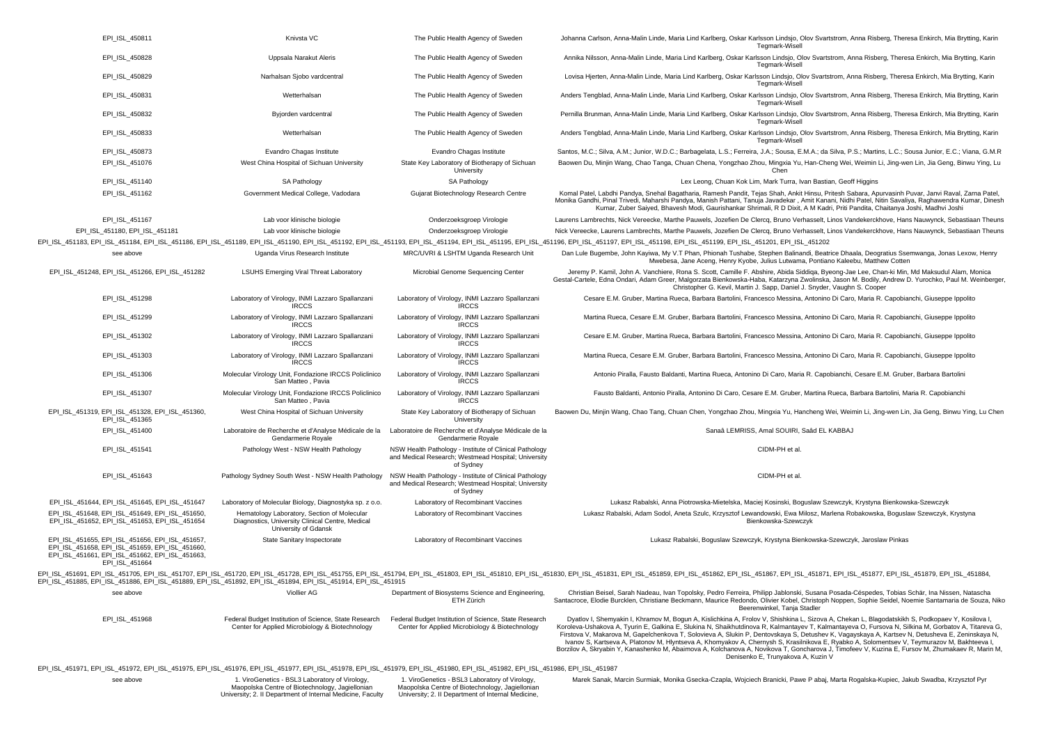| | | | |
|---|---|---|---|
| EPI_ISL_450811 | Knivsta VC | The Public Health Agency of Sweden | Johanna Carlson, Anna-Malin Linde, Maria Lind Karlberg, Oskar Karlsson Lindsjo, Olov Svartstrom, Anna Risberg, Theresa Enkirch, Mia Brytting, Karin Tegmark-Wisell |
| EPI_ISL_450828 | Uppsala Narakut Aleris | The Public Health Agency of Sweden | Annika Nilsson, Anna-Malin Linde, Maria Lind Karlberg, Oskar Karlsson Lindsjo, Olov Svartstrom, Anna Risberg, Theresa Enkirch, Mia Brytting, Karin Tegmark-Wisell |
| EPI_ISL_450829 | Narhalsan Sjobo vardcentral | The Public Health Agency of Sweden | Lovisa Hjerten, Anna-Malin Linde, Maria Lind Karlberg, Oskar Karlsson Lindsjo, Olov Svartstrom, Anna Risberg, Theresa Enkirch, Mia Brytting, Karin Tegmark-Wisell |
| EPI_ISL_450831 | Wetterhalsan | The Public Health Agency of Sweden | Anders Tengblad, Anna-Malin Linde, Maria Lind Karlberg, Oskar Karlsson Lindsjo, Olov Svartstrom, Anna Risberg, Theresa Enkirch, Mia Brytting, Karin Tegmark-Wisell |
| EPI_ISL_450832 | Byjorden vardcentral | The Public Health Agency of Sweden | Pernilla Brunman, Anna-Malin Linde, Maria Lind Karlberg, Oskar Karlsson Lindsjo, Olov Svartstrom, Anna Risberg, Theresa Enkirch, Mia Brytting, Karin Tegmark-Wisell |
| EPI_ISL_450833 | Wetterhalsan | The Public Health Agency of Sweden | Anders Tengblad, Anna-Malin Linde, Maria Lind Karlberg, Oskar Karlsson Lindsjo, Olov Svartstrom, Anna Risberg, Theresa Enkirch, Mia Brytting, Karin Tegmark-Wisell |
| EPI_ISL_450873 | Evandro Chagas Institute | Evandro Chagas Institute | Santos, M.C.; Silva, A.M.; Junior, W.D.C.; Barbagelata, L.S.; Ferreira, J.A.; Sousa, E.M.A.; da Silva, P.S.; Martins, L.C.; Sousa Junior, E.C.; Viana, G.M.R |
| EPI_ISL_451076 | West China Hospital of Sichuan University | State Key Laboratory of Biotherapy of Sichuan University | Baowen Du, Minjin Wang, Chao Tanga, Chuan Chena, Yongzhao Zhou, Mingxia Yu, Han-Cheng Wei, Weimin Li, Jing-wen Lin, Jia Geng, Binwu Ying, Lu Chen |
| EPI_ISL_451140 | SA Pathology | SA Pathology | Lex Leong, Chuan Kok Lim, Mark Turra, Ivan Bastian, Geoff Higgins |
| EPI_ISL_451162 | Government Medical College, Vadodara | Gujarat Biotechnology Research Centre | Komal Patel, Labdhi Pandya, Snehal Bagatharia, Ramesh Pandit, Tejas Shah, Ankit Hinsu, Pritesh Sabara, Apurvasinh Puvar, Janvi Raval, Zarna Patel, Monika Gandhi, Pinal Trivedi, Maharshi Pandya, Manish Pattani, Tanuja Javadekar , Amit Kanani, Nidhi Patel, Nitin Savaliya, Raghawendra Kumar, Dinesh Kumar, Zuber Saiyed, Bhavesh Modi, Gaurishankar Shrimali, R D Dixit, A M Kadri, Priti Pandita, Chaitanya Joshi, Madhvi Joshi |
| EPI_ISL_451167 | Lab voor klinische biologie | Onderzoeksgroep Virologie | Laurens Lambrechts, Nick Vereecke, Marthe Pauwels, Jozefien De Clercq, Bruno Verhasselt, Linos Vandekerckhove, Hans Nauwynck, Sebastiaan Theuns |
| EPI_ISL_451180, EPI_ISL_451181 | Lab voor klinische biologie | Onderzoeksgroep Virologie | Nick Vereecke, Laurens Lambrechts, Marthe Pauwels, Jozefien De Clercq, Bruno Verhasselt, Linos Vandekerckhove, Hans Nauwynck, Sebastiaan Theuns |
| EPI_ISL_451183, EPI_ISL_451184, EPI_ISL_451186, EPI_ISL_451189, EPI_ISL_451190, EPI_ISL_451192, EPI_ISL_451193, EPI_ISL_451194, EPI_ISL_451195, EPI_ISL_451196, EPI_ISL_451197, EPI_ISL_451198, EPI_ISL_451199, EPI_ISL_451201, EPI_ISL_451202 | | | |
| see above | Uganda Virus Research Institute | MRC/UVRI & LSHTM Uganda Research Unit | Dan Lule Bugembe, John Kayiwa, My V.T Phan, Phionah Tushabe, Stephen Balinandi, Beatrice Dhaala, Deogratius Ssemwanga, Jonas Lexow, Henry Mwebesa, Jane Aceng, Henry Kyobe, Julius Lutwama, Pontiano Kaleebu, Matthew Cotten |
| EPI_ISL_451248, EPI_ISL_451266, EPI_ISL_451282 | LSUHS Emerging Viral Threat Laboratory | Microbial Genome Sequencing Center | Jeremy P. Kamil, John A. Vanchiere, Rona S. Scott, Camille F. Abshire, Abida Siddiqa, Byeong-Jae Lee, Chan-ki Min, Md Maksudul Alam, Monica Gestal-Cartele, Edna Ondari, Adam Greer, Malgorzata Bienkowska-Haba, Katarzyna Zwolinska, Jason M. Bodily, Andrew D. Yurochko, Paul M. Weinberger, Christopher G. Kevil, Martin J. Sapp, Daniel J. Snyder, Vaughn S. Cooper |
| EPI_ISL_451298 | Laboratory of Virology, INMI Lazzaro Spallanzani IRCCS | Laboratory of Virology, INMI Lazzaro Spallanzani IRCCS | Cesare E.M. Gruber, Martina Rueca, Barbara Bartolini, Francesco Messina, Antonino Di Caro, Maria R. Capobianchi, Giuseppe Ippolito |
| EPI_ISL_451299 | Laboratory of Virology, INMI Lazzaro Spallanzani IRCCS | Laboratory of Virology, INMI Lazzaro Spallanzani IRCCS | Martina Rueca, Cesare E.M. Gruber, Barbara Bartolini, Francesco Messina, Antonino Di Caro, Maria R. Capobianchi, Giuseppe Ippolito |
| EPI_ISL_451302 | Laboratory of Virology, INMI Lazzaro Spallanzani IRCCS | Laboratory of Virology, INMI Lazzaro Spallanzani IRCCS | Cesare E.M. Gruber, Martina Rueca, Barbara Bartolini, Francesco Messina, Antonino Di Caro, Maria R. Capobianchi, Giuseppe Ippolito |
| EPI_ISL_451303 | Laboratory of Virology, INMI Lazzaro Spallanzani IRCCS | Laboratory of Virology, INMI Lazzaro Spallanzani IRCCS | Martina Rueca, Cesare E.M. Gruber, Barbara Bartolini, Francesco Messina, Antonino Di Caro, Maria R. Capobianchi, Giuseppe Ippolito |
| EPI_ISL_451306 | Molecular Virology Unit, Fondazione IRCCS Policlinico San Matteo , Pavia | Laboratory of Virology, INMI Lazzaro Spallanzani IRCCS | Antonio Piralla, Fausto Baldanti, Martina Rueca, Antonino Di Caro, Maria R. Capobianchi, Cesare E.M. Gruber, Barbara Bartolini |
| EPI_ISL_451307 | Molecular Virology Unit, Fondazione IRCCS Policlinico San Matteo , Pavia | Laboratory of Virology, INMI Lazzaro Spallanzani IRCCS | Fausto Baldanti, Antonio Piralla, Antonino Di Caro, Cesare E.M. Gruber, Martina Rueca, Barbara Bartolini, Maria R. Capobianchi |
| EPI_ISL_451319, EPI_ISL_451328, EPI_ISL_451360, EPI_ISL_451365 | West China Hospital of Sichuan University | State Key Laboratory of Biotherapy of Sichuan University | Baowen Du, Minjin Wang, Chao Tang, Chuan Chen, Yongzhao Zhou, Mingxia Yu, Hancheng Wei, Weimin Li, Jing-wen Lin, Jia Geng, Binwu Ying, Lu Chen |
| EPI_ISL_451400 | Laboratoire de Recherche et d'Analyse Médicale de la Gendarmerie Royale | Laboratoire de Recherche et d'Analyse Médicale de la Gendarmerie Royale | Sanaâ LEMRISS, Amal SOUIRI, Saâd EL KABBAJ |
| EPI_ISL_451541 | Pathology West - NSW Health Pathology | NSW Health Pathology - Institute of Clinical Pathology and Medical Research; Westmead Hospital; University of Sydney | CIDM-PH et al. |
| EPI_ISL_451643 | Pathology Sydney South West - NSW Health Pathology | NSW Health Pathology - Institute of Clinical Pathology and Medical Research; Westmead Hospital; University of Sydney | CIDM-PH et al. |
| EPI_ISL_451644, EPI_ISL_451645, EPI_ISL_451647 | Laboratory of Molecular Biology, Diagnostyka sp. z o.o. | Laboratory of Recombinant Vaccines | Lukasz Rabalski, Anna Piotrowska-Mietelska, Maciej Kosinski, Boguslaw Szewczyk, Krystyna Bienkowska-Szewczyk |
| EPI_ISL_451648, EPI_ISL_451649, EPI_ISL_451650, EPI_ISL_451652, EPI_ISL_451653, EPI_ISL_451654 | Hematology Laboratory, Section of Molecular Diagnostics, University Clinical Centre, Medical University of Gdansk | Laboratory of Recombinant Vaccines | Lukasz Rabalski, Adam Sodol, Aneta Szulc, Krzysztof Lewandowski, Ewa Milosz, Marlena Robakowska, Boguslaw Szewczyk, Krystyna Bienkowska-Szewczyk |
| EPI_ISL_451655, EPI_ISL_451656, EPI_ISL_451657, EPI_ISL_451658, EPI_ISL_451659, EPI_ISL_451660, EPI_ISL_451661, EPI_ISL_451662, EPI_ISL_451663, EPI_ISL_451664 | State Sanitary Inspectorate | Laboratory of Recombinant Vaccines | Lukasz Rabalski, Boguslaw Szewczyk, Krystyna Bienkowska-Szewczyk, Jaroslaw Pinkas |
| EPI_ISL_451691, EPI_ISL_451705, EPI_ISL_451707, EPI_ISL_451720, EPI_ISL_451728, EPI_ISL_451755, EPI_ISL_451794, EPI_ISL_451803, EPI_ISL_451810, EPI_ISL_451830, EPI_ISL_451831, EPI_ISL_451859, EPI_ISL_451862, EPI_ISL_451867, EPI_ISL_451871, EPI_ISL_451877, EPI_ISL_451879, EPI_ISL_451884, EPI_ISL_451885, EPI_ISL_451886, EPI_ISL_451889, EPI_ISL_451892, EPI_ISL_451894, EPI_ISL_451914, EPI_ISL_451915 | | | |
| see above | Viollier AG | Department of Biosystems Science and Engineering, ETH Zürich | Christian Beisel, Sarah Nadeau, Ivan Topolsky, Pedro Ferreira, Philipp Jablonski, Susana Posada-Céspedes, Tobias Schär, Ina Nissen, Natascha Santacroce, Elodie Burcklen, Christiane Beckmann, Maurice Redondo, Olivier Kobel, Christoph Noppen, Sophie Seidel, Noemie Santamaria de Souza, Niko Beerenwinkel, Tanja Stadler |
| EPI_ISL_451968 | Federal Budget Institution of Science, State Research Center for Applied Microbiology & Biotechnology | Federal Budget Institution of Science, State Research Center for Applied Microbiology & Biotechnology | Dyatlov I, Shemyakin I, Khramov M, Bogun A, Kislichkina A, Frolov V, Shishkina L, Sizova A, Chekan L, Blagodatskikh S, Podkopaev Y, Kosilova I, Koroleva-Ushakova A, Tyurin E, Galkina E, Slukina N, Shaikhutdinova R, Kalmantayev T, Kalmantayeva O, Fursova N, Silkina M, Gorbatov A, Titareva G, Firstova V, Makarova M, Gapelchenkova T, Solovieva A, Slukin P, Dentovskaya S, Detushev K, Vagayskaya A, Kartsev N, Detusheva E, Zeninskaya N, Ivanov S, Kartseva A, Platonov M, Hlyntseva A, Khomyakov A, Chernysh S, Krasilnikova E, Ryabko A, Solomentsev V, Teymurazov M, Bakhteeva I, Borzilov A, Skryabin Y, Kanashenko M, Abaimova A, Kolchanova A, Novikova T, Goncharova J, Timofeev V, Kuzina E, Fursov M, Zhumakaev R, Marin M, Denisenko E, Trunyakova A, Kuzin V |
| EPI_ISL_451971, EPI_ISL_451972, EPI_ISL_451975, EPI_ISL_451976, EPI_ISL_451977, EPI_ISL_451978, EPI_ISL_451979, EPI_ISL_451980, EPI_ISL_451982, EPI_ISL_451986, EPI_ISL_451987 | | | |
| see above | 1. ViroGenetics - BSL3 Laboratory of Virology, Maopolska Centre of Biotechnology, Jagiellonian University; 2. II Department of Internal Medicine, Faculty | 1. ViroGenetics - BSL3 Laboratory of Virology, Maopolska Centre of Biotechnology, Jagiellonian University; 2. II Department of Internal Medicine, | Marek Sanak, Marcin Surmiak, Monika Gsecka-Czapla, Wojciech Branicki, Pawe P abaj, Marta Rogalska-Kupiec, Jakub Swadba, Krzysztof Pyr |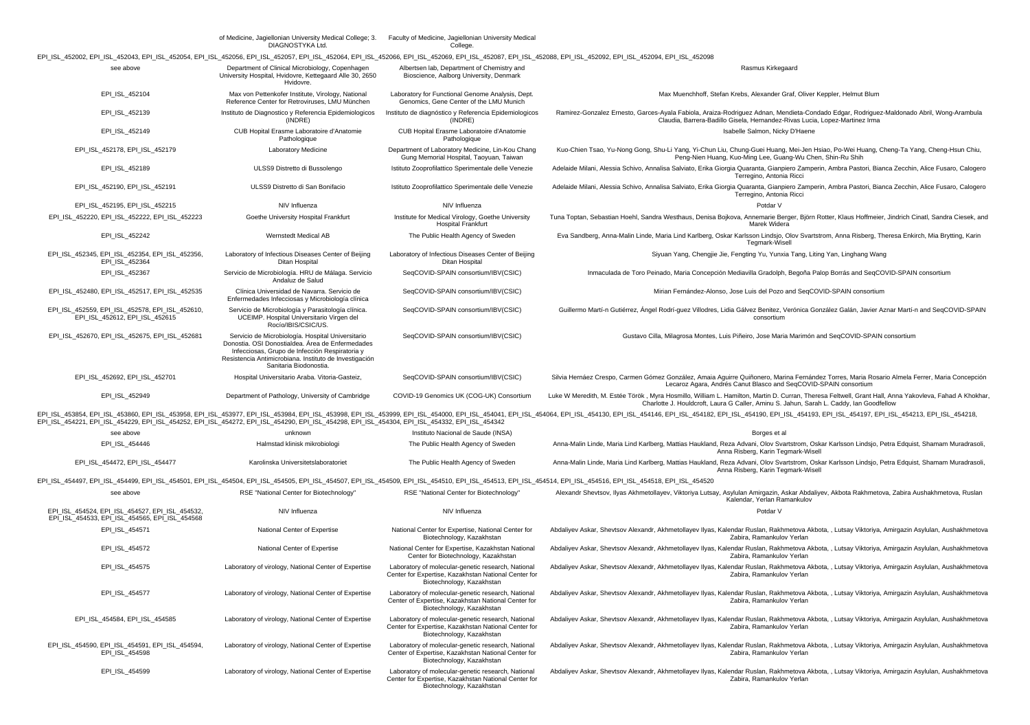| | of Medicine, Jagiellonian University Medical College; 3. DIAGNOSTYKA Ltd. | Faculty of Medicine, Jagiellonian University Medical College. | |
|---|---|---|---|
| EPI_ISL_452002, EPI_ISL_452043, EPI_ISL_452054, EPI_ISL_452056, EPI_ISL_452057, EPI_ISL_452064, EPI_ISL_452066, EPI_ISL_452069, EPI_ISL_452087, EPI_ISL_452088, EPI_ISL_452092, EPI_ISL_452094, EPI_ISL_452098 | | | |
| see above | Department of Clinical Microbiology, Copenhagen University Hospital, Hvidovre, Kettegaard Alle 30, 2650 Hvidovre. | Albertsen lab, Department of Chemistry and Bioscience, Aalborg University, Denmark | Rasmus Kirkegaard |
| EPI_ISL_452104 | Max von Pettenkofer Institute, Virology, National Reference Center for Retroviruses, LMU München | Laboratory for Functional Genome Analysis, Dept. Genomics, Gene Center of the LMU Munich | Max Muenchhoff, Stefan Krebs, Alexander Graf, Oliver Keppler, Helmut Blum |
| EPI_ISL_452139 | Instituto de Diagnostico y Referencia Epidemiologicos (INDRE) | Instituto de diagnóstico y Referencia Epidemiologicos (INDRE) | Ramirez-Gonzalez Ernesto, Garces-Ayala Fabiola, Araiza-Rodriguez Adnan, Mendieta-Condado Edgar, Rodriguez-Maldonado Abril, Wong-Arambula Claudia, Barrera-Badillo Gisela, Hernandez-Rivas Lucia, Lopez-Martinez Irma |
| EPI_ISL_452149 | CUB Hopital Erasme Laboratoire d'Anatomie Pathologique | CUB Hopital Erasme Laboratoire d'Anatomie Pathologique | Isabelle Salmon, Nicky D'Haene |
| EPI_ISL_452178, EPI_ISL_452179 | Laboratory Medicine | Department of Laboratory Medicine, Lin-Kou Chang Gung Memorial Hospital, Taoyuan, Taiwan | Kuo-Chien Tsao, Yu-Nong Gong, Shu-Li Yang, Yi-Chun Liu, Chung-Guei Huang, Mei-Jen Hsiao, Po-Wei Huang, Cheng-Ta Yang, Cheng-Hsun Chiu, Peng-Nien Huang, Kuo-Ming Lee, Guang-Wu Chen, Shin-Ru Shih |
| EPI_ISL_452189 | ULSS9 Distretto di Bussolengo | Istituto Zooprofilattico Sperimentale delle Venezie | Adelaide Milani, Alessia Schivo, Annalisa Salviato, Erika Giorgia Quaranta, Gianpiero Zamperin, Ambra Pastori, Bianca Zecchin, Alice Fusaro, Calogero Terregino, Antonia Ricci |
| EPI_ISL_452190, EPI_ISL_452191 | ULSS9 Distretto di San Bonifacio | Istituto Zooprofilattico Sperimentale delle Venezie | Adelaide Milani, Alessia Schivo, Annalisa Salviato, Erika Giorgia Quaranta, Gianpiero Zamperin, Ambra Pastori, Bianca Zecchin, Alice Fusaro, Calogero Terregino, Antonia Ricci |
| EPI_ISL_452195, EPI_ISL_452215 | NIV Influenza | NIV Influenza | Potdar V |
| EPI_ISL_452220, EPI_ISL_452222, EPI_ISL_452223 | Goethe University Hospital Frankfurt | Institute for Medical Virology, Goethe University Hospital Frankfurt | Tuna Toptan, Sebastian Hoehl, Sandra Westhaus, Denisa Bojkova, Annemarie Berger, Björn Rotter, Klaus Hoffmeier, Jindrich Cinatl, Sandra Ciesek, and Marek Widera |
| EPI_ISL_452242 | Wernstedt Medical AB | The Public Health Agency of Sweden | Eva Sandberg, Anna-Malin Linde, Maria Lind Karlberg, Oskar Karlsson Lindsjo, Olov Svartstrom, Anna Risberg, Theresa Enkirch, Mia Brytting, Karin Tegmark-Wisell |
| EPI_ISL_452345, EPI_ISL_452354, EPI_ISL_452356, EPI_ISL_452364 | Laboratory of Infectious Diseases Center of Beijing Ditan Hospital | Laboratory of Infectious Diseases Center of Beijing Ditan Hospital | Siyuan Yang, Chengjie Jie, Fengting Yu, Yunxia Tang, Liting Yan, Linghang Wang |
| EPI_ISL_452367 | Servicio de Microbiología. HRU de Málaga. Servicio Andaluz de Salud | SeqCOVID-SPAIN consortium/IBV(CSIC) | Inmaculada de Toro Peinado, Maria Concepción Mediavilla Gradolph, Begoña Palop Borrás and SeqCOVID-SPAIN consortium |
| EPI_ISL_452480, EPI_ISL_452517, EPI_ISL_452535 | Clínica Universidad de Navarra. Servicio de Enfermedades Infecciosas y Microbiología clínica | SeqCOVID-SPAIN consortium/IBV(CSIC) | Mirian Fernández-Alonso, Jose Luis del Pozo and SeqCOVID-SPAIN consortium |
| EPI_ISL_452559, EPI_ISL_452578, EPI_ISL_452610, EPI_ISL_452612, EPI_ISL_452615 | Servicio de Microbiología y Parasitología clínica. UCEIMP. Hospital Universitario Virgen del Rocío/IBIS/CSIC/US. | SeqCOVID-SPAIN consortium/IBV(CSIC) | Guillermo Martí-n Gutiérrez, Ángel Rodrí-guez Villodres, Lidia Gálvez Benitez, Verónica González Galán, Javier Aznar Martí-n and SeqCOVID-SPAIN consortium |
| EPI_ISL_452670, EPI_ISL_452675, EPI_ISL_452681 | Servicio de Microbiología. Hospital Universitario Donostia. OSI Donostialdea. Área de Enfermedades Infecciosas, Grupo de Infección Respiratoria y Resistencia Antimicrobiana. Instituto de Investigación Sanitaria Biodonostia. | SeqCOVID-SPAIN consortium/IBV(CSIC) | Gustavo Cilla, Milagrosa Montes, Luis Piñeiro, Jose Maria Marimón and SeqCOVID-SPAIN consortium |
| EPI_ISL_452692, EPI_ISL_452701 | Hospital Universitario Araba. Vitoria-Gasteiz, | SeqCOVID-SPAIN consortium/IBV(CSIC) | Silvia Hernáez Crespo, Carmen Gómez González, Amaia Aguirre Quiñonero, Marina Fernández Torres, Maria Rosario Almela Ferrer, Maria Concepción Lecaroz Agara, Andrés Canut Blasco and SeqCOVID-SPAIN consortium |
| EPI_ISL_452949 | Department of Pathology, University of Cambridge | COVID-19 Genomics UK (COG-UK) Consortium | Luke W Meredith, M. Estée Török , Myra Hosmillo, William L. Hamilton, Martin D. Curran, Theresa Feltwell, Grant Hall, Anna Yakovleva, Fahad A Khokhar, Charlotte J. Houldcroft, Laura G Caller, Aminu S. Jahun, Sarah L. Caddy, Ian Goodfellow |
| EPI_ISL_453854, EPI_ISL_453860, EPI_ISL_453958, EPI_ISL_453977, EPI_ISL_453984, EPI_ISL_453998, EPI_ISL_453999, EPI_ISL_454000, EPI_ISL_454041, EPI_ISL_454064, EPI_ISL_454130, EPI_ISL_454146, EPI_ISL_454182, EPI_ISL_454190, EPI_ISL_454193, EPI_ISL_454197, EPI_ISL_454213, EPI_ISL_454218, EPI_ISL_454221, EPI_ISL_454229, EPI_ISL_454252, EPI_ISL_454272, EPI_ISL_454290, EPI_ISL_454298, EPI_ISL_454304, EPI_ISL_454332, EPI_ISL_454342 | | | |
| see above | unknown | Instituto Nacional de Saude (INSA) | Borges et al |
| EPI_ISL_454446 | Halmstad klinisk mikrobiologi | The Public Health Agency of Sweden | Anna-Malin Linde, Maria Lind Karlberg, Mattias Haukland, Reza Advani, Olov Svartstrom, Oskar Karlsson Lindsjo, Petra Edquist, Shamam Muradrasoli, Anna Risberg, Karin Tegmark-Wisell |
| EPI_ISL_454472, EPI_ISL_454477 | Karolinska Universitetslaboratoriet | The Public Health Agency of Sweden | Anna-Malin Linde, Maria Lind Karlberg, Mattias Haukland, Reza Advani, Olov Svartstrom, Oskar Karlsson Lindsjo, Petra Edquist, Shamam Muradrasoli, Anna Risberg, Karin Tegmark-Wisell |
| EPI_ISL_454497, EPI_ISL_454499, EPI_ISL_454501, EPI_ISL_454504, EPI_ISL_454505, EPI_ISL_454507, EPI_ISL_454509, EPI_ISL_454510, EPI_ISL_454513, EPI_ISL_454514, EPI_ISL_454516, EPI_ISL_454518, EPI_ISL_454520 | | | |
| see above | RSE "National Center for Biotechnology" | RSE "National Center for Biotechnology" | Alexandr Shevtsov, Ilyas Akhmetollayev, Viktoriya Lutsay, Asylulan Amirgazin, Askar Abdaliyev, Akbota Rakhmetova, Zabira Aushakhmetova, Ruslan Kalendar, Yerlan Ramankulov |
| EPI_ISL_454524, EPI_ISL_454527, EPI_ISL_454532, EPI_ISL_454533, EPI_ISL_454565, EPI_ISL_454568 | NIV Influenza | NIV Influenza | Potdar V |
| EPI_ISL_454571 | National Center of Expertise | National Center for Expertise, National Center for Biotechnology, Kazakhstan | Abdaliyev Askar, Shevtsov Alexandr, Akhmetollayev Ilyas, Kalendar Ruslan, Rakhmetova Akbota, , Lutsay Viktoriya, Amirgazin Asylulan, Aushakhmetova Zabira, Ramankulov Yerlan |
| EPI_ISL_454572 | National Center of Expertise | National Center for Expertise, Kazakhstan National Center for Biotechnology, Kazakhstan | Abdaliyev Askar, Shevtsov Alexandr, Akhmetollayev Ilyas, Kalendar Ruslan, Rakhmetova Akbota, , Lutsay Viktoriya, Amirgazin Asylulan, Aushakhmetova Zabira, Ramankulov Yerlan |
| EPI_ISL_454575 | Laboratory of virology, National Center of Expertise | Laboratory of molecular-genetic research, National Center for Expertise, Kazakhstan National Center for Biotechnology, Kazakhstan | Abdaliyev Askar, Shevtsov Alexandr, Akhmetollayev Ilyas, Kalendar Ruslan, Rakhmetova Akbota, , Lutsay Viktoriya, Amirgazin Asylulan, Aushakhmetova Zabira, Ramankulov Yerlan |
| EPI_ISL_454577 | Laboratory of virology, National Center of Expertise | Laboratory of molecular-genetic research, National Center for Expertise, Kazakhstan National Center for Biotechnology, Kazakhstan | Abdaliyev Askar, Shevtsov Alexandr, Akhmetollayev Ilyas, Kalendar Ruslan, Rakhmetova Akbota, , Lutsay Viktoriya, Amirgazin Asylulan, Aushakhmetova Zabira, Ramankulov Yerlan |
| EPI_ISL_454584, EPI_ISL_454585 | Laboratory of virology, National Center of Expertise | Laboratory of molecular-genetic research, National Center for Expertise, Kazakhstan National Center for Biotechnology, Kazakhstan | Abdaliyev Askar, Shevtsov Alexandr, Akhmetollayev Ilyas, Kalendar Ruslan, Rakhmetova Akbota, , Lutsay Viktoriya, Amirgazin Asylulan, Aushakhmetova Zabira, Ramankulov Yerlan |
| EPI_ISL_454590, EPI_ISL_454591, EPI_ISL_454594, EPI_ISL_454598 | Laboratory of virology, National Center of Expertise | Laboratory of molecular-genetic research, National Center for Expertise, Kazakhstan National Center for Biotechnology, Kazakhstan | Abdaliyev Askar, Shevtsov Alexandr, Akhmetollayev Ilyas, Kalendar Ruslan, Rakhmetova Akbota, , Lutsay Viktoriya, Amirgazin Asylulan, Aushakhmetova Zabira, Ramankulov Yerlan |
| EPI_ISL_454599 | Laboratory of virology, National Center of Expertise | Laboratory of molecular-genetic research, National Center for Expertise, Kazakhstan National Center for Biotechnology, Kazakhstan | Abdaliyev Askar, Shevtsov Alexandr, Akhmetollayev Ilyas, Kalendar Ruslan, Rakhmetova Akbota, , Lutsay Viktoriya, Amirgazin Asylulan, Aushakhmetova Zabira, Ramankulov Yerlan |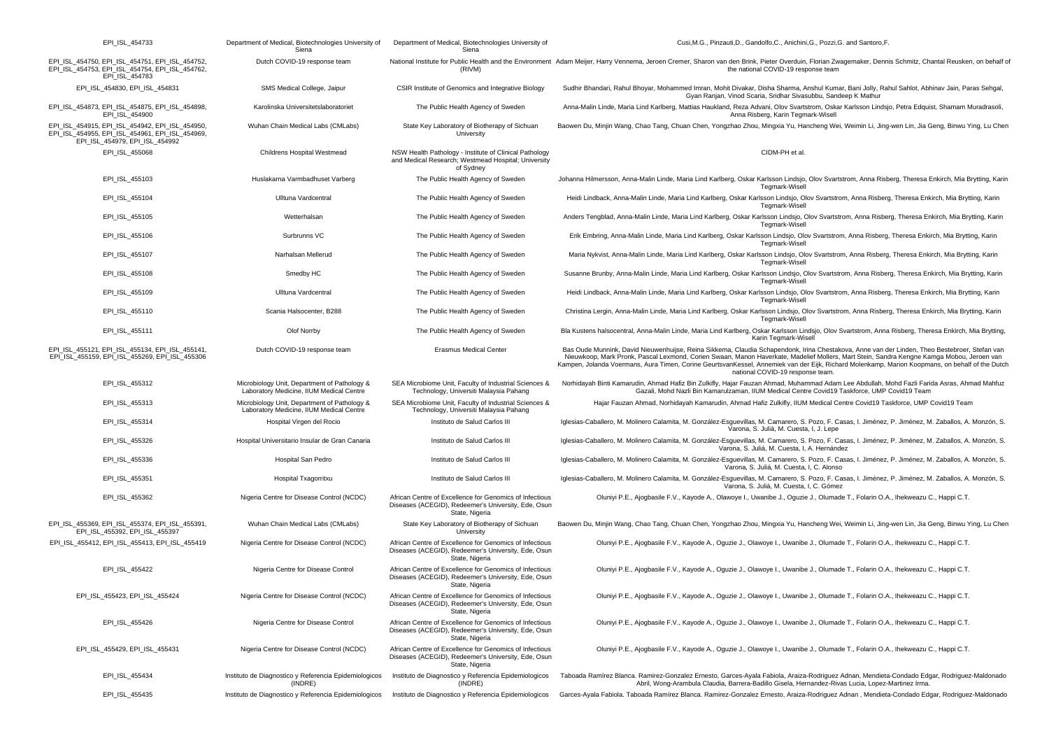| | | | |
|---|---|---|---|
| EPI_ISL_454733 | Department of Medical, Biotechnologies University of Siena | Department of Medical, Biotechnologies University of Siena | Cusi,M.G., Pinzauti,D., Gandolfo,C., Anichini,G., Pozzi,G. and Santoro,F. |
| EPI_ISL_454750, EPI_ISL_454751, EPI_ISL_454752, EPI_ISL_454753, EPI_ISL_454754, EPI_ISL_454762, EPI_ISL_454783 | Dutch COVID-19 response team | National Institute for Public Health and the Environment (RIVM) | Adam Meijer, Harry Vennema, Jeroen Cremer, Sharon van den Brink, Pieter Overduin, Florian Zwagemaker, Dennis Schmitz, Chantal Reusken, on behalf of the national COVID-19 response team |
| EPI_ISL_454830, EPI_ISL_454831 | SMS Medical College, Jaipur | CSIR Institute of Genomics and Integrative Biology | Sudhir Bhandari, Rahul Bhoyar, Mohammed Imran, Mohit Divakar, Disha Sharma, Anshul Kumar, Bani Jolly, Rahul Sahlot, Abhinav Jain, Paras Sehgal, Gyan Ranjan, Vinod Scaria, Sridhar Sivasubbu, Sandeep K Mathur |
| EPI_ISL_454873, EPI_ISL_454875, EPI_ISL_454898, EPI_ISL_454900 | Karolinska Universitetslaboratoriet | The Public Health Agency of Sweden | Anna-Malin Linde, Maria Lind Karlberg, Mattias Haukland, Reza Advani, Olov Svartstrom, Oskar Karlsson Lindsjo, Petra Edquist, Shamam Muradrasoli, Anna Risberg, Karin Tegmark-Wisell |
| EPI_ISL_454915, EPI_ISL_454942, EPI_ISL_454950, EPI_ISL_454955, EPI_ISL_454961, EPI_ISL_454969, EPI_ISL_454979, EPI_ISL_454992 | Wuhan Chain Medical Labs (CMLabs) | State Key Laboratory of Biotherapy of Sichuan University | Baowen Du, Minjin Wang, Chao Tang, Chuan Chen, Yongzhao Zhou, Mingxia Yu, Hancheng Wei, Weimin Li, Jing-wen Lin, Jia Geng, Binwu Ying, Lu Chen |
| EPI_ISL_455068 | Childrens Hospital Westmead | NSW Health Pathology - Institute of Clinical Pathology and Medical Research; Westmead Hospital; University of Sydney | CIDM-PH et al. |
| EPI_ISL_455103 | Huslakarna Varmbadhuset Varberg | The Public Health Agency of Sweden | Johanna Hilmersson, Anna-Malin Linde, Maria Lind Karlberg, Oskar Karlsson Lindsjo, Olov Svartstrom, Anna Risberg, Theresa Enkirch, Mia Brytting, Karin Tegmark-Wisell |
| EPI_ISL_455104 | Ulltuna Vardcentral | The Public Health Agency of Sweden | Heidi Lindback, Anna-Malin Linde, Maria Lind Karlberg, Oskar Karlsson Lindsjo, Olov Svartstrom, Anna Risberg, Theresa Enkirch, Mia Brytting, Karin Tegmark-Wisell |
| EPI_ISL_455105 | Wetterhalsan | The Public Health Agency of Sweden | Anders Tengblad, Anna-Malin Linde, Maria Lind Karlberg, Oskar Karlsson Lindsjo, Olov Svartstrom, Anna Risberg, Theresa Enkirch, Mia Brytting, Karin Tegmark-Wisell |
| EPI_ISL_455106 | Surbrunns VC | The Public Health Agency of Sweden | Erik Embring, Anna-Malin Linde, Maria Lind Karlberg, Oskar Karlsson Lindsjo, Olov Svartstrom, Anna Risberg, Theresa Enkirch, Mia Brytting, Karin Tegmark-Wisell |
| EPI_ISL_455107 | Narhalsan Mellerud | The Public Health Agency of Sweden | Maria Nykvist, Anna-Malin Linde, Maria Lind Karlberg, Oskar Karlsson Lindsjo, Olov Svartstrom, Anna Risberg, Theresa Enkirch, Mia Brytting, Karin Tegmark-Wisell |
| EPI_ISL_455108 | Smedby HC | The Public Health Agency of Sweden | Susanne Brunby, Anna-Malin Linde, Maria Lind Karlberg, Oskar Karlsson Lindsjo, Olov Svartstrom, Anna Risberg, Theresa Enkirch, Mia Brytting, Karin Tegmark-Wisell |
| EPI_ISL_455109 | Ulltuna Vardcentral | The Public Health Agency of Sweden | Heidi Lindback, Anna-Malin Linde, Maria Lind Karlberg, Oskar Karlsson Lindsjo, Olov Svartstrom, Anna Risberg, Theresa Enkirch, Mia Brytting, Karin Tegmark-Wisell |
| EPI_ISL_455110 | Scania Halsocenter, B288 | The Public Health Agency of Sweden | Christina Lergin, Anna-Malin Linde, Maria Lind Karlberg, Oskar Karlsson Lindsjo, Olov Svartstrom, Anna Risberg, Theresa Enkirch, Mia Brytting, Karin Tegmark-Wisell |
| EPI_ISL_455111 | Olof Norrby | The Public Health Agency of Sweden | Bla Kustens halsocentral, Anna-Malin Linde, Maria Lind Karlberg, Oskar Karlsson Lindsjo, Olov Svartstrom, Anna Risberg, Theresa Enkirch, Mia Brytting, Karin Tegmark-Wisell |
| EPI_ISL_455121, EPI_ISL_455134, EPI_ISL_455141, EPI_ISL_455159, EPI_ISL_455269, EPI_ISL_455306 | Dutch COVID-19 response team | Erasmus Medical Center | Bas Oude Munnink, David Nieuwenhuijse, Reina Sikkema, Claudia Schapendonk, Irina Chestakova, Anne van der Linden, Theo Bestebroer, Stefan van Nieuwkoop, Mark Pronk, Pascal Lexmond, Corien Swaan, Manon Haverkate, Madelief Mollers, Mart Stein, Sandra Kengne Kamga Mobou, Jeroen van Kampen, Jolanda Voermans, Aura Timen, Corine GeurtsvanKessel, Annemiek van der Eijk, Richard Molenkamp, Marion Koopmans, on behalf of the Dutch national COVID-19 response team. |
| EPI_ISL_455312 | Microbiology Unit, Department of Pathology & Laboratory Medicine, IIUM Medical Centre | SEA Microbiome Unit, Faculty of Industrial Sciences & Technology, Universiti Malaysia Pahang | Norhidayah Binti Kamarudin, Ahmad Hafiz Bin Zulkifly, Hajar Fauzan Ahmad, Muhammad Adam Lee Abdullah, Mohd Fazli Farida Asras, Ahmad Mahfuz Gazali, Mohd Nazli Bin Kamarulzaman, IIUM Medical Centre Covid19 Taskforce, UMP Covid19 Team |
| EPI_ISL_455313 | Microbiology Unit, Department of Pathology & Laboratory Medicine, IIUM Medical Centre | SEA Microbiome Unit, Faculty of Industrial Sciences & Technology, Universiti Malaysia Pahang | Hajar Fauzan Ahmad, Norhidayah Kamarudin, Ahmad Hafiz Zulkifly, IIUM Medical Centre Covid19 Taskforce, UMP Covid19 Team |
| EPI_ISL_455314 | Hospital Virgen del Rocio | Instituto de Salud Carlos III | Iglesias-Caballero, M. Molinero Calamita, M. González-Esguevillas, M. Camarero, S. Pozo, F. Casas, I. Jiménez, P. Jiménez, M. Zaballos, A. Monzón, S. Varona, S. Juliá, M. Cuesta, I, J. Lepe |
| EPI_ISL_455326 | Hospital Universitario Insular de Gran Canaria | Instituto de Salud Carlos III | Iglesias-Caballero, M. Molinero Calamita, M. González-Esguevillas, M. Camarero, S. Pozo, F. Casas, I. Jiménez, P. Jiménez, M. Zaballos, A. Monzón, S. Varona, S. Juliá, M. Cuesta, I, A. Hernández |
| EPI_ISL_455336 | Hospital San Pedro | Instituto de Salud Carlos III | Iglesias-Caballero, M. Molinero Calamita, M. González-Esguevillas, M. Camarero, S. Pozo, F. Casas, I. Jiménez, P. Jiménez, M. Zaballos, A. Monzón, S. Varona, S. Juliá, M. Cuesta, I, C. Alonso |
| EPI_ISL_455351 | Hospital Txagorritxu | Instituto de Salud Carlos III | Iglesias-Caballero, M. Molinero Calamita, M. González-Esguevillas, M. Camarero, S. Pozo, F. Casas, I. Jiménez, P. Jiménez, M. Zaballos, A. Monzón, S. Varona, S. Juliá, M. Cuesta, I, C. Gómez |
| EPI_ISL_455362 | Nigeria Centre for Disease Control (NCDC) | African Centre of Excellence for Genomics of Infectious Diseases (ACEGID), Redeemer's University, Ede, Osun State, Nigeria | Oluniyi P.E., Ajogbasile F.V., Kayode A., Olawoye I., Uwanibe J., Oguzie J., Olumade T., Folarin O.A., Ihekweazu C., Happi C.T. |
| EPI_ISL_455369, EPI_ISL_455374, EPI_ISL_455391, EPI_ISL_455392, EPI_ISL_455397 | Wuhan Chain Medical Labs (CMLabs) | State Key Laboratory of Biotherapy of Sichuan University | Baowen Du, Minjin Wang, Chao Tang, Chuan Chen, Yongzhao Zhou, Mingxia Yu, Hancheng Wei, Weimin Li, Jing-wen Lin, Jia Geng, Binwu Ying, Lu Chen |
| EPI_ISL_455412, EPI_ISL_455413, EPI_ISL_455419 | Nigeria Centre for Disease Control (NCDC) | African Centre of Excellence for Genomics of Infectious Diseases (ACEGID), Redeemer's University, Ede, Osun State, Nigeria | Oluniyi P.E., Ajogbasile F.V., Kayode A., Oguzie J., Olawoye I., Uwanibe J., Olumade T., Folarin O.A., Ihekweazu C., Happi C.T. |
| EPI_ISL_455422 | Nigeria Centre for Disease Control | African Centre of Excellence for Genomics of Infectious Diseases (ACEGID), Redeemer's University, Ede, Osun State, Nigeria | Oluniyi P.E., Ajogbasile F.V., Kayode A., Oguzie J., Olawoye I., Uwanibe J., Olumade T., Folarin O.A., Ihekweazu C., Happi C.T. |
| EPI_ISL_455423, EPI_ISL_455424 | Nigeria Centre for Disease Control (NCDC) | African Centre of Excellence for Genomics of Infectious Diseases (ACEGID), Redeemer's University, Ede, Osun State, Nigeria | Oluniyi P.E., Ajogbasile F.V., Kayode A., Oguzie J., Olawoye I., Uwanibe J., Olumade T., Folarin O.A., Ihekweazu C., Happi C.T. |
| EPI_ISL_455426 | Nigeria Centre for Disease Control | African Centre of Excellence for Genomics of Infectious Diseases (ACEGID), Redeemer's University, Ede, Osun State, Nigeria | Oluniyi P.E., Ajogbasile F.V., Kayode A., Oguzie J., Olawoye I., Uwanibe J., Olumade T., Folarin O.A., Ihekweazu C., Happi C.T. |
| EPI_ISL_455429, EPI_ISL_455431 | Nigeria Centre for Disease Control (NCDC) | African Centre of Excellence for Genomics of Infectious Diseases (ACEGID), Redeemer's University, Ede, Osun State, Nigeria | Oluniyi P.E., Ajogbasile F.V., Kayode A., Oguzie J., Olawoye I., Uwanibe J., Olumade T., Folarin O.A., Ihekweazu C., Happi C.T. |
| EPI_ISL_455434 | Instituto de Diagnostico y Referencia Epidemiologicos (INDRE) | Instituto de Diagnostico y Referencia Epidemiologicos (INDRE) | Taboada Ramírez Blanca. Ramirez-Gonzalez Ernesto, Garces-Ayala Fabiola, Araiza-Rodriguez Adnan, Mendieta-Condado Edgar, Rodriguez-Maldonado Abril, Wong-Arambula Claudia, Barrera-Badillo Gisela, Hernandez-Rivas Lucia, Lopez-Martinez Irma. |
| EPI_ISL_455435 | Instituto de Diagnostico y Referencia Epidemiologicos | Instituto de Diagnostico y Referencia Epidemiologicos | Garces-Ayala Fabiola. Taboada Ramírez Blanca. Ramirez-Gonzalez Ernesto, Araiza-Rodriguez Adnan , Mendieta-Condado Edgar, Rodriguez-Maldonado |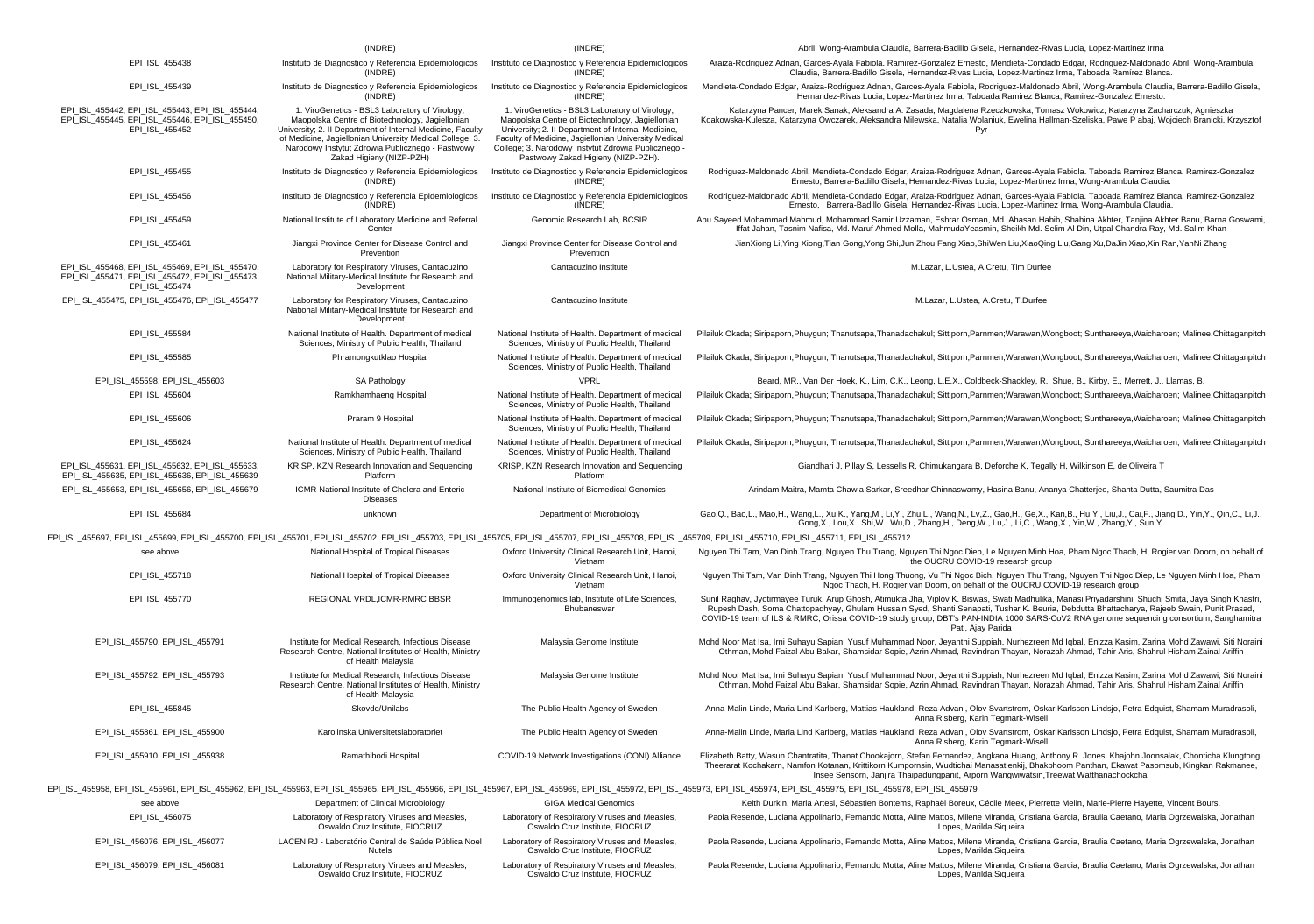| | (INDRE) | (INDRE) | Abril, Wong-Arambula Claudia, Barrera-Badillo Gisela, Hernandez-Rivas Lucia, Lopez-Martinez Irma |
|---|---|---|---|
| EPI_ISL_455438 | Instituto de Diagnostico y Referencia Epidemiologicos (INDRE) | Instituto de Diagnostico y Referencia Epidemiologicos (INDRE) | Araiza-Rodriguez Adnan, Garces-Ayala Fabiola. Ramirez-Gonzalez Ernesto, Mendieta-Condado Edgar, Rodriguez-Maldonado Abril, Wong-Arambula Claudia, Barrera-Badillo Gisela, Hernandez-Rivas Lucia, Lopez-Martinez Irma, Taboada Ramirez Blanca. |
| EPI_ISL_455439 | Instituto de Diagnostico y Referencia Epidemiologicos (INDRE) | Instituto de Diagnostico y Referencia Epidemiologicos (INDRE) | Mendieta-Condado Edgar, Araiza-Rodriguez Adnan, Garces-Ayala Fabiola, Rodriguez-Maldonado Abril, Wong-Arambula Claudia, Barrera-Badillo Gisela, Hernandez-Rivas Lucia, Lopez-Martinez Irma, Taboada Ramirez Blanca, Ramirez-Gonzalez Ernesto. |
| EPI_ISL_455442, EPI_ISL_455443, EPI_ISL_455444, EPI_ISL_455445, EPI_ISL_455446, EPI_ISL_455450, EPI_ISL_455452 | 1. ViroGenetics - BSL3 Laboratory of Virology, Maopolska Centre of Biotechnology, Jagiellonian University; 2. II Department of Internal Medicine, Faculty of Medicine, Jagiellonian University Medical College; 3. Narodowy Instytut Zdrowia Publicznego - Pastwowy Zakad Higieny (NIZP-PZH) | 1. ViroGenetics - BSL3 Laboratory of Virology, Maopolska Centre of Biotechnology, Jagiellonian University; 2. II Department of Internal Medicine, Faculty of Medicine, Jagiellonian University Medical College; 3. Narodowy Instytut Zdrowia Publicznego - Pastwowy Zakad Higieny (NIZP-PZH). | Katarzyna Pancer, Marek Sanak, Aleksandra A. Zasada, Magdalena Rzeczkowska, Tomasz Wokowicz, Katarzyna Zacharczuk, Agnieszka Koakowska-Kulesza, Katarzyna Owczarek, Aleksandra Milewska, Natalia Wolaniuk, Ewelina Hallman-Szeliska, Pawe P abaj, Wojciech Branicki, Krzysztof Pyr |
| EPI_ISL_455455 | Instituto de Diagnostico y Referencia Epidemiologicos (INDRE) | Instituto de Diagnostico y Referencia Epidemiologicos (INDRE) | Rodriguez-Maldonado Abril, Mendieta-Condado Edgar, Araiza-Rodriguez Adnan, Garces-Ayala Fabiola. Taboada Ramirez Blanca. Ramirez-Gonzalez Ernesto, Barrera-Badillo Gisela, Hernandez-Rivas Lucia, Lopez-Martinez Irma, Wong-Arambula Claudia. |
| EPI_ISL_455456 | Instituto de Diagnostico y Referencia Epidemiologicos (INDRE) | Instituto de Diagnostico y Referencia Epidemiologicos (INDRE) | Rodriguez-Maldonado Abril, Mendieta-Condado Edgar, Araiza-Rodriguez Adnan, Garces-Ayala Fabiola. Taboada Ramirez Blanca. Ramirez-Gonzalez Ernesto, , Barrera-Badillo Gisela, Hernandez-Rivas Lucia, Lopez-Martinez Irma, Wong-Arambula Claudia. |
| EPI_ISL_455459 | National Institute of Laboratory Medicine and Referral Center | Genomic Research Lab, BCSIR | Abu Sayeed Mohammad Mahmud, Mohammad Samir Uzzaman, Eshrar Osman, Md. Ahasan Habib, Shahina Akhter, Tanjina Akhter Banu, Barna Goswami, Iffat Jahan, Tasnim Nafisa, Md. Maruf Ahmed Molla, MahmudaYeasmin, Sheikh Md. Selim Al Din, Utpal Chandra Ray, Md. Salim Khan |
| EPI_ISL_455461 | Jiangxi Province Center for Disease Control and Prevention | Jiangxi Province Center for Disease Control and Prevention | JianXiong Li,Ying Xiong,Tian Gong,Yong Shi,Jun Zhou,Fang Xiao,ShiWen Liu,XiaoQing Liu,Gang Xu,DaJin Xiao,Xin Ran,YanNi Zhang |
| EPI_ISL_455468, EPI_ISL_455469, EPI_ISL_455470, EPI_ISL_455471, EPI_ISL_455472, EPI_ISL_455473, EPI_ISL_455474 | Laboratory for Respiratory Viruses, Cantacuzino National Military-Medical Institute for Research and Development | Cantacuzino Institute | M.Lazar, L.Ustea, A.Cretu, Tim Durfee |
| EPI_ISL_455475, EPI_ISL_455476, EPI_ISL_455477 | Laboratory for Respiratory Viruses, Cantacuzino National Military-Medical Institute for Research and Development | Cantacuzino Institute | M.Lazar, L.Ustea, A.Cretu, T.Durfee |
| EPI_ISL_455584 | National Institute of Health. Department of medical Sciences, Ministry of Public Health, Thailand | National Institute of Health. Department of medical Sciences, Ministry of Public Health, Thailand | Pilailuk,Okada; Siripaporn,Phuygun; Thanutsapa,Thanadachakul; Sittiporn,Parnmen;Warawan,Wongboot; Sunthareeya,Waicharoen; Malinee,Chittaganpitch |
| EPI_ISL_455585 | Phramongkutklao Hospital | National Institute of Health. Department of medical Sciences, Ministry of Public Health, Thailand | Pilailuk,Okada; Siripaporn,Phuygun; Thanutsapa,Thanadachakul; Sittiporn,Parnmen;Warawan,Wongboot; Sunthareeya,Waicharoen; Malinee,Chittaganpitch |
| EPI_ISL_455598, EPI_ISL_455603 | SA Pathology | VPRL | Beard, MR., Van Der Hoek, K., Lim, C.K., Leong, L.E.X., Coldbeck-Shackley, R., Shue, B., Kirby, E., Merrett, J., Llamas, B. |
| EPI_ISL_455604 | Ramkhamhaeng Hospital | National Institute of Health. Department of medical Sciences, Ministry of Public Health, Thailand | Pilailuk,Okada; Siripaporn,Phuygun; Thanutsapa,Thanadachakul; Sittiporn,Parnmen;Warawan,Wongboot; Sunthareeya,Waicharoen; Malinee,Chittaganpitch |
| EPI_ISL_455606 | Praram 9 Hospital | National Institute of Health. Department of medical Sciences, Ministry of Public Health, Thailand | Pilailuk,Okada; Siripaporn,Phuygun; Thanutsapa,Thanadachakul; Sittiporn,Parnmen;Warawan,Wongboot; Sunthareeya,Waicharoen; Malinee,Chittaganpitch |
| EPI_ISL_455624 | National Institute of Health. Department of medical Sciences, Ministry of Public Health, Thailand | National Institute of Health. Department of medical Sciences, Ministry of Public Health, Thailand | Pilailuk,Okada; Siripaporn,Phuygun; Thanutsapa,Thanadachakul; Sittiporn,Parnmen;Warawan,Wongboot; Sunthareeya,Waicharoen; Malinee,Chittaganpitch |
| EPI_ISL_455631, EPI_ISL_455632, EPI_ISL_455633, EPI_ISL_455635, EPI_ISL_455636, EPI_ISL_455639 | KRISP, KZN Research Innovation and Sequencing Platform | KRISP, KZN Research Innovation and Sequencing Platform | Giandhari J, Pillay S, Lessells R, Chimukangara B, Deforche K, Tegally H, Wilkinson E, de Oliveira T |
| EPI_ISL_455653, EPI_ISL_455656, EPI_ISL_455679 | ICMR-National Institute of Cholera and Enteric Diseases | National Institute of Biomedical Genomics | Arindam Maitra, Mamta Chawla Sarkar, Sreedhar Chinnaswamy, Hasina Banu, Ananya Chatterjee, Shanta Dutta, Saumitra Das |
| EPI_ISL_455684 | unknown | Department of Microbiology | Gao,Q., Bao,L., Mao,H., Wang,L., Xu,K., Yang,M., Li,Y., Zhu,L., Wang,N., Lv,Z., Gao,H., Ge,X., Kan,B., Hu,Y., Liu,J., Cai,F., Jiang,D., Yin,Y., Qin,C., Li,J., Gong,X., Lou,X., Shi,W., Wu,D., Zhang,H., Deng,W., Lu,J., Li,C., Wang,X., Yin,W., Zhang,Y., Sun,Y. |
| EPI_ISL_455697, EPI_ISL_455699, EPI_ISL_455700, EPI_ISL_455701, EPI_ISL_455702, EPI_ISL_455703, EPI_ISL_455705, EPI_ISL_455707, EPI_ISL_455708, EPI_ISL_455709, EPI_ISL_455710, EPI_ISL_455711, EPI_ISL_455712 | | | |
| see above | National Hospital of Tropical Diseases | Oxford University Clinical Research Unit, Hanoi, Vietnam | Nguyen Thi Tam, Van Dinh Trang, Nguyen Thu Trang, Nguyen Thi Ngoc Diep, Le Nguyen Minh Hoa, Pham Ngoc Thach, H. Rogier van Doorn, on behalf of the OUCRU COVID-19 research group |
| EPI_ISL_455718 | National Hospital of Tropical Diseases | Oxford University Clinical Research Unit, Hanoi, Vietnam | Nguyen Thi Tam, Van Dinh Trang, Nguyen Thi Hong Thuong, Vu Thi Ngoc Bich, Nguyen Thu Trang, Nguyen Thi Ngoc Diep, Le Nguyen Minh Hoa, Pham Ngoc Thach, H. Rogier van Doorn, on behalf of the OUCRU COVID-19 research group |
| EPI_ISL_455770 | REGIONAL VRDL,ICMR-RMRC BBSR | Immunogenomics lab, Institute of Life Sciences, Bhubaneswar | Sunil Raghav, Jyotirmayee Turuk, Arup Ghosh, Atimukta Jha, Viplov K. Biswas, Swati Madhulika, Manasi Priyadarshini, Shuchi Smita, Jaya Singh Khastri, Rupesh Dash, Soma Chattopadhyay, Ghulam Hussain Syed, Shanti Senapati, Tushar K. Beuria, Debdutta Bhattacharya, Rajeeb Swain, Punit Prasad, COVID-19 team of ILS & RMRC, Orissa COVID-19 study group, DBT's PAN-INDIA 1000 SARS-CoV2 RNA genome sequencing consortium, Sanghamitra Pati, Ajay Parida |
| EPI_ISL_455790, EPI_ISL_455791 | Institute for Medical Research, Infectious Disease Research Centre, National Institutes of Health, Ministry of Health Malaysia | Malaysia Genome Institute | Mohd Noor Mat Isa, Irni Suhayu Sapian, Yusuf Muhammad Noor, Jeyanthi Suppiah, Nurhezreen Md Iqbal, Enizza Kasim, Zarina Mohd Zawawi, Siti Noraini Othman, Mohd Faizal Abu Bakar, Shamsidar Sopie, Azrin Ahmad, Ravindran Thayan, Norazah Ahmad, Tahir Aris, Shahrul Hisham Zainal Ariffin |
| EPI_ISL_455792, EPI_ISL_455793 | Institute for Medical Research, Infectious Disease Research Centre, National Institutes of Health, Ministry of Health Malaysia | Malaysia Genome Institute | Mohd Noor Mat Isa, Irni Suhayu Sapian, Yusuf Muhammad Noor, Jeyanthi Suppiah, Nurhezreen Md Iqbal, Enizza Kasim, Zarina Mohd Zawawi, Siti Noraini Othman, Mohd Faizal Abu Bakar, Shamsidar Sopie, Azrin Ahmad, Ravindran Thayan, Norazah Ahmad, Tahir Aris, Shahrul Hisham Zainal Ariffin |
| EPI_ISL_455845 | Skovde/Unilabs | The Public Health Agency of Sweden | Anna-Malin Linde, Maria Lind Karlberg, Mattias Haukland, Reza Advani, Olov Svartstrom, Oskar Karlsson Lindsjo, Petra Edquist, Shamam Muradrasoli, Anna Risberg, Karin Tegmark-Wisell |
| EPI_ISL_455861, EPI_ISL_455900 | Karolinska Universitetslaboratoriet | The Public Health Agency of Sweden | Anna-Malin Linde, Maria Lind Karlberg, Mattias Haukland, Reza Advani, Olov Svartstrom, Oskar Karlsson Lindsjo, Petra Edquist, Shamam Muradrasoli, Anna Risberg, Karin Tegmark-Wisell |
| EPI_ISL_455910, EPI_ISL_455938 | Ramathibodi Hospital | COVID-19 Network Investigations (CONI) Alliance | Elizabeth Batty, Wasun Chantratita, Thanat Chookajorn, Stefan Fernandez, Angkana Huang, Anthony R. Jones, Khajohn Joonsalak, Chonticha Klungtong, Theerarat Kochakarn, Namfon Kotanan, Krittikorn Kumpornsin, Wudtichai Manasatienkij, Bhakbhoom Panthan, Ekawat Pasomsub, Kingkan Rakmanee, Insee Sensorn, Janjira Thaipadungpanit, Arporn Wangwiwatsin,Treewat Watthanachockchai |
| EPI_ISL_455958, EPI_ISL_455961, EPI_ISL_455962, EPI_ISL_455963, EPI_ISL_455965, EPI_ISL_455966, EPI_ISL_455967, EPI_ISL_455969, EPI_ISL_455972, EPI_ISL_455973, EPI_ISL_455974, EPI_ISL_455975, EPI_ISL_455978, EPI_ISL_455979 | | | |
| see above | Department of Clinical Microbiology | GIGA Medical Genomics | Keith Durkin, Maria Artesi, Sébastien Bontems, Raphaël Boreux, Cécile Meex, Pierrette Melin, Marie-Pierre Hayette, Vincent Bours. |
| EPI_ISL_456075 | Laboratory of Respiratory Viruses and Measles, Oswaldo Cruz Institute, FIOCRUZ | Laboratory of Respiratory Viruses and Measles, Oswaldo Cruz Institute, FIOCRUZ | Paola Resende, Luciana Appolinario, Fernando Motta, Aline Mattos, Milene Miranda, Cristiana Garcia, Braulia Caetano, Maria Ogrzewalska, Jonathan Lopes, Marilda Siqueira |
| EPI_ISL_456076, EPI_ISL_456077 | LACEN RJ - Laboratório Central de Saúde Pública Noel Nutels | Laboratory of Respiratory Viruses and Measles, Oswaldo Cruz Institute, FIOCRUZ | Paola Resende, Luciana Appolinario, Fernando Motta, Aline Mattos, Milene Miranda, Cristiana Garcia, Braulia Caetano, Maria Ogrzewalska, Jonathan Lopes, Marilda Siqueira |
| EPI_ISL_456079, EPI_ISL_456081 | Laboratory of Respiratory Viruses and Measles, Oswaldo Cruz Institute, FIOCRUZ | Laboratory of Respiratory Viruses and Measles, Oswaldo Cruz Institute, FIOCRUZ | Paola Resende, Luciana Appolinario, Fernando Motta, Aline Mattos, Milene Miranda, Cristiana Garcia, Braulia Caetano, Maria Ogrzewalska, Jonathan Lopes, Marilda Siqueira |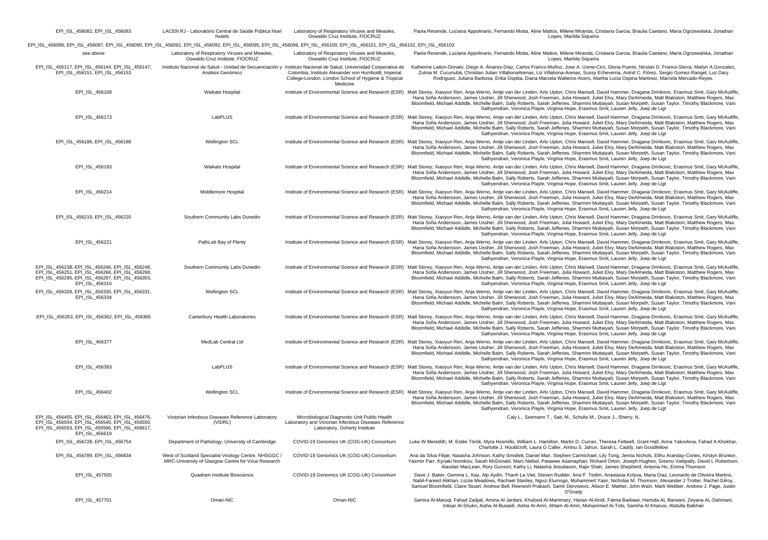| | | | |
|---|---|---|---|
| EPI_ISL_456082, EPI_ISL_456083 | LACEN RJ - Laboratório Central de Saúde Pública Noel Nutels | Laboratory of Respiratory Viruses and Measles, Oswaldo Cruz Institute, FIOCRUZ | Paola Resende, Luciana Appolinario, Fernando Motta, Aline Mattos, Milene Miranda, Cristiana Garcia, Braulia Caetano, Maria Ogrzewalska, Jonathan Lopes, Marilda Siqueira |
| EPI_ISL_456086, EPI_ISL_456087, EPI_ISL_456090, EPI_ISL_456091, EPI_ISL_456092, EPI_ISL_456095, EPI_ISL_456096, EPI_ISL_456100, EPI_ISL_456101, EPI_ISL_456102, EPI_ISL_456103 | | | |
| see above | Laboratory of Respiratory Viruses and Measles, Oswaldo Cruz Institute, FIOCRUZ | Laboratory of Respiratory Viruses and Measles, Oswaldo Cruz Institute, FIOCRUZ | Paola Resende, Luciana Appolinario, Fernando Motta, Aline Mattos, Milene Miranda, Cristiana Garcia, Braulia Caetano, Maria Ogrzewalska, Jonathan Lopes, Marilda Siqueira |
| EPI_ISL_456117, EPI_ISL_456144, EPI_ISL_456147, EPI_ISL_456151, EPI_ISL_456153 | Instituto Nacional de Salud - Unidad de Secuenciación y Análisis Genómico | Instituto Nacional de Salud, Universidad Cooperativa de Colombia, Instituto Alexander von Humboldt, Imperial College-London, London School of Hygiene & Tropical Medicine | Katherine Laiton-Donato, Diego A. Álvarez-Díaz, Carlos Franco-Muñoz, Jose A. Usme-Ciro, Gloria Puerto, Nicolas D. Franco-Sierra, Mailyn A.Gonzalez, Zulma M. Cucunubá, Christian Julian VillabonaArenas, Liz Villabona-Arenas, Sussy Echeverria, Astrid C. Flórez, Sergio Gomez-Rangel, Luz Dary Rodriguez, Juliana Barbosa, Erika Ospitia, Diana Marcela Walteros-Acero, Martha Lucia Ospina Martinez, Marcela Mercado-Reyes. |
| EPI_ISL_456168 | Waikato Hospital | Institute of Environmental Science and Research (ESR) | Matt Storey, Xiaoyun Ren, Anja Werno, Antje van der Linden, Arlo Upton, Chris Mansell, David Hammer, Dragana Drinkovic, Erasmus Smit, Gary McAuliffe, Hana Sofia Andersson, James Ussher, Jill Sherwood, Josh Freeman, Julia Howard, Juliet Elvy, Mary DeAlmeida, Matt Blakiston, Matthew Rogers, Max Bloomfield, Michael Addidle, Michelle Balm, Sally Roberts, Sarah Jefferies, Sharmini Muttaiyah, Susan Morpeth, Susan Taylor, Timothy Blackmore, Vani Sathyendran, Veronica Playle, Virginia Hope, Erasmus Smit, Lauren Jelly, Joep de Ligt |
| EPI_ISL_456173 | LabPLUS | Institute of Environmental Science and Research (ESR) | Matt Storey, Xiaoyun Ren, Anja Werno, Antje van der Linden, Arlo Upton, Chris Mansell, David Hammer, Dragana Drinkovic, Erasmus Smit, Gary McAuliffe, Hana Sofia Andersson, James Ussher, Jill Sherwood, Josh Freeman, Julia Howard, Juliet Elvy, Mary DeAlmeida, Matt Blakiston, Matthew Rogers, Max Bloomfield, Michael Addidle, Michelle Balm, Sally Roberts, Sarah Jefferies, Sharmini Muttaiyah, Susan Morpeth, Susan Taylor, Timothy Blackmore, Vani Sathyendran, Veronica Playle, Virginia Hope, Erasmus Smit, Lauren Jelly, Joep de Ligt |
| EPI_ISL_456186, EPI_ISL_456188 | Wellington SCL | Institute of Environmental Science and Research (ESR) | Matt Storey, Xiaoyun Ren, Anja Werno, Antje van der Linden, Arlo Upton, Chris Mansell, David Hammer, Dragana Drinkovic, Erasmus Smit, Gary McAuliffe, Hana Sofia Andersson, James Ussher, Jill Sherwood, Josh Freeman, Julia Howard, Juliet Elvy, Mary DeAlmeida, Matt Blakiston, Matthew Rogers, Max Bloomfield, Michael Addidle, Michelle Balm, Sally Roberts, Sarah Jefferies, Sharmini Muttaiyah, Susan Morpeth, Susan Taylor, Timothy Blackmore, Vani Sathyendran, Veronica Playle, Virginia Hope, Erasmus Smit, Lauren Jelly, Joep de Ligt |
| EPI_ISL_456193 | Waikato Hospital | Institute of Environmental Science and Research (ESR) | Matt Storey, Xiaoyun Ren, Anja Werno, Antje van der Linden, Arlo Upton, Chris Mansell, David Hammer, Dragana Drinkovic, Erasmus Smit, Gary McAuliffe, Hana Sofia Andersson, James Ussher, Jill Sherwood, Josh Freeman, Julia Howard, Juliet Elvy, Mary DeAlmeida, Matt Blakiston, Matthew Rogers, Max Bloomfield, Michael Addidle, Michelle Balm, Sally Roberts, Sarah Jefferies, Sharmini Muttaiyah, Susan Morpeth, Susan Taylor, Timothy Blackmore, Vani Sathyendran, Veronica Playle, Virginia Hope, Erasmus Smit, Lauren Jelly, Joep de Ligt |
| EPI_ISL_456214 | Middlemore Hospital | Institute of Environmental Science and Research (ESR) | Matt Storey, Xiaoyun Ren, Anja Werno, Antje van der Linden, Arlo Upton, Chris Mansell, David Hammer, Dragana Drinkovic, Erasmus Smit, Gary McAuliffe, Hana Sofia Andersson, James Ussher, Jill Sherwood, Josh Freeman, Julia Howard, Juliet Elvy, Mary DeAlmeida, Matt Blakiston, Matthew Rogers, Max Bloomfield, Michael Addidle, Michelle Balm, Sally Roberts, Sarah Jefferies, Sharmini Muttaiyah, Susan Morpeth, Susan Taylor, Timothy Blackmore, Vani Sathyendran, Veronica Playle, Virginia Hope, Erasmus Smit, Lauren Jelly, Joep de Ligt |
| EPI_ISL_456219, EPI_ISL_456220 | Southern Community Labs Dunedin | Institute of Environmental Science and Research (ESR) | Matt Storey, Xiaoyun Ren, Anja Werno, Antje van der Linden, Arlo Upton, Chris Mansell, David Hammer, Dragana Drinkovic, Erasmus Smit, Gary McAuliffe, Hana Sofia Andersson, James Ussher, Jill Sherwood, Josh Freeman, Julia Howard, Juliet Elvy, Mary DeAlmeida, Matt Blakiston, Matthew Rogers, Max Bloomfield, Michael Addidle, Michelle Balm, Sally Roberts, Sarah Jefferies, Sharmini Muttaiyah, Susan Morpeth, Susan Taylor, Timothy Blackmore, Vani Sathyendran, Veronica Playle, Virginia Hope, Erasmus Smit, Lauren Jelly, Joep de Ligt |
| EPI_ISL_456221 | PathLab Bay of Plenty | Institute of Environmental Science and Research (ESR) | Matt Storey, Xiaoyun Ren, Anja Werno, Antje van der Linden, Arlo Upton, Chris Mansell, David Hammer, Dragana Drinkovic, Erasmus Smit, Gary McAuliffe, Hana Sofia Andersson, James Ussher, Jill Sherwood, Josh Freeman, Julia Howard, Juliet Elvy, Mary DeAlmeida, Matt Blakiston, Matthew Rogers, Max Bloomfield, Michael Addidle, Michelle Balm, Sally Roberts, Sarah Jefferies, Sharmini Muttaiyah, Susan Morpeth, Susan Taylor, Timothy Blackmore, Vani Sathyendran, Veronica Playle, Virginia Hope, Erasmus Smit, Lauren Jelly, Joep de Ligt |
| EPI_ISL_456238, EPI_ISL_456246, EPI_ISL_456248, EPI_ISL_456251, EPI_ISL_456266, EPI_ISL_456268, EPI_ISL_456295, EPI_ISL_456297, EPI_ISL_456303, EPI_ISL_456316 | Southern Community Labs Dunedin | Institute of Environmental Science and Research (ESR) | Matt Storey, Xiaoyun Ren, Anja Werno, Antje van der Linden, Arlo Upton, Chris Mansell, David Hammer, Dragana Drinkovic, Erasmus Smit, Gary McAuliffe, Hana Sofia Andersson, James Ussher, Jill Sherwood, Josh Freeman, Julia Howard, Juliet Elvy, Mary DeAlmeida, Matt Blakiston, Matthew Rogers, Max Bloomfield, Michael Addidle, Michelle Balm, Sally Roberts, Sarah Jefferies, Sharmini Muttaiyah, Susan Morpeth, Susan Taylor, Timothy Blackmore, Vani Sathyendran, Veronica Playle, Virginia Hope, Erasmus Smit, Lauren Jelly, Joep de Ligt |
| EPI_ISL_456328, EPI_ISL_456330, EPI_ISL_456331, EPI_ISL_456334 | Wellington SCL | Institute of Environmental Science and Research (ESR) | Matt Storey, Xiaoyun Ren, Anja Werno, Antje van der Linden, Arlo Upton, Chris Mansell, David Hammer, Dragana Drinkovic, Erasmus Smit, Gary McAuliffe, Hana Sofia Andersson, James Ussher, Jill Sherwood, Josh Freeman, Julia Howard, Juliet Elvy, Mary DeAlmeida, Matt Blakiston, Matthew Rogers, Max Bloomfield, Michael Addidle, Michelle Balm, Sally Roberts, Sarah Jefferies, Sharmini Muttaiyah, Susan Morpeth, Susan Taylor, Timothy Blackmore, Vani Sathyendran, Veronica Playle, Virginia Hope, Erasmus Smit, Lauren Jelly, Joep de Ligt |
| EPI_ISL_456353, EPI_ISL_456362, EPI_ISL_456365 | Canterbury Health Laboratories | Institute of Environmental Science and Research (ESR) | Matt Storey, Xiaoyun Ren, Anja Werno, Antje van der Linden, Arlo Upton, Chris Mansell, David Hammer, Dragana Drinkovic, Erasmus Smit, Gary McAuliffe, Hana Sofia Andersson, James Ussher, Jill Sherwood, Josh Freeman, Julia Howard, Juliet Elvy, Mary DeAlmeida, Matt Blakiston, Matthew Rogers, Max Bloomfield, Michael Addidle, Michelle Balm, Sally Roberts, Sarah Jefferies, Sharmini Muttaiyah, Susan Morpeth, Susan Taylor, Timothy Blackmore, Vani Sathyendran, Veronica Playle, Virginia Hope, Erasmus Smit, Lauren Jelly, Joep de Ligt |
| EPI_ISL_456377 | MedLab Central Ltd | Institute of Environmental Science and Research (ESR) | Matt Storey, Xiaoyun Ren, Anja Werno, Antje van der Linden, Arlo Upton, Chris Mansell, David Hammer, Dragana Drinkovic, Erasmus Smit, Gary McAuliffe, Hana Sofia Andersson, James Ussher, Jill Sherwood, Josh Freeman, Julia Howard, Juliet Elvy, Mary DeAlmeida, Matt Blakiston, Matthew Rogers, Max Bloomfield, Michael Addidle, Michelle Balm, Sally Roberts, Sarah Jefferies, Sharmini Muttaiyah, Susan Morpeth, Susan Taylor, Timothy Blackmore, Vani Sathyendran, Veronica Playle, Virginia Hope, Erasmus Smit, Lauren Jelly, Joep de Ligt |
| EPI_ISL_456393 | LabPLUS | Institute of Environmental Science and Research (ESR) | Matt Storey, Xiaoyun Ren, Anja Werno, Antje van der Linden, Arlo Upton, Chris Mansell, David Hammer, Dragana Drinkovic, Erasmus Smit, Gary McAuliffe, Hana Sofia Andersson, James Ussher, Jill Sherwood, Josh Freeman, Julia Howard, Juliet Elvy, Mary DeAlmeida, Matt Blakiston, Matthew Rogers, Max Bloomfield, Michael Addidle, Michelle Balm, Sally Roberts, Sarah Jefferies, Sharmini Muttaiyah, Susan Morpeth, Susan Taylor, Timothy Blackmore, Vani Sathyendran, Veronica Playle, Virginia Hope, Erasmus Smit, Lauren Jelly, Joep de Ligt |
| EPI_ISL_456402 | Wellington SCL | Institute of Environmental Science and Research (ESR) | Matt Storey, Xiaoyun Ren, Anja Werno, Antje van der Linden, Arlo Upton, Chris Mansell, David Hammer, Dragana Drinkovic, Erasmus Smit, Gary McAuliffe, Hana Sofia Andersson, James Ussher, Jill Sherwood, Josh Freeman, Julia Howard, Juliet Elvy, Mary DeAlmeida, Matt Blakiston, Matthew Rogers, Max Bloomfield, Michael Addidle, Michelle Balm, Sally Roberts, Sarah Jefferies, Sharmini Muttaiyah, Susan Morpeth, Susan Taylor, Timothy Blackmore, Vani Sathyendran, Veronica Playle, Virginia Hope, Erasmus Smit, Lauren Jelly, Joep de Ligt |
| EPI_ISL_456455, EPI_ISL_456463, EPI_ISL_456476, EPI_ISL_456504, EPI_ISL_456540, EPI_ISL_456550, EPI_ISL_456553, EPI_ISL_456566, EPI_ISL_456617, EPI_ISL_456619 | Victorian Infectious Diseases Reference Laboratory (VIDRL) | Microbiological Diagnostic Unit Public Health Laboratory and Victorian Infectious Diseases Reference Laboratory, Doherty Institute | Caly L., Seemann T., Sait, M., Schultz M., Druce J., Sherry, N. |
| EPI_ISL_456728, EPI_ISL_456754 | Department of Pathology, University of Cambridge | COVID-19 Genomics UK (COG-UK) Consortium | Luke W Meredith, M. Estée Török, Myra Hosmillo, William L. Hamilton, Martin D. Curran, Theresa Feltwell, Grant Hall, Anna Yakovleva, Fahad A Khokhar, Charlotte J. Houldcroft, Laura G Caller, Aminu S. Jahun, Sarah L. Caddy, Ian Goodfellow |
| EPI_ISL_456789, EPI_ISL_456834 | West of Scotland Specialist Virology Centre, NHSGGC / MRC-University of Glasgow Centre for Virus Research | COVID-19 Genomics UK (COG-UK) Consortium | Ana da Silva Filipe, Natasha Johnson, Kathy Smollett, Daniel Mair, Stephen Carmichael, Lily Tong, Jenna Nichols, Elihu Aranday-Cortes, Kirstyn Brunker, Yasmin Parr, Kyriaki Nomikou; Sarah McDonald, Marc Niebel, Patawee Asamaphan; Richard Orton, Joseph Hughes, Sreenu Vattipally, David L Robertson; Alasdair MacLean, Rory Gunson; Kathy Li, Natasha Jesudason, Rajiv Shah, James Shepherd, Antonia Ho, Emma Thomson |
| EPI_ISL_457505 | Quadram Institute Bioscience | COVID-19 Genomics UK (COG-UK) Consortium | Dave J. Baker, Gemma L. Kay, Alp Aydin, Thanh Le-Viet, Steven Rudder, Ana P. Tedim, Anastasia Kolyva, Maria Diaz, Leonardo de Oliveira Martins, Nabil-Fareed Alikhan, Lizzie Meadows, Rachael Stanley, Ngozi Elumogo, Muhammed Yasir, Nicholas M. Thomson, Alexander J Trotter, Rachel Gilroy, Samuel Bloomfield, Claire Stuart, Andrew Bell, Reenesh Prakash, Samir Dervisevic, Alison E. Mather, John Wain, Mark Webber, Andrew J. Page, Justin O'Grady |
| EPI_ISL_457701 | Oman-NIC | Oman-NIC | Samira Al-Maruqi, Fahad Zadjali, Amina Al Jardani, Khulood Al-Mammary, Hanan Al-kindi, Fatma BaAlawi, Hamida AL Barwani, Zeyana AL-Dahmani, Intisar Al-Shukri, Aisha Al-Busaidi, Aisha Al-Amri, Ahlam Al-Amri, Mohammed Al-Tobi, Samiha Al Kharusi, Abdulla Balkhair |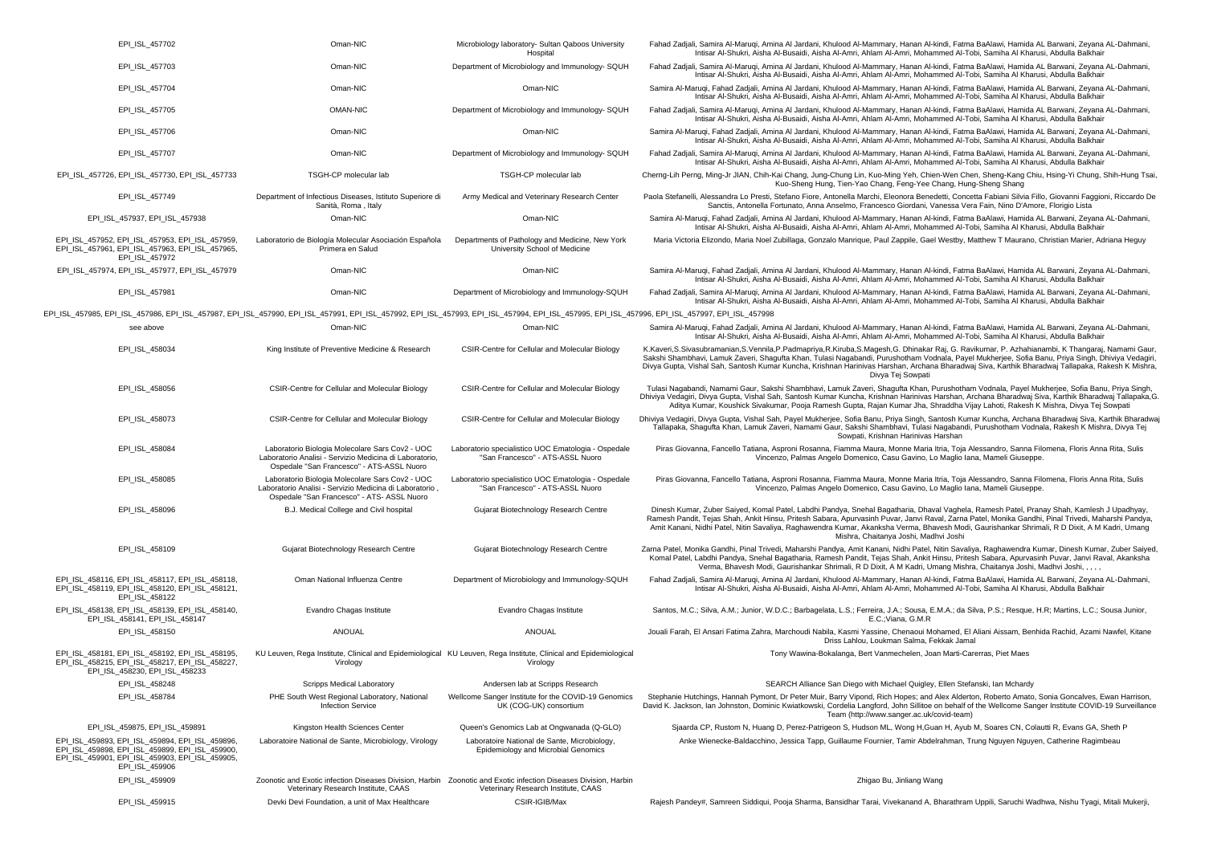| | | | |
|---|---|---|---|
| EPI_ISL_457702 | Oman-NIC | Microbiology laboratory- Sultan Qaboos University Hospital | Fahad Zadjali, Samira Al-Maruqi, Amina Al Jardani, Khulood Al-Mammary, Hanan Al-kindi, Fatma BaAlawi, Hamida AL Barwani, Zeyana AL-Dahmani, Intisar Al-Shukri, Aisha Al-Busaidi, Aisha Al-Amri, Ahlam Al-Amri, Mohammed Al-Tobi, Samiha Al Kharusi, Abdulla Balkhair |
| EPI_ISL_457703 | Oman-NIC | Department of Microbiology and Immunology- SQUH | Fahad Zadjali, Samira Al-Maruqi, Amina Al Jardani, Khulood Al-Mammary, Hanan Al-kindi, Fatma BaAlawi, Hamida AL Barwani, Zeyana AL-Dahmani, Intisar Al-Shukri, Aisha Al-Busaidi, Aisha Al-Amri, Ahlam Al-Amri, Mohammed Al-Tobi, Samiha Al Kharusi, Abdulla Balkhair |
| EPI_ISL_457704 | Oman-NIC | Oman-NIC | Samira Al-Maruqi, Fahad Zadjali, Amina Al Jardani, Khulood Al-Mammary, Hanan Al-kindi, Fatma BaAlawi, Hamida AL Barwani, Zeyana AL-Dahmani, Intisar Al-Shukri, Aisha Al-Busaidi, Aisha Al-Amri, Ahlam Al-Amri, Mohammed Al-Tobi, Samiha Al Kharusi, Abdulla Balkhair |
| EPI_ISL_457705 | OMAN-NIC | Department of Microbiology and Immunology- SQUH | Fahad Zadjali, Samira Al-Maruqi, Amina Al Jardani, Khulood Al-Mammary, Hanan Al-kindi, Fatma BaAlawi, Hamida AL Barwani, Zeyana AL-Dahmani, Intisar Al-Shukri, Aisha Al-Busaidi, Aisha Al-Amri, Ahlam Al-Amri, Mohammed Al-Tobi, Samiha Al Kharusi, Abdulla Balkhair |
| EPI_ISL_457706 | Oman-NIC | Oman-NIC | Samira Al-Maruqi, Fahad Zadjali, Amina Al Jardani, Khulood Al-Mammary, Hanan Al-kindi, Fatma BaAlawi, Hamida AL Barwani, Zeyana AL-Dahmani, Intisar Al-Shukri, Aisha Al-Busaidi, Aisha Al-Amri, Ahlam Al-Amri, Mohammed Al-Tobi, Samiha Al Kharusi, Abdulla Balkhair |
| EPI_ISL_457707 | Oman-NIC | Department of Microbiology and Immunology- SQUH | Fahad Zadjali, Samira Al-Maruqi, Amina Al Jardani, Khulood Al-Mammary, Hanan Al-kindi, Fatma BaAlawi, Hamida AL Barwani, Zeyana AL-Dahmani, Intisar Al-Shukri, Aisha Al-Busaidi, Aisha Al-Amri, Ahlam Al-Amri, Mohammed Al-Tobi, Samiha Al Kharusi, Abdulla Balkhair |
| EPI_ISL_457726, EPI_ISL_457730, EPI_ISL_457733 | TSGH-CP molecular lab | TSGH-CP molecular lab | Cherng-Lih Perng, Ming-Jr JIAN, Chih-Kai Chang, Jung-Chung Lin, Kuo-Ming Yeh, Chien-Wen Chen, Sheng-Kang Chiu, Hsing-Yi Chung, Shih-Hung Tsai, Kuo-Sheng Hung, Tien-Yao Chang, Feng-Yee Chang, Hung-Sheng Shang |
| EPI_ISL_457749 | Department of Infectious Diseases, Istituto Superiore di Sanità, Roma , Italy | Army Medical and Veterinary Research Center | Paola Stefanelli, Alessandra Lo Presti, Stefano Fiore, Antonella Marchi, Eleonora Benedetti, Concetta Fabiani Silvia Fillo, Giovanni Faggioni, Riccardo De Sanctis, Antonella Fortunato, Anna Anselmo, Francesco Giordani, Vanessa Vera Fain, Nino D'Amore, Florigio Lista |
| EPI_ISL_457937, EPI_ISL_457938 | Oman-NIC | Oman-NIC | Samira Al-Maruqi, Fahad Zadjali, Amina Al Jardani, Khulood Al-Mammary, Hanan Al-kindi, Fatma BaAlawi, Hamida AL Barwani, Zeyana AL-Dahmani, Intisar Al-Shukri, Aisha Al-Busaidi, Aisha Al-Amri, Ahlam Al-Amri, Mohammed Al-Tobi, Samiha Al Kharusi, Abdulla Balkhair |
| EPI_ISL_457952, EPI_ISL_457953, EPI_ISL_457959, EPI_ISL_457961, EPI_ISL_457963, EPI_ISL_457965, EPI_ISL_457972 | Laboratorio de Biología Molecular Asociación Española Primera en Salud | Departments of Pathology and Medicine, New York University School of Medicine | Maria Victoria Elizondo, Maria Noel Zubillaga, Gonzalo Manrique, Paul Zappile, Gael Westby, Matthew T Maurano, Christian Marier, Adriana Heguy |
| EPI_ISL_457974, EPI_ISL_457977, EPI_ISL_457979 | Oman-NIC | Oman-NIC | Samira Al-Maruqi, Fahad Zadjali, Amina Al Jardani, Khulood Al-Mammary, Hanan Al-kindi, Fatma BaAlawi, Hamida AL Barwani, Zeyana AL-Dahmani, Intisar Al-Shukri, Aisha Al-Busaidi, Aisha Al-Amri, Ahlam Al-Amri, Mohammed Al-Tobi, Samiha Al Kharusi, Abdulla Balkhair |
| EPI_ISL_457981 | Oman-NIC | Department of Microbiology and Immunology-SQUH | Fahad Zadjali, Samira Al-Maruqi, Amina Al Jardani, Khulood Al-Mammary, Hanan Al-kindi, Fatma BaAlawi, Hamida AL Barwani, Zeyana AL-Dahmani, Intisar Al-Shukri, Aisha Al-Busaidi, Aisha Al-Amri, Ahlam Al-Amri, Mohammed Al-Tobi, Samiha Al Kharusi, Abdulla Balkhair |
| EPI_ISL_457985, EPI_ISL_457986, EPI_ISL_457987, EPI_ISL_457990, EPI_ISL_457991, EPI_ISL_457992, EPI_ISL_457993, EPI_ISL_457994, EPI_ISL_457995, EPI_ISL_457996, EPI_ISL_457997, EPI_ISL_457998 | | | |
| see above | Oman-NIC | Oman-NIC | Samira Al-Maruqi, Fahad Zadjali, Amina Al Jardani, Khulood Al-Mammary, Hanan Al-kindi, Fatma BaAlawi, Hamida AL Barwani, Zeyana AL-Dahmani, Intisar Al-Shukri, Aisha Al-Busaidi, Aisha Al-Amri, Ahlam Al-Amri, Mohammed Al-Tobi, Samiha Al Kharusi, Abdulla Balkhair |
| EPI_ISL_458034 | King Institute of Preventive Medicine & Research | CSIR-Centre for Cellular and Molecular Biology | K.Kaveri,S.Sivasubramanian,S.Vennila,P.Padmapriya,R.Kiruba,S.Magesh,G. Dhinakar Raj, G. Ravikumar, P. Azhahianambi, K Thangaraj, Namami Gaur, Sakshi Shambhavi, Lamuk Zaveri, Shagufta Khan, Tulasi Nagabandi, Purushotham Vodnala, Payel Mukherjee, Sofia Banu, Priya Singh, Dhiviya Vedagiri, Divya Gupta, Vishal Sah, Santosh Kumar Kuncha, Krishnan Harinivas Harshan, Archana Bharadwaj Siva, Karthik Bharadwaj Tallapaka, Rakesh K Mishra, Divya Tej Sowpati |
| EPI_ISL_458056 | CSIR-Centre for Cellular and Molecular Biology | CSIR-Centre for Cellular and Molecular Biology | Tulasi Nagabandi, Namami Gaur, Sakshi Shambhavi, Lamuk Zaveri, Shagufta Khan, Purushotham Vodnala, Payel Mukherjee, Sofia Banu, Priya Singh, Dhiviya Vedagiri, Divya Gupta, Vishal Sah, Santosh Kumar Kuncha, Krishnan Harinivas Harshan, Archana Bharadwaj Siva, Karthik Bharadwaj Tallapaka,G. Aditya Kumar, Koushick Sivakumar, Pooja Ramesh Gupta, Rajan Kumar Jha, Shraddha Vijay Lahoti, Rakesh K Mishra, Divya Tej Sowpati |
| EPI_ISL_458073 | CSIR-Centre for Cellular and Molecular Biology | CSIR-Centre for Cellular and Molecular Biology | Dhiviya Vedagiri, Divya Gupta, Vishal Sah, Payel Mukherjee, Sofia Banu, Priya Singh, Santosh Kumar Kuncha, Archana Bharadwaj Siva, Karthik Bharadwaj Tallapaka, Shagufta Khan, Lamuk Zaveri, Namami Gaur, Sakshi Shambhavi, Tulasi Nagabandi, Purushotham Vodnala, Rakesh K Mishra, Divya Tej Sowpati, Krishnan Harinivas Harshan |
| EPI_ISL_458084 | Laboratorio Biologia Molecolare Sars Cov2 - UOC Laboratorio Analisi - Servizio Medicina di Laboratorio, Ospedale "San Francesco" - ATS-ASSL Nuoro | Laboratorio specialistico UOC Ematologia - Ospedale "San Francesco" - ATS-ASSL Nuoro | Piras Giovanna, Fancello Tatiana, Asproni Rosanna, Fiamma Maura, Monne Maria Itria, Toja Alessandro, Sanna Filomena, Floris Anna Rita, Sulis Vincenzo, Palmas Angelo Domenico, Casu Gavino, Lo Maglio Iana, Mameli Giuseppe. |
| EPI_ISL_458085 | Laboratorio Biologia Molecolare Sars Cov2 - UOC Laboratorio Analisi - Servizio Medicina di Laboratorio , Ospedale "San Francesco" - ATS- ASSL Nuoro | Laboratorio specialistico UOC Ematologia - Ospedale "San Francesco" - ATS-ASSL Nuoro | Piras Giovanna, Fancello Tatiana, Asproni Rosanna, Fiamma Maura, Monne Maria Itria, Toja Alessandro, Sanna Filomena, Floris Anna Rita, Sulis Vincenzo, Palmas Angelo Domenico, Casu Gavino, Lo Maglio Iana, Mameli Giuseppe. |
| EPI_ISL_458096 | B.J. Medical College and Civil hospital | Gujarat Biotechnology Research Centre | Dinesh Kumar, Zuber Saiyed, Komal Patel, Labdhi Pandya, Snehal Bagatharia, Dhaval Vaghela, Ramesh Patel, Pranay Shah, Kamlesh J Upadhyay, Ramesh Pandit, Tejas Shah, Ankit Hinsu, Pritesh Sabara, Apurvasinh Puvar, Janvi Raval, Zarna Patel, Monika Gandhi, Pinal Trivedi, Maharshi Pandya, Amit Kanani, Nidhi Patel, Nitin Savaliya, Raghawendra Kumar, Akanksha Verma, Bhavesh Modi, Gaurishankar Shrimali, R D Dixit, A M Kadri, Umang Mishra, Chaitanya Joshi, Madhvi Joshi |
| EPI_ISL_458109 | Gujarat Biotechnology Research Centre | Gujarat Biotechnology Research Centre | Zarna Patel, Monika Gandhi, Pinal Trivedi, Maharshi Pandya, Amit Kanani, Nidhi Patel, Nitin Savaliya, Raghawendra Kumar, Dinesh Kumar, Zuber Saiyed, Komal Patel, Labdhi Pandya, Snehal Bagatharia, Ramesh Pandit, Tejas Shah, Ankit Hinsu, Pritesh Sabara, Apurvasinh Puvar, Janvi Raval, Akanksha Verma, Bhavesh Modi, Gaurishankar Shrimali, R D Dixit, A M Kadri, Umang Mishra, Chaitanya Joshi, Madhvi Joshi, , , , , |
| EPI_ISL_458116, EPI_ISL_458117, EPI_ISL_458118, EPI_ISL_458119, EPI_ISL_458120, EPI_ISL_458121, EPI_ISL_458122 | Oman National Influenza Centre | Department of Microbiology and Immunology-SQUH | Fahad Zadjali, Samira Al-Maruqi, Amina Al Jardani, Khulood Al-Mammary, Hanan Al-kindi, Fatma BaAlawi, Hamida AL Barwani, Zeyana AL-Dahmani, Intisar Al-Shukri, Aisha Al-Busaidi, Aisha Al-Amri, Ahlam Al-Amri, Mohammed Al-Tobi, Samiha Al Kharusi, Abdulla Balkhair |
| EPI_ISL_458138, EPI_ISL_458139, EPI_ISL_458140, EPI_ISL_458141, EPI_ISL_458147 | Evandro Chagas Institute | Evandro Chagas Institute | Santos, M.C.; Silva, A.M.; Junior, W.D.C.; Barbagelata, L.S.; Ferreira, J.A.; Sousa, E.M.A.; da Silva, P.S.; Resque, H.R; Martins, L.C.; Sousa Junior, E.C.;Viana, G.M.R |
| EPI_ISL_458150 | ANOUAL | ANOUAL | Jouali Farah, El Ansari Fatima Zahra, Marchoudi Nabila, Kasmi Yassine, Chenaoui Mohamed, El Aliani Aissam, Benhida Rachid, Azami Nawfel, Kitane Driss Lahlou, Loukman Salma, Fekkak Jamal |
| EPI_ISL_458181, EPI_ISL_458192, EPI_ISL_458195, EPI_ISL_458215, EPI_ISL_458217, EPI_ISL_458227, EPI_ISL_458230, EPI_ISL_458233 | KU Leuven, Rega Institute, Clinical and Epidemiological Virology | KU Leuven, Rega Institute, Clinical and Epidemiological Virology | Tony Wawina-Bokalanga, Bert Vanmechelen, Joan Marti-Carerras, Piet Maes |
| EPI_ISL_458248 | Scripps Medical Laboratory | Andersen lab at Scripps Research | SEARCH Alliance San Diego with Michael Quigley, Ellen Stefanski, Ian Mchardy |
| EPI_ISL_458784 | PHE South West Regional Laboratory, National Infection Service | Wellcome Sanger Institute for the COVID-19 Genomics UK (COG-UK) consortium | Stephanie Hutchings, Hannah Pymont, Dr Peter Muir, Barry Vipond, Rich Hopes; and Alex Alderton, Roberto Amato, Sonia Goncalves, Ewan Harrison, David K. Jackson, Ian Johnston, Dominic Kwiatkowski, Cordelia Langford, John Sillitoe on behalf of the Wellcome Sanger Institute COVID-19 Surveillance Team (http://www.sanger.ac.uk/covid-team) |
| EPI_ISL_459875, EPI_ISL_459891 | Kingston Health Sciences Center | Queen's Genomics Lab at Ongwanada (Q-GLO) | Sjaarda CP, Rustom N, Huang D, Perez-Patrigeon S, Hudson ML, Wong H,Guan H, Ayub M, Soares CN, Colautti R, Evans GA, Sheth P |
| EPI_ISL_459893, EPI_ISL_459894, EPI_ISL_459896, EPI_ISL_459898, EPI_ISL_459899, EPI_ISL_459900, EPI_ISL_459901, EPI_ISL_459903, EPI_ISL_459905, EPI_ISL_459906 | Laboratoire National de Sante, Microbiology, Virology | Laboratoire National de Sante, Microbiology, Epidemiology and Microbial Genomics | Anke Wienecke-Baldacchino, Jessica Tapp, Guillaume Fournier, Tamir Abdelrahman, Trung Nguyen Nguyen, Catherine Ragimbeau |
| EPI_ISL_459909 | Zoonotic and Exotic infection Diseases Division, Harbin Veterinary Research Institute, CAAS | Zoonotic and Exotic infection Diseases Division, Harbin Veterinary Research Institute, CAAS | Zhigao Bu, Jinliang Wang |
| EPI_ISL_459915 | Devki Devi Foundation, a unit of Max Healthcare | CSIR-IGIB/Max | Rajesh Pandey#, Samreen Siddiqui, Pooja Sharma, Bansidhar Tarai, Vivekanand A, Bharathram Uppili, Saruchi Wadhwa, Nishu Tyagi, Mitali Mukerji, |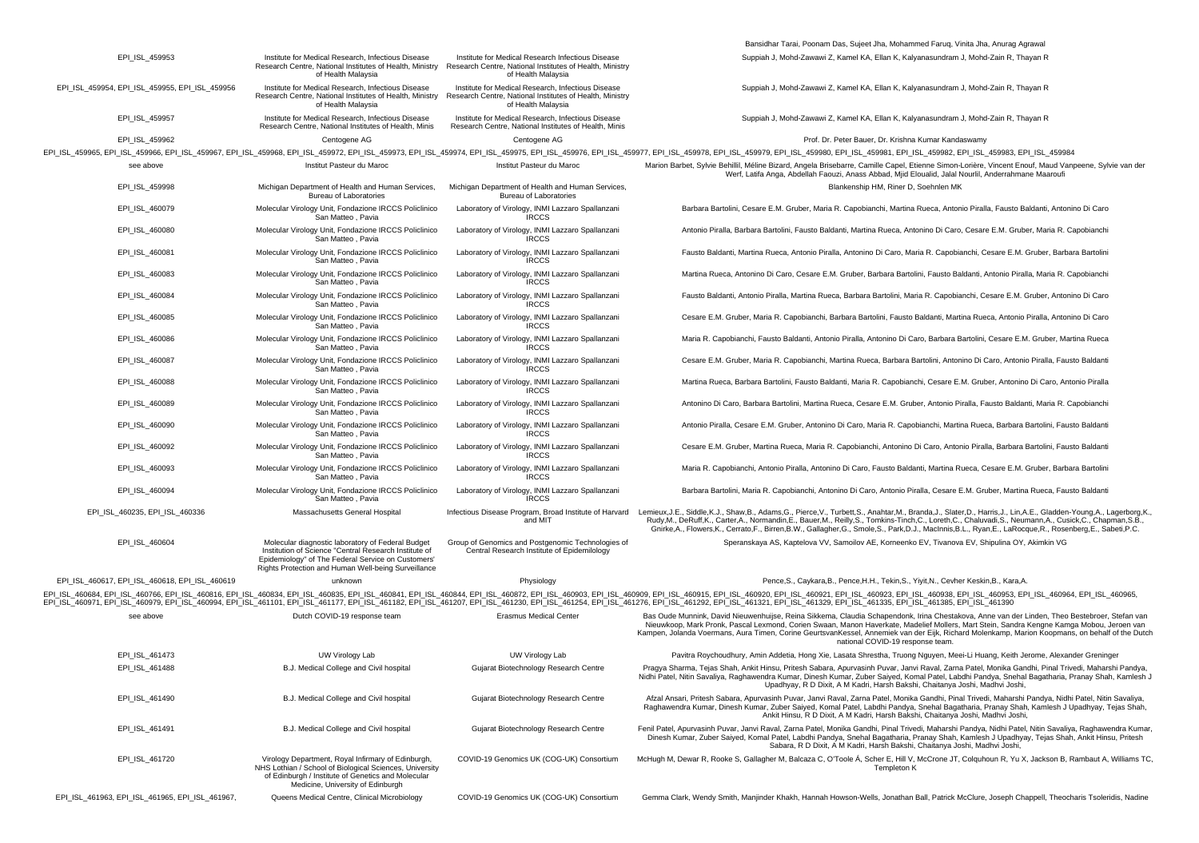| | | | Bansidhar Tarai, Poonam Das, Sujeet Jha, Mohammed Faruq, Vinita Jha, Anurag Agrawal |
|---|---|---|---|
| EPI_ISL_459953 | Institute for Medical Research, Infectious Disease Research Centre, National Institutes of Health, Ministry of Health Malaysia | Institute for Medical Research Infectious Disease Research Centre, National Institutes of Health, Ministry of Health Malaysia | Suppiah J, Mohd-Zawawi Z, Kamel KA, Ellan K, Kalyanasundram J, Mohd-Zain R, Thayan R |
| EPI_ISL_459954, EPI_ISL_459955, EPI_ISL_459956 | Institute for Medical Research, Infectious Disease Research Centre, National Institutes of Health, Ministry of Health Malaysia | Institute for Medical Research, Infectious Disease Research Centre, National Institutes of Health, Ministry of Health Malaysia | Suppiah J, Mohd-Zawawi Z, Kamel KA, Ellan K, Kalyanasundram J, Mohd-Zain R, Thayan R |
| EPI_ISL_459957 | Institute for Medical Research, Infectious Disease Research Centre, National Institutes of Health, Minis | Institute for Medical Research, Infectious Disease Research Centre, National Institutes of Health, Minis | Suppiah J, Mohd-Zawawi Z, Kamel KA, Ellan K, Kalyanasundram J, Mohd-Zain R, Thayan R |
| EPI_ISL_459962 | Centogene AG | Centogene AG | Prof. Dr. Peter Bauer, Dr. Krishna Kumar Kandaswamy |
| EPI_ISL_459965, EPI_ISL_459966, EPI_ISL_459967, EPI_ISL_459968, EPI_ISL_459972, EPI_ISL_459973, EPI_ISL_459974, EPI_ISL_459975, EPI_ISL_459976, EPI_ISL_459977, EPI_ISL_459978, EPI_ISL_459979, EPI_ISL_459980, EPI_ISL_459981, EPI_ISL_459982, EPI_ISL_459983, EPI_ISL_459984 | | | |
| see above | Institut Pasteur du Maroc | Institut Pasteur du Maroc | Marion Barbet, Sylvie Behillil, Méline Bizard, Angela Brisebarre, Camille Capel, Etienne Simon-Lorière, Vincent Enouf, Maud Vanpeene, Sylvie van der Werf, Latifa Anga, Abdellah Faouzi, Anass Abbad, Mjid Eloualid, Jalal Nourlil, Anderrahmane Maaroufi |
| EPI_ISL_459998 | Michigan Department of Health and Human Services, Bureau of Laboratories | Michigan Department of Health and Human Services, Bureau of Laboratories | Blankenship HM, Riner D, Soehnlen MK |
| EPI_ISL_460079 | Molecular Virology Unit, Fondazione IRCCS Policlinico San Matteo , Pavia | Laboratory of Virology, INMI Lazzaro Spallanzani IRCCS | Barbara Bartolini, Cesare E.M. Gruber, Maria R. Capobianchi, Martina Rueca, Antonio Piralla, Fausto Baldanti, Antonino Di Caro |
| EPI_ISL_460080 | Molecular Virology Unit, Fondazione IRCCS Policlinico San Matteo , Pavia | Laboratory of Virology, INMI Lazzaro Spallanzani IRCCS | Antonio Piralla, Barbara Bartolini, Fausto Baldanti, Martina Rueca, Antonino Di Caro, Cesare E.M. Gruber, Maria R. Capobianchi |
| EPI_ISL_460081 | Molecular Virology Unit, Fondazione IRCCS Policlinico San Matteo , Pavia | Laboratory of Virology, INMI Lazzaro Spallanzani IRCCS | Fausto Baldanti, Martina Rueca, Antonio Piralla, Antonino Di Caro, Maria R. Capobianchi, Cesare E.M. Gruber, Barbara Bartolini |
| EPI_ISL_460083 | Molecular Virology Unit, Fondazione IRCCS Policlinico San Matteo , Pavia | Laboratory of Virology, INMI Lazzaro Spallanzani IRCCS | Martina Rueca, Antonino Di Caro, Cesare E.M. Gruber, Barbara Bartolini, Fausto Baldanti, Antonio Piralla, Maria R. Capobianchi |
| EPI_ISL_460084 | Molecular Virology Unit, Fondazione IRCCS Policlinico San Matteo , Pavia | Laboratory of Virology, INMI Lazzaro Spallanzani IRCCS | Fausto Baldanti, Antonio Piralla, Martina Rueca, Barbara Bartolini, Maria R. Capobianchi, Cesare E.M. Gruber, Antonino Di Caro |
| EPI_ISL_460085 | Molecular Virology Unit, Fondazione IRCCS Policlinico San Matteo , Pavia | Laboratory of Virology, INMI Lazzaro Spallanzani IRCCS | Cesare E.M. Gruber, Maria R. Capobianchi, Barbara Bartolini, Fausto Baldanti, Martina Rueca, Antonio Piralla, Antonino Di Caro |
| EPI_ISL_460086 | Molecular Virology Unit, Fondazione IRCCS Policlinico San Matteo , Pavia | Laboratory of Virology, INMI Lazzaro Spallanzani IRCCS | Maria R. Capobianchi, Fausto Baldanti, Antonio Piralla, Antonino Di Caro, Barbara Bartolini, Cesare E.M. Gruber, Martina Rueca |
| EPI_ISL_460087 | Molecular Virology Unit, Fondazione IRCCS Policlinico San Matteo , Pavia | Laboratory of Virology, INMI Lazzaro Spallanzani IRCCS | Cesare E.M. Gruber, Maria R. Capobianchi, Martina Rueca, Barbara Bartolini, Antonino Di Caro, Antonio Piralla, Fausto Baldanti |
| EPI_ISL_460088 | Molecular Virology Unit, Fondazione IRCCS Policlinico San Matteo , Pavia | Laboratory of Virology, INMI Lazzaro Spallanzani IRCCS | Martina Rueca, Barbara Bartolini, Fausto Baldanti, Maria R. Capobianchi, Cesare E.M. Gruber, Antonino Di Caro, Antonio Piralla |
| EPI_ISL_460089 | Molecular Virology Unit, Fondazione IRCCS Policlinico San Matteo , Pavia | Laboratory of Virology, INMI Lazzaro Spallanzani IRCCS | Antonino Di Caro, Barbara Bartolini, Martina Rueca, Cesare E.M. Gruber, Antonio Piralla, Fausto Baldanti, Maria R. Capobianchi |
| EPI_ISL_460090 | Molecular Virology Unit, Fondazione IRCCS Policlinico San Matteo , Pavia | Laboratory of Virology, INMI Lazzaro Spallanzani IRCCS | Antonio Piralla, Cesare E.M. Gruber, Antonino Di Caro, Maria R. Capobianchi, Martina Rueca, Barbara Bartolini, Fausto Baldanti |
| EPI_ISL_460092 | Molecular Virology Unit, Fondazione IRCCS Policlinico San Matteo , Pavia | Laboratory of Virology, INMI Lazzaro Spallanzani IRCCS | Cesare E.M. Gruber, Martina Rueca, Maria R. Capobianchi, Antonino Di Caro, Antonio Piralla, Barbara Bartolini, Fausto Baldanti |
| EPI_ISL_460093 | Molecular Virology Unit, Fondazione IRCCS Policlinico San Matteo , Pavia | Laboratory of Virology, INMI Lazzaro Spallanzani IRCCS | Maria R. Capobianchi, Antonio Piralla, Antonino Di Caro, Fausto Baldanti, Martina Rueca, Cesare E.M. Gruber, Barbara Bartolini |
| EPI_ISL_460094 | Molecular Virology Unit, Fondazione IRCCS Policlinico San Matteo , Pavia | Laboratory of Virology, INMI Lazzaro Spallanzani IRCCS | Barbara Bartolini, Maria R. Capobianchi, Antonino Di Caro, Antonio Piralla, Cesare E.M. Gruber, Martina Rueca, Fausto Baldanti |
| EPI_ISL_460235, EPI_ISL_460336 | Massachusetts General Hospital | Infectious Disease Program, Broad Institute of Harvard and MIT | Lemieux,J.E., Siddle,K.J., Shaw,B., Adams,G., Pierce,V., Turbett,S., Anahtar,M., Branda,J., Slater,D., Harris,J., Lin,A.E., Gladden-Young,A., Lagerborg,K., Rudy,M., DeRuff,K., Carter,A., Normandin,E., Bauer,M., Reilly,S., Tomkins-Tinch,C., Loreth,C., Chaluvadi,S., Neumann,A., Cusick,C., Chapman,S.B., Gnirke,A., Flowers,K., Cerrato,F., Birren,B.W., Gallagher,G., Smole,S., Park,D.J., MacInnis,B.L., Ryan,E., LaRocque,R., Rosenberg,E., Sabeti,P.C. |
| EPI_ISL_460604 | Molecular diagnostic laboratory of Federal Budget Institution of Science "Central Research Institute of Epidemiology" of The Federal Service on Customers' Rights Protection and Human Well-being Surveillance | Group of Genomics and Postgenomic Technologies of Central Research Institute of Epidemiology | Speranskaya AS, Kaptelova VV, Samoilov AE, Korneenko EV, Tivanova EV, Shipulina OY, Akimkin VG |
| EPI_ISL_460617, EPI_ISL_460618, EPI_ISL_460619 | unknown | Physiology | Pence,S., Caykara,B., Pence,H.H., Tekin,S., Yiyit,N., Cevher Keskin,B., Kara,A. |
| EPI_ISL_460684, EPI_ISL_460766, EPI_ISL_460816, EPI_ISL_460834, EPI_ISL_460835, EPI_ISL_460841, EPI_ISL_460844, EPI_ISL_460872, EPI_ISL_460903, EPI_ISL_460909, EPI_ISL_460915, EPI_ISL_460920, EPI_ISL_460921, EPI_ISL_460923, EPI_ISL_460938, EPI_ISL_460953, EPI_ISL_460964, EPI_ISL_460965, EPI_ISL_460971, EPI_ISL_460979, EPI_ISL_460994, EPI_ISL_461101, EPI_ISL_461177, EPI_ISL_461182, EPI_ISL_461207, EPI_ISL_461230, EPI_ISL_461254, EPI_ISL_461276, EPI_ISL_461292, EPI_ISL_461321, EPI_ISL_461329, EPI_ISL_461335, EPI_ISL_461385, EPI_ISL_461390 | | | |
| see above | Dutch COVID-19 response team | Erasmus Medical Center | Bas Oude Munnink, David Nieuwenhuijse, Reina Sikkema, Claudia Schapendonk, Irina Chestakova, Anne van der Linden, Theo Bestebroer, Stefan van Nieuwkoop, Mark Pronk, Pascal Lexmond, Corien Swaan, Manon Haverkate, Madelief Mollers, Mart Stein, Sandra Kengne Kamga Mobou, Jeroen van Kampen, Jolanda Voermans, Aura Timen, Corine GeurtsvanKessel, Annemiek van der Eijk, Richard Molenkamp, Marion Koopmans, on behalf of the Dutch national COVID-19 response team. |
| EPI_ISL_461473 | UW Virology Lab | UW Virology Lab | Pavitra Roychoudhury, Amin Addetia, Hong Xie, Lasata Shrestha, Truong Nguyen, Meei-Li Huang, Keith Jerome, Alexander Greninger |
| EPI_ISL_461488 | B.J. Medical College and Civil hospital | Gujarat Biotechnology Research Centre | Pragya Sharma, Tejas Shah, Ankit Hinsu, Pritesh Sabara, Apurvasinh Puvar, Janvi Raval, Zarna Patel, Monika Gandhi, Pinal Trivedi, Maharshi Pandya, Nidhi Patel, Nitin Savaliya, Raghawendra Kumar, Dinesh Kumar, Zuber Saiyed, Komal Patel, Labdhi Pandya, Snehal Bagatharia, Pranay Shah, Kamlesh J Upadhyay, R D Dixit, A M Kadri, Harsh Bakshi, Chaitanya Joshi, Madhvi Joshi, |
| EPI_ISL_461490 | B.J. Medical College and Civil hospital | Gujarat Biotechnology Research Centre | Afzal Ansari, Pritesh Sabara, Apurvasinh Puvar, Janvi Raval, Zarna Patel, Monika Gandhi, Pinal Trivedi, Maharshi Pandya, Nidhi Patel, Nitin Savaliya, Raghawendra Kumar, Dinesh Kumar, Zuber Saiyed, Komal Patel, Labdhi Pandya, Snehal Bagatharia, Pranay Shah, Kamlesh J Upadhyay, Tejas Shah, Ankit Hinsu, R D Dixit, A M Kadri, Harsh Bakshi, Chaitanya Joshi, Madhvi Joshi, |
| EPI_ISL_461491 | B.J. Medical College and Civil hospital | Gujarat Biotechnology Research Centre | Fenil Patel, Apurvasinh Puvar, Janvi Raval, Zarna Patel, Monika Gandhi, Pinal Trivedi, Maharshi Pandya, Nidhi Patel, Nitin Savaliya, Raghawendra Kumar, Dinesh Kumar, Zuber Saiyed, Komal Patel, Labdhi Pandya, Snehal Bagatharia, Pranay Shah, Kamlesh J Upadhyay, Tejas Shah, Ankit Hinsu, Pritesh Sabara, R D Dixit, A M Kadri, Harsh Bakshi, Chaitanya Joshi, Madhvi Joshi, |
| EPI_ISL_461720 | Virology Department, Royal Infirmary of Edinburgh, NHS Lothian / School of Biological Sciences, University of Edinburgh / Institute of Genetics and Molecular Medicine, University of Edinburgh | COVID-19 Genomics UK (COG-UK) Consortium | McHugh M, Dewar R, Rooke S, Gallagher M, Balcaza C, O'Toole Á, Scher E, Hill V, McCrone JT, Colquhoun R, Yu X, Jackson B, Rambaut A, Williams TC, Templeton K |
| EPI_ISL_461963, EPI_ISL_461965, EPI_ISL_461967, | Queens Medical Centre, Clinical Microbiology | COVID-19 Genomics UK (COG-UK) Consortium | Gemma Clark, Wendy Smith, Manjinder Khakh, Hannah Howson-Wells, Jonathan Ball, Patrick McClure, Joseph Chappell, Theocharis Tsoleridis, Nadine |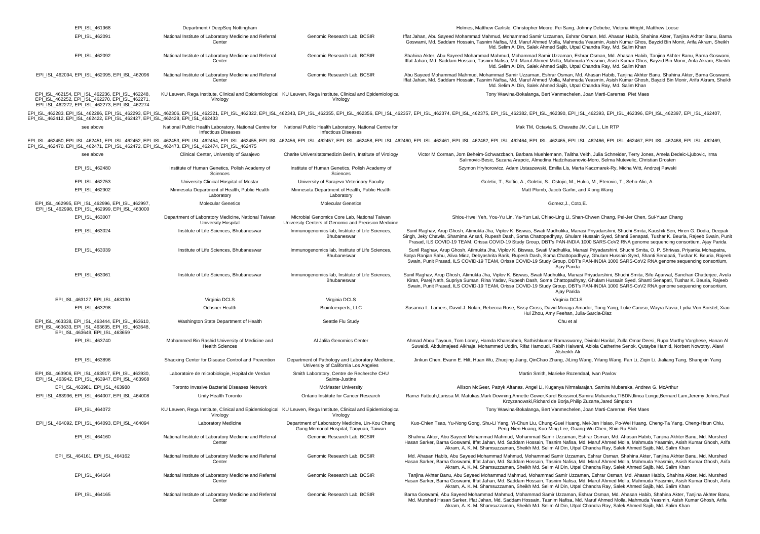| | | | |
|---|---|---|---|
| EPI_ISL_461968 | Department / DeepSeq Nottingham | | Holmes, Matthew Carlisle, Christopher Moore, Fei Sang, Johnny Debebe, Victoria Wright, Matthew Loose |
| EPI_ISL_462091 | National Institute of Laboratory Medicine and Referral Center | Genomic Research Lab, BCSIR | Iffat Jahan, Abu Sayeed Mohammad Mahmud, Mohammad Samir Uzzaman, Eshrar Osman, Md. Ahasan Habib, Shahina Akter, Tanjina Akhter Banu, Barna Goswami, Md. Saddam Hossain, Tasnim Nafisa, Md. Maruf Ahmed Molla, Mahmuda Yeasmin, Asish Kumar Ghos, Bayzid Bin Monir, Arifa Akram, Sheikh Md. Selim Al Din, Salek Ahmed Sajib, Utpal Chandra Ray, Md. Salim Khan |
| EPI_ISL_462092 | National Institute of Laboratory Medicine and Referral Center | Genomic Research Lab, BCSIR | Shahina Akter, Abu Sayeed Mohammad Mahmud, Mohammad Samir Uzzaman, Eshrar Osman, Md. Ahasan Habib, Tanjina Akhter Banu, Barna Goswami, Iffat Jahan, Md. Saddam Hossain, Tasnim Nafisa, Md. Maruf Ahmed Molla, Mahmuda Yeasmin, Asish Kumar Ghos, Bayzid Bin Monir, Arifa Akram, Sheikh Md. Selim Al Din, Salek Ahmed Sajib, Utpal Chandra Ray, Md. Salim Khan |
| EPI_ISL_462094, EPI_ISL_462095, EPI_ISL_462096 | National Institute of Laboratory Medicine and Referral Center | Genomic Research Lab, BCSIR | Abu Sayeed Mohammad Mahmud, Mohammad Samir Uzzaman, Eshrar Osman, Md. Ahasan Habib, Tanjina Akhter Banu, Shahina Akter, Barna Goswami, Iffat Jahan, Md. Saddam Hossain, Tasnim Nafisa, Md. Maruf Ahmed Molla, Mahmuda Yeasmin, Asish Kumar Ghosh, Bayzid Bin Monir, Arifa Akram, Sheikh Md. Selim Al Din, Salek Ahmed Sajib, Utpal Chandra Ray, Md. Salim Khan |
| EPI_ISL_462154, EPI_ISL_462236, EPI_ISL_462248, EPI_ISL_462252, EPI_ISL_462270, EPI_ISL_462271, EPI_ISL_462272, EPI_ISL_462273, EPI_ISL_462274 | KU Leuven, Rega Institute, Clinical and Epidemiological Virology | KU Leuven, Rega Institute, Clinical and Epidemiological Virology | Tony Wawina-Bokalanga, Bert Vanmechelen, Joan Marti-Carerras, Piet Maes |
| EPI_ISL_462283, EPI_ISL_462286, EPI_ISL_462293, EPI_ISL_462306, EPI_ISL_462321, EPI_ISL_462322, EPI_ISL_462343, EPI_ISL_462355, EPI_ISL_462356, EPI_ISL_462357, EPI_ISL_462374, EPI_ISL_462375, EPI_ISL_462382, EPI_ISL_462390, EPI_ISL_462393, EPI_ISL_462396, EPI_ISL_462397, EPI_ISL_462407, EPI_ISL_462412, EPI_ISL_462422, EPI_ISL_462427, EPI_ISL_462428, EPI_ISL_462433 | | | |
| see above | National Public Health Laboratory, National Centre for Infectious Diseases | National Public Health Laboratory, National Centre for Infectious Diseases | Mak TM, Octavia S, Chavatte JM, Cui L, Lin RTP |
| EPI_ISL_462450, EPI_ISL_462451, EPI_ISL_462452, EPI_ISL_462453, EPI_ISL_462454, EPI_ISL_462455, EPI_ISL_462456, EPI_ISL_462457, EPI_ISL_462458, EPI_ISL_462460, EPI_ISL_462461, EPI_ISL_462462, EPI_ISL_462464, EPI_ISL_462465, EPI_ISL_462466, EPI_ISL_462467, EPI_ISL_462468, EPI_ISL_462469, EPI_ISL_462470, EPI_ISL_462471, EPI_ISL_462472, EPI_ISL_462473, EPI_ISL_462474, EPI_ISL_462475 | | | |
| see above | Clinical Center, University of Sarajevo | Charite Universitatsmedizin Berlin, Institute of Virology | Victor M Corman, Jorn Beheim-Schwarzbach, Barbara Muehlemann, Talitha Veith, Julia Schneider, Terry Jones, Amela Dedeic-Ljubovic, Irma Salimovic-Besic, Suzana Arapcic, Almedina Hadzihasanovic-Moro, Selma Mutevelic, Christian Drosten |
| EPI_ISL_462480 | Institute of Human Genetics, Polish Academy of Sciences | Institute of Human Genetics, Polish Academy of Sciences | Szymon Hryhorowicz, Adam Ustaszewski, Emilia Lis, Marta Kaczmarek-Ry, Micha Witt, Andrzej Pawski |
| EPI_ISL_462753 | University Clinical Hospital of Mostar | University of Sarajevo Veterinary Faculty | Goletic, T., Softic, A., Goletic, S., Ostojic, M., Hukic, M., Eterovic, T., Seho-Alic, A. |
| EPI_ISL_462902 | Minnesota Department of Health, Public Health Laboratory | Minnesota Department of Health, Public Health Laboratory | Matt Plumb, Jacob Garfin, and Xiong Wang |
| EPI_ISL_462995, EPI_ISL_462996, EPI_ISL_462997, EPI_ISL_462998, EPI_ISL_462999, EPI_ISL_463000 | Molecular Genetics | Molecular Genetics | Gomez,J., Coto,E. |
| EPI_ISL_463007 | Department of Laboratory Medicine, National Taiwan University Hospital | Microbial Genomics Core Lab, National Taiwan University Centers of Genomic and Precision Medicine | Shiou-Hwei Yeh, You-Yu Lin, Ya-Yun Lai, Chiao-Ling Li, Shan-Chwen Chang, Pei-Jer Chen, Sui-Yuan Chang |
| EPI_ISL_463024 | Institute of Life Sciences, Bhubaneswar | Immunogenomics lab, Institute of Life Sciences, Bhubaneswar | Sunil Raghav, Arup Ghosh, Atimukta Jha, Viplov K. Biswas, Swati Madhulika, Manasi Priyadarshini, Shuchi Smita, Kaushik Sen, Hiren G. Dodia, Deepak Singh, Jeky Chawla, Shamima Ansari, Rupesh Dash, Soma Chattopadhyay, Ghulam Hussain Syed, Shanti Senapati, Tushar K. Beuria, Rajeeb Swain, Punit Prasad, ILS COVID-19 TEAM, Orissa COVID-19 Study Group, DBT's PAN-INDIA 1000 SARS-CoV2 RNA genome sequencing consortium, Ajay Parida |
| EPI_ISL_463039 | Institute of Life Sciences, Bhubaneswar | Immunogenomics lab, Institute of Life Sciences, Bhubaneswar | Sunil Raghav, Arup Ghosh, Atimukta Jha, Viplov K. Biswas, Swati Madhulika, Manasi Priyadarshini, Shuchi Smita, O. P. Shriwas, Priyanka Mohapatra, Satya Ranjan Sahu, Aliva Minz, Debyashrita Barik, Rupesh Dash, Soma Chattopadhyay, Ghulam Hussain Syed, Shanti Senapati, Tushar K. Beuria, Rajeeb Swain, Punit Prasad, ILS COVID-19 TEAM, Orissa COVID-19 Study Group, DBT's PAN-INDIA 1000 SARS-CoV2 RNA genome sequencing consortium, Ajay Parida |
| EPI_ISL_463061 | Institute of Life Sciences, Bhubaneswar | Immunogenomics lab, Institute of Life Sciences, Bhubaneswar | Sunil Raghav, Arup Ghosh, Atimukta Jha, Viplov K. Biswas, Swati Madhulika, Manasi Priyadarshini, Shuchi Smita, Sifu Agarwal, Sanchari Chatterjee, Avula Kiran, Parej Nath, Supriya Suman, Rina Yadav, Rupesh Dash, Soma Chattopadhyay, Ghulam Hussain Syed, Shanti Senapati, Tushar K. Beuria, Rajeeb Swain, Punit Prasad, ILS COVID-19 TEAM, Orissa COVID-19 Study Group, DBT's PAN-INDIA 1000 SARS-CoV2 RNA genome sequencing consortium, Ajay Parida |
| EPI_ISL_463127, EPI_ISL_463130 | Virginia DCLS | Virginia DCLS | Virginia DCLS |
| EPI_ISL_463298 | Ochsner Health | Bioinfoexperts, LLC | Susanna L. Lamers, David J. Nolan, Rebecca Rose, Sissy Cross, David Moraga Amador, Tong Yang, Luke Caruso, Wayra Navia, Lydia Von Borstel, Xiao Hui Zhou, Amy Feehan, Julia-Garcia-Diaz |
| EPI_ISL_463338, EPI_ISL_463444, EPI_ISL_463610, EPI_ISL_463633, EPI_ISL_463635, EPI_ISL_463648, EPI_ISL_463649, EPI_ISL_463659 | Washington State Department of Health | Seattle Flu Study | Chu et al |
| EPI_ISL_463740 | Mohammed Bin Rashid University of Medicine and Health Sciences | Al Jalila Genomics Center | Ahmad Abou Tayoun, Tom Loney, Hamda Khansaheb, Sathishkumar Ramaswamy, Divinlal Harilal, Zulfa Omar Deesi, Rupa Murthy Varghese, Hanan Al Suwaidi, Abdulmajeed Alkhaja, Mohammed Uddin, Rifat Hamoudi, Rabih Halwani, Abiola Catherine Senok, Qutayba Hamid, Norbert Nowotny, Alawi Alsheikh-Ali |
| EPI_ISL_463896 | Shaoxing Center for Disease Control and Prevention | Department of Pathology and Laboratory Medicine, University of California Los Angeles | Jinkun Chen, Evann E. Hilt, Huan Wu, Zhuojing Jiang, QinChao Zhang, JiLing Wang, Yifang Wang, Fan Li, Ziqin Li, Jialiang Tang, Shangxin Yang |
| EPI_ISL_463906, EPI_ISL_463917, EPI_ISL_463930, EPI_ISL_463942, EPI_ISL_463947, EPI_ISL_463968 | Laboratoire de microbiologie, Hopital de Verdun | Smith Laboratory, Centre de Recherche CHU Sainte-Justine | Martin Smith, Marieke Rozendaal, Ivan Pavlov |
| EPI_ISL_463981, EPI_ISL_463988 | Toronto Invasive Bacterial Diseases Network | McMaster University | Allison McGeer, Patryk Aftanas, Angel Li, Kuganya Nirmalarajah, Samira Mubareka, Andrew G. McArthur |
| EPI_ISL_463996, EPI_ISL_464007, EPI_ISL_464008 | Unity Health Toronto | Ontario Institute for Cancer Research | Ramzi Fattouh,Larissa M. Matukas,Mark Downing,Annette Gower,Karel Boissinot,Samira Mubareka,TIBDN,Ilinca Lungu,Bernard Lam,Jeremy Johns,Paul Krzyzanowski,Richard de Borja,Philip Zuzarte,Jared Simpson |
| EPI_ISL_464072 | KU Leuven, Rega Institute, Clinical and Epidemiological Virology | KU Leuven, Rega Institute, Clinical and Epidemiological Virology | Tony Wawina-Bokalanga, Bert Vanmechelen, Joan Marti-Carerras, Piet Maes |
| EPI_ISL_464092, EPI_ISL_464093, EPI_ISL_464094 | Laboratory Medicine | Department of Laboratory Medicine, Lin-Kou Chang Gung Memorial Hospital, Taoyuan, Taiwan | Kuo-Chien Tsao, Yu-Nong Gong, Shu-Li Yang, Yi-Chun Liu, Chung-Guei Huang, Mei-Jen Hsiao, Po-Wei Huang, Cheng-Ta Yang, Cheng-Hsun Chiu, Peng-Nien Huang, Kuo-Ming Lee, Guang-Wu Chen, Shin-Ru Shih |
| EPI_ISL_464160 | National Institute of Laboratory Medicine and Referral Center | Genomic Research Lab, BCSIR | Shahina Akter, Abu Sayeed Mohammad Mahmud, Mohammad Samir Uzzaman, Eshrar Osman, Md. Ahasan Habib, Tanjina Akhter Banu, Md. Murshed Hasan Sarker, Barna Goswami, Iffat Jahan, Md. Saddam Hossain, Tasnim Nafisa, Md. Maruf Ahmed Molla, Mahmuda Yeasmin, Asish Kumar Ghosh, Arifa Akram, A. K. M. Shamsuzzaman, Sheikh Md. Selim Al Din, Utpal Chandra Ray, Salek Ahmed Sajib, Md. Salim Khan |
| EPI_ISL_464161, EPI_ISL_464162 | National Institute of Laboratory Medicine and Referral Center | Genomic Research Lab, BCSIR | Md. Ahasan Habib, Abu Sayeed Mohammad Mahmud, Mohammad Samir Uzzaman, Eshrar Osman, Shahina Akter, Tanjina Akhter Banu, Md. Murshed Hasan Sarker, Barna Goswami, Iffat Jahan, Md. Saddam Hossain, Tasnim Nafisa, Md. Maruf Ahmed Molla, Mahmuda Yeasmin, Asish Kumar Ghosh, Arifa Akram, A. K. M. Shamsuzzaman, Sheikh Md. Selim Al Din, Utpal Chandra Ray, Salek Ahmed Sajib, Md. Salim Khan |
| EPI_ISL_464164 | National Institute of Laboratory Medicine and Referral Center | Genomic Research Lab, BCSIR | Tanjina Akhter Banu, Abu Sayeed Mohammad Mahmud, Mohammad Samir Uzzaman, Eshrar Osman, Md. Ahasan Habib, Shahina Akter, Md. Murshed Hasan Sarker, Barna Goswami, Iffat Jahan, Md. Saddam Hossain, Tasnim Nafisa, Md. Maruf Ahmed Molla, Mahmuda Yeasmin, Asish Kumar Ghosh, Arifa Akram, A. K. M. Shamsuzzaman, Sheikh Md. Selim Al Din, Utpal Chandra Ray, Salek Ahmed Sajib, Md. Salim Khan |
| EPI_ISL_464165 | National Institute of Laboratory Medicine and Referral Center | Genomic Research Lab, BCSIR | Barna Goswami, Abu Sayeed Mohammad Mahmud, Mohammad Samir Uzzaman, Eshrar Osman, Md. Ahasan Habib, Shahina Akter, Tanjina Akhter Banu, Md. Murshed Hasan Sarker, Iffat Jahan, Md. Saddam Hossain, Tasnim Nafisa, Md. Maruf Ahmed Molla, Mahmuda Yeasmin, Asish Kumar Ghosh, Arifa Akram, A. K. M. Shamsuzzaman, Sheikh Md. Selim Al Din, Utpal Chandra Ray, Salek Ahmed Sajib, Md. Salim Khan |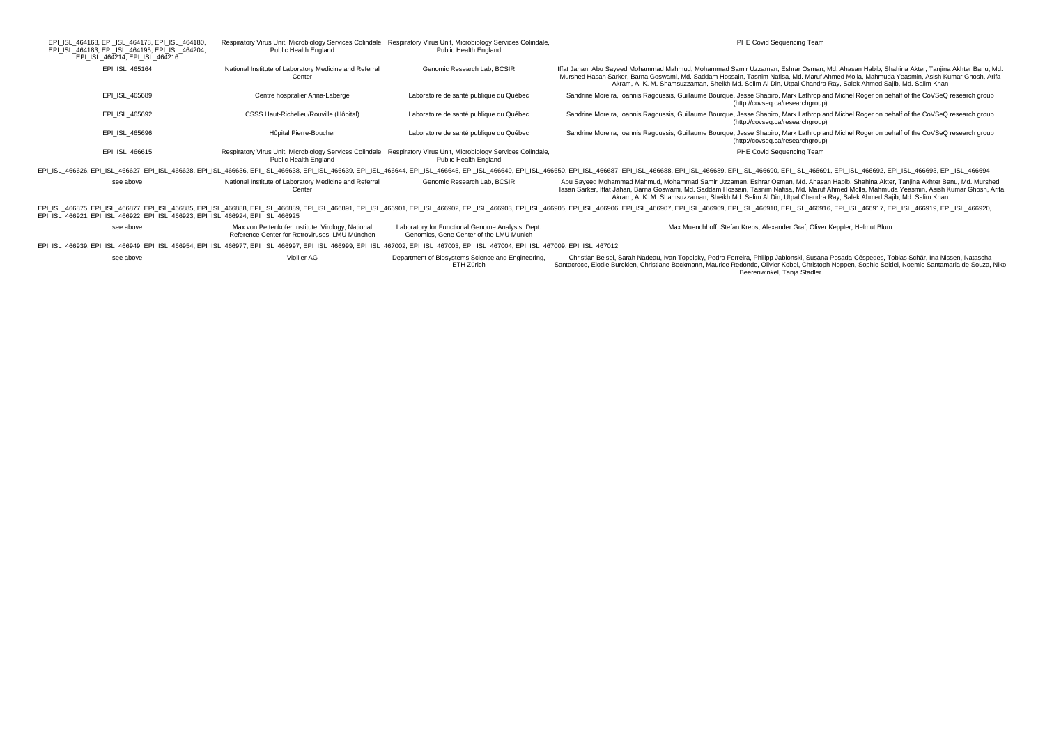| | | | |
|---|---|---|---|
| EPI_ISL_464168, EPI_ISL_464178, EPI_ISL_464180, EPI_ISL_464183, EPI_ISL_464195, EPI_ISL_464204, EPI_ISL_464214, EPI_ISL_464216 | Respiratory Virus Unit, Microbiology Services Colindale, Public Health England | Respiratory Virus Unit, Microbiology Services Colindale, Public Health England | PHE Covid Sequencing Team |
| EPI_ISL_465164 | National Institute of Laboratory Medicine and Referral Center | Genomic Research Lab, BCSIR | Iffat Jahan, Abu Sayeed Mohammad Mahmud, Mohammad Samir Uzzaman, Eshrar Osman, Md. Ahasan Habib, Shahina Akter, Tanjina Akhter Banu, Md. Murshed Hasan Sarker, Barna Goswami, Md. Saddam Hossain, Tasnim Nafisa, Md. Maruf Ahmed Molla, Mahmuda Yeasmin, Asish Kumar Ghosh, Arifa Akram, A. K. M. Shamsuzzaman, Sheikh Md. Selim Al Din, Utpal Chandra Ray, Salek Ahmed Sajib, Md. Salim Khan |
| EPI_ISL_465689 | Centre hospitalier Anna-Laberge | Laboratoire de santé publique du Québec | Sandrine Moreira, Ioannis Ragoussis, Guillaume Bourque, Jesse Shapiro, Mark Lathrop and Michel Roger on behalf of the CoVSeQ research group (http://covseq.ca/researchgroup) |
| EPI_ISL_465692 | CSSS Haut-Richelieu/Rouville (Hôpital) | Laboratoire de santé publique du Québec | Sandrine Moreira, Ioannis Ragoussis, Guillaume Bourque, Jesse Shapiro, Mark Lathrop and Michel Roger on behalf of the CoVSeQ research group (http://covseq.ca/researchgroup) |
| EPI_ISL_465696 | Hôpital Pierre-Boucher | Laboratoire de santé publique du Québec | Sandrine Moreira, Ioannis Ragoussis, Guillaume Bourque, Jesse Shapiro, Mark Lathrop and Michel Roger on behalf of the CoVSeQ research group (http://covseq.ca/researchgroup) |
| EPI_ISL_466615 | Respiratory Virus Unit, Microbiology Services Colindale, Public Health England | Respiratory Virus Unit, Microbiology Services Colindale, Public Health England | PHE Covid Sequencing Team |
| EPI_ISL_466626, EPI_ISL_466627, EPI_ISL_466628, EPI_ISL_466636, EPI_ISL_466638, EPI_ISL_466639, EPI_ISL_466644, EPI_ISL_466645, EPI_ISL_466649, EPI_ISL_466650, EPI_ISL_466687, EPI_ISL_466688, EPI_ISL_466689, EPI_ISL_466690, EPI_ISL_466691, EPI_ISL_466692, EPI_ISL_466693, EPI_ISL_466694 | | | |
| see above | National Institute of Laboratory Medicine and Referral Center | Genomic Research Lab, BCSIR | Abu Sayeed Mohammad Mahmud, Mohammad Samir Uzzaman, Eshrar Osman, Md. Ahasan Habib, Shahina Akter, Tanjina Akhter Banu, Md. Murshed Hasan Sarker, Iffat Jahan, Barna Goswami, Md. Saddam Hossain, Tasnim Nafisa, Md. Maruf Ahmed Molla, Mahmuda Yeasmin, Asish Kumar Ghosh, Arifa Akram, A. K. M. Shamsuzzaman, Sheikh Md. Selim Al Din, Utpal Chandra Ray, Salek Ahmed Sajib, Md. Salim Khan |
| EPI_ISL_466875, EPI_ISL_466877, EPI_ISL_466885, EPI_ISL_466888, EPI_ISL_466889, EPI_ISL_466891, EPI_ISL_466901, EPI_ISL_466902, EPI_ISL_466903, EPI_ISL_466905, EPI_ISL_466906, EPI_ISL_466907, EPI_ISL_466909, EPI_ISL_466910, EPI_ISL_466916, EPI_ISL_466917, EPI_ISL_466919, EPI_ISL_466920, EPI_ISL_466921, EPI_ISL_466922, EPI_ISL_466923, EPI_ISL_466924, EPI_ISL_466925 | | | |
| see above | Max von Pettenkofer Institute, Virology, National Reference Center for Retroviruses, LMU München | Laboratory for Functional Genome Analysis, Dept. Genomics, Gene Center of the LMU Munich | Max Muenchhoff, Stefan Krebs, Alexander Graf, Oliver Keppler, Helmut Blum |
| EPI_ISL_466939, EPI_ISL_466949, EPI_ISL_466954, EPI_ISL_466977, EPI_ISL_466997, EPI_ISL_466999, EPI_ISL_467002, EPI_ISL_467003, EPI_ISL_467004, EPI_ISL_467009, EPI_ISL_467012 | | | |
| see above | Viollier AG | Department of Biosystems Science and Engineering, ETH Zürich | Christian Beisel, Sarah Nadeau, Ivan Topolsky, Pedro Ferreira, Philipp Jablonski, Susana Posada-Céspedes, Tobias Schär, Ina Nissen, Natascha Santacroce, Elodie Burcklen, Christiane Beckmann, Maurice Redondo, Olivier Kobel, Christoph Noppen, Sophie Seidel, Noemie Santamaria de Souza, Niko Beerenwinkel, Tanja Stadler |